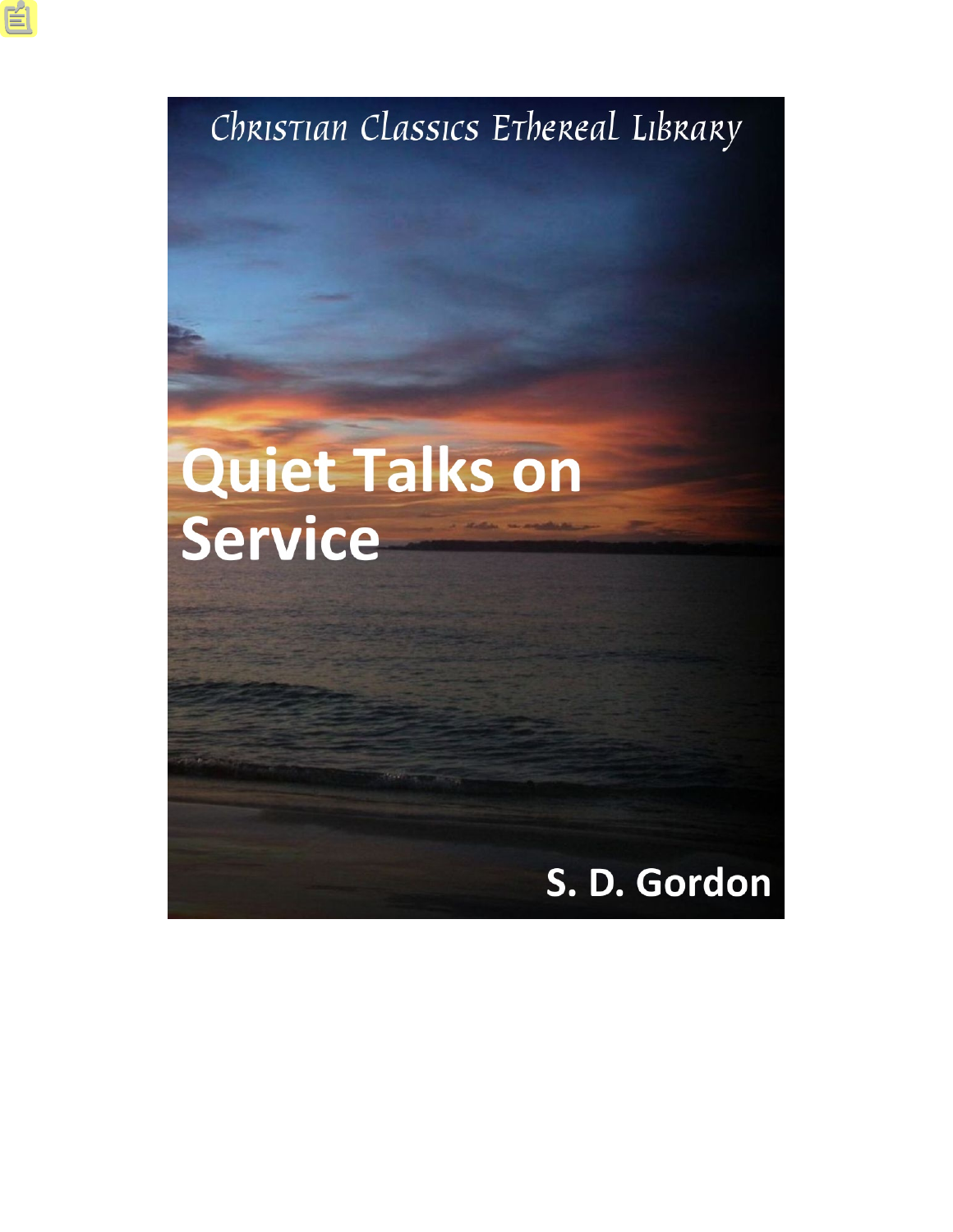Christian Classics Ethereal Library

# Quiet Talks on Service

S. D. Gordon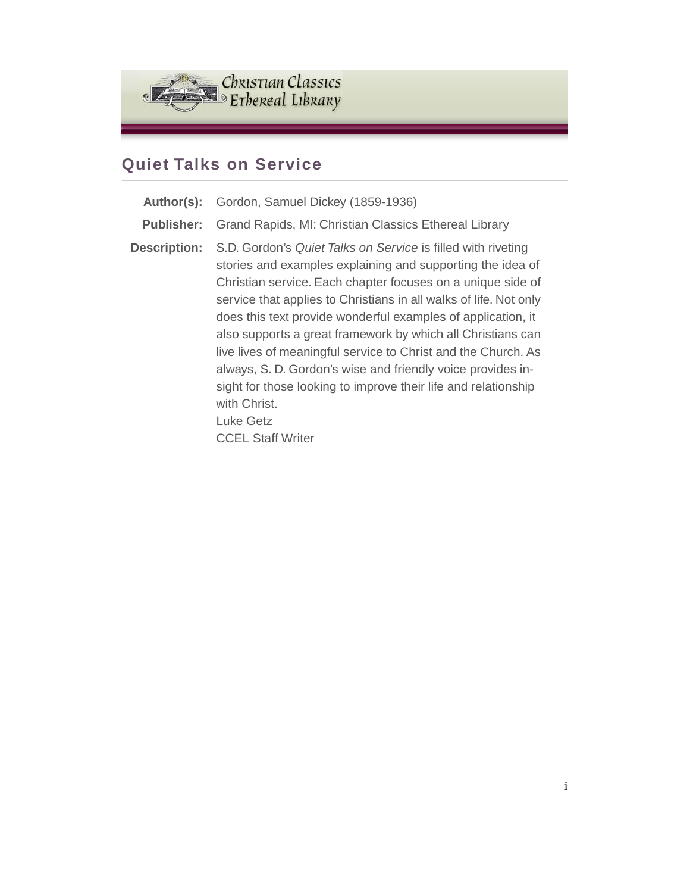## Quiet Talks on Service

| | |
|---|---|
| **Author(s):** | Gordon, Samuel Dickey (1859-1936) |
| **Publisher:** | Grand Rapids, MI: Christian Classics Ethereal Library |
| **Description:** | S.D. Gordon's *Quiet Talks on Service* is filled with riveting stories and examples explaining and supporting the idea of Christian service. Each chapter focuses on a unique side of service that applies to Christians in all walks of life. Not only does this text provide wonderful examples of application, it also supports a great framework by which all Christians can live lives of meaningful service to Christ and the Church. As always, S. D. Gordon's wise and friendly voice provides insight for those looking to improve their life and relationship with Christ.<br>Luke Getz<br>CCEL Staff Writer |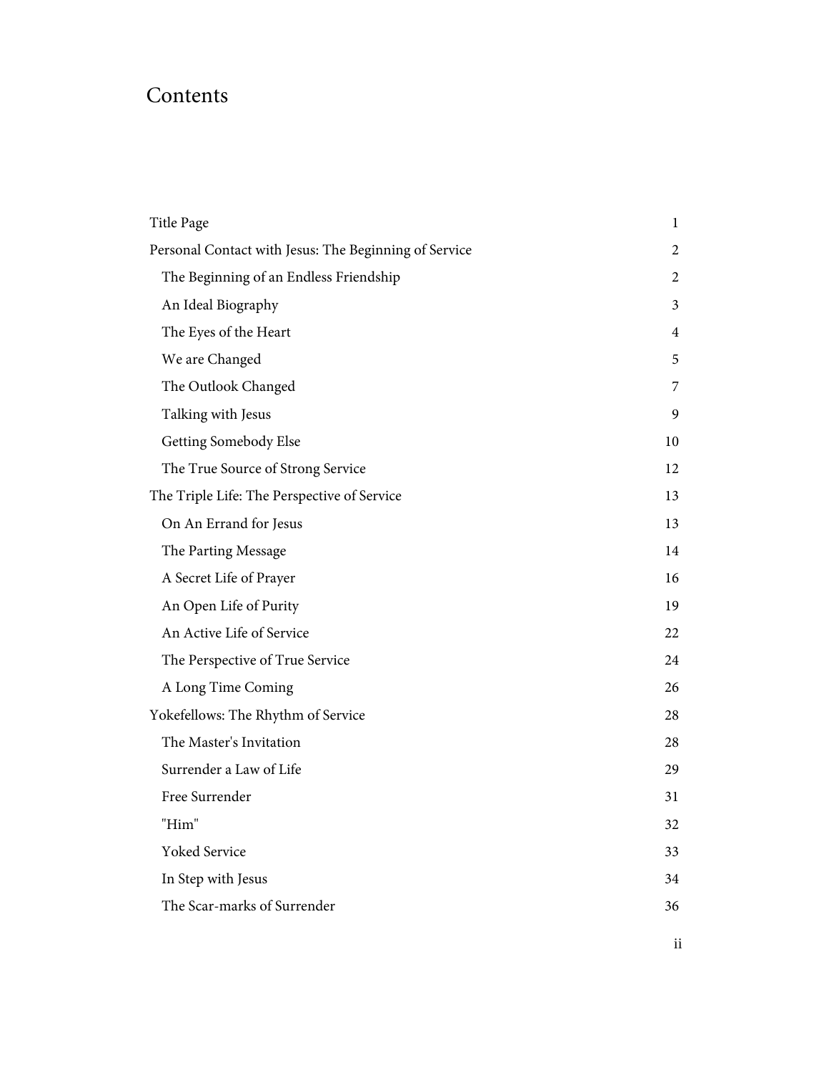# Contents

| | |
|---|---|
| Title Page | 1 |
| Personal Contact with Jesus: The Beginning of Service | 2 |
| The Beginning of an Endless Friendship | 2 |
| An Ideal Biography | 3 |
| The Eyes of the Heart | 4 |
| We are Changed | 5 |
| The Outlook Changed | 7 |
| Talking with Jesus | 9 |
| Getting Somebody Else | 10 |
| The True Source of Strong Service | 12 |
| The Triple Life: The Perspective of Service | 13 |
| On An Errand for Jesus | 13 |
| The Parting Message | 14 |
| A Secret Life of Prayer | 16 |
| An Open Life of Purity | 19 |
| An Active Life of Service | 22 |
| The Perspective of True Service | 24 |
| A Long Time Coming | 26 |
| Yokefellows: The Rhythm of Service | 28 |
| The Master's Invitation | 28 |
| Surrender a Law of Life | 29 |
| Free Surrender | 31 |
| "Him" | 32 |
| Yoked Service | 33 |
| In Step with Jesus | 34 |
| The Scar-marks of Surrender | 36 |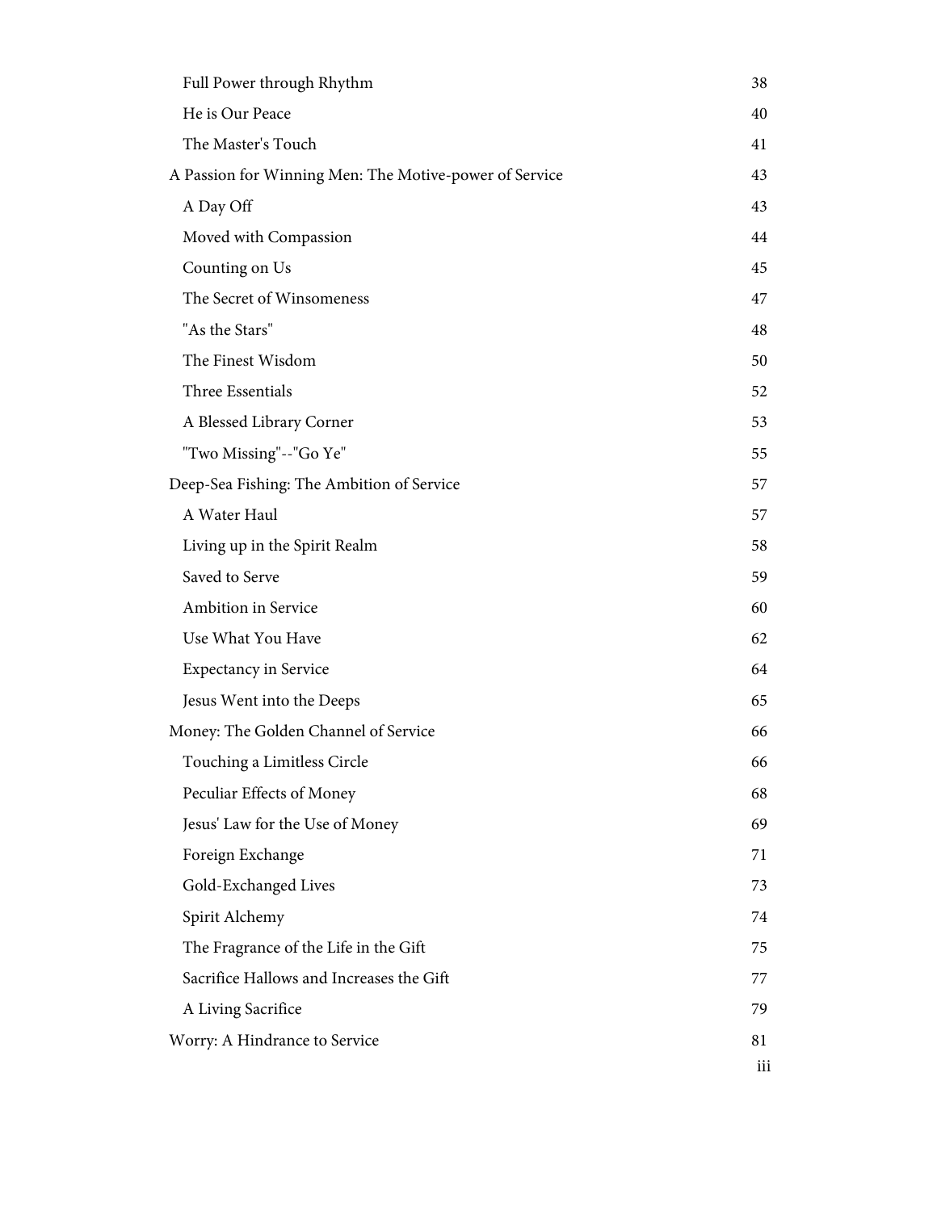- Full Power through Rhythm 38
- He is Our Peace 40
- The Master's Touch 41

A Passion for Winning Men: The Motive-power of Service 43

- A Day Off 43
- Moved with Compassion 44
- Counting on Us 45
- The Secret of Winsomeness 47
- "As the Stars" 48
- The Finest Wisdom 50
- Three Essentials 52
- A Blessed Library Corner 53
- "Two Missing"--"Go Ye" 55

Deep-Sea Fishing: The Ambition of Service 57

- A Water Haul 57
- Living up in the Spirit Realm 58
- Saved to Serve 59
- Ambition in Service 60
- Use What You Have 62
- Expectancy in Service 64
- Jesus Went into the Deeps 65

Money: The Golden Channel of Service 66

- Touching a Limitless Circle 66
- Peculiar Effects of Money 68
- Jesus' Law for the Use of Money 69
- Foreign Exchange 71
- Gold-Exchanged Lives 73
- Spirit Alchemy 74
- The Fragrance of the Life in the Gift 75
- Sacrifice Hallows and Increases the Gift 77
- A Living Sacrifice 79

Worry: A Hindrance to Service 81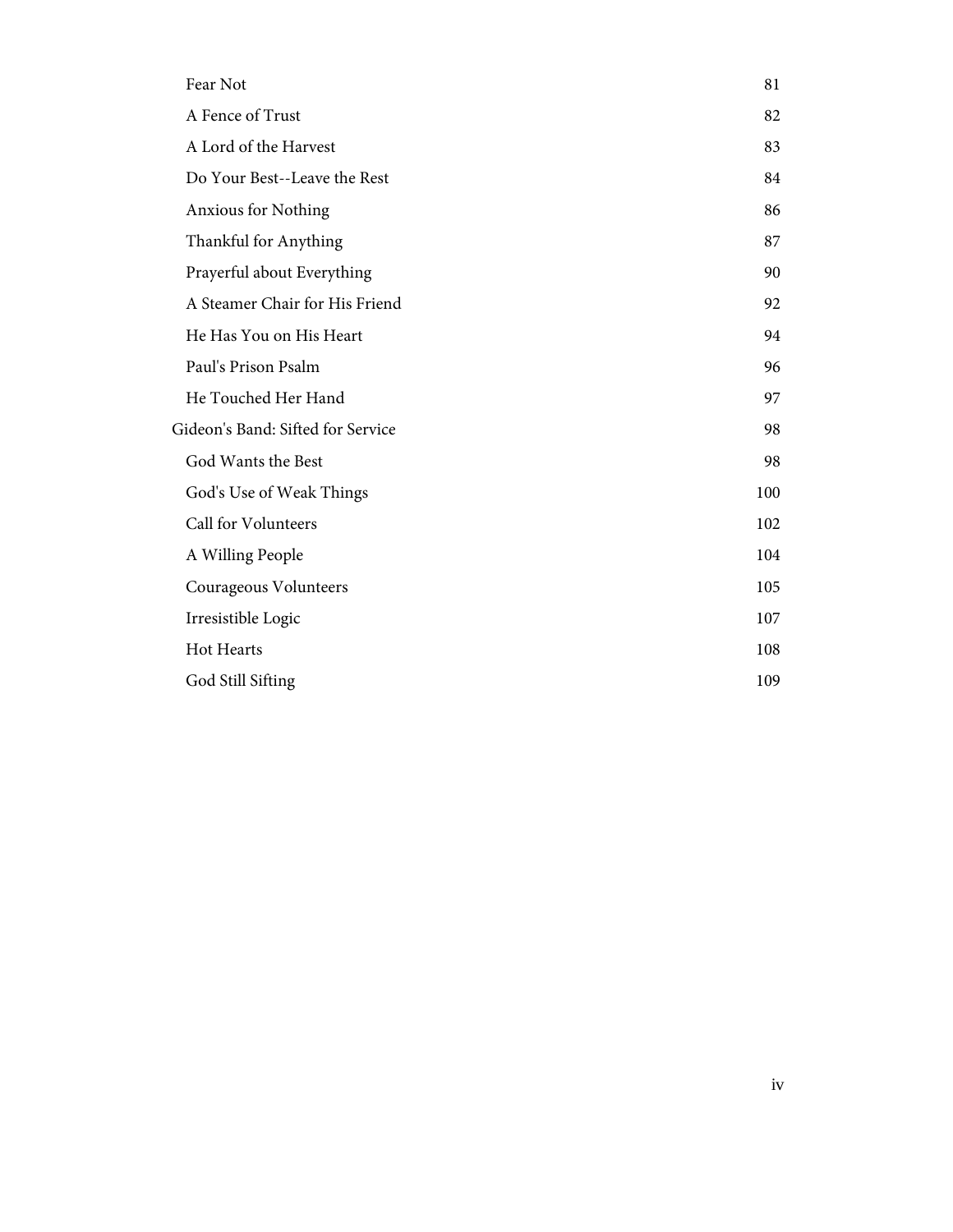| | |
|---|---|
| Fear Not | 81 |
| A Fence of Trust | 82 |
| A Lord of the Harvest | 83 |
| Do Your Best--Leave the Rest | 84 |
| Anxious for Nothing | 86 |
| Thankful for Anything | 87 |
| Prayerful about Everything | 90 |
| A Steamer Chair for His Friend | 92 |
| He Has You on His Heart | 94 |
| Paul's Prison Psalm | 96 |
| He Touched Her Hand | 97 |
| Gideon's Band: Sifted for Service | 98 |
| God Wants the Best | 98 |
| God's Use of Weak Things | 100 |
| Call for Volunteers | 102 |
| A Willing People | 104 |
| Courageous Volunteers | 105 |
| Irresistible Logic | 107 |
| Hot Hearts | 108 |
| God Still Sifting | 109 |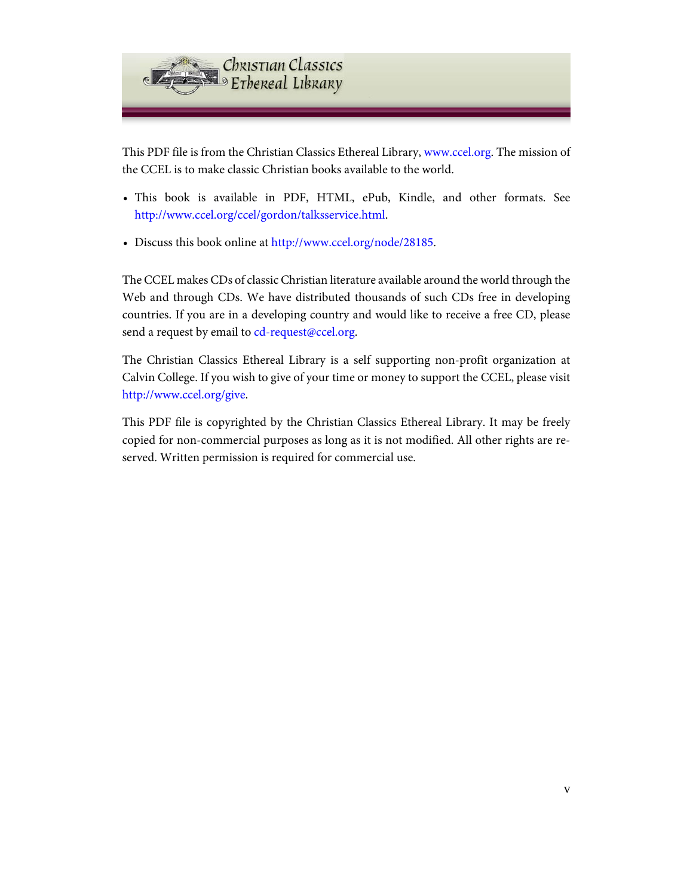This PDF file is from the Christian Classics Ethereal Library, www.ccel.org. The mission of the CCEL is to make classic Christian books available to the world.

- This book is available in PDF, HTML, ePub, Kindle, and other formats. See http://www.ccel.org/ccel/gordon/talksservice.html.
- Discuss this book online at http://www.ccel.org/node/28185.

The CCEL makes CDs of classic Christian literature available around the world through the Web and through CDs. We have distributed thousands of such CDs free in developing countries. If you are in a developing country and would like to receive a free CD, please send a request by email to cd-request@ccel.org.

The Christian Classics Ethereal Library is a self supporting non-profit organization at Calvin College. If you wish to give of your time or money to support the CCEL, please visit http://www.ccel.org/give.

This PDF file is copyrighted by the Christian Classics Ethereal Library. It may be freely copied for non-commercial purposes as long as it is not modified. All other rights are reserved. Written permission is required for commercial use.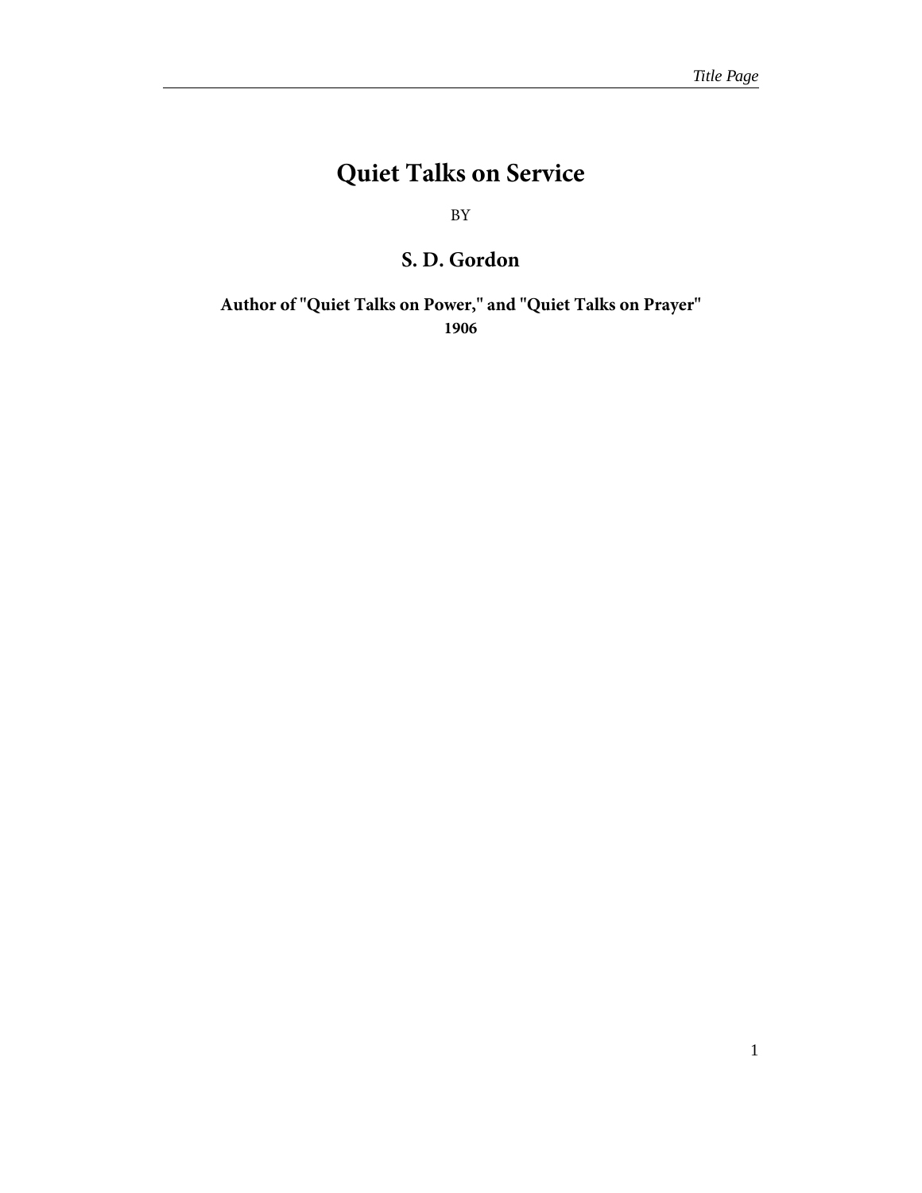# Quiet Talks on Service

BY

## S. D. Gordon

**Author of "Quiet Talks on Power," and "Quiet Talks on Prayer"**
**1906**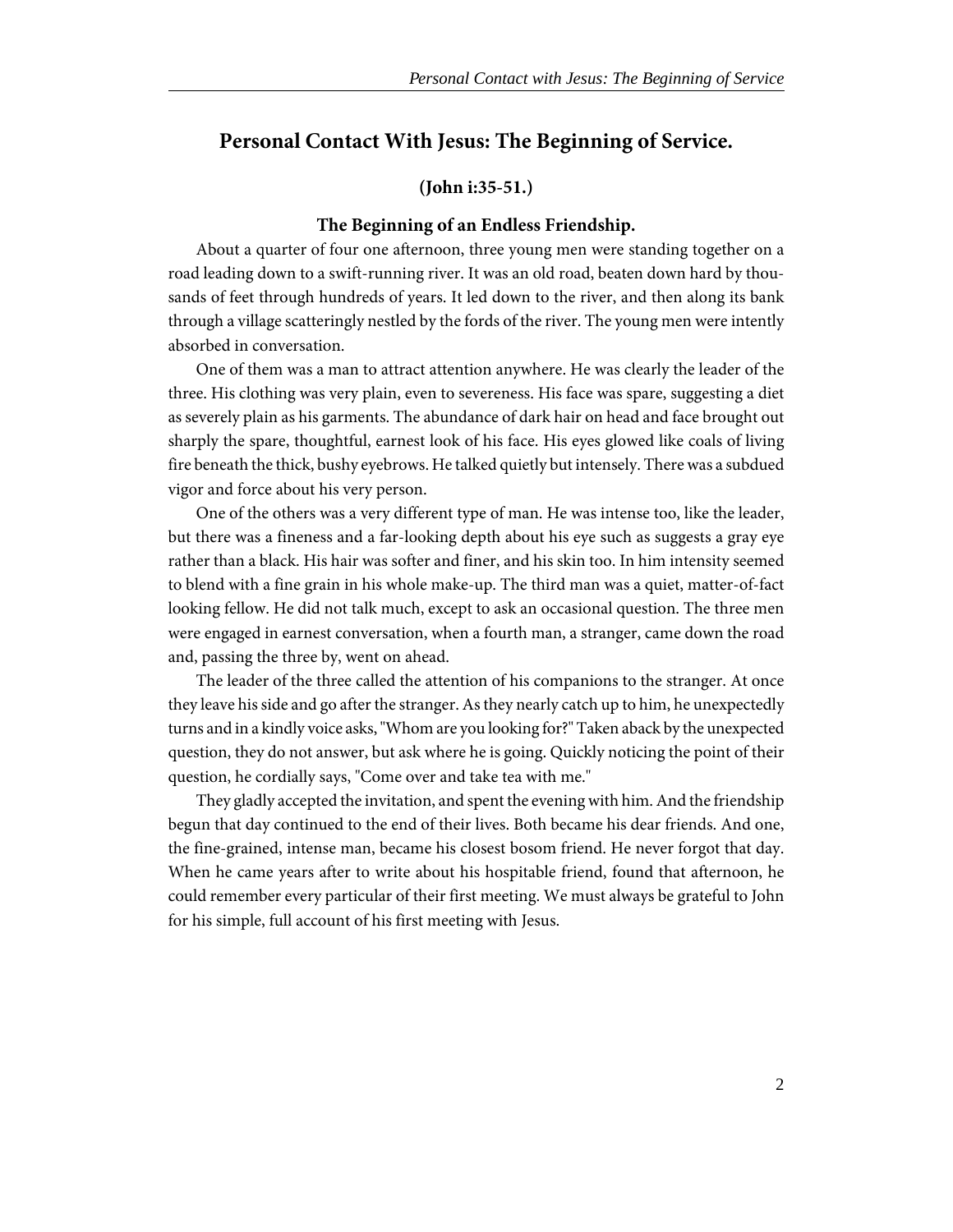## Personal Contact With Jesus: The Beginning of Service.

**(John i:35-51.)**

### The Beginning of an Endless Friendship.

About a quarter of four one afternoon, three young men were standing together on a road leading down to a swift-running river. It was an old road, beaten down hard by thousands of feet through hundreds of years. It led down to the river, and then along its bank through a village scatteringly nestled by the fords of the river. The young men were intently absorbed in conversation.

One of them was a man to attract attention anywhere. He was clearly the leader of the three. His clothing was very plain, even to severeness. His face was spare, suggesting a diet as severely plain as his garments. The abundance of dark hair on head and face brought out sharply the spare, thoughtful, earnest look of his face. His eyes glowed like coals of living fire beneath the thick, bushy eyebrows. He talked quietly but intensely. There was a subdued vigor and force about his very person.

One of the others was a very different type of man. He was intense too, like the leader, but there was a fineness and a far-looking depth about his eye such as suggests a gray eye rather than a black. His hair was softer and finer, and his skin too. In him intensity seemed to blend with a fine grain in his whole make-up. The third man was a quiet, matter-of-fact looking fellow. He did not talk much, except to ask an occasional question. The three men were engaged in earnest conversation, when a fourth man, a stranger, came down the road and, passing the three by, went on ahead.

The leader of the three called the attention of his companions to the stranger. At once they leave his side and go after the stranger. As they nearly catch up to him, he unexpectedly turns and in a kindly voice asks, "Whom are you looking for?" Taken aback by the unexpected question, they do not answer, but ask where he is going. Quickly noticing the point of their question, he cordially says, "Come over and take tea with me."

They gladly accepted the invitation, and spent the evening with him. And the friendship begun that day continued to the end of their lives. Both became his dear friends. And one, the fine-grained, intense man, became his closest bosom friend. He never forgot that day. When he came years after to write about his hospitable friend, found that afternoon, he could remember every particular of their first meeting. We must always be grateful to John for his simple, full account of his first meeting with Jesus.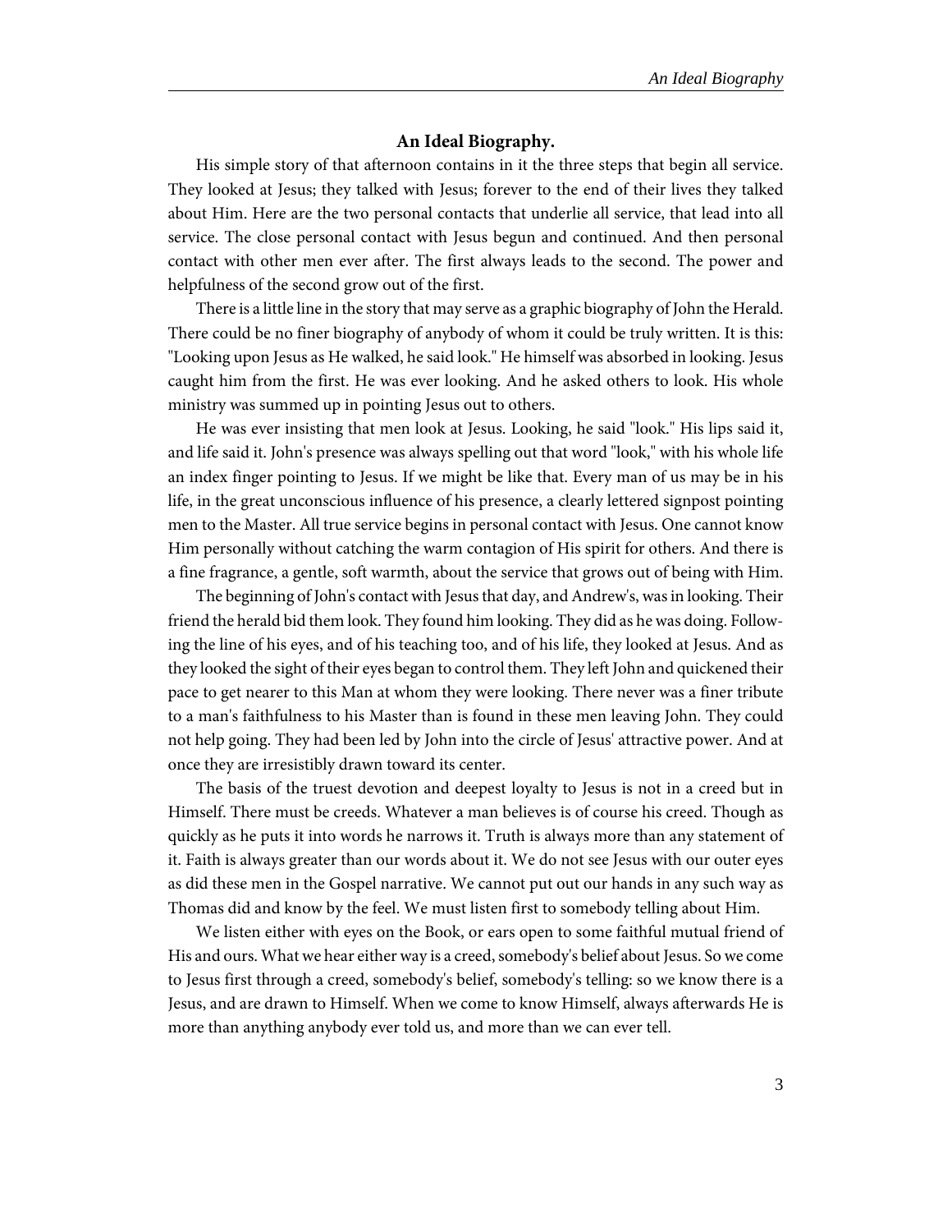### An Ideal Biography.

His simple story of that afternoon contains in it the three steps that begin all service. They looked at Jesus; they talked with Jesus; forever to the end of their lives they talked about Him. Here are the two personal contacts that underlie all service, that lead into all service. The close personal contact with Jesus begun and continued. And then personal contact with other men ever after. The first always leads to the second. The power and helpfulness of the second grow out of the first.

There is a little line in the story that may serve as a graphic biography of John the Herald. There could be no finer biography of anybody of whom it could be truly written. It is this: "Looking upon Jesus as He walked, he said look." He himself was absorbed in looking. Jesus caught him from the first. He was ever looking. And he asked others to look. His whole ministry was summed up in pointing Jesus out to others.

He was ever insisting that men look at Jesus. Looking, he said "look." His lips said it, and life said it. John's presence was always spelling out that word "look," with his whole life an index finger pointing to Jesus. If we might be like that. Every man of us may be in his life, in the great unconscious influence of his presence, a clearly lettered signpost pointing men to the Master. All true service begins in personal contact with Jesus. One cannot know Him personally without catching the warm contagion of His spirit for others. And there is a fine fragrance, a gentle, soft warmth, about the service that grows out of being with Him.

The beginning of John's contact with Jesus that day, and Andrew's, was in looking. Their friend the herald bid them look. They found him looking. They did as he was doing. Following the line of his eyes, and of his teaching too, and of his life, they looked at Jesus. And as they looked the sight of their eyes began to control them. They left John and quickened their pace to get nearer to this Man at whom they were looking. There never was a finer tribute to a man's faithfulness to his Master than is found in these men leaving John. They could not help going. They had been led by John into the circle of Jesus' attractive power. And at once they are irresistibly drawn toward its center.

The basis of the truest devotion and deepest loyalty to Jesus is not in a creed but in Himself. There must be creeds. Whatever a man believes is of course his creed. Though as quickly as he puts it into words he narrows it. Truth is always more than any statement of it. Faith is always greater than our words about it. We do not see Jesus with our outer eyes as did these men in the Gospel narrative. We cannot put out our hands in any such way as Thomas did and know by the feel. We must listen first to somebody telling about Him.

We listen either with eyes on the Book, or ears open to some faithful mutual friend of His and ours. What we hear either way is a creed, somebody's belief about Jesus. So we come to Jesus first through a creed, somebody's belief, somebody's telling: so we know there is a Jesus, and are drawn to Himself. When we come to know Himself, always afterwards He is more than anything anybody ever told us, and more than we can ever tell.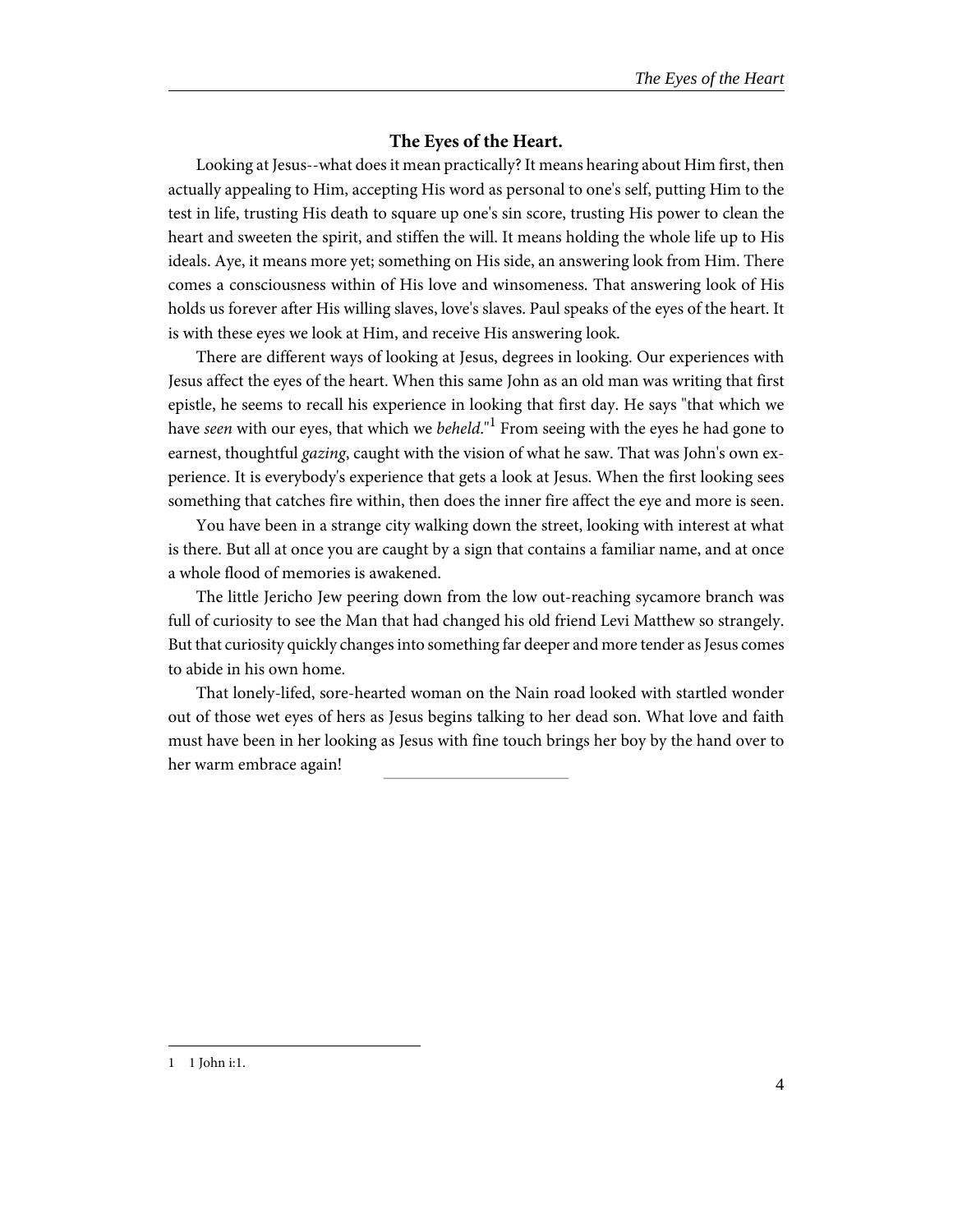## The Eyes of the Heart.

Looking at Jesus--what does it mean practically? It means hearing about Him first, then actually appealing to Him, accepting His word as personal to one's self, putting Him to the test in life, trusting His death to square up one's sin score, trusting His power to clean the heart and sweeten the spirit, and stiffen the will. It means holding the whole life up to His ideals. Aye, it means more yet; something on His side, an answering look from Him. There comes a consciousness within of His love and winsomeness. That answering look of His holds us forever after His willing slaves, love's slaves. Paul speaks of the eyes of the heart. It is with these eyes we look at Him, and receive His answering look.

There are different ways of looking at Jesus, degrees in looking. Our experiences with Jesus affect the eyes of the heart. When this same John as an old man was writing that first epistle, he seems to recall his experience in looking that first day. He says "that which we have *seen* with our eyes, that which we *beheld*."[1] From seeing with the eyes he had gone to earnest, thoughtful *gazing*, caught with the vision of what he saw. That was John's own experience. It is everybody's experience that gets a look at Jesus. When the first looking sees something that catches fire within, then does the inner fire affect the eye and more is seen.

You have been in a strange city walking down the street, looking with interest at what is there. But all at once you are caught by a sign that contains a familiar name, and at once a whole flood of memories is awakened.

The little Jericho Jew peering down from the low out-reaching sycamore branch was full of curiosity to see the Man that had changed his old friend Levi Matthew so strangely. But that curiosity quickly changes into something far deeper and more tender as Jesus comes to abide in his own home.

That lonely-lifed, sore-hearted woman on the Nain road looked with startled wonder out of those wet eyes of hers as Jesus begins talking to her dead son. What love and faith must have been in her looking as Jesus with fine touch brings her boy by the hand over to her warm embrace again!

---

1 1 John i:1.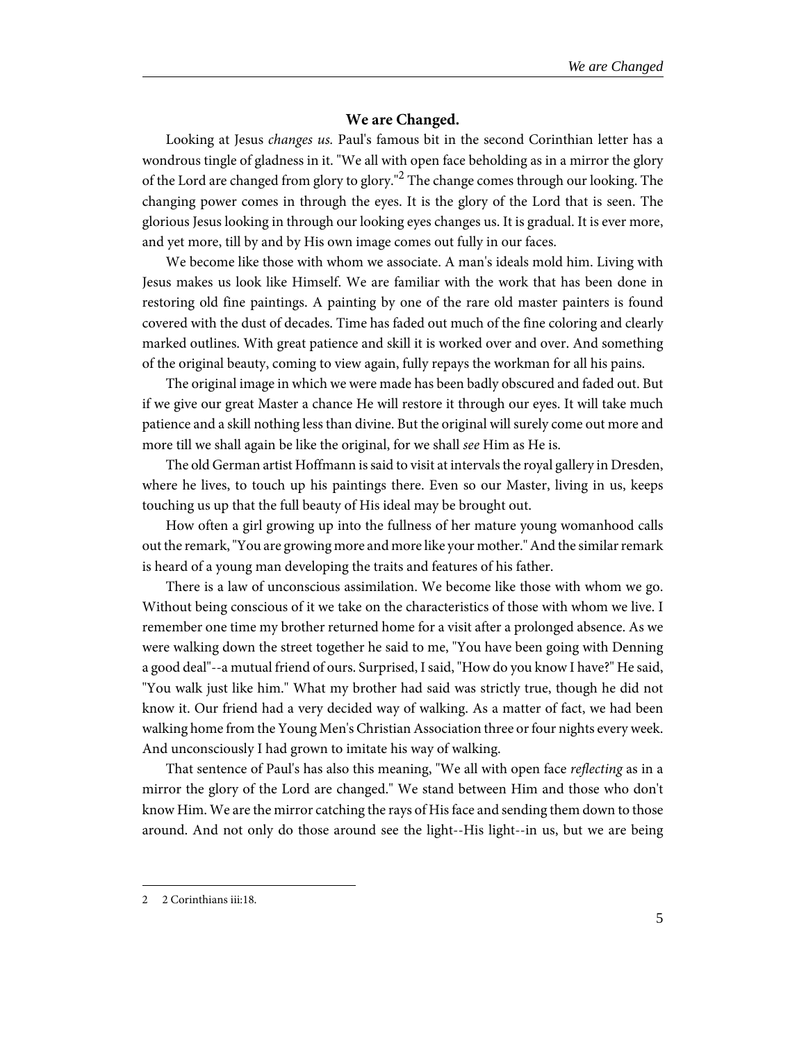### We are Changed.

Looking at Jesus *changes us.* Paul's famous bit in the second Corinthian letter has a wondrous tingle of gladness in it. "We all with open face beholding as in a mirror the glory of the Lord are changed from glory to glory."[2] The change comes through our looking. The changing power comes in through the eyes. It is the glory of the Lord that is seen. The glorious Jesus looking in through our looking eyes changes us. It is gradual. It is ever more, and yet more, till by and by His own image comes out fully in our faces.

We become like those with whom we associate. A man's ideals mold him. Living with Jesus makes us look like Himself. We are familiar with the work that has been done in restoring old fine paintings. A painting by one of the rare old master painters is found covered with the dust of decades. Time has faded out much of the fine coloring and clearly marked outlines. With great patience and skill it is worked over and over. And something of the original beauty, coming to view again, fully repays the workman for all his pains.

The original image in which we were made has been badly obscured and faded out. But if we give our great Master a chance He will restore it through our eyes. It will take much patience and a skill nothing less than divine. But the original will surely come out more and more till we shall again be like the original, for we shall *see* Him as He is.

The old German artist Hoffmann is said to visit at intervals the royal gallery in Dresden, where he lives, to touch up his paintings there. Even so our Master, living in us, keeps touching us up that the full beauty of His ideal may be brought out.

How often a girl growing up into the fullness of her mature young womanhood calls out the remark, "You are growing more and more like your mother." And the similar remark is heard of a young man developing the traits and features of his father.

There is a law of unconscious assimilation. We become like those with whom we go. Without being conscious of it we take on the characteristics of those with whom we live. I remember one time my brother returned home for a visit after a prolonged absence. As we were walking down the street together he said to me, "You have been going with Denning a good deal"--a mutual friend of ours. Surprised, I said, "How do you know I have?" He said, "You walk just like him." What my brother had said was strictly true, though he did not know it. Our friend had a very decided way of walking. As a matter of fact, we had been walking home from the Young Men's Christian Association three or four nights every week. And unconsciously I had grown to imitate his way of walking.

That sentence of Paul's has also this meaning, "We all with open face *reflecting* as in a mirror the glory of the Lord are changed." We stand between Him and those who don't know Him. We are the mirror catching the rays of His face and sending them down to those around. And not only do those around see the light--His light--in us, but we are being

---

2 2 Corinthians iii:18.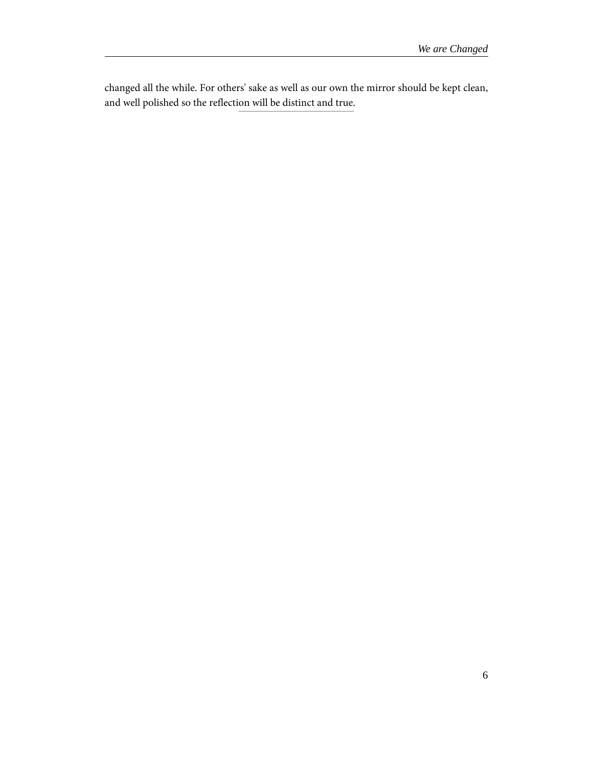changed all the while. For others' sake as well as our own the mirror should be kept clean, and well polished so the reflection will be distinct and true.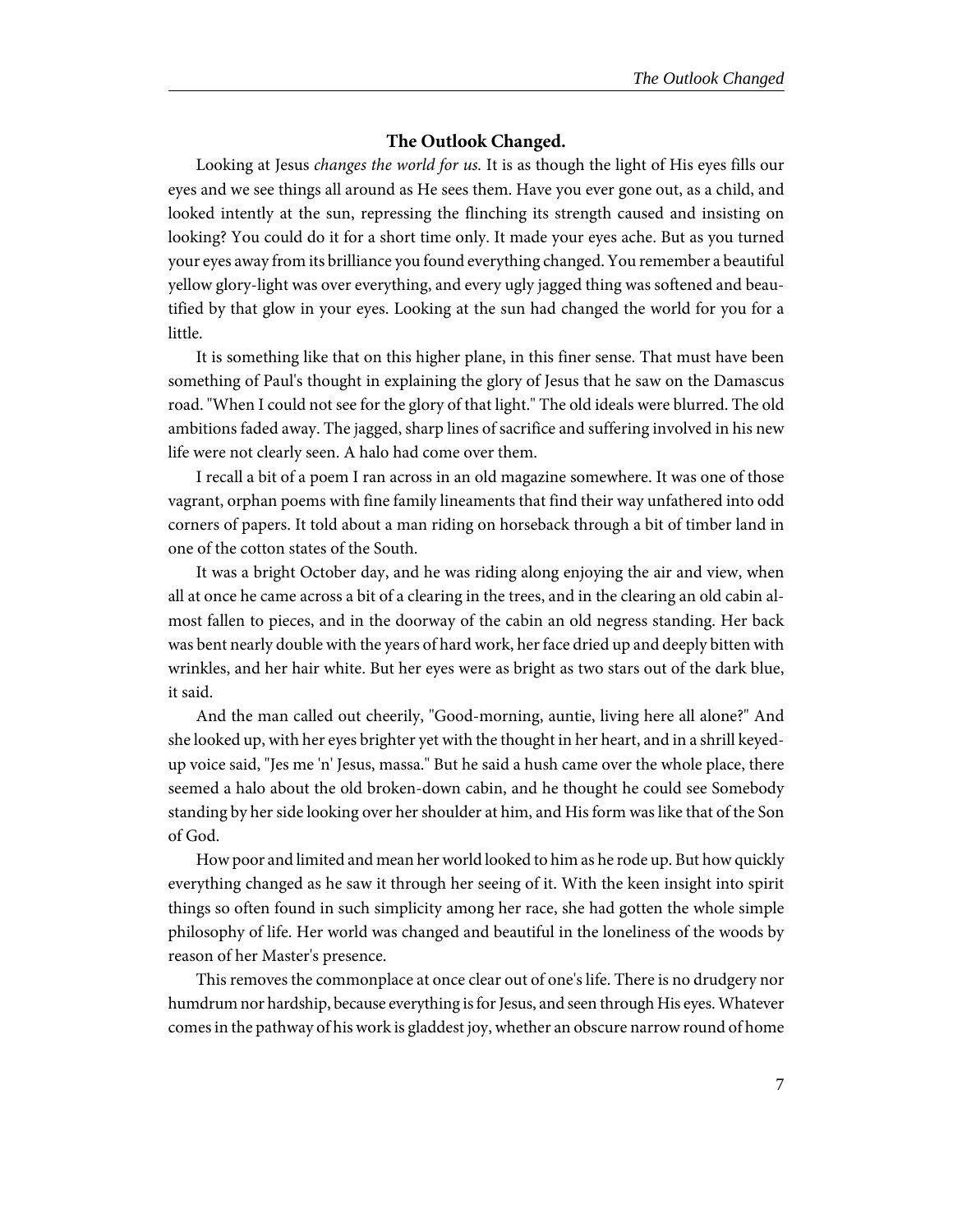### The Outlook Changed.

Looking at Jesus *changes the world for us.* It is as though the light of His eyes fills our eyes and we see things all around as He sees them. Have you ever gone out, as a child, and looked intently at the sun, repressing the flinching its strength caused and insisting on looking? You could do it for a short time only. It made your eyes ache. But as you turned your eyes away from its brilliance you found everything changed. You remember a beautiful yellow glory-light was over everything, and every ugly jagged thing was softened and beautified by that glow in your eyes. Looking at the sun had changed the world for you for a little.

It is something like that on this higher plane, in this finer sense. That must have been something of Paul's thought in explaining the glory of Jesus that he saw on the Damascus road. "When I could not see for the glory of that light." The old ideals were blurred. The old ambitions faded away. The jagged, sharp lines of sacrifice and suffering involved in his new life were not clearly seen. A halo had come over them.

I recall a bit of a poem I ran across in an old magazine somewhere. It was one of those vagrant, orphan poems with fine family lineaments that find their way unfathered into odd corners of papers. It told about a man riding on horseback through a bit of timber land in one of the cotton states of the South.

It was a bright October day, and he was riding along enjoying the air and view, when all at once he came across a bit of a clearing in the trees, and in the clearing an old cabin almost fallen to pieces, and in the doorway of the cabin an old negress standing. Her back was bent nearly double with the years of hard work, her face dried up and deeply bitten with wrinkles, and her hair white. But her eyes were as bright as two stars out of the dark blue, it said.

And the man called out cheerily, "Good-morning, auntie, living here all alone?" And she looked up, with her eyes brighter yet with the thought in her heart, and in a shrill keyed-up voice said, "Jes me 'n' Jesus, massa." But he said a hush came over the whole place, there seemed a halo about the old broken-down cabin, and he thought he could see Somebody standing by her side looking over her shoulder at him, and His form was like that of the Son of God.

How poor and limited and mean her world looked to him as he rode up. But how quickly everything changed as he saw it through her seeing of it. With the keen insight into spirit things so often found in such simplicity among her race, she had gotten the whole simple philosophy of life. Her world was changed and beautiful in the loneliness of the woods by reason of her Master's presence.

This removes the commonplace at once clear out of one's life. There is no drudgery nor humdrum nor hardship, because everything is for Jesus, and seen through His eyes. Whatever comes in the pathway of his work is gladdest joy, whether an obscure narrow round of home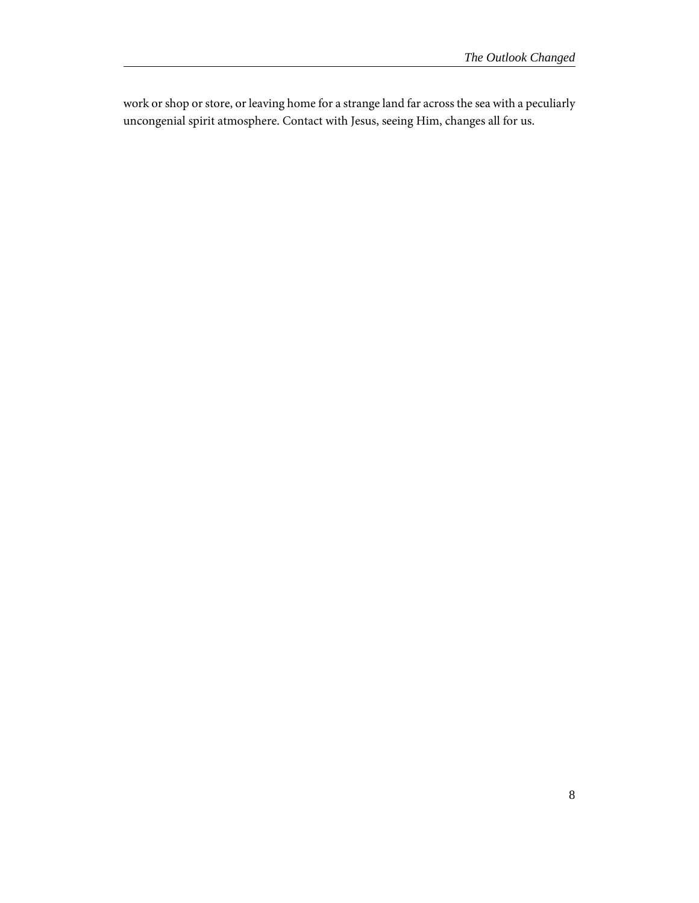work or shop or store, or leaving home for a strange land far across the sea with a peculiarly uncongenial spirit atmosphere. Contact with Jesus, seeing Him, changes all for us.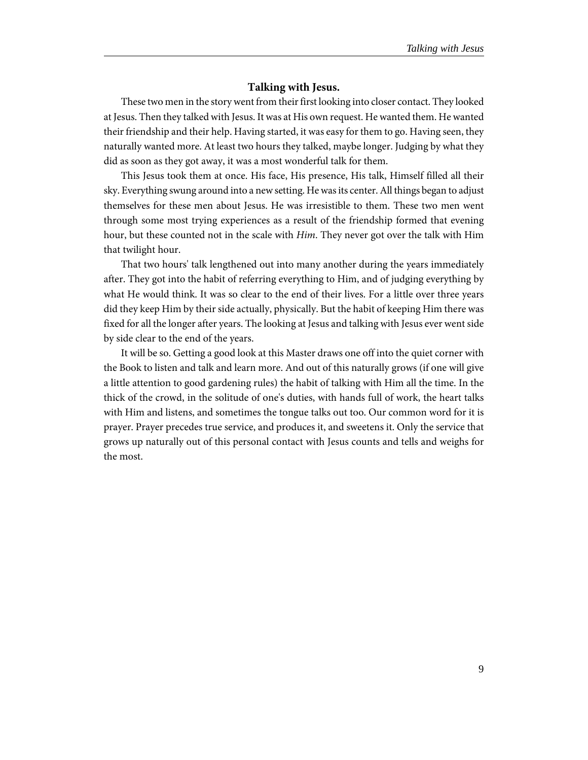## Talking with Jesus.

These two men in the story went from their first looking into closer contact. They looked at Jesus. Then they talked with Jesus. It was at His own request. He wanted them. He wanted their friendship and their help. Having started, it was easy for them to go. Having seen, they naturally wanted more. At least two hours they talked, maybe longer. Judging by what they did as soon as they got away, it was a most wonderful talk for them.

This Jesus took them at once. His face, His presence, His talk, Himself filled all their sky. Everything swung around into a new setting. He was its center. All things began to adjust themselves for these men about Jesus. He was irresistible to them. These two men went through some most trying experiences as a result of the friendship formed that evening hour, but these counted not in the scale with *Him*. They never got over the talk with Him that twilight hour.

That two hours' talk lengthened out into many another during the years immediately after. They got into the habit of referring everything to Him, and of judging everything by what He would think. It was so clear to the end of their lives. For a little over three years did they keep Him by their side actually, physically. But the habit of keeping Him there was fixed for all the longer after years. The looking at Jesus and talking with Jesus ever went side by side clear to the end of the years.

It will be so. Getting a good look at this Master draws one off into the quiet corner with the Book to listen and talk and learn more. And out of this naturally grows (if one will give a little attention to good gardening rules) the habit of talking with Him all the time. In the thick of the crowd, in the solitude of one's duties, with hands full of work, the heart talks with Him and listens, and sometimes the tongue talks out too. Our common word for it is prayer. Prayer precedes true service, and produces it, and sweetens it. Only the service that grows up naturally out of this personal contact with Jesus counts and tells and weighs for the most.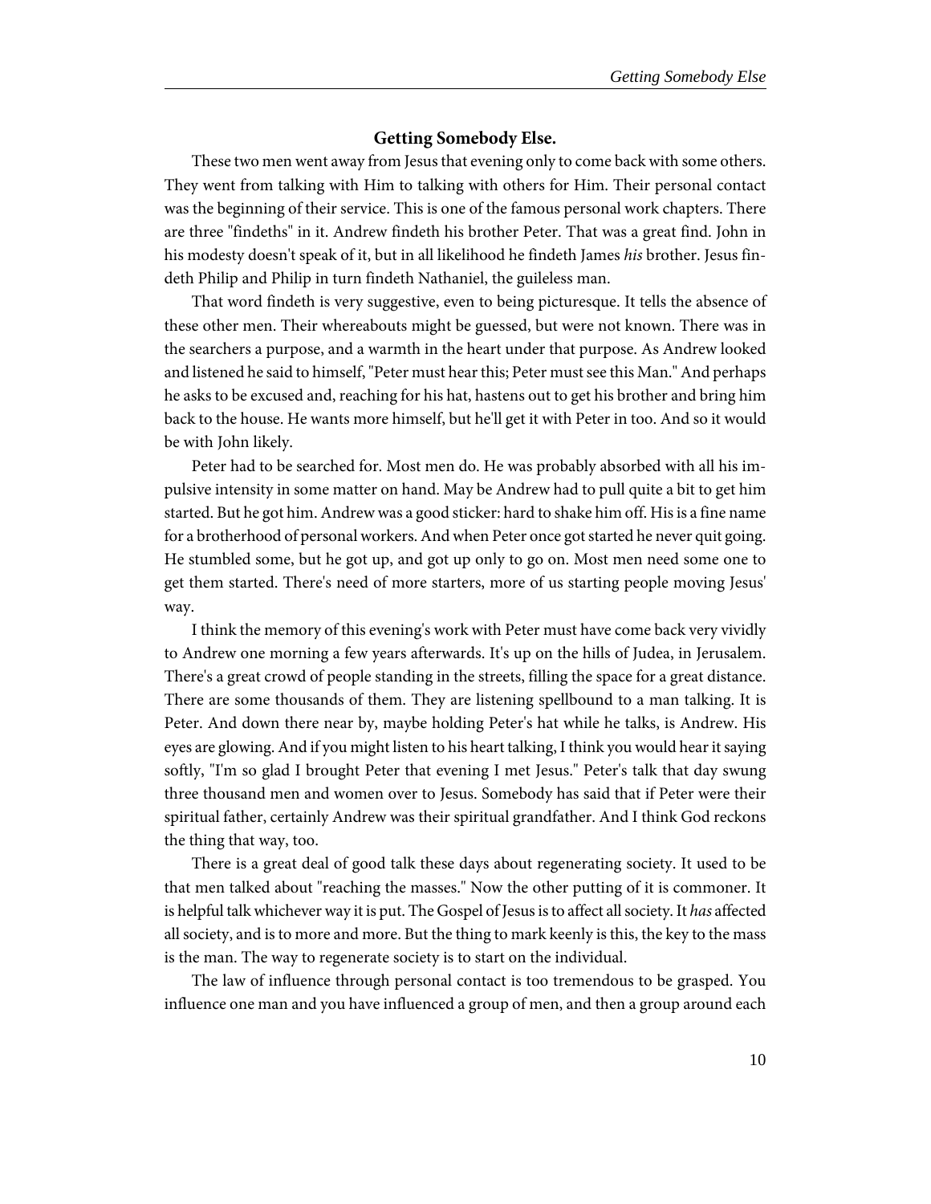### Getting Somebody Else.

These two men went away from Jesus that evening only to come back with some others. They went from talking with Him to talking with others for Him. Their personal contact was the beginning of their service. This is one of the famous personal work chapters. There are three "findeths" in it. Andrew findeth his brother Peter. That was a great find. John in his modesty doesn't speak of it, but in all likelihood he findeth James *his* brother. Jesus findeth Philip and Philip in turn findeth Nathaniel, the guileless man.

That word findeth is very suggestive, even to being picturesque. It tells the absence of these other men. Their whereabouts might be guessed, but were not known. There was in the searchers a purpose, and a warmth in the heart under that purpose. As Andrew looked and listened he said to himself, "Peter must hear this; Peter must see this Man." And perhaps he asks to be excused and, reaching for his hat, hastens out to get his brother and bring him back to the house. He wants more himself, but he'll get it with Peter in too. And so it would be with John likely.

Peter had to be searched for. Most men do. He was probably absorbed with all his impulsive intensity in some matter on hand. May be Andrew had to pull quite a bit to get him started. But he got him. Andrew was a good sticker: hard to shake him off. His is a fine name for a brotherhood of personal workers. And when Peter once got started he never quit going. He stumbled some, but he got up, and got up only to go on. Most men need some one to get them started. There's need of more starters, more of us starting people moving Jesus' way.

I think the memory of this evening's work with Peter must have come back very vividly to Andrew one morning a few years afterwards. It's up on the hills of Judea, in Jerusalem. There's a great crowd of people standing in the streets, filling the space for a great distance. There are some thousands of them. They are listening spellbound to a man talking. It is Peter. And down there near by, maybe holding Peter's hat while he talks, is Andrew. His eyes are glowing. And if you might listen to his heart talking, I think you would hear it saying softly, "I'm so glad I brought Peter that evening I met Jesus." Peter's talk that day swung three thousand men and women over to Jesus. Somebody has said that if Peter were their spiritual father, certainly Andrew was their spiritual grandfather. And I think God reckons the thing that way, too.

There is a great deal of good talk these days about regenerating society. It used to be that men talked about "reaching the masses." Now the other putting of it is commoner. It is helpful talk whichever way it is put. The Gospel of Jesus is to affect all society. It *has* affected all society, and is to more and more. But the thing to mark keenly is this, the key to the mass is the man. The way to regenerate society is to start on the individual.

The law of influence through personal contact is too tremendous to be grasped. You influence one man and you have influenced a group of men, and then a group around each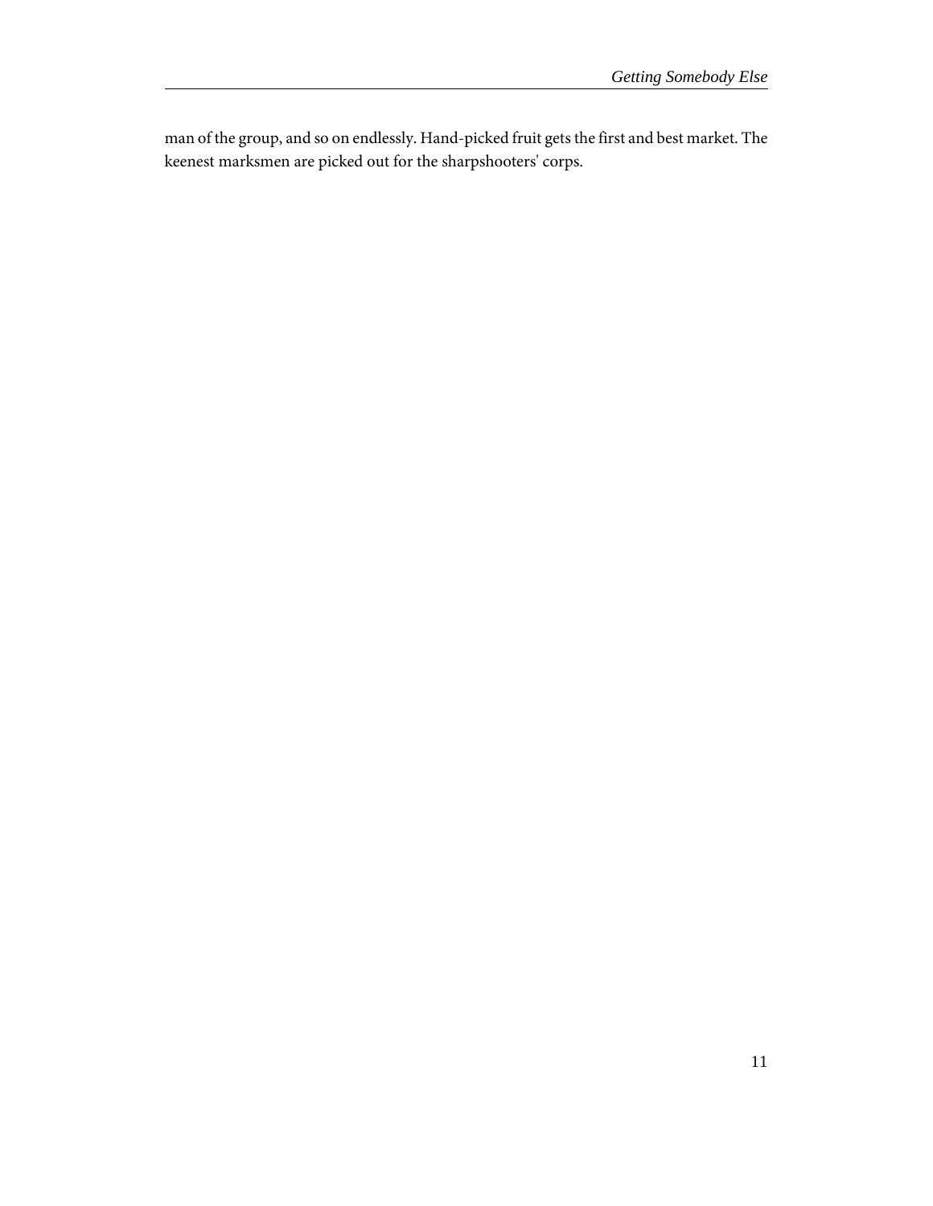man of the group, and so on endlessly. Hand-picked fruit gets the first and best market. The keenest marksmen are picked out for the sharpshooters' corps.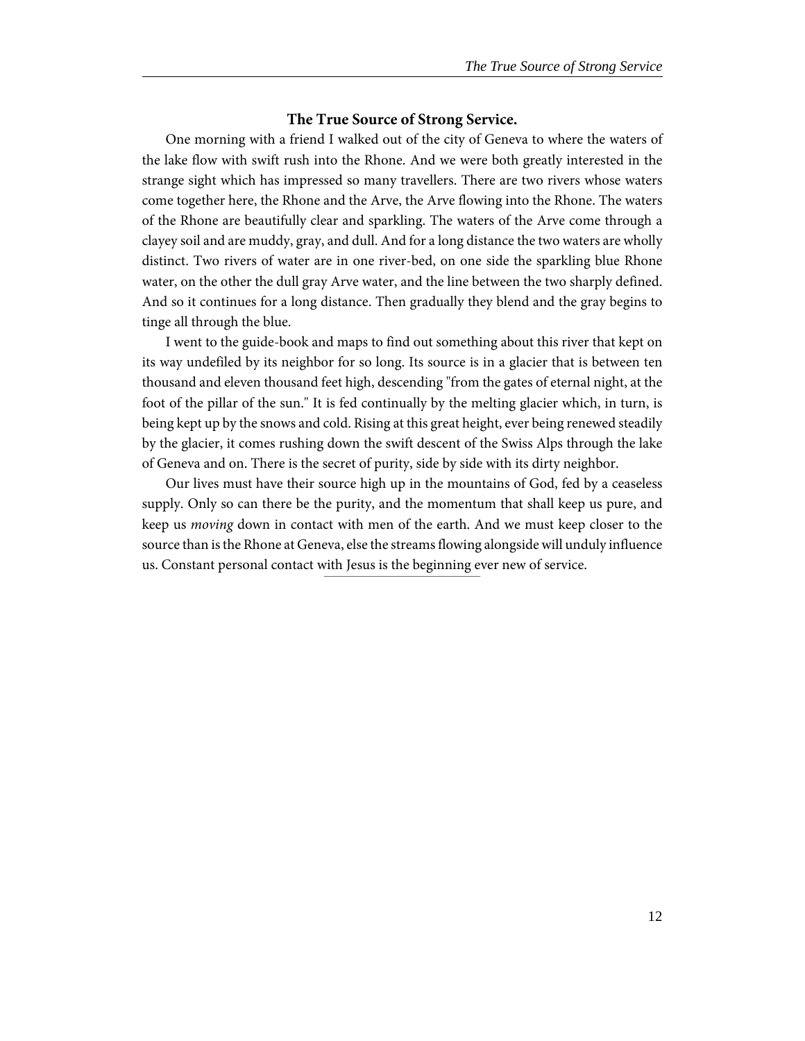### The True Source of Strong Service.

One morning with a friend I walked out of the city of Geneva to where the waters of the lake flow with swift rush into the Rhone. And we were both greatly interested in the strange sight which has impressed so many travellers. There are two rivers whose waters come together here, the Rhone and the Arve, the Arve flowing into the Rhone. The waters of the Rhone are beautifully clear and sparkling. The waters of the Arve come through a clayey soil and are muddy, gray, and dull. And for a long distance the two waters are wholly distinct. Two rivers of water are in one river-bed, on one side the sparkling blue Rhone water, on the other the dull gray Arve water, and the line between the two sharply defined. And so it continues for a long distance. Then gradually they blend and the gray begins to tinge all through the blue.

I went to the guide-book and maps to find out something about this river that kept on its way undefiled by its neighbor for so long. Its source is in a glacier that is between ten thousand and eleven thousand feet high, descending "from the gates of eternal night, at the foot of the pillar of the sun." It is fed continually by the melting glacier which, in turn, is being kept up by the snows and cold. Rising at this great height, ever being renewed steadily by the glacier, it comes rushing down the swift descent of the Swiss Alps through the lake of Geneva and on. There is the secret of purity, side by side with its dirty neighbor.

Our lives must have their source high up in the mountains of God, fed by a ceaseless supply. Only so can there be the purity, and the momentum that shall keep us pure, and keep us *moving* down in contact with men of the earth. And we must keep closer to the source than is the Rhone at Geneva, else the streams flowing alongside will unduly influence us. Constant personal contact with Jesus is the beginning ever new of service.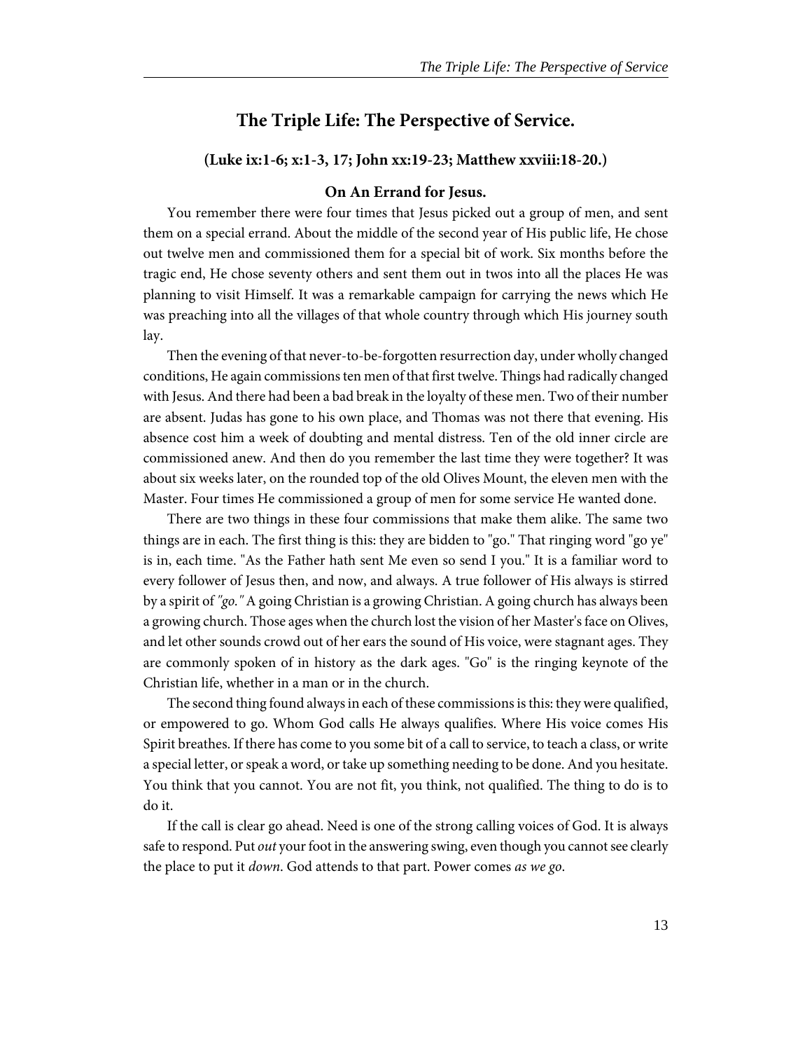## The Triple Life: The Perspective of Service.

**(Luke ix:1-6; x:1-3, 17; John xx:19-23; Matthew xxviii:18-20.)**

### On An Errand for Jesus.

You remember there were four times that Jesus picked out a group of men, and sent them on a special errand. About the middle of the second year of His public life, He chose out twelve men and commissioned them for a special bit of work. Six months before the tragic end, He chose seventy others and sent them out in twos into all the places He was planning to visit Himself. It was a remarkable campaign for carrying the news which He was preaching into all the villages of that whole country through which His journey south lay.

Then the evening of that never-to-be-forgotten resurrection day, under wholly changed conditions, He again commissions ten men of that first twelve. Things had radically changed with Jesus. And there had been a bad break in the loyalty of these men. Two of their number are absent. Judas has gone to his own place, and Thomas was not there that evening. His absence cost him a week of doubting and mental distress. Ten of the old inner circle are commissioned anew. And then do you remember the last time they were together? It was about six weeks later, on the rounded top of the old Olives Mount, the eleven men with the Master. Four times He commissioned a group of men for some service He wanted done.

There are two things in these four commissions that make them alike. The same two things are in each. The first thing is this: they are bidden to "go." That ringing word "go ye" is in, each time. "As the Father hath sent Me even so send I you." It is a familiar word to every follower of Jesus then, and now, and always. A true follower of His always is stirred by a spirit of *"go."* A going Christian is a growing Christian. A going church has always been a growing church. Those ages when the church lost the vision of her Master's face on Olives, and let other sounds crowd out of her ears the sound of His voice, were stagnant ages. They are commonly spoken of in history as the dark ages. "Go" is the ringing keynote of the Christian life, whether in a man or in the church.

The second thing found always in each of these commissions is this: they were qualified, or empowered to go. Whom God calls He always qualifies. Where His voice comes His Spirit breathes. If there has come to you some bit of a call to service, to teach a class, or write a special letter, or speak a word, or take up something needing to be done. And you hesitate. You think that you cannot. You are not fit, you think, not qualified. The thing to do is to do it.

If the call is clear go ahead. Need is one of the strong calling voices of God. It is always safe to respond. Put *out* your foot in the answering swing, even though you cannot see clearly the place to put it *down*. God attends to that part. Power comes *as we go*.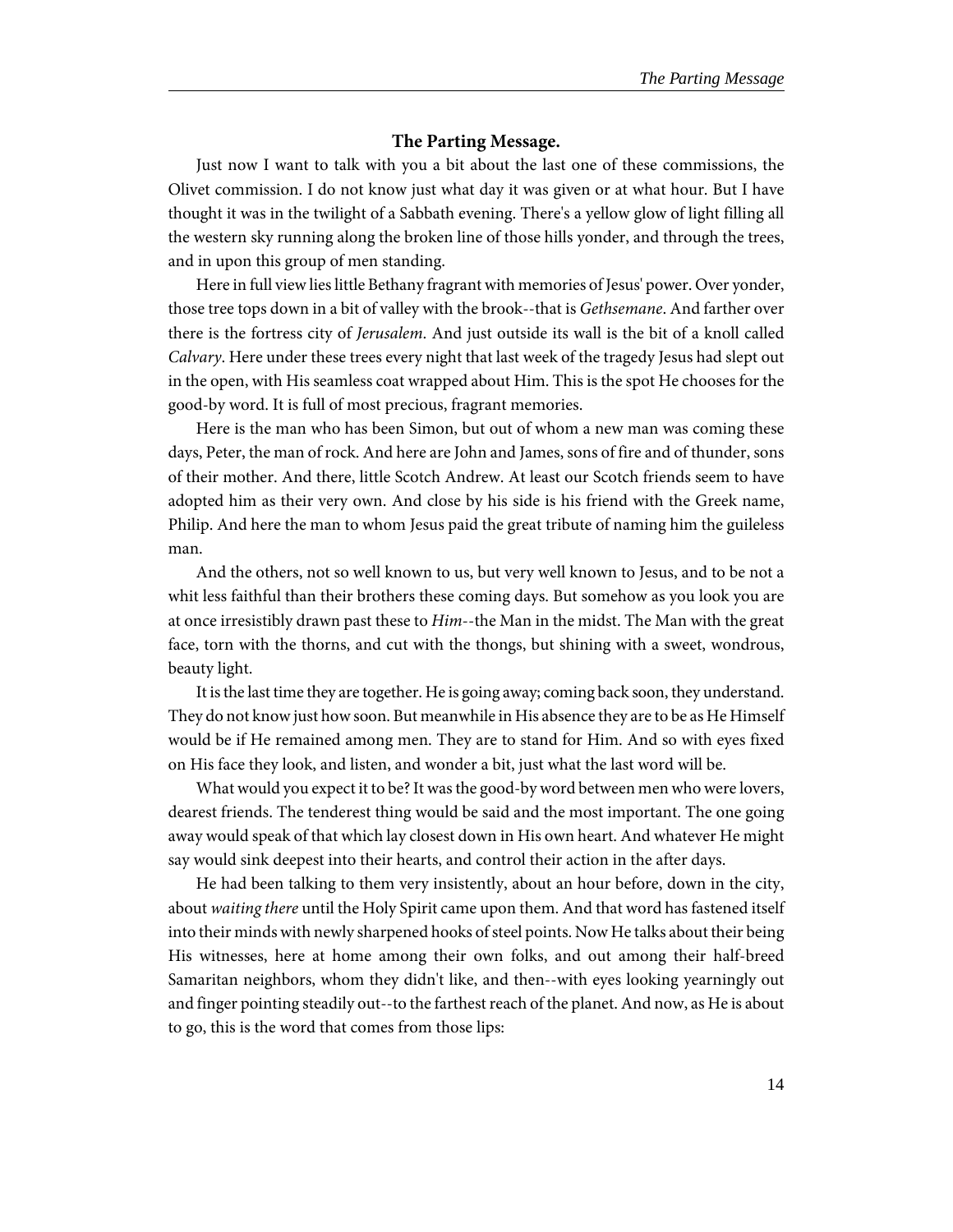### The Parting Message.

Just now I want to talk with you a bit about the last one of these commissions, the Olivet commission. I do not know just what day it was given or at what hour. But I have thought it was in the twilight of a Sabbath evening. There's a yellow glow of light filling all the western sky running along the broken line of those hills yonder, and through the trees, and in upon this group of men standing.

Here in full view lies little Bethany fragrant with memories of Jesus' power. Over yonder, those tree tops down in a bit of valley with the brook--that is *Gethsemane*. And farther over there is the fortress city of *Jerusalem*. And just outside its wall is the bit of a knoll called *Calvary*. Here under these trees every night that last week of the tragedy Jesus had slept out in the open, with His seamless coat wrapped about Him. This is the spot He chooses for the good-by word. It is full of most precious, fragrant memories.

Here is the man who has been Simon, but out of whom a new man was coming these days, Peter, the man of rock. And here are John and James, sons of fire and of thunder, sons of their mother. And there, little Scotch Andrew. At least our Scotch friends seem to have adopted him as their very own. And close by his side is his friend with the Greek name, Philip. And here the man to whom Jesus paid the great tribute of naming him the guileless man.

And the others, not so well known to us, but very well known to Jesus, and to be not a whit less faithful than their brothers these coming days. But somehow as you look you are at once irresistibly drawn past these to *Him*--the Man in the midst. The Man with the great face, torn with the thorns, and cut with the thongs, but shining with a sweet, wondrous, beauty light.

It is the last time they are together. He is going away; coming back soon, they understand. They do not know just how soon. But meanwhile in His absence they are to be as He Himself would be if He remained among men. They are to stand for Him. And so with eyes fixed on His face they look, and listen, and wonder a bit, just what the last word will be.

What would you expect it to be? It was the good-by word between men who were lovers, dearest friends. The tenderest thing would be said and the most important. The one going away would speak of that which lay closest down in His own heart. And whatever He might say would sink deepest into their hearts, and control their action in the after days.

He had been talking to them very insistently, about an hour before, down in the city, about *waiting there* until the Holy Spirit came upon them. And that word has fastened itself into their minds with newly sharpened hooks of steel points. Now He talks about their being His witnesses, here at home among their own folks, and out among their half-breed Samaritan neighbors, whom they didn't like, and then--with eyes looking yearningly out and finger pointing steadily out--to the farthest reach of the planet. And now, as He is about to go, this is the word that comes from those lips: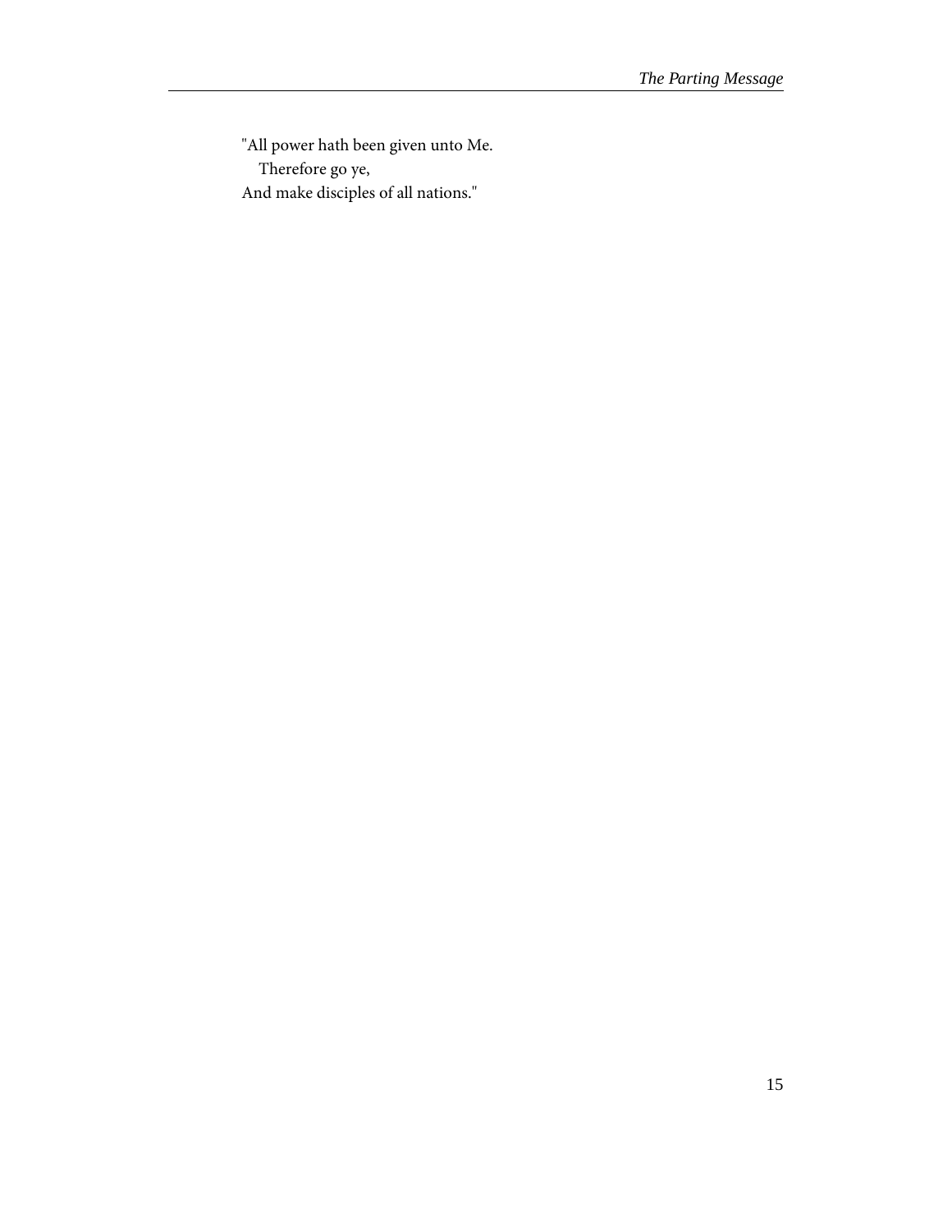"All power hath been given unto Me.
   Therefore go ye,
And make disciples of all nations."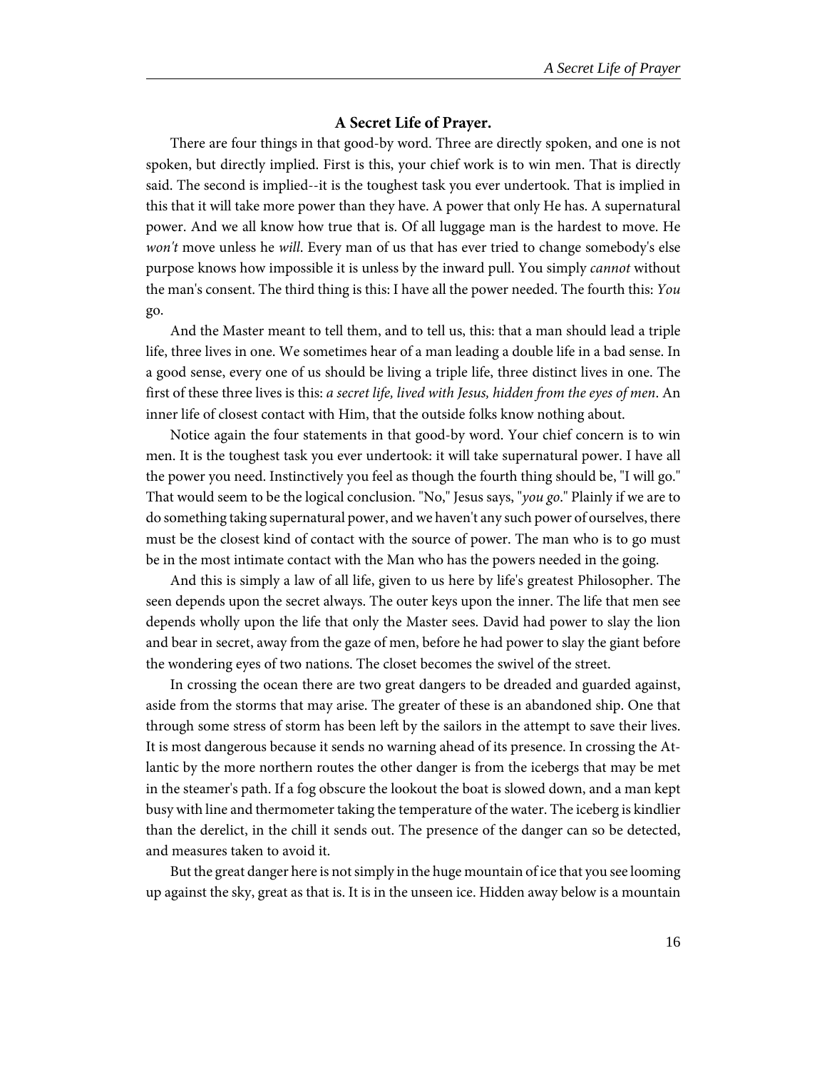### A Secret Life of Prayer.

There are four things in that good-by word. Three are directly spoken, and one is not spoken, but directly implied. First is this, your chief work is to win men. That is directly said. The second is implied--it is the toughest task you ever undertook. That is implied in this that it will take more power than they have. A power that only He has. A supernatural power. And we all know how true that is. Of all luggage man is the hardest to move. He *won't* move unless he *will*. Every man of us that has ever tried to change somebody's else purpose knows how impossible it is unless by the inward pull. You simply *cannot* without the man's consent. The third thing is this: I have all the power needed. The fourth this: *You* go.

And the Master meant to tell them, and to tell us, this: that a man should lead a triple life, three lives in one. We sometimes hear of a man leading a double life in a bad sense. In a good sense, every one of us should be living a triple life, three distinct lives in one. The first of these three lives is this: *a secret life, lived with Jesus, hidden from the eyes of men*. An inner life of closest contact with Him, that the outside folks know nothing about.

Notice again the four statements in that good-by word. Your chief concern is to win men. It is the toughest task you ever undertook: it will take supernatural power. I have all the power you need. Instinctively you feel as though the fourth thing should be, "I will go." That would seem to be the logical conclusion. "No," Jesus says, "*you go*." Plainly if we are to do something taking supernatural power, and we haven't any such power of ourselves, there must be the closest kind of contact with the source of power. The man who is to go must be in the most intimate contact with the Man who has the powers needed in the going.

And this is simply a law of all life, given to us here by life's greatest Philosopher. The seen depends upon the secret always. The outer keys upon the inner. The life that men see depends wholly upon the life that only the Master sees. David had power to slay the lion and bear in secret, away from the gaze of men, before he had power to slay the giant before the wondering eyes of two nations. The closet becomes the swivel of the street.

In crossing the ocean there are two great dangers to be dreaded and guarded against, aside from the storms that may arise. The greater of these is an abandoned ship. One that through some stress of storm has been left by the sailors in the attempt to save their lives. It is most dangerous because it sends no warning ahead of its presence. In crossing the Atlantic by the more northern routes the other danger is from the icebergs that may be met in the steamer's path. If a fog obscure the lookout the boat is slowed down, and a man kept busy with line and thermometer taking the temperature of the water. The iceberg is kindlier than the derelict, in the chill it sends out. The presence of the danger can so be detected, and measures taken to avoid it.

But the great danger here is not simply in the huge mountain of ice that you see looming up against the sky, great as that is. It is in the unseen ice. Hidden away below is a mountain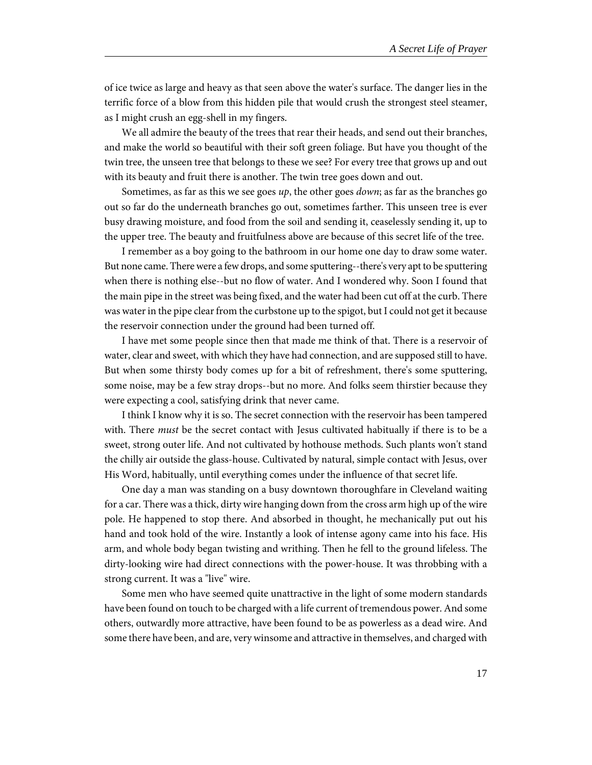of ice twice as large and heavy as that seen above the water's surface. The danger lies in the terrific force of a blow from this hidden pile that would crush the strongest steel steamer, as I might crush an egg-shell in my fingers.

We all admire the beauty of the trees that rear their heads, and send out their branches, and make the world so beautiful with their soft green foliage. But have you thought of the twin tree, the unseen tree that belongs to these we see? For every tree that grows up and out with its beauty and fruit there is another. The twin tree goes down and out.

Sometimes, as far as this we see goes *up*, the other goes *down*; as far as the branches go out so far do the underneath branches go out, sometimes farther. This unseen tree is ever busy drawing moisture, and food from the soil and sending it, ceaselessly sending it, up to the upper tree. The beauty and fruitfulness above are because of this secret life of the tree.

I remember as a boy going to the bathroom in our home one day to draw some water. But none came. There were a few drops, and some sputtering--there's very apt to be sputtering when there is nothing else--but no flow of water. And I wondered why. Soon I found that the main pipe in the street was being fixed, and the water had been cut off at the curb. There was water in the pipe clear from the curbstone up to the spigot, but I could not get it because the reservoir connection under the ground had been turned off.

I have met some people since then that made me think of that. There is a reservoir of water, clear and sweet, with which they have had connection, and are supposed still to have. But when some thirsty body comes up for a bit of refreshment, there's some sputtering, some noise, may be a few stray drops--but no more. And folks seem thirstier because they were expecting a cool, satisfying drink that never came.

I think I know why it is so. The secret connection with the reservoir has been tampered with. There *must* be the secret contact with Jesus cultivated habitually if there is to be a sweet, strong outer life. And not cultivated by hothouse methods. Such plants won't stand the chilly air outside the glass-house. Cultivated by natural, simple contact with Jesus, over His Word, habitually, until everything comes under the influence of that secret life.

One day a man was standing on a busy downtown thoroughfare in Cleveland waiting for a car. There was a thick, dirty wire hanging down from the cross arm high up of the wire pole. He happened to stop there. And absorbed in thought, he mechanically put out his hand and took hold of the wire. Instantly a look of intense agony came into his face. His arm, and whole body began twisting and writhing. Then he fell to the ground lifeless. The dirty-looking wire had direct connections with the power-house. It was throbbing with a strong current. It was a "live" wire.

Some men who have seemed quite unattractive in the light of some modern standards have been found on touch to be charged with a life current of tremendous power. And some others, outwardly more attractive, have been found to be as powerless as a dead wire. And some there have been, and are, very winsome and attractive in themselves, and charged with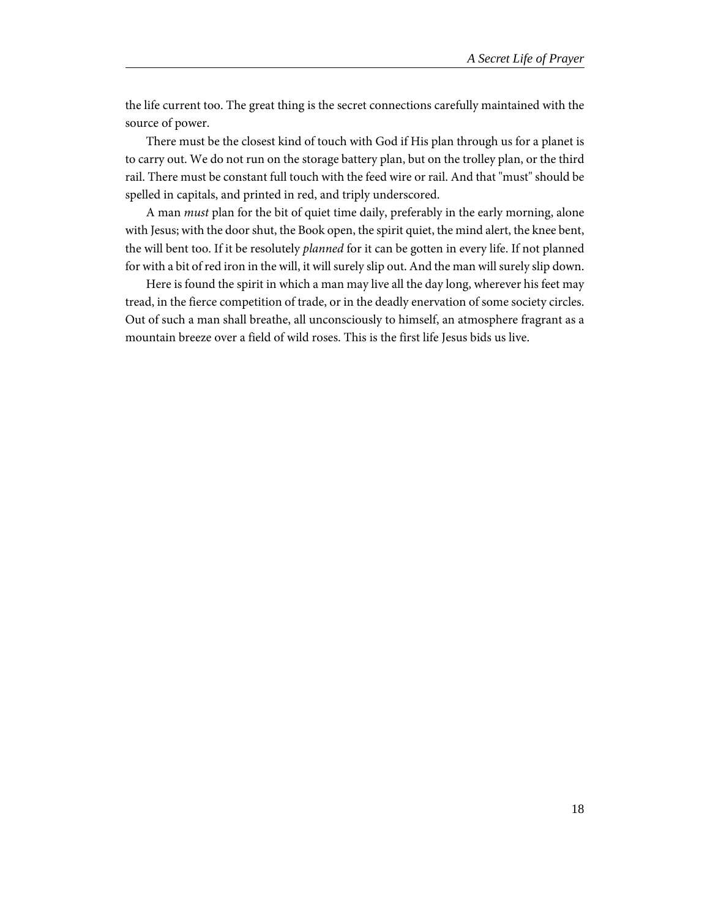the life current too. The great thing is the secret connections carefully maintained with the source of power.

There must be the closest kind of touch with God if His plan through us for a planet is to carry out. We do not run on the storage battery plan, but on the trolley plan, or the third rail. There must be constant full touch with the feed wire or rail. And that "must" should be spelled in capitals, and printed in red, and triply underscored.

A man *must* plan for the bit of quiet time daily, preferably in the early morning, alone with Jesus; with the door shut, the Book open, the spirit quiet, the mind alert, the knee bent, the will bent too. If it be resolutely *planned* for it can be gotten in every life. If not planned for with a bit of red iron in the will, it will surely slip out. And the man will surely slip down.

Here is found the spirit in which a man may live all the day long, wherever his feet may tread, in the fierce competition of trade, or in the deadly enervation of some society circles. Out of such a man shall breathe, all unconsciously to himself, an atmosphere fragrant as a mountain breeze over a field of wild roses. This is the first life Jesus bids us live.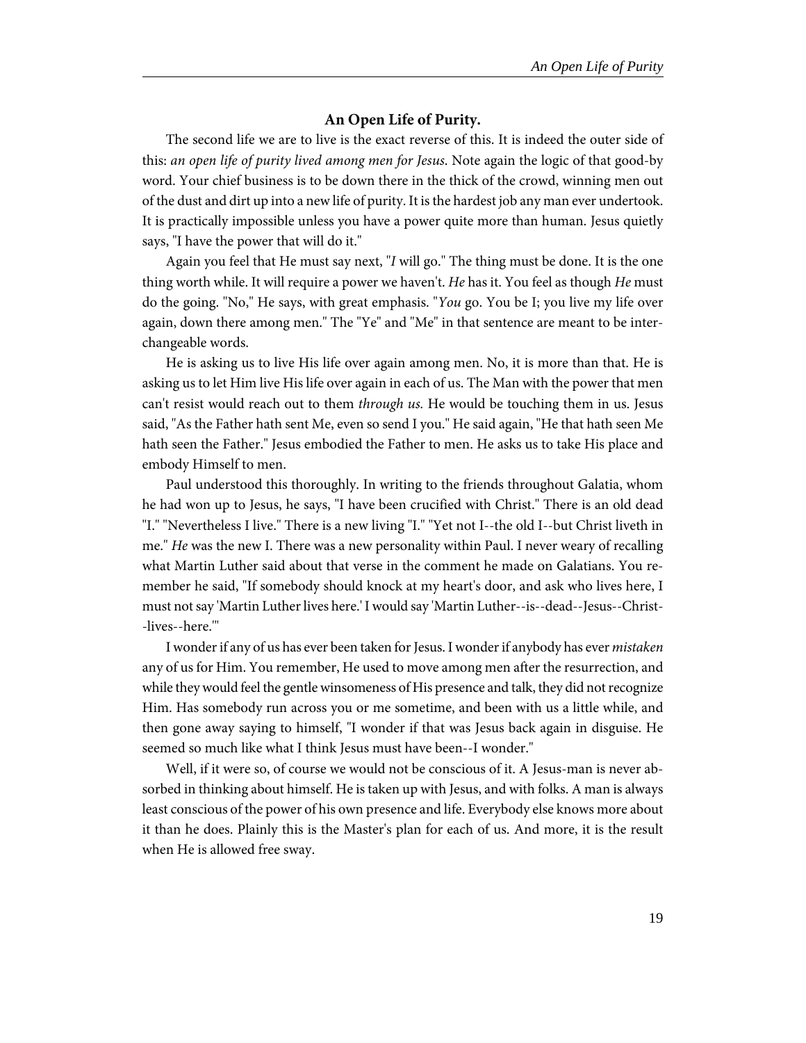### An Open Life of Purity.

The second life we are to live is the exact reverse of this. It is indeed the outer side of this: *an open life of purity lived among men for Jesus*. Note again the logic of that good-by word. Your chief business is to be down there in the thick of the crowd, winning men out of the dust and dirt up into a new life of purity. It is the hardest job any man ever undertook. It is practically impossible unless you have a power quite more than human. Jesus quietly says, "I have the power that will do it."

Again you feel that He must say next, "*I* will go." The thing must be done. It is the one thing worth while. It will require a power we haven't. *He* has it. You feel as though *He* must do the going. "No," He says, with great emphasis. "*You* go. You be I; you live my life over again, down there among men." The "Ye" and "Me" in that sentence are meant to be interchangeable words.

He is asking us to live His life over again among men. No, it is more than that. He is asking us to let Him live His life over again in each of us. The Man with the power that men can't resist would reach out to them *through us.* He would be touching them in us. Jesus said, "As the Father hath sent Me, even so send I you." He said again, "He that hath seen Me hath seen the Father." Jesus embodied the Father to men. He asks us to take His place and embody Himself to men.

Paul understood this thoroughly. In writing to the friends throughout Galatia, whom he had won up to Jesus, he says, "I have been crucified with Christ." There is an old dead "I." "Nevertheless I live." There is a new living "I." "Yet not I--the old I--but Christ liveth in me." *He* was the new I. There was a new personality within Paul. I never weary of recalling what Martin Luther said about that verse in the comment he made on Galatians. You remember he said, "If somebody should knock at my heart's door, and ask who lives here, I must not say 'Martin Luther lives here.' I would say 'Martin Luther--is--dead--Jesus--Christ--lives--here.'"

I wonder if any of us has ever been taken for Jesus. I wonder if anybody has ever *mistaken* any of us for Him. You remember, He used to move among men after the resurrection, and while they would feel the gentle winsomeness of His presence and talk, they did not recognize Him. Has somebody run across you or me sometime, and been with us a little while, and then gone away saying to himself, "I wonder if that was Jesus back again in disguise. He seemed so much like what I think Jesus must have been--I wonder."

Well, if it were so, of course we would not be conscious of it. A Jesus-man is never absorbed in thinking about himself. He is taken up with Jesus, and with folks. A man is always least conscious of the power of his own presence and life. Everybody else knows more about it than he does. Plainly this is the Master's plan for each of us. And more, it is the result when He is allowed free sway.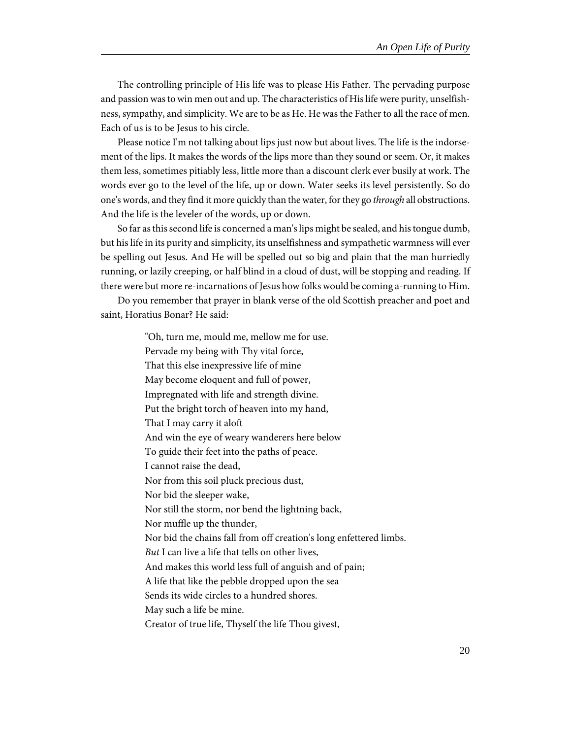The controlling principle of His life was to please His Father. The pervading purpose and passion was to win men out and up. The characteristics of His life were purity, unselfishness, sympathy, and simplicity. We are to be as He. He was the Father to all the race of men. Each of us is to be Jesus to his circle.

Please notice I'm not talking about lips just now but about lives. The life is the indorsement of the lips. It makes the words of the lips more than they sound or seem. Or, it makes them less, sometimes pitiably less, little more than a discount clerk ever busily at work. The words ever go to the level of the life, up or down. Water seeks its level persistently. So do one's words, and they find it more quickly than the water, for they go *through* all obstructions. And the life is the leveler of the words, up or down.

So far as this second life is concerned a man's lips might be sealed, and his tongue dumb, but his life in its purity and simplicity, its unselfishness and sympathetic warmness will ever be spelling out Jesus. And He will be spelled out so big and plain that the man hurriedly running, or lazily creeping, or half blind in a cloud of dust, will be stopping and reading. If there were but more re-incarnations of Jesus how folks would be coming a-running to Him.

Do you remember that prayer in blank verse of the old Scottish preacher and poet and saint, Horatius Bonar? He said:

> "Oh, turn me, mould me, mellow me for use.
> Pervade my being with Thy vital force,
> That this else inexpressive life of mine
> May become eloquent and full of power,
> Impregnated with life and strength divine.
> Put the bright torch of heaven into my hand,
> That I may carry it aloft
> And win the eye of weary wanderers here below
> To guide their feet into the paths of peace.
> I cannot raise the dead,
> Nor from this soil pluck precious dust,
> Nor bid the sleeper wake,
> Nor still the storm, nor bend the lightning back,
> Nor muffle up the thunder,
> Nor bid the chains fall from off creation's long enfettered limbs.
> *But* I can live a life that tells on other lives,
> And makes this world less full of anguish and of pain;
> A life that like the pebble dropped upon the sea
> Sends its wide circles to a hundred shores.
> May such a life be mine.
> Creator of true life, Thyself the life Thou givest,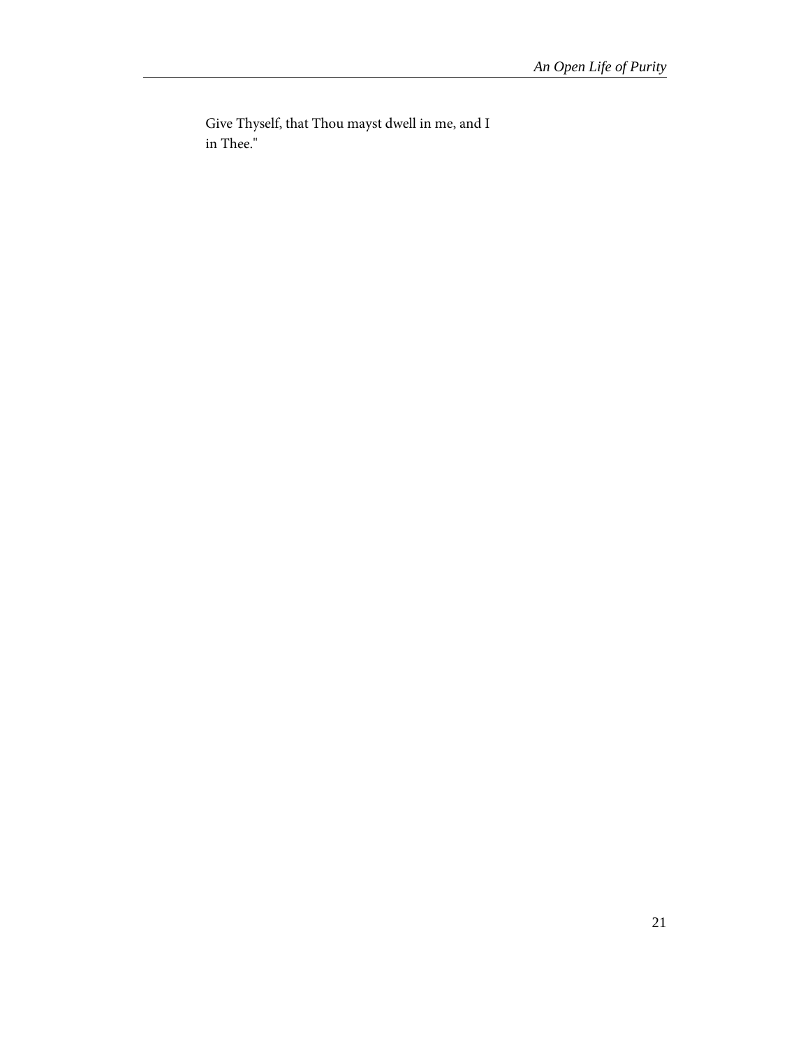Give Thyself, that Thou mayst dwell in me, and I in Thee."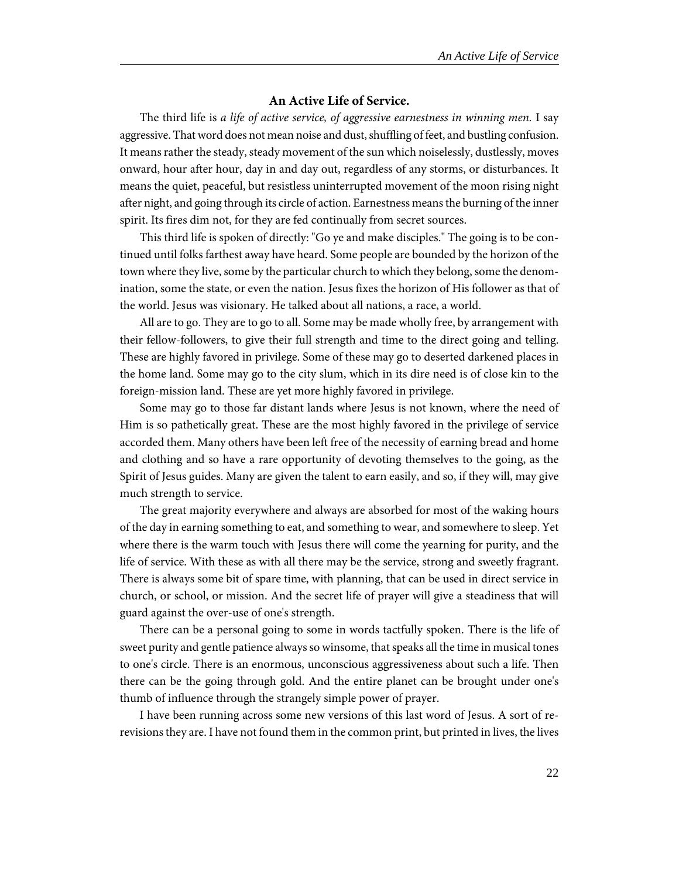### An Active Life of Service.

The third life is *a life of active service, of aggressive earnestness in winning men.* I say aggressive. That word does not mean noise and dust, shuffling of feet, and bustling confusion. It means rather the steady, steady movement of the sun which noiselessly, dustlessly, moves onward, hour after hour, day in and day out, regardless of any storms, or disturbances. It means the quiet, peaceful, but resistless uninterrupted movement of the moon rising night after night, and going through its circle of action. Earnestness means the burning of the inner spirit. Its fires dim not, for they are fed continually from secret sources.

This third life is spoken of directly: "Go ye and make disciples." The going is to be continued until folks farthest away have heard. Some people are bounded by the horizon of the town where they live, some by the particular church to which they belong, some the denomination, some the state, or even the nation. Jesus fixes the horizon of His follower as that of the world. Jesus was visionary. He talked about all nations, a race, a world.

All are to go. They are to go to all. Some may be made wholly free, by arrangement with their fellow-followers, to give their full strength and time to the direct going and telling. These are highly favored in privilege. Some of these may go to deserted darkened places in the home land. Some may go to the city slum, which in its dire need is of close kin to the foreign-mission land. These are yet more highly favored in privilege.

Some may go to those far distant lands where Jesus is not known, where the need of Him is so pathetically great. These are the most highly favored in the privilege of service accorded them. Many others have been left free of the necessity of earning bread and home and clothing and so have a rare opportunity of devoting themselves to the going, as the Spirit of Jesus guides. Many are given the talent to earn easily, and so, if they will, may give much strength to service.

The great majority everywhere and always are absorbed for most of the waking hours of the day in earning something to eat, and something to wear, and somewhere to sleep. Yet where there is the warm touch with Jesus there will come the yearning for purity, and the life of service. With these as with all there may be the service, strong and sweetly fragrant. There is always some bit of spare time, with planning, that can be used in direct service in church, or school, or mission. And the secret life of prayer will give a steadiness that will guard against the over-use of one's strength.

There can be a personal going to some in words tactfully spoken. There is the life of sweet purity and gentle patience always so winsome, that speaks all the time in musical tones to one's circle. There is an enormous, unconscious aggressiveness about such a life. Then there can be the going through gold. And the entire planet can be brought under one's thumb of influence through the strangely simple power of prayer.

I have been running across some new versions of this last word of Jesus. A sort of re-revisions they are. I have not found them in the common print, but printed in lives, the lives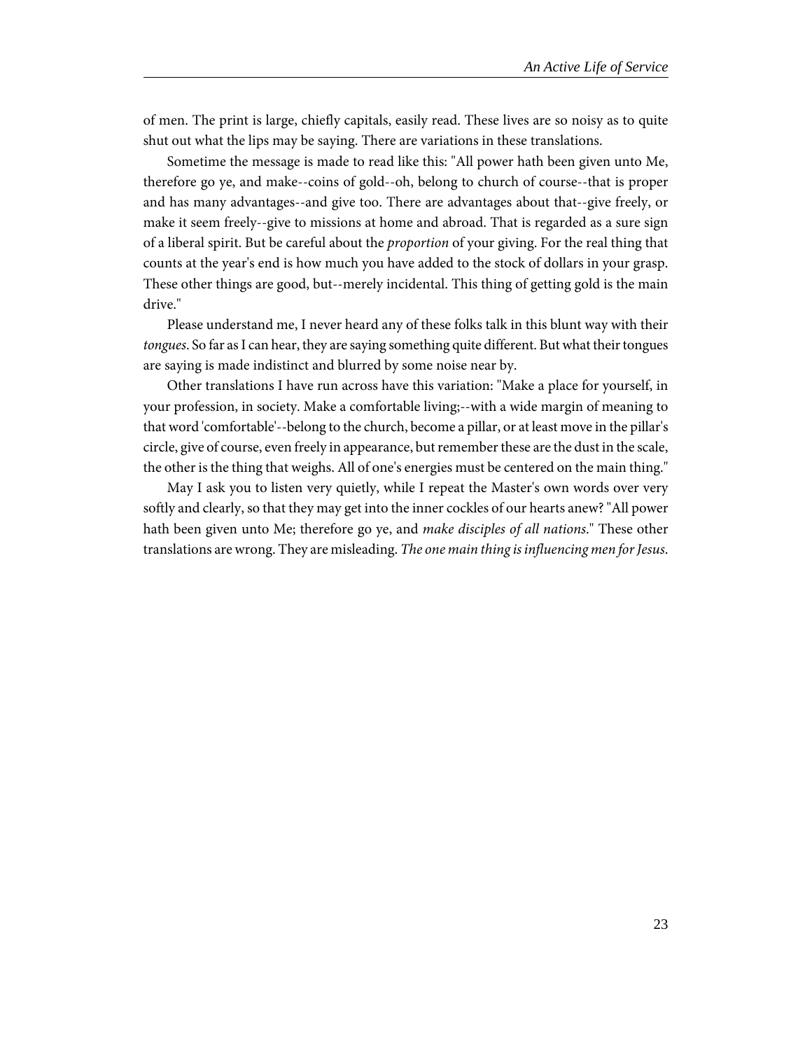of men. The print is large, chiefly capitals, easily read. These lives are so noisy as to quite shut out what the lips may be saying. There are variations in these translations.

Sometime the message is made to read like this: "All power hath been given unto Me, therefore go ye, and make--coins of gold--oh, belong to church of course--that is proper and has many advantages--and give too. There are advantages about that--give freely, or make it seem freely--give to missions at home and abroad. That is regarded as a sure sign of a liberal spirit. But be careful about the *proportion* of your giving. For the real thing that counts at the year's end is how much you have added to the stock of dollars in your grasp. These other things are good, but--merely incidental. This thing of getting gold is the main drive."

Please understand me, I never heard any of these folks talk in this blunt way with their *tongues*. So far as I can hear, they are saying something quite different. But what their tongues are saying is made indistinct and blurred by some noise near by.

Other translations I have run across have this variation: "Make a place for yourself, in your profession, in society. Make a comfortable living;--with a wide margin of meaning to that word 'comfortable'--belong to the church, become a pillar, or at least move in the pillar's circle, give of course, even freely in appearance, but remember these are the dust in the scale, the other is the thing that weighs. All of one's energies must be centered on the main thing."

May I ask you to listen very quietly, while I repeat the Master's own words over very softly and clearly, so that they may get into the inner cockles of our hearts anew? "All power hath been given unto Me; therefore go ye, and *make disciples of all nations*." These other translations are wrong. They are misleading. *The one main thing is influencing men for Jesus*.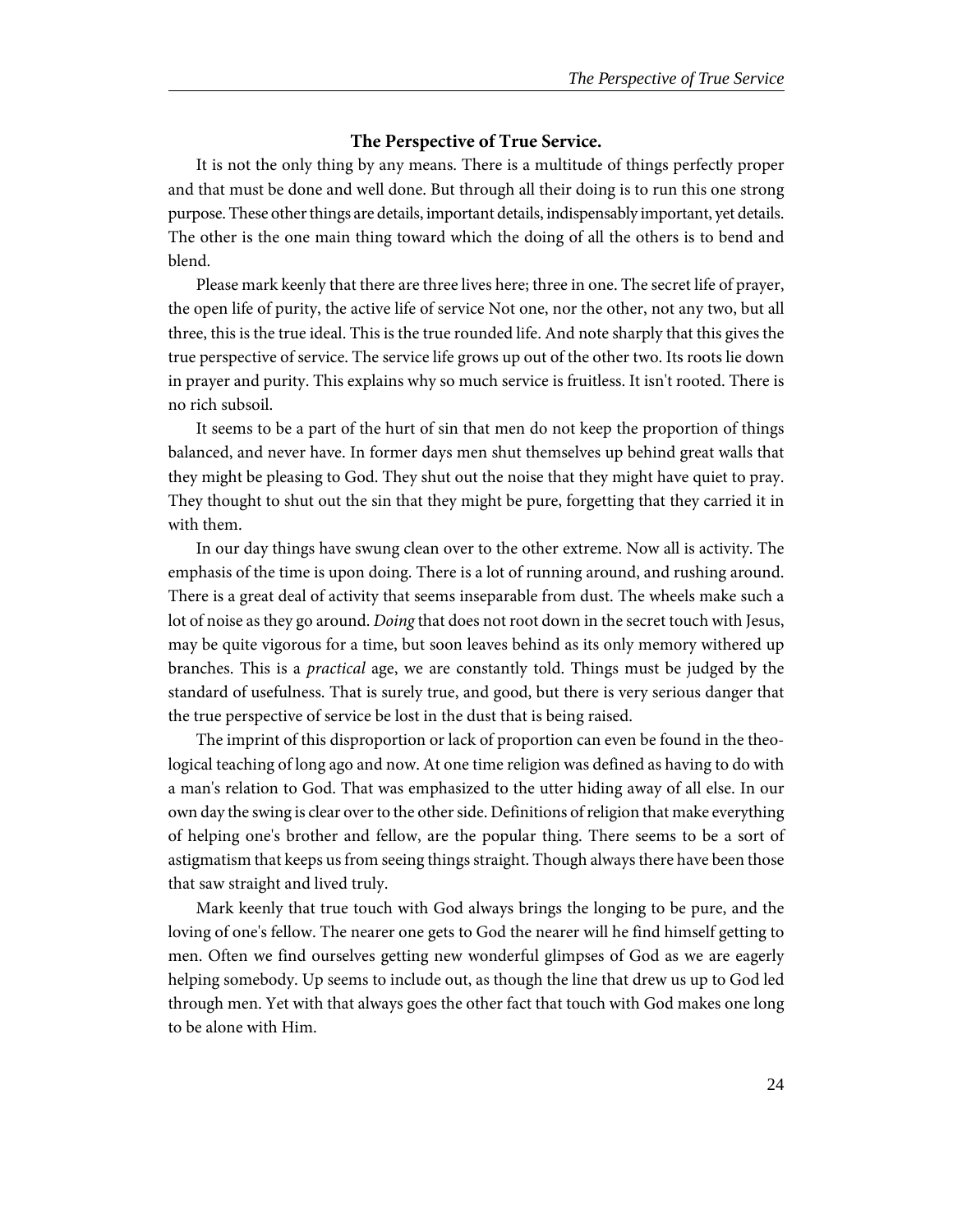### The Perspective of True Service.

It is not the only thing by any means. There is a multitude of things perfectly proper and that must be done and well done. But through all their doing is to run this one strong purpose. These other things are details, important details, indispensably important, yet details. The other is the one main thing toward which the doing of all the others is to bend and blend.

Please mark keenly that there are three lives here; three in one. The secret life of prayer, the open life of purity, the active life of service Not one, nor the other, not any two, but all three, this is the true ideal. This is the true rounded life. And note sharply that this gives the true perspective of service. The service life grows up out of the other two. Its roots lie down in prayer and purity. This explains why so much service is fruitless. It isn't rooted. There is no rich subsoil.

It seems to be a part of the hurt of sin that men do not keep the proportion of things balanced, and never have. In former days men shut themselves up behind great walls that they might be pleasing to God. They shut out the noise that they might have quiet to pray. They thought to shut out the sin that they might be pure, forgetting that they carried it in with them.

In our day things have swung clean over to the other extreme. Now all is activity. The emphasis of the time is upon doing. There is a lot of running around, and rushing around. There is a great deal of activity that seems inseparable from dust. The wheels make such a lot of noise as they go around. *Doing* that does not root down in the secret touch with Jesus, may be quite vigorous for a time, but soon leaves behind as its only memory withered up branches. This is a *practical* age, we are constantly told. Things must be judged by the standard of usefulness. That is surely true, and good, but there is very serious danger that the true perspective of service be lost in the dust that is being raised.

The imprint of this disproportion or lack of proportion can even be found in the theological teaching of long ago and now. At one time religion was defined as having to do with a man's relation to God. That was emphasized to the utter hiding away of all else. In our own day the swing is clear over to the other side. Definitions of religion that make everything of helping one's brother and fellow, are the popular thing. There seems to be a sort of astigmatism that keeps us from seeing things straight. Though always there have been those that saw straight and lived truly.

Mark keenly that true touch with God always brings the longing to be pure, and the loving of one's fellow. The nearer one gets to God the nearer will he find himself getting to men. Often we find ourselves getting new wonderful glimpses of God as we are eagerly helping somebody. Up seems to include out, as though the line that drew us up to God led through men. Yet with that always goes the other fact that touch with God makes one long to be alone with Him.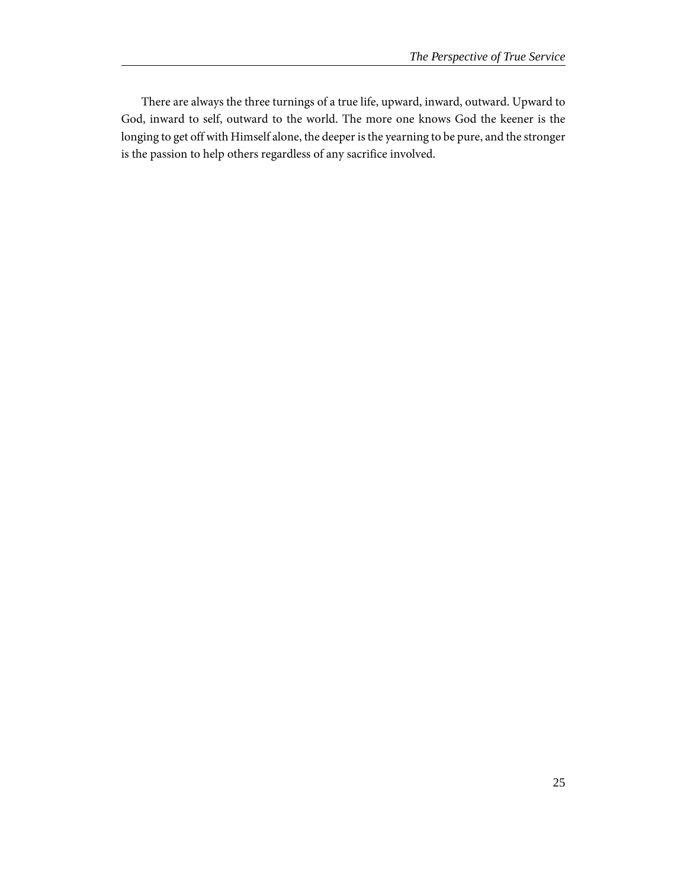There are always the three turnings of a true life, upward, inward, outward. Upward to God, inward to self, outward to the world. The more one knows God the keener is the longing to get off with Himself alone, the deeper is the yearning to be pure, and the stronger is the passion to help others regardless of any sacrifice involved.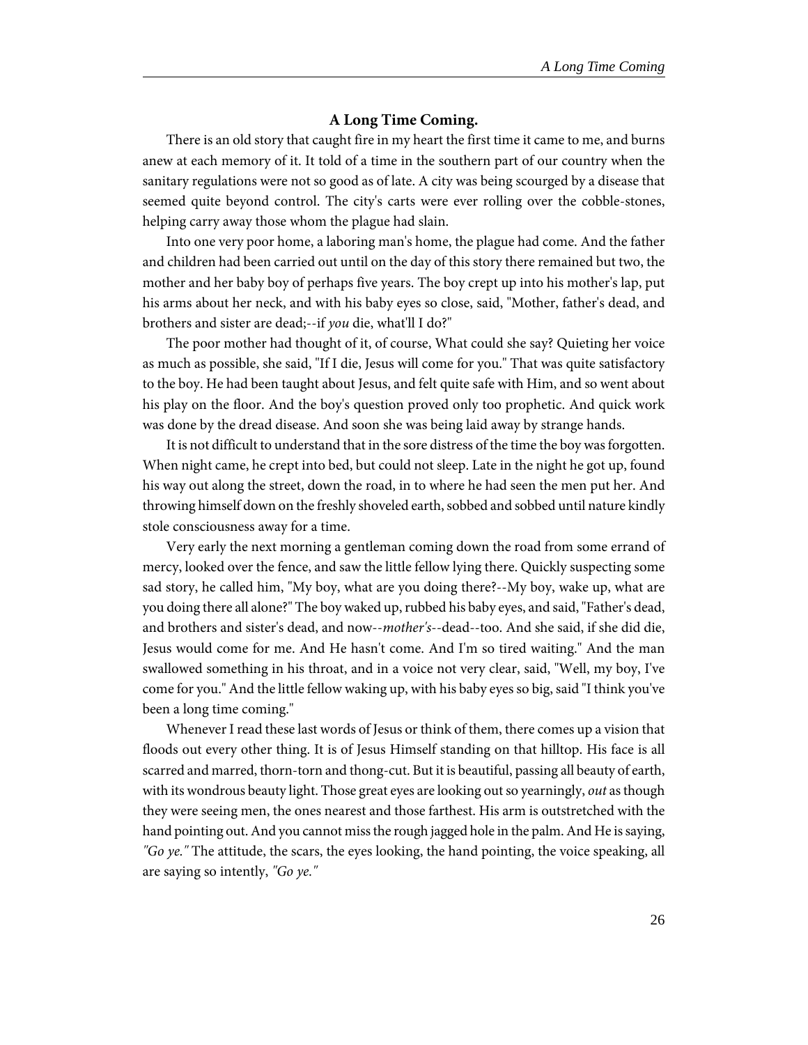### A Long Time Coming.

There is an old story that caught fire in my heart the first time it came to me, and burns anew at each memory of it. It told of a time in the southern part of our country when the sanitary regulations were not so good as of late. A city was being scourged by a disease that seemed quite beyond control. The city's carts were ever rolling over the cobble-stones, helping carry away those whom the plague had slain.

Into one very poor home, a laboring man's home, the plague had come. And the father and children had been carried out until on the day of this story there remained but two, the mother and her baby boy of perhaps five years. The boy crept up into his mother's lap, put his arms about her neck, and with his baby eyes so close, said, "Mother, father's dead, and brothers and sister are dead;--if *you* die, what'll I do?"

The poor mother had thought of it, of course, What could she say? Quieting her voice as much as possible, she said, "If I die, Jesus will come for you." That was quite satisfactory to the boy. He had been taught about Jesus, and felt quite safe with Him, and so went about his play on the floor. And the boy's question proved only too prophetic. And quick work was done by the dread disease. And soon she was being laid away by strange hands.

It is not difficult to understand that in the sore distress of the time the boy was forgotten. When night came, he crept into bed, but could not sleep. Late in the night he got up, found his way out along the street, down the road, in to where he had seen the men put her. And throwing himself down on the freshly shoveled earth, sobbed and sobbed until nature kindly stole consciousness away for a time.

Very early the next morning a gentleman coming down the road from some errand of mercy, looked over the fence, and saw the little fellow lying there. Quickly suspecting some sad story, he called him, "My boy, what are you doing there?--My boy, wake up, what are you doing there all alone?" The boy waked up, rubbed his baby eyes, and said, "Father's dead, and brothers and sister's dead, and now--*mother's*--dead--too. And she said, if she did die, Jesus would come for me. And He hasn't come. And I'm so tired waiting." And the man swallowed something in his throat, and in a voice not very clear, said, "Well, my boy, I've come for you." And the little fellow waking up, with his baby eyes so big, said "I think you've been a long time coming."

Whenever I read these last words of Jesus or think of them, there comes up a vision that floods out every other thing. It is of Jesus Himself standing on that hilltop. His face is all scarred and marred, thorn-torn and thong-cut. But it is beautiful, passing all beauty of earth, with its wondrous beauty light. Those great eyes are looking out so yearningly, *out* as though they were seeing men, the ones nearest and those farthest. His arm is outstretched with the hand pointing out. And you cannot miss the rough jagged hole in the palm. And He is saying, *"Go ye."* The attitude, the scars, the eyes looking, the hand pointing, the voice speaking, all are saying so intently, *"Go ye."*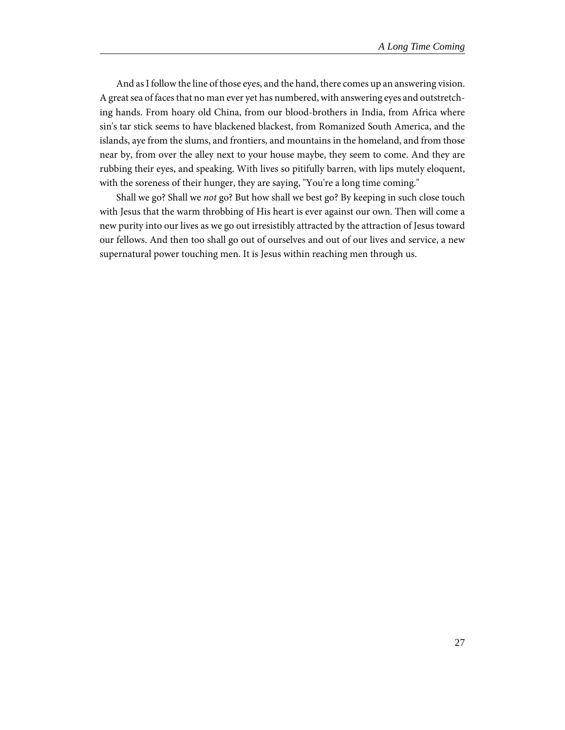And as I follow the line of those eyes, and the hand, there comes up an answering vision. A great sea of faces that no man ever yet has numbered, with answering eyes and outstretching hands. From hoary old China, from our blood-brothers in India, from Africa where sin's tar stick seems to have blackened blackest, from Romanized South America, and the islands, aye from the slums, and frontiers, and mountains in the homeland, and from those near by, from over the alley next to your house maybe, they seem to come. And they are rubbing their eyes, and speaking. With lives so pitifully barren, with lips mutely eloquent, with the soreness of their hunger, they are saying, "You're a long time coming."

Shall we go? Shall we *not* go? But how shall we best go? By keeping in such close touch with Jesus that the warm throbbing of His heart is ever against our own. Then will come a new purity into our lives as we go out irresistibly attracted by the attraction of Jesus toward our fellows. And then too shall go out of ourselves and out of our lives and service, a new supernatural power touching men. It is Jesus within reaching men through us.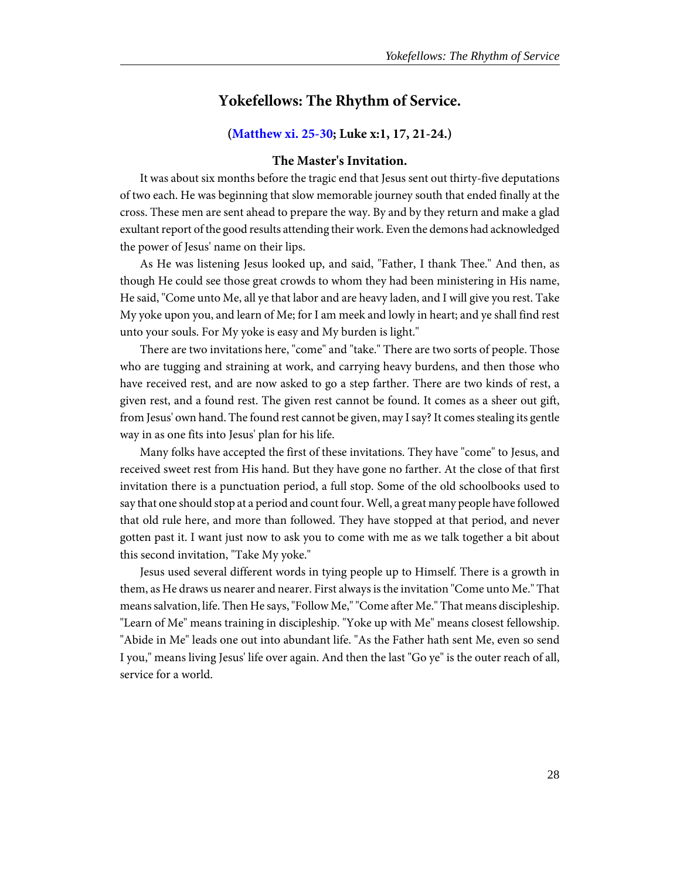## Yokefellows: The Rhythm of Service.

**(Matthew xi. 25-30; Luke x:1, 17, 21-24.)**

### The Master's Invitation.

It was about six months before the tragic end that Jesus sent out thirty-five deputations of two each. He was beginning that slow memorable journey south that ended finally at the cross. These men are sent ahead to prepare the way. By and by they return and make a glad exultant report of the good results attending their work. Even the demons had acknowledged the power of Jesus' name on their lips.

As He was listening Jesus looked up, and said, "Father, I thank Thee." And then, as though He could see those great crowds to whom they had been ministering in His name, He said, "Come unto Me, all ye that labor and are heavy laden, and I will give you rest. Take My yoke upon you, and learn of Me; for I am meek and lowly in heart; and ye shall find rest unto your souls. For My yoke is easy and My burden is light."

There are two invitations here, "come" and "take." There are two sorts of people. Those who are tugging and straining at work, and carrying heavy burdens, and then those who have received rest, and are now asked to go a step farther. There are two kinds of rest, a given rest, and a found rest. The given rest cannot be found. It comes as a sheer out gift, from Jesus' own hand. The found rest cannot be given, may I say? It comes stealing its gentle way in as one fits into Jesus' plan for his life.

Many folks have accepted the first of these invitations. They have "come" to Jesus, and received sweet rest from His hand. But they have gone no farther. At the close of that first invitation there is a punctuation period, a full stop. Some of the old schoolbooks used to say that one should stop at a period and count four. Well, a great many people have followed that old rule here, and more than followed. They have stopped at that period, and never gotten past it. I want just now to ask you to come with me as we talk together a bit about this second invitation, "Take My yoke."

Jesus used several different words in tying people up to Himself. There is a growth in them, as He draws us nearer and nearer. First always is the invitation "Come unto Me." That means salvation, life. Then He says, "Follow Me," "Come after Me." That means discipleship. "Learn of Me" means training in discipleship. "Yoke up with Me" means closest fellowship. "Abide in Me" leads one out into abundant life. "As the Father hath sent Me, even so send I you," means living Jesus' life over again. And then the last "Go ye" is the outer reach of all, service for a world.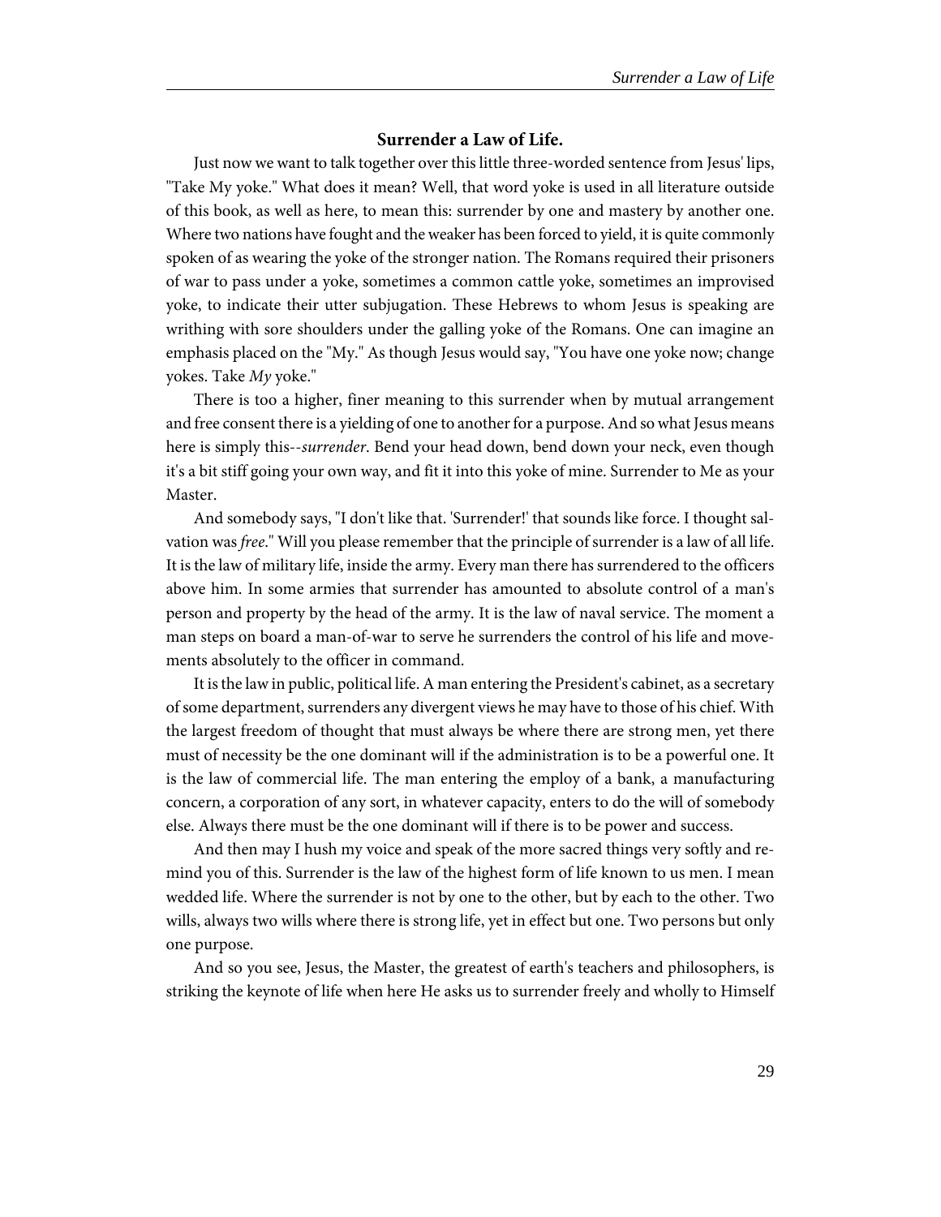## Surrender a Law of Life.

Just now we want to talk together over this little three-worded sentence from Jesus' lips, "Take My yoke." What does it mean? Well, that word yoke is used in all literature outside of this book, as well as here, to mean this: surrender by one and mastery by another one. Where two nations have fought and the weaker has been forced to yield, it is quite commonly spoken of as wearing the yoke of the stronger nation. The Romans required their prisoners of war to pass under a yoke, sometimes a common cattle yoke, sometimes an improvised yoke, to indicate their utter subjugation. These Hebrews to whom Jesus is speaking are writhing with sore shoulders under the galling yoke of the Romans. One can imagine an emphasis placed on the "My." As though Jesus would say, "You have one yoke now; change yokes. Take *My* yoke."

There is too a higher, finer meaning to this surrender when by mutual arrangement and free consent there is a yielding of one to another for a purpose. And so what Jesus means here is simply this--*surrender*. Bend your head down, bend down your neck, even though it's a bit stiff going your own way, and fit it into this yoke of mine. Surrender to Me as your Master.

And somebody says, "I don't like that. 'Surrender!' that sounds like force. I thought salvation was *free*." Will you please remember that the principle of surrender is a law of all life. It is the law of military life, inside the army. Every man there has surrendered to the officers above him. In some armies that surrender has amounted to absolute control of a man's person and property by the head of the army. It is the law of naval service. The moment a man steps on board a man-of-war to serve he surrenders the control of his life and movements absolutely to the officer in command.

It is the law in public, political life. A man entering the President's cabinet, as a secretary of some department, surrenders any divergent views he may have to those of his chief. With the largest freedom of thought that must always be where there are strong men, yet there must of necessity be the one dominant will if the administration is to be a powerful one. It is the law of commercial life. The man entering the employ of a bank, a manufacturing concern, a corporation of any sort, in whatever capacity, enters to do the will of somebody else. Always there must be the one dominant will if there is to be power and success.

And then may I hush my voice and speak of the more sacred things very softly and remind you of this. Surrender is the law of the highest form of life known to us men. I mean wedded life. Where the surrender is not by one to the other, but by each to the other. Two wills, always two wills where there is strong life, yet in effect but one. Two persons but only one purpose.

And so you see, Jesus, the Master, the greatest of earth's teachers and philosophers, is striking the keynote of life when here He asks us to surrender freely and wholly to Himself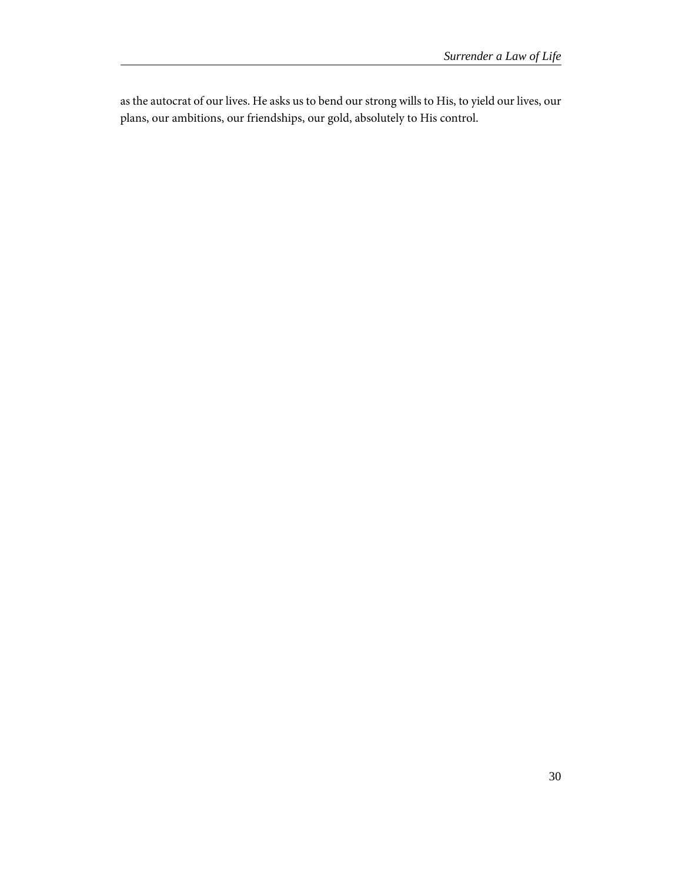as the autocrat of our lives. He asks us to bend our strong wills to His, to yield our lives, our plans, our ambitions, our friendships, our gold, absolutely to His control.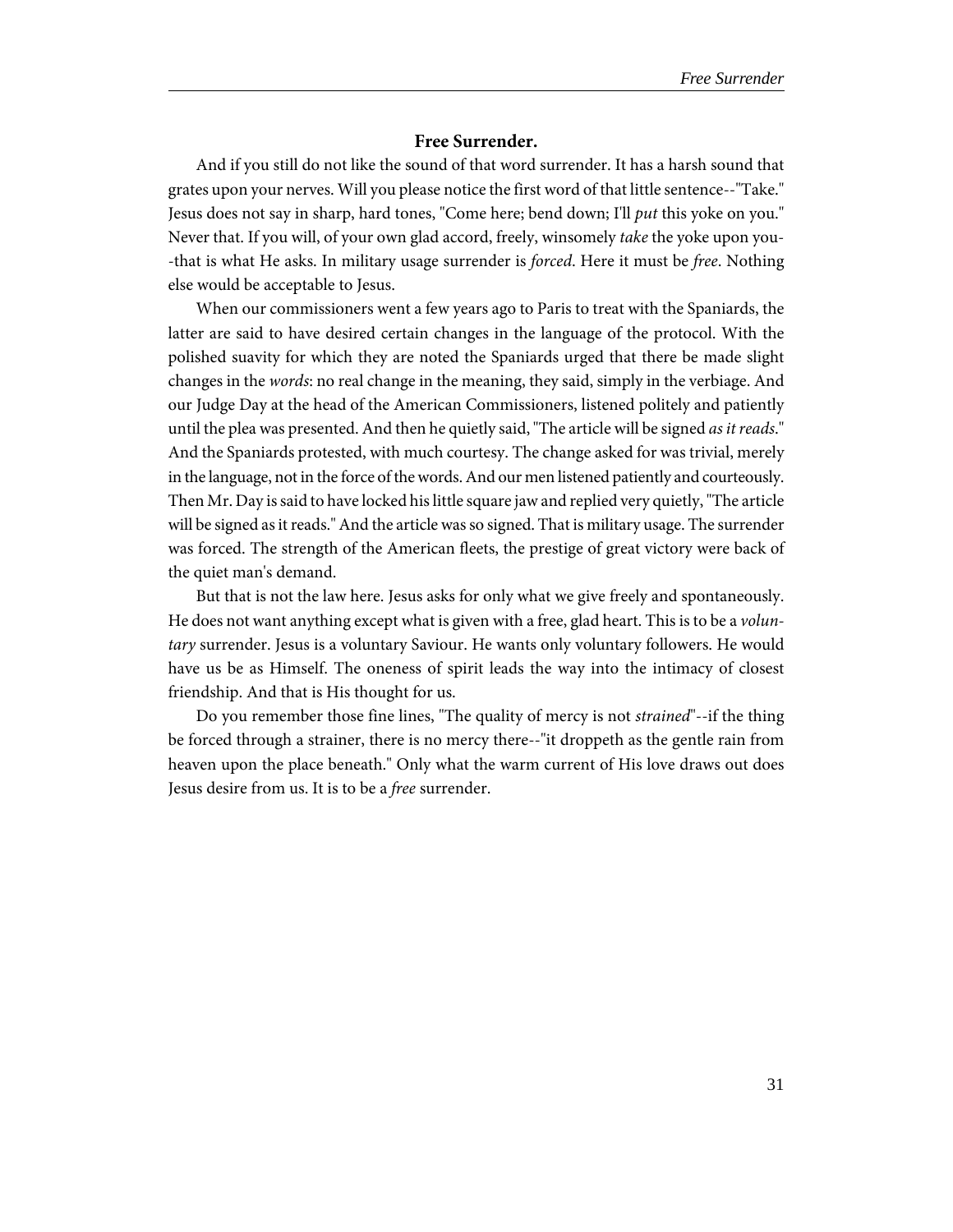### **Free Surrender.**

And if you still do not like the sound of that word surrender. It has a harsh sound that grates upon your nerves. Will you please notice the first word of that little sentence--"Take." Jesus does not say in sharp, hard tones, "Come here; bend down; I'll *put* this yoke on you." Never that. If you will, of your own glad accord, freely, winsomely *take* the yoke upon you--that is what He asks. In military usage surrender is *forced*. Here it must be *free*. Nothing else would be acceptable to Jesus.

When our commissioners went a few years ago to Paris to treat with the Spaniards, the latter are said to have desired certain changes in the language of the protocol. With the polished suavity for which they are noted the Spaniards urged that there be made slight changes in the *words*: no real change in the meaning, they said, simply in the verbiage. And our Judge Day at the head of the American Commissioners, listened politely and patiently until the plea was presented. And then he quietly said, "The article will be signed *as it reads*." And the Spaniards protested, with much courtesy. The change asked for was trivial, merely in the language, not in the force of the words. And our men listened patiently and courteously. Then Mr. Day is said to have locked his little square jaw and replied very quietly, "The article will be signed as it reads." And the article was so signed. That is military usage. The surrender was forced. The strength of the American fleets, the prestige of great victory were back of the quiet man's demand.

But that is not the law here. Jesus asks for only what we give freely and spontaneously. He does not want anything except what is given with a free, glad heart. This is to be a *voluntary* surrender. Jesus is a voluntary Saviour. He wants only voluntary followers. He would have us be as Himself. The oneness of spirit leads the way into the intimacy of closest friendship. And that is His thought for us.

Do you remember those fine lines, "The quality of mercy is not *strained*"--if the thing be forced through a strainer, there is no mercy there--"it droppeth as the gentle rain from heaven upon the place beneath." Only what the warm current of His love draws out does Jesus desire from us. It is to be a *free* surrender.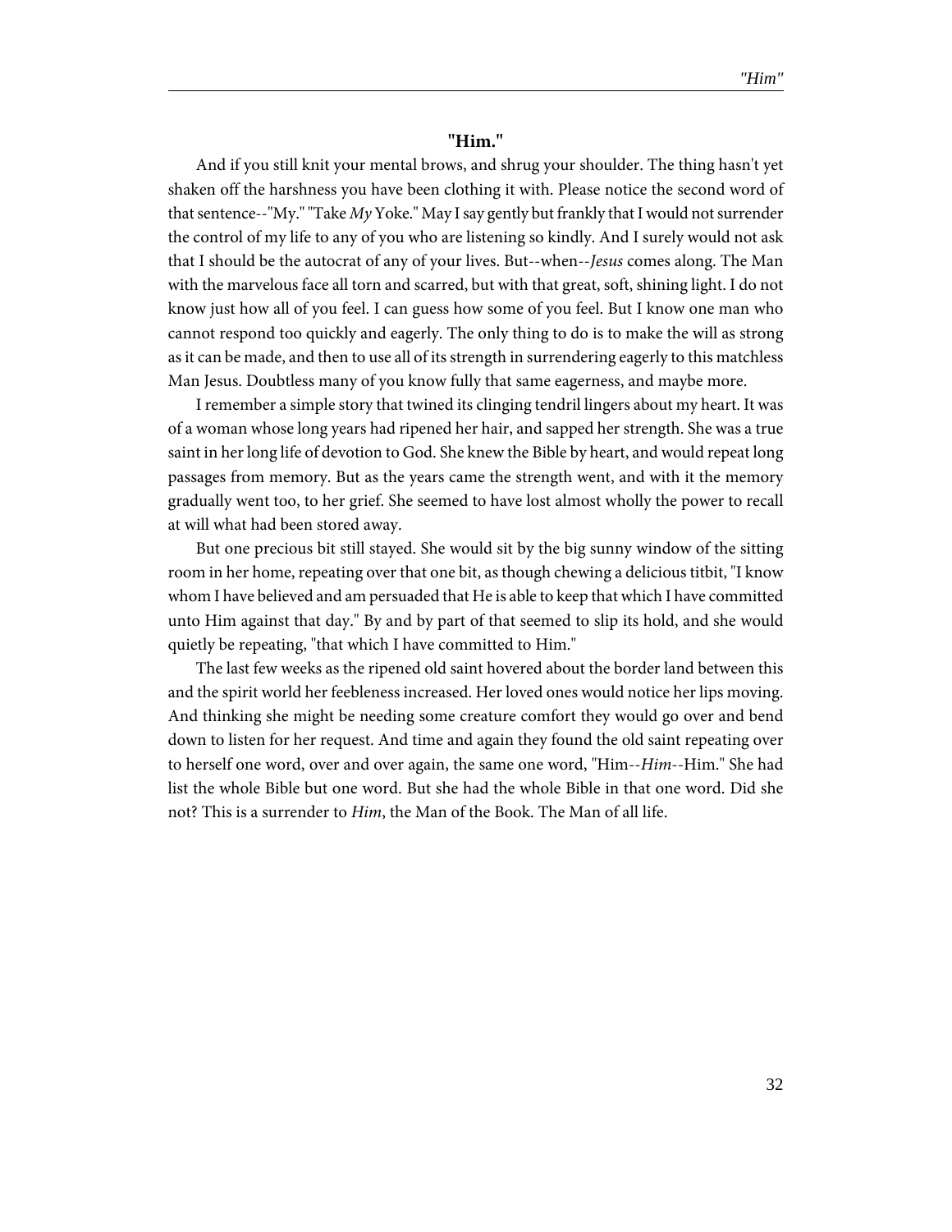### "Him."

And if you still knit your mental brows, and shrug your shoulder. The thing hasn't yet shaken off the harshness you have been clothing it with. Please notice the second word of that sentence--"My." "Take *My* Yoke." May I say gently but frankly that I would not surrender the control of my life to any of you who are listening so kindly. And I surely would not ask that I should be the autocrat of any of your lives. But--when--*Jesus* comes along. The Man with the marvelous face all torn and scarred, but with that great, soft, shining light. I do not know just how all of you feel. I can guess how some of you feel. But I know one man who cannot respond too quickly and eagerly. The only thing to do is to make the will as strong as it can be made, and then to use all of its strength in surrendering eagerly to this matchless Man Jesus. Doubtless many of you know fully that same eagerness, and maybe more.

I remember a simple story that twined its clinging tendril lingers about my heart. It was of a woman whose long years had ripened her hair, and sapped her strength. She was a true saint in her long life of devotion to God. She knew the Bible by heart, and would repeat long passages from memory. But as the years came the strength went, and with it the memory gradually went too, to her grief. She seemed to have lost almost wholly the power to recall at will what had been stored away.

But one precious bit still stayed. She would sit by the big sunny window of the sitting room in her home, repeating over that one bit, as though chewing a delicious titbit, "I know whom I have believed and am persuaded that He is able to keep that which I have committed unto Him against that day." By and by part of that seemed to slip its hold, and she would quietly be repeating, "that which I have committed to Him."

The last few weeks as the ripened old saint hovered about the border land between this and the spirit world her feebleness increased. Her loved ones would notice her lips moving. And thinking she might be needing some creature comfort they would go over and bend down to listen for her request. And time and again they found the old saint repeating over to herself one word, over and over again, the same one word, "Him--*Him*--Him." She had list the whole Bible but one word. But she had the whole Bible in that one word. Did she not? This is a surrender to *Him*, the Man of the Book. The Man of all life.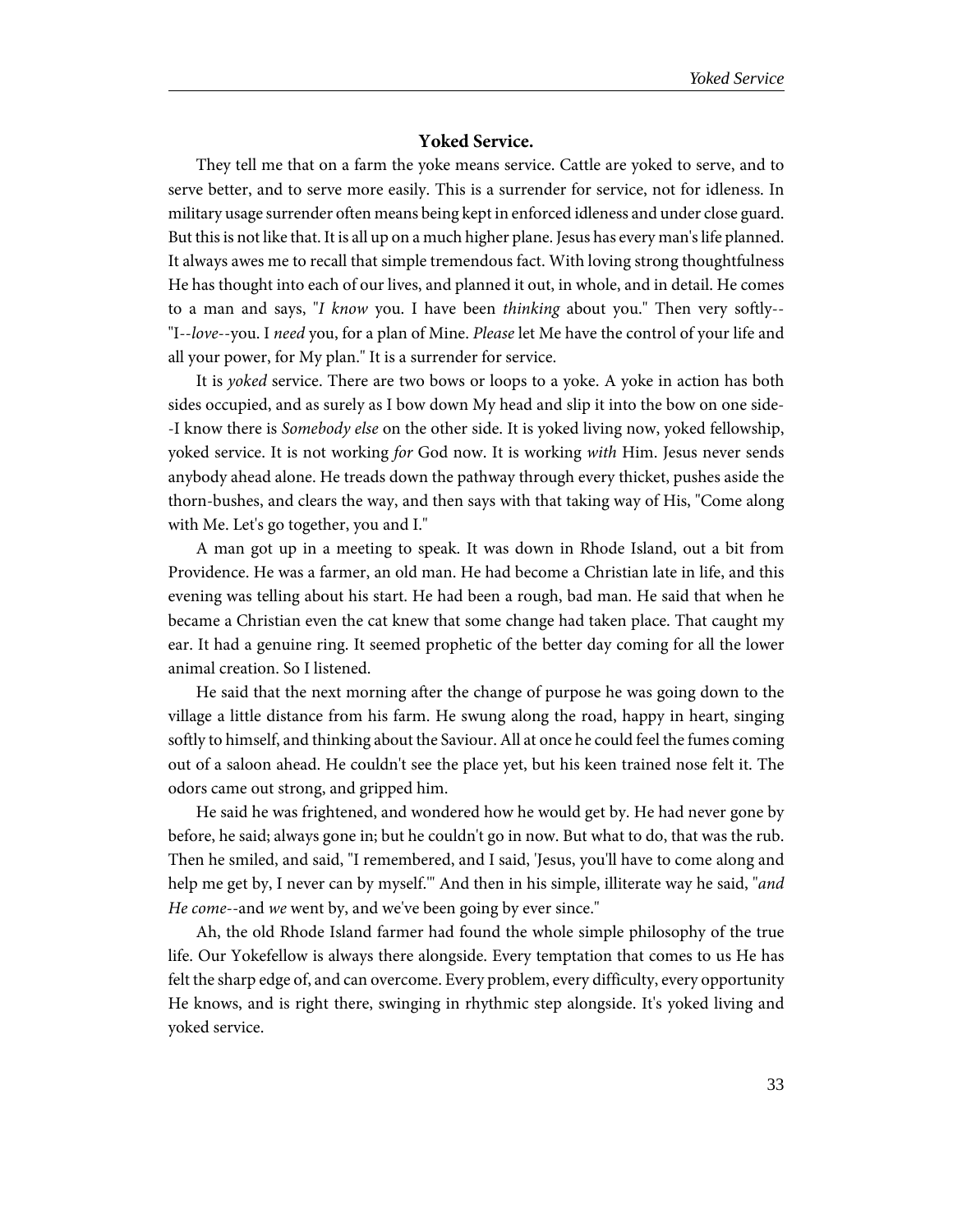## Yoked Service.

They tell me that on a farm the yoke means service. Cattle are yoked to serve, and to serve better, and to serve more easily. This is a surrender for service, not for idleness. In military usage surrender often means being kept in enforced idleness and under close guard. But this is not like that. It is all up on a much higher plane. Jesus has every man's life planned. It always awes me to recall that simple tremendous fact. With loving strong thoughtfulness He has thought into each of our lives, and planned it out, in whole, and in detail. He comes to a man and says, "*I know* you. I have been *thinking* about you." Then very softly--"I--*love*--you. I *need* you, for a plan of Mine. *Please* let Me have the control of your life and all your power, for My plan." It is a surrender for service.

It is *yoked* service. There are two bows or loops to a yoke. A yoke in action has both sides occupied, and as surely as I bow down My head and slip it into the bow on one side--I know there is *Somebody else* on the other side. It is yoked living now, yoked fellowship, yoked service. It is not working *for* God now. It is working *with* Him. Jesus never sends anybody ahead alone. He treads down the pathway through every thicket, pushes aside the thorn-bushes, and clears the way, and then says with that taking way of His, "Come along with Me. Let's go together, you and I."

A man got up in a meeting to speak. It was down in Rhode Island, out a bit from Providence. He was a farmer, an old man. He had become a Christian late in life, and this evening was telling about his start. He had been a rough, bad man. He said that when he became a Christian even the cat knew that some change had taken place. That caught my ear. It had a genuine ring. It seemed prophetic of the better day coming for all the lower animal creation. So I listened.

He said that the next morning after the change of purpose he was going down to the village a little distance from his farm. He swung along the road, happy in heart, singing softly to himself, and thinking about the Saviour. All at once he could feel the fumes coming out of a saloon ahead. He couldn't see the place yet, but his keen trained nose felt it. The odors came out strong, and gripped him.

He said he was frightened, and wondered how he would get by. He had never gone by before, he said; always gone in; but he couldn't go in now. But what to do, that was the rub. Then he smiled, and said, "I remembered, and I said, 'Jesus, you'll have to come along and help me get by, I never can by myself.'" And then in his simple, illiterate way he said, "*and He come*--and *we* went by, and we've been going by ever since."

Ah, the old Rhode Island farmer had found the whole simple philosophy of the true life. Our Yokefellow is always there alongside. Every temptation that comes to us He has felt the sharp edge of, and can overcome. Every problem, every difficulty, every opportunity He knows, and is right there, swinging in rhythmic step alongside. It's yoked living and yoked service.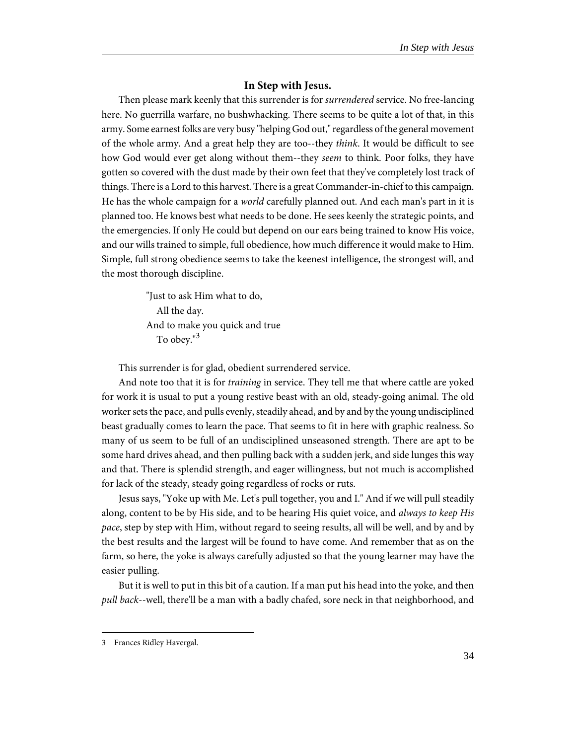### In Step with Jesus.

Then please mark keenly that this surrender is for *surrendered* service. No free-lancing here. No guerrilla warfare, no bushwhacking. There seems to be quite a lot of that, in this army. Some earnest folks are very busy "helping God out," regardless of the general movement of the whole army. And a great help they are too--they *think*. It would be difficult to see how God would ever get along without them--they *seem* to think. Poor folks, they have gotten so covered with the dust made by their own feet that they've completely lost track of things. There is a Lord to this harvest. There is a great Commander-in-chief to this campaign. He has the whole campaign for a *world* carefully planned out. And each man's part in it is planned too. He knows best what needs to be done. He sees keenly the strategic points, and the emergencies. If only He could but depend on our ears being trained to know His voice, and our wills trained to simple, full obedience, how much difference it would make to Him. Simple, full strong obedience seems to take the keenest intelligence, the strongest will, and the most thorough discipline.

> "Just to ask Him what to do,
> All the day.
> And to make you quick and true
> To obey."[3]

This surrender is for glad, obedient surrendered service.

And note too that it is for *training* in service. They tell me that where cattle are yoked for work it is usual to put a young restive beast with an old, steady-going animal. The old worker sets the pace, and pulls evenly, steadily ahead, and by and by the young undisciplined beast gradually comes to learn the pace. That seems to fit in here with graphic realness. So many of us seem to be full of an undisciplined unseasoned strength. There are apt to be some hard drives ahead, and then pulling back with a sudden jerk, and side lunges this way and that. There is splendid strength, and eager willingness, but not much is accomplished for lack of the steady, steady going regardless of rocks or ruts.

Jesus says, "Yoke up with Me. Let's pull together, you and I." And if we will pull steadily along, content to be by His side, and to be hearing His quiet voice, and *always to keep His pace*, step by step with Him, without regard to seeing results, all will be well, and by and by the best results and the largest will be found to have come. And remember that as on the farm, so here, the yoke is always carefully adjusted so that the young learner may have the easier pulling.

But it is well to put in this bit of a caution. If a man put his head into the yoke, and then *pull back*--well, there'll be a man with a badly chafed, sore neck in that neighborhood, and

---

3 Frances Ridley Havergal.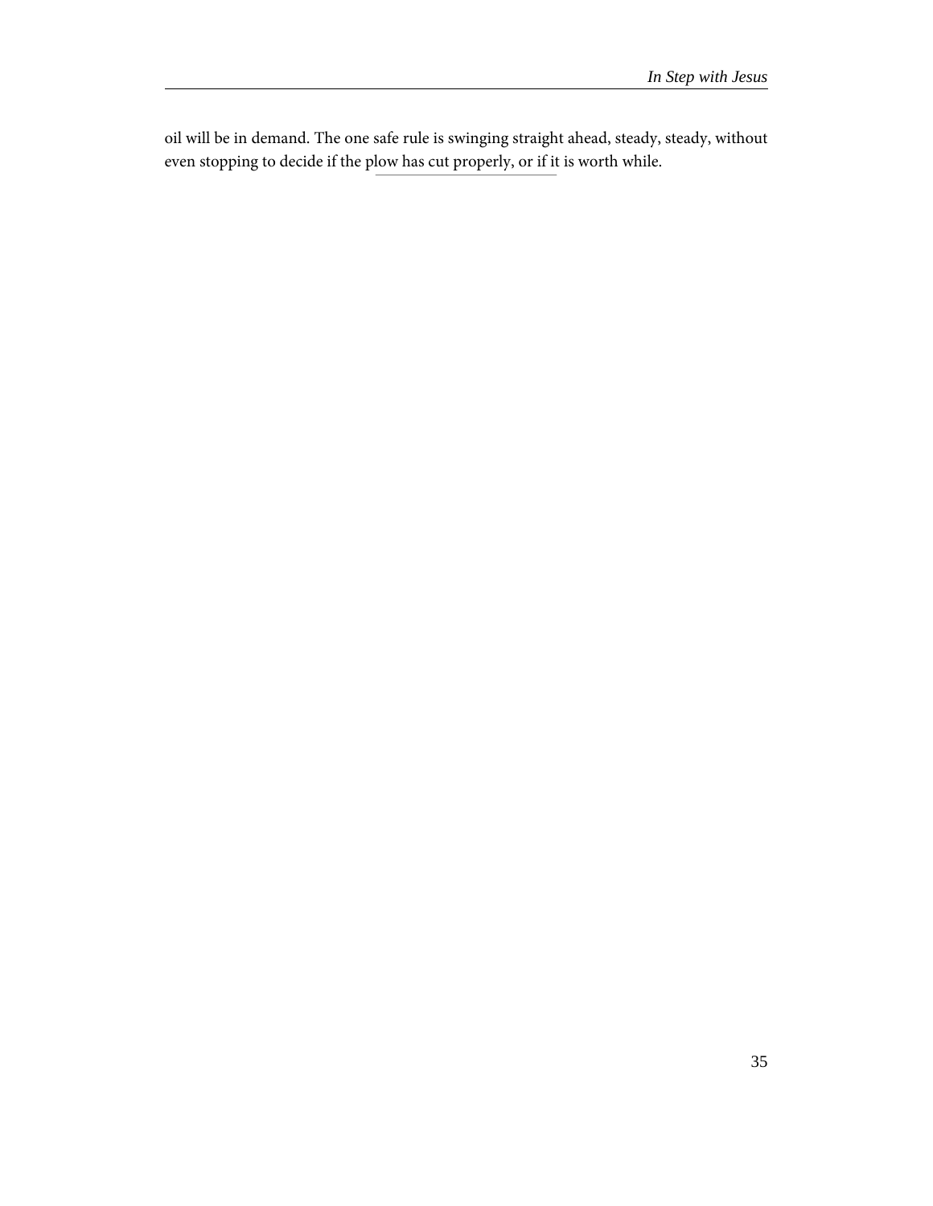oil will be in demand. The one safe rule is swinging straight ahead, steady, steady, without even stopping to decide if the plow has cut properly, or if it is worth while.

---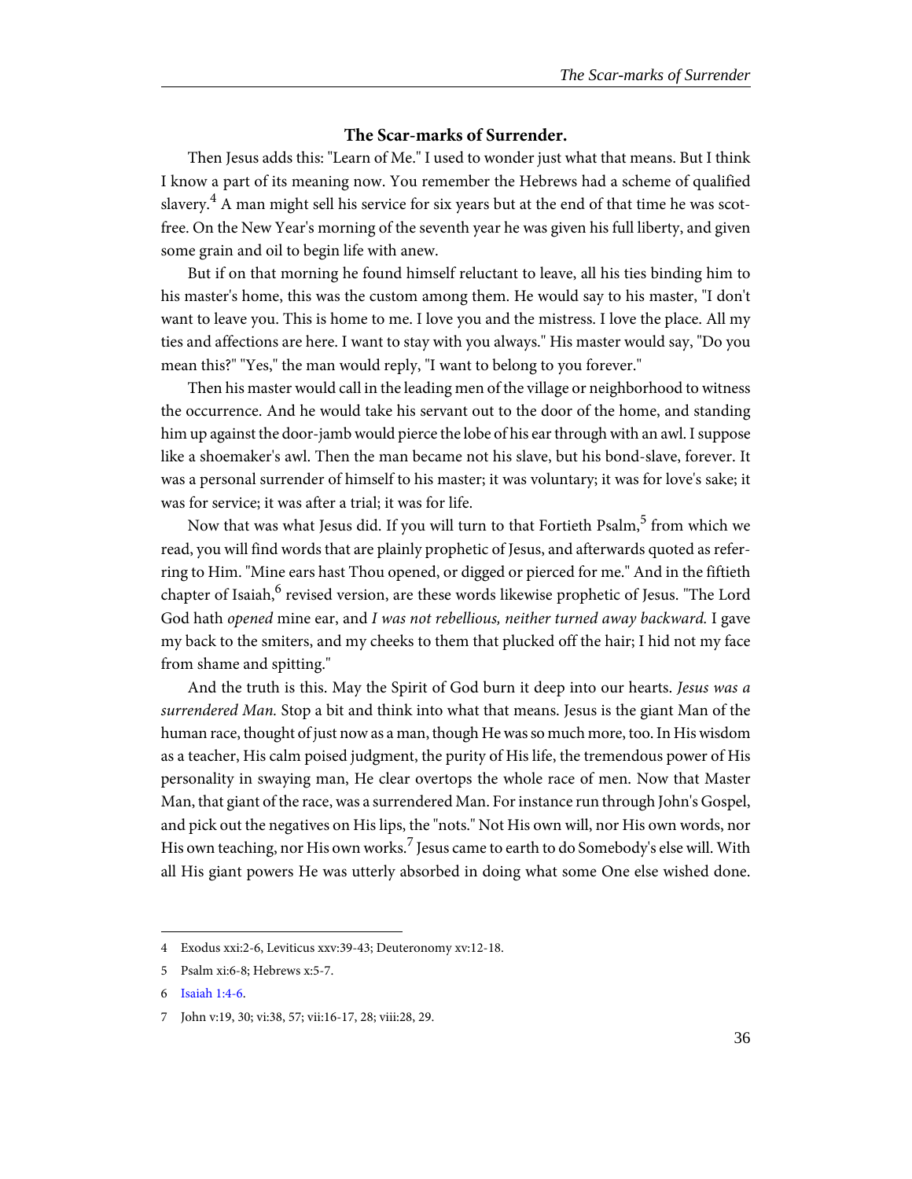### The Scar-marks of Surrender.

Then Jesus adds this: "Learn of Me." I used to wonder just what that means. But I think I know a part of its meaning now. You remember the Hebrews had a scheme of qualified slavery.[4] A man might sell his service for six years but at the end of that time he was scot-free. On the New Year's morning of the seventh year he was given his full liberty, and given some grain and oil to begin life with anew.

But if on that morning he found himself reluctant to leave, all his ties binding him to his master's home, this was the custom among them. He would say to his master, "I don't want to leave you. This is home to me. I love you and the mistress. I love the place. All my ties and affections are here. I want to stay with you always." His master would say, "Do you mean this?" "Yes," the man would reply, "I want to belong to you forever."

Then his master would call in the leading men of the village or neighborhood to witness the occurrence. And he would take his servant out to the door of the home, and standing him up against the door-jamb would pierce the lobe of his ear through with an awl. I suppose like a shoemaker's awl. Then the man became not his slave, but his bond-slave, forever. It was a personal surrender of himself to his master; it was voluntary; it was for love's sake; it was for service; it was after a trial; it was for life.

Now that was what Jesus did. If you will turn to that Fortieth Psalm,[5] from which we read, you will find words that are plainly prophetic of Jesus, and afterwards quoted as referring to Him. "Mine ears hast Thou opened, or digged or pierced for me." And in the fiftieth chapter of Isaiah,[6] revised version, are these words likewise prophetic of Jesus. "The Lord God hath *opened* mine ear, and *I was not rebellious, neither turned away backward.* I gave my back to the smiters, and my cheeks to them that plucked off the hair; I hid not my face from shame and spitting."

And the truth is this. May the Spirit of God burn it deep into our hearts. *Jesus was a surrendered Man.* Stop a bit and think into what that means. Jesus is the giant Man of the human race, thought of just now as a man, though He was so much more, too. In His wisdom as a teacher, His calm poised judgment, the purity of His life, the tremendous power of His personality in swaying man, He clear overtops the whole race of men. Now that Master Man, that giant of the race, was a surrendered Man. For instance run through John's Gospel, and pick out the negatives on His lips, the "nots." Not His own will, nor His own words, nor His own teaching, nor His own works.[7] Jesus came to earth to do Somebody's else will. With all His giant powers He was utterly absorbed in doing what some One else wished done.

---

4 Exodus xxi:2-6, Leviticus xxv:39-43; Deuteronomy xv:12-18.

5 Psalm xi:6-8; Hebrews x:5-7.

6 Isaiah 1:4-6.

7 John v:19, 30; vi:38, 57; vii:16-17, 28; viii:28, 29.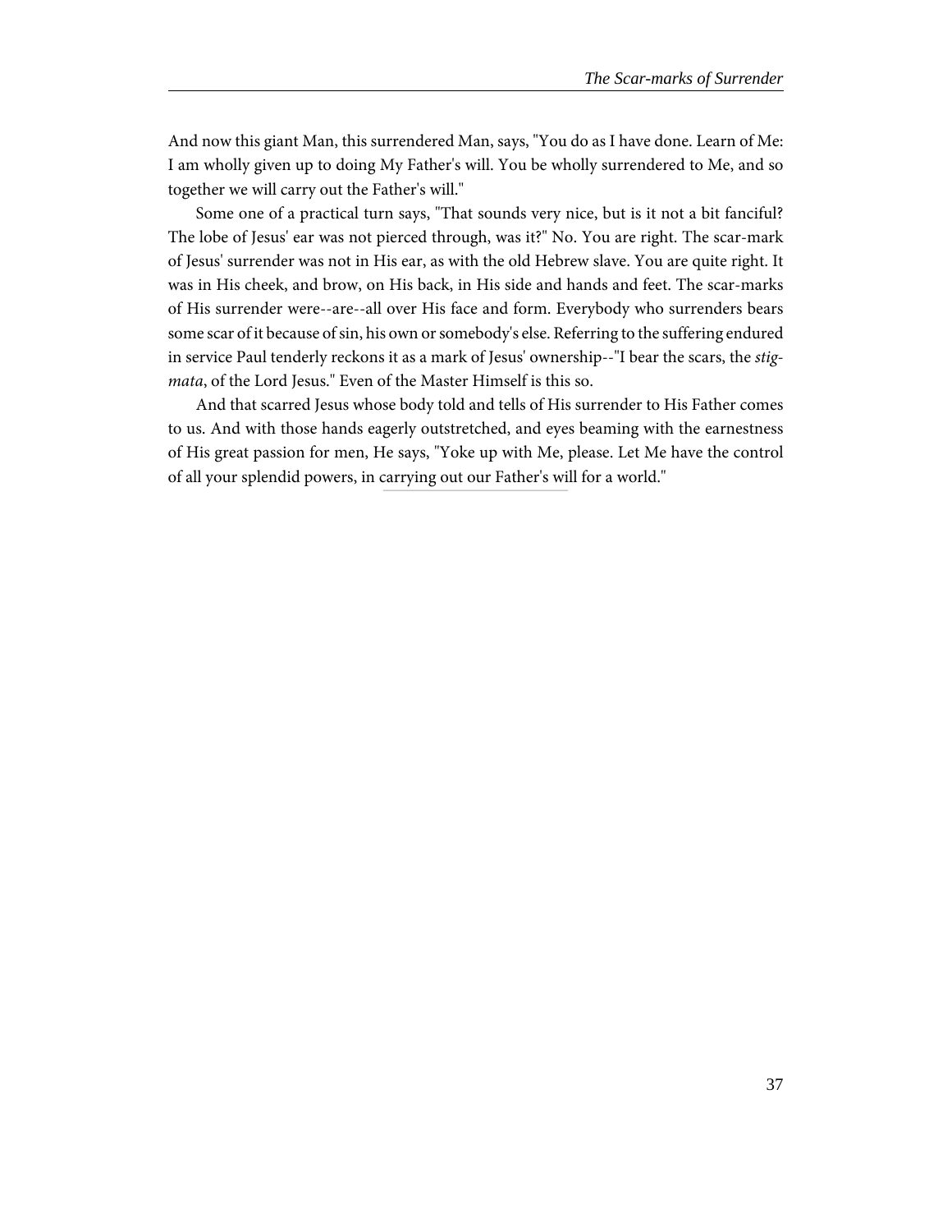And now this giant Man, this surrendered Man, says, "You do as I have done. Learn of Me: I am wholly given up to doing My Father's will. You be wholly surrendered to Me, and so together we will carry out the Father's will."

Some one of a practical turn says, "That sounds very nice, but is it not a bit fanciful? The lobe of Jesus' ear was not pierced through, was it?" No. You are right. The scar-mark of Jesus' surrender was not in His ear, as with the old Hebrew slave. You are quite right. It was in His cheek, and brow, on His back, in His side and hands and feet. The scar-marks of His surrender were--are--all over His face and form. Everybody who surrenders bears some scar of it because of sin, his own or somebody's else. Referring to the suffering endured in service Paul tenderly reckons it as a mark of Jesus' ownership--"I bear the scars, the *stigmata*, of the Lord Jesus." Even of the Master Himself is this so.

And that scarred Jesus whose body told and tells of His surrender to His Father comes to us. And with those hands eagerly outstretched, and eyes beaming with the earnestness of His great passion for men, He says, "Yoke up with Me, please. Let Me have the control of all your splendid powers, in carrying out our Father's will for a world."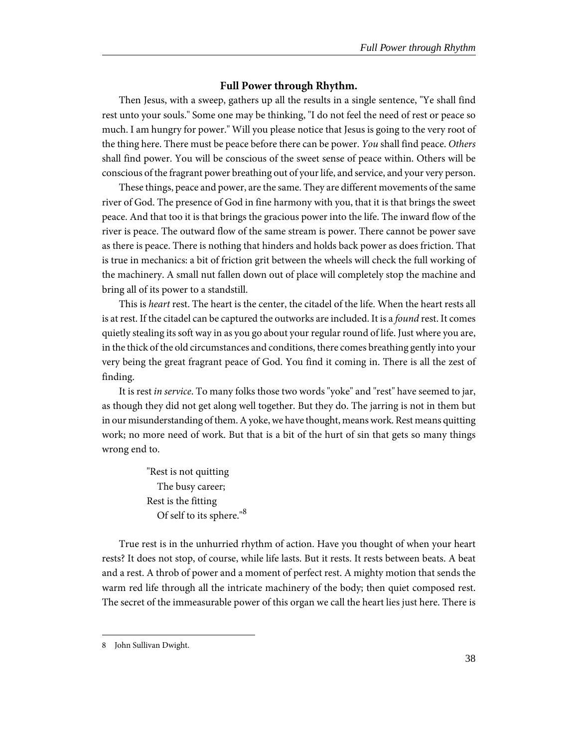### Full Power through Rhythm.

Then Jesus, with a sweep, gathers up all the results in a single sentence, "Ye shall find rest unto your souls." Some one may be thinking, "I do not feel the need of rest or peace so much. I am hungry for power." Will you please notice that Jesus is going to the very root of the thing here. There must be peace before there can be power. *You* shall find peace. *Others* shall find power. You will be conscious of the sweet sense of peace within. Others will be conscious of the fragrant power breathing out of your life, and service, and your very person.

These things, peace and power, are the same. They are different movements of the same river of God. The presence of God in fine harmony with you, that it is that brings the sweet peace. And that too it is that brings the gracious power into the life. The inward flow of the river is peace. The outward flow of the same stream is power. There cannot be power save as there is peace. There is nothing that hinders and holds back power as does friction. That is true in mechanics: a bit of friction grit between the wheels will check the full working of the machinery. A small nut fallen down out of place will completely stop the machine and bring all of its power to a standstill.

This is *heart* rest. The heart is the center, the citadel of the life. When the heart rests all is at rest. If the citadel can be captured the outworks are included. It is a *found* rest. It comes quietly stealing its soft way in as you go about your regular round of life. Just where you are, in the thick of the old circumstances and conditions, there comes breathing gently into your very being the great fragrant peace of God. You find it coming in. There is all the zest of finding.

It is rest *in service*. To many folks those two words "yoke" and "rest" have seemed to jar, as though they did not get along well together. But they do. The jarring is not in them but in our misunderstanding of them. A yoke, we have thought, means work. Rest means quitting work; no more need of work. But that is a bit of the hurt of sin that gets so many things wrong end to.

> "Rest is not quitting
> &nbsp;&nbsp;The busy career;
> Rest is the fitting
> &nbsp;&nbsp;Of self to its sphere."[8]

True rest is in the unhurried rhythm of action. Have you thought of when your heart rests? It does not stop, of course, while life lasts. But it rests. It rests between beats. A beat and a rest. A throb of power and a moment of perfect rest. A mighty motion that sends the warm red life through all the intricate machinery of the body; then quiet composed rest. The secret of the immeasurable power of this organ we call the heart lies just here. There is

---

8 John Sullivan Dwight.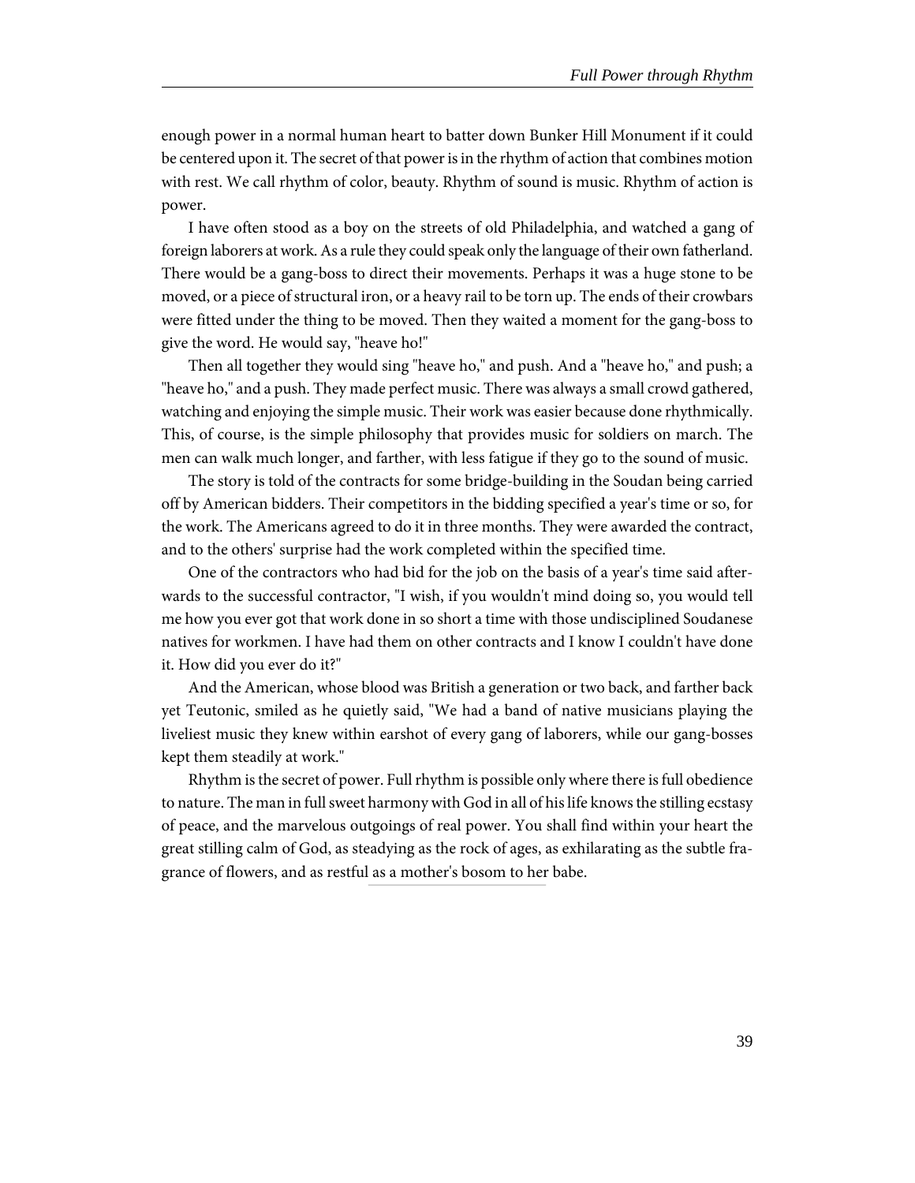enough power in a normal human heart to batter down Bunker Hill Monument if it could be centered upon it. The secret of that power is in the rhythm of action that combines motion with rest. We call rhythm of color, beauty. Rhythm of sound is music. Rhythm of action is power.

I have often stood as a boy on the streets of old Philadelphia, and watched a gang of foreign laborers at work. As a rule they could speak only the language of their own fatherland. There would be a gang-boss to direct their movements. Perhaps it was a huge stone to be moved, or a piece of structural iron, or a heavy rail to be torn up. The ends of their crowbars were fitted under the thing to be moved. Then they waited a moment for the gang-boss to give the word. He would say, "heave ho!"

Then all together they would sing "heave ho," and push. And a "heave ho," and push; a "heave ho," and a push. They made perfect music. There was always a small crowd gathered, watching and enjoying the simple music. Their work was easier because done rhythmically. This, of course, is the simple philosophy that provides music for soldiers on march. The men can walk much longer, and farther, with less fatigue if they go to the sound of music.

The story is told of the contracts for some bridge-building in the Soudan being carried off by American bidders. Their competitors in the bidding specified a year's time or so, for the work. The Americans agreed to do it in three months. They were awarded the contract, and to the others' surprise had the work completed within the specified time.

One of the contractors who had bid for the job on the basis of a year's time said afterwards to the successful contractor, "I wish, if you wouldn't mind doing so, you would tell me how you ever got that work done in so short a time with those undisciplined Soudanese natives for workmen. I have had them on other contracts and I know I couldn't have done it. How did you ever do it?"

And the American, whose blood was British a generation or two back, and farther back yet Teutonic, smiled as he quietly said, "We had a band of native musicians playing the liveliest music they knew within earshot of every gang of laborers, while our gang-bosses kept them steadily at work."

Rhythm is the secret of power. Full rhythm is possible only where there is full obedience to nature. The man in full sweet harmony with God in all of his life knows the stilling ecstasy of peace, and the marvelous outgoings of real power. You shall find within your heart the great stilling calm of God, as steadying as the rock of ages, as exhilarating as the subtle fragrance of flowers, and as restful as a mother's bosom to her babe.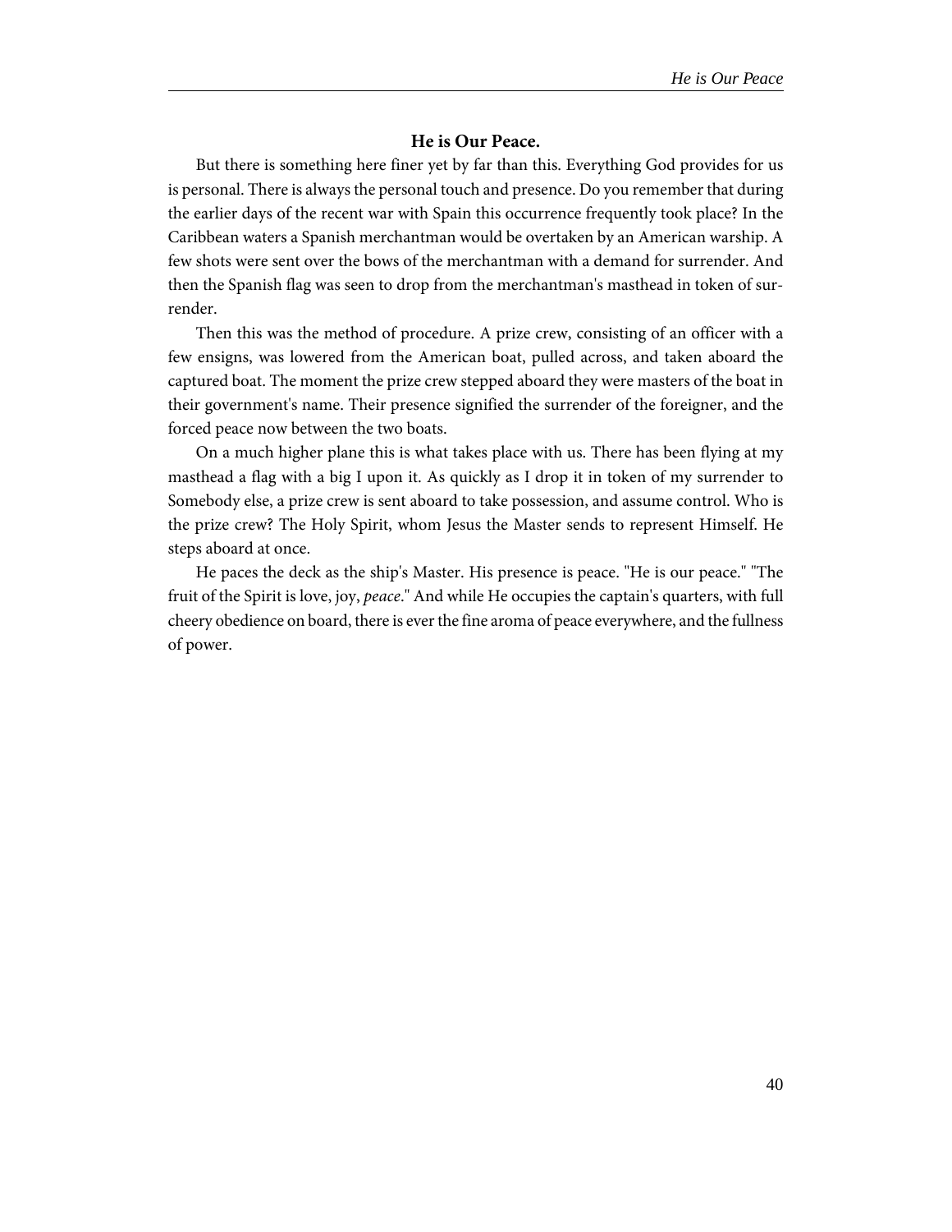### He is Our Peace.

But there is something here finer yet by far than this. Everything God provides for us is personal. There is always the personal touch and presence. Do you remember that during the earlier days of the recent war with Spain this occurrence frequently took place? In the Caribbean waters a Spanish merchantman would be overtaken by an American warship. A few shots were sent over the bows of the merchantman with a demand for surrender. And then the Spanish flag was seen to drop from the merchantman's masthead in token of surrender.

Then this was the method of procedure. A prize crew, consisting of an officer with a few ensigns, was lowered from the American boat, pulled across, and taken aboard the captured boat. The moment the prize crew stepped aboard they were masters of the boat in their government's name. Their presence signified the surrender of the foreigner, and the forced peace now between the two boats.

On a much higher plane this is what takes place with us. There has been flying at my masthead a flag with a big I upon it. As quickly as I drop it in token of my surrender to Somebody else, a prize crew is sent aboard to take possession, and assume control. Who is the prize crew? The Holy Spirit, whom Jesus the Master sends to represent Himself. He steps aboard at once.

He paces the deck as the ship's Master. His presence is peace. "He is our peace." "The fruit of the Spirit is love, joy, *peace*." And while He occupies the captain's quarters, with full cheery obedience on board, there is ever the fine aroma of peace everywhere, and the fullness of power.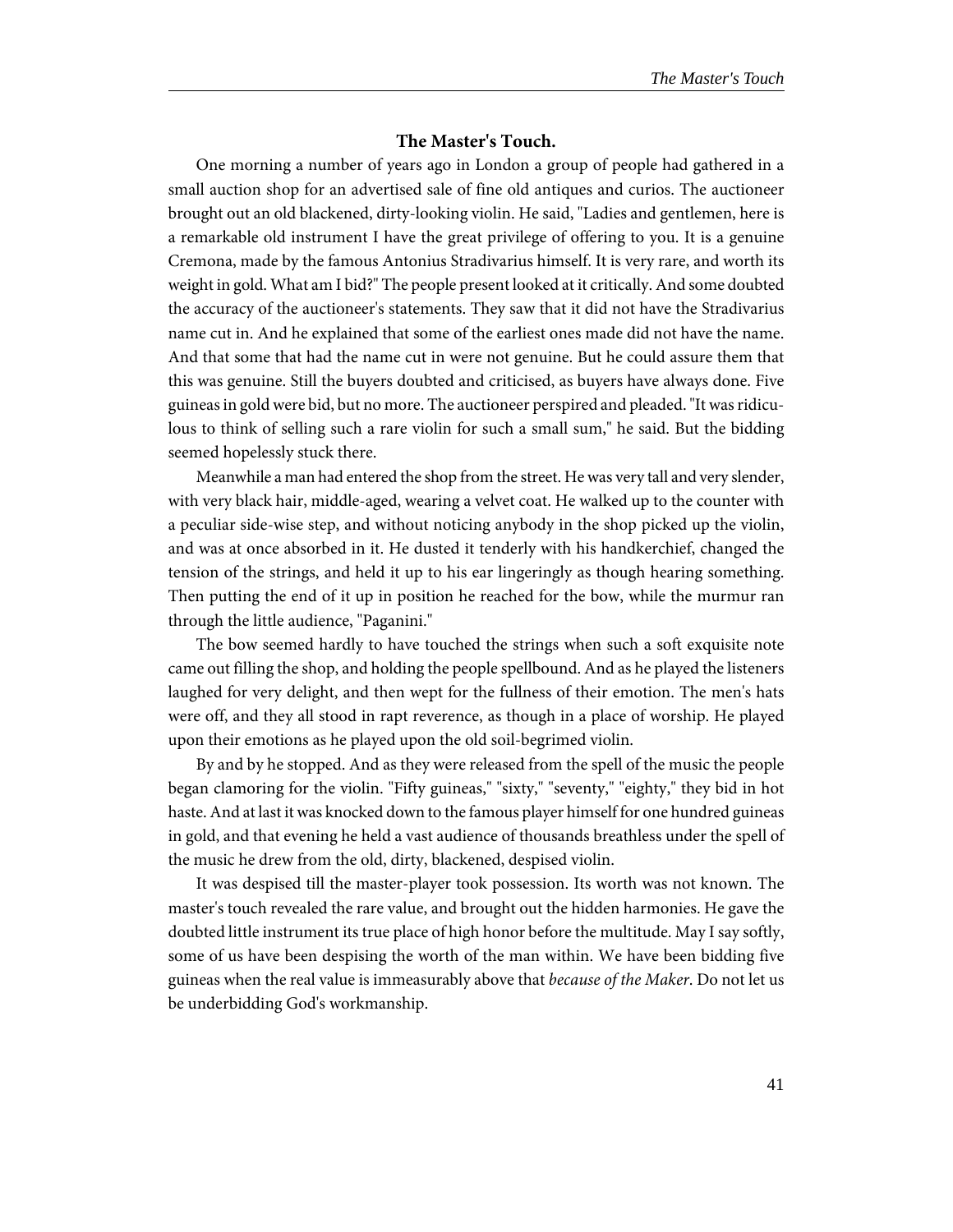## The Master's Touch.

One morning a number of years ago in London a group of people had gathered in a small auction shop for an advertised sale of fine old antiques and curios. The auctioneer brought out an old blackened, dirty-looking violin. He said, "Ladies and gentlemen, here is a remarkable old instrument I have the great privilege of offering to you. It is a genuine Cremona, made by the famous Antonius Stradivarius himself. It is very rare, and worth its weight in gold. What am I bid?" The people present looked at it critically. And some doubted the accuracy of the auctioneer's statements. They saw that it did not have the Stradivarius name cut in. And he explained that some of the earliest ones made did not have the name. And that some that had the name cut in were not genuine. But he could assure them that this was genuine. Still the buyers doubted and criticised, as buyers have always done. Five guineas in gold were bid, but no more. The auctioneer perspired and pleaded. "It was ridiculous to think of selling such a rare violin for such a small sum," he said. But the bidding seemed hopelessly stuck there.

Meanwhile a man had entered the shop from the street. He was very tall and very slender, with very black hair, middle-aged, wearing a velvet coat. He walked up to the counter with a peculiar side-wise step, and without noticing anybody in the shop picked up the violin, and was at once absorbed in it. He dusted it tenderly with his handkerchief, changed the tension of the strings, and held it up to his ear lingeringly as though hearing something. Then putting the end of it up in position he reached for the bow, while the murmur ran through the little audience, "Paganini."

The bow seemed hardly to have touched the strings when such a soft exquisite note came out filling the shop, and holding the people spellbound. And as he played the listeners laughed for very delight, and then wept for the fullness of their emotion. The men's hats were off, and they all stood in rapt reverence, as though in a place of worship. He played upon their emotions as he played upon the old soil-begrimed violin.

By and by he stopped. And as they were released from the spell of the music the people began clamoring for the violin. "Fifty guineas," "sixty," "seventy," "eighty," they bid in hot haste. And at last it was knocked down to the famous player himself for one hundred guineas in gold, and that evening he held a vast audience of thousands breathless under the spell of the music he drew from the old, dirty, blackened, despised violin.

It was despised till the master-player took possession. Its worth was not known. The master's touch revealed the rare value, and brought out the hidden harmonies. He gave the doubted little instrument its true place of high honor before the multitude. May I say softly, some of us have been despising the worth of the man within. We have been bidding five guineas when the real value is immeasurably above that *because of the Maker*. Do not let us be underbidding God's workmanship.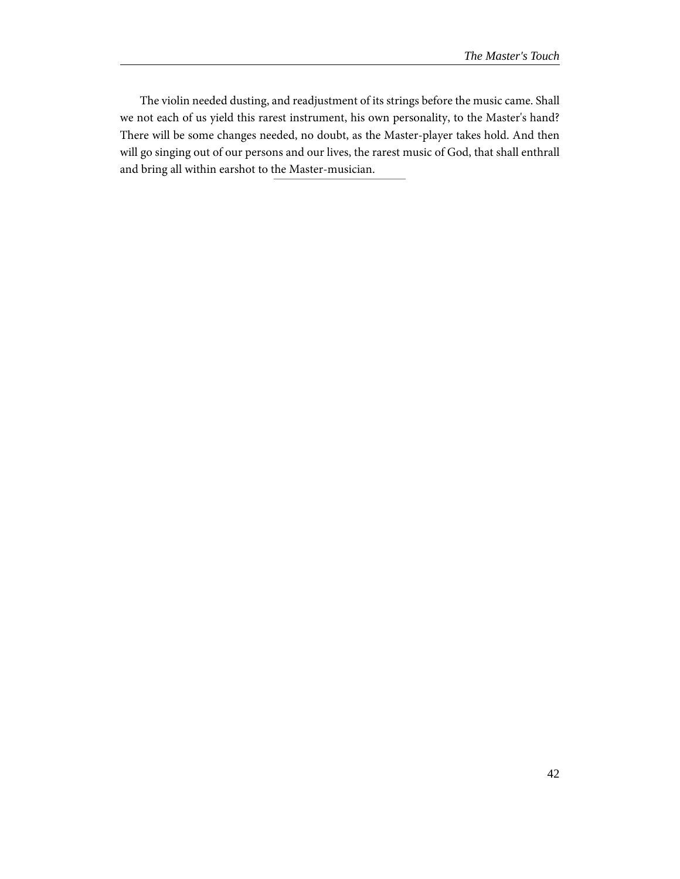The violin needed dusting, and readjustment of its strings before the music came. Shall we not each of us yield this rarest instrument, his own personality, to the Master's hand? There will be some changes needed, no doubt, as the Master-player takes hold. And then will go singing out of our persons and our lives, the rarest music of God, that shall enthrall and bring all within earshot to the Master-musician.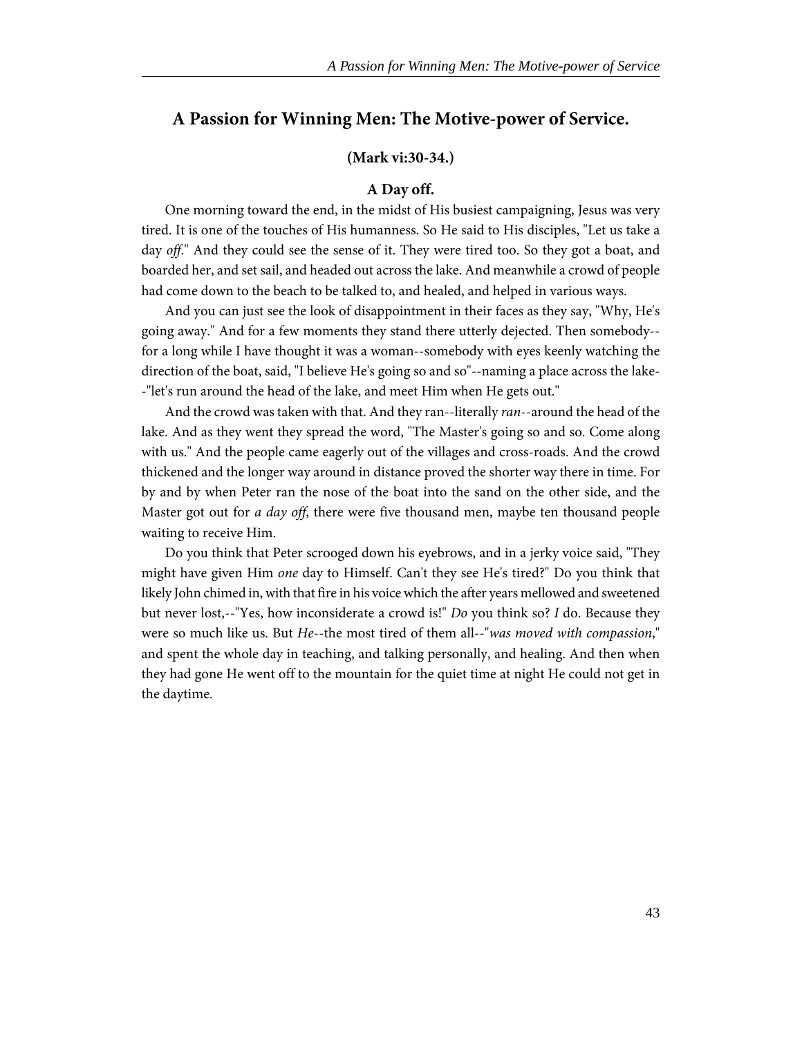## A Passion for Winning Men: The Motive-power of Service.

**(Mark vi:30-34.)**

### A Day off.

One morning toward the end, in the midst of His busiest campaigning, Jesus was very tired. It is one of the touches of His humanness. So He said to His disciples, "Let us take a day *off*." And they could see the sense of it. They were tired too. So they got a boat, and boarded her, and set sail, and headed out across the lake. And meanwhile a crowd of people had come down to the beach to be talked to, and healed, and helped in various ways.

And you can just see the look of disappointment in their faces as they say, "Why, He's going away." And for a few moments they stand there utterly dejected. Then somebody--for a long while I have thought it was a woman--somebody with eyes keenly watching the direction of the boat, said, "I believe He's going so and so"--naming a place across the lake--"let's run around the head of the lake, and meet Him when He gets out."

And the crowd was taken with that. And they ran--literally *ran*--around the head of the lake. And as they went they spread the word, "The Master's going so and so. Come along with us." And the people came eagerly out of the villages and cross-roads. And the crowd thickened and the longer way around in distance proved the shorter way there in time. For by and by when Peter ran the nose of the boat into the sand on the other side, and the Master got out for *a day off*, there were five thousand men, maybe ten thousand people waiting to receive Him.

Do you think that Peter scrooged down his eyebrows, and in a jerky voice said, "They might have given Him *one* day to Himself. Can't they see He's tired?" Do you think that likely John chimed in, with that fire in his voice which the after years mellowed and sweetened but never lost,--"Yes, how inconsiderate a crowd is!" *Do* you think so? *I* do. Because they were so much like us. But *He*--the most tired of them all--"*was moved with compassion*," and spent the whole day in teaching, and talking personally, and healing. And then when they had gone He went off to the mountain for the quiet time at night He could not get in the daytime.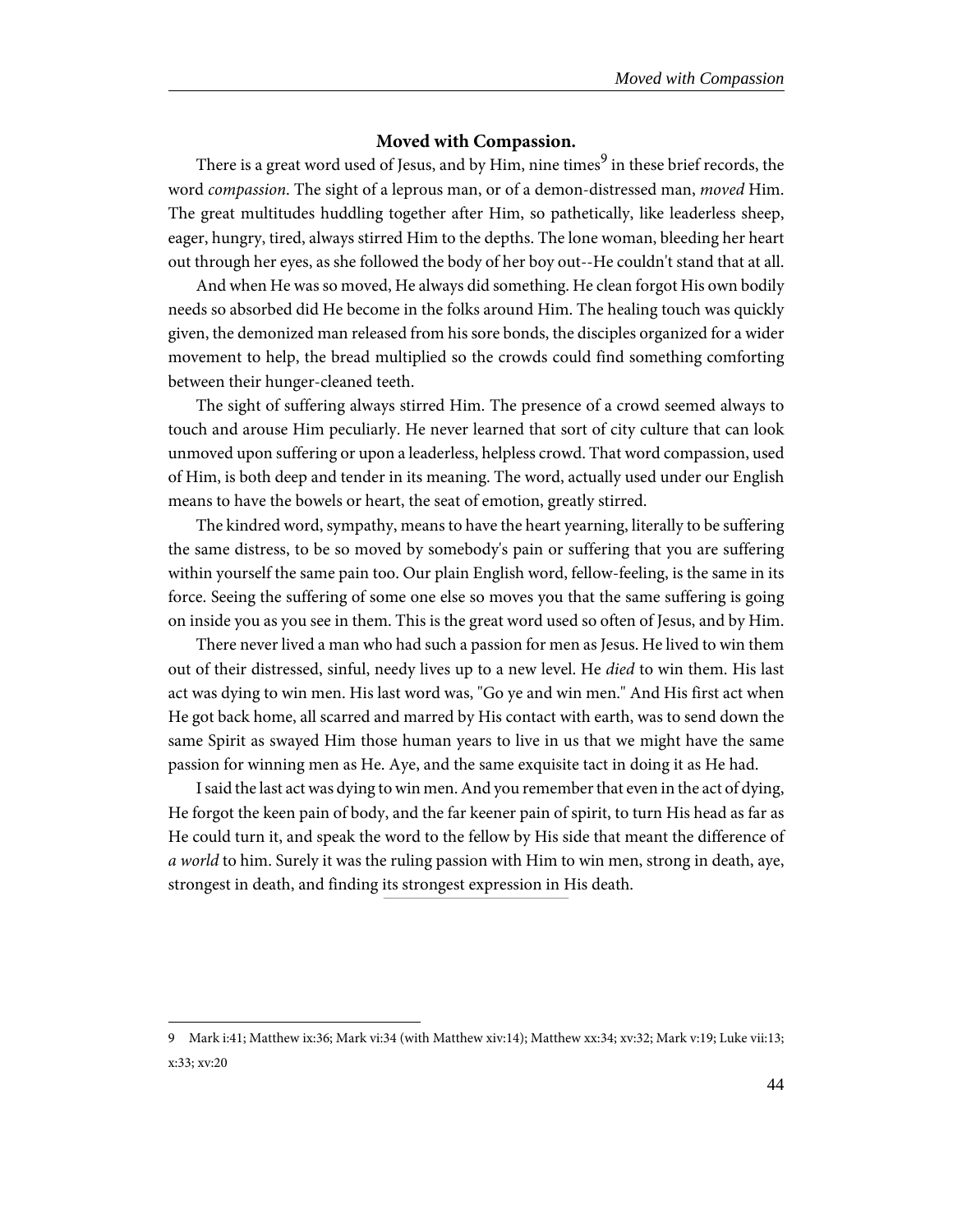### Moved with Compassion.

There is a great word used of Jesus, and by Him, nine times[9] in these brief records, the word *compassion*. The sight of a leprous man, or of a demon-distressed man, *moved* Him. The great multitudes huddling together after Him, so pathetically, like leaderless sheep, eager, hungry, tired, always stirred Him to the depths. The lone woman, bleeding her heart out through her eyes, as she followed the body of her boy out--He couldn't stand that at all.

And when He was so moved, He always did something. He clean forgot His own bodily needs so absorbed did He become in the folks around Him. The healing touch was quickly given, the demonized man released from his sore bonds, the disciples organized for a wider movement to help, the bread multiplied so the crowds could find something comforting between their hunger-cleaned teeth.

The sight of suffering always stirred Him. The presence of a crowd seemed always to touch and arouse Him peculiarly. He never learned that sort of city culture that can look unmoved upon suffering or upon a leaderless, helpless crowd. That word compassion, used of Him, is both deep and tender in its meaning. The word, actually used under our English means to have the bowels or heart, the seat of emotion, greatly stirred.

The kindred word, sympathy, means to have the heart yearning, literally to be suffering the same distress, to be so moved by somebody's pain or suffering that you are suffering within yourself the same pain too. Our plain English word, fellow-feeling, is the same in its force. Seeing the suffering of some one else so moves you that the same suffering is going on inside you as you see in them. This is the great word used so often of Jesus, and by Him.

There never lived a man who had such a passion for men as Jesus. He lived to win them out of their distressed, sinful, needy lives up to a new level. He *died* to win them. His last act was dying to win men. His last word was, "Go ye and win men." And His first act when He got back home, all scarred and marred by His contact with earth, was to send down the same Spirit as swayed Him those human years to live in us that we might have the same passion for winning men as He. Aye, and the same exquisite tact in doing it as He had.

I said the last act was dying to win men. And you remember that even in the act of dying, He forgot the keen pain of body, and the far keener pain of spirit, to turn His head as far as He could turn it, and speak the word to the fellow by His side that meant the difference of *a world* to him. Surely it was the ruling passion with Him to win men, strong in death, aye, strongest in death, and finding its strongest expression in His death.

---

9 Mark i:41; Matthew ix:36; Mark vi:34 (with Matthew xiv:14); Matthew xx:34; xv:32; Mark v:19; Luke vii:13; x:33; xv:20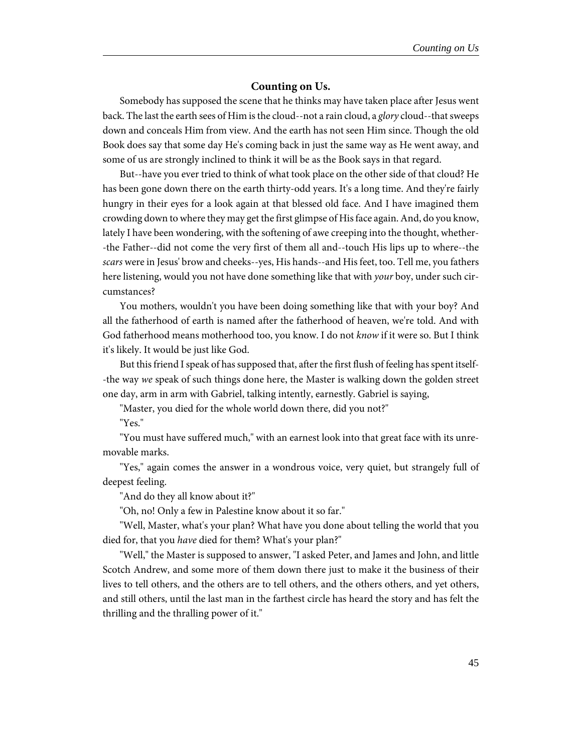## Counting on Us.

Somebody has supposed the scene that he thinks may have taken place after Jesus went back. The last the earth sees of Him is the cloud--not a rain cloud, a *glory* cloud--that sweeps down and conceals Him from view. And the earth has not seen Him since. Though the old Book does say that some day He's coming back in just the same way as He went away, and some of us are strongly inclined to think it will be as the Book says in that regard.

But--have you ever tried to think of what took place on the other side of that cloud? He has been gone down there on the earth thirty-odd years. It's a long time. And they're fairly hungry in their eyes for a look again at that blessed old face. And I have imagined them crowding down to where they may get the first glimpse of His face again. And, do you know, lately I have been wondering, with the softening of awe creeping into the thought, whether--the Father--did not come the very first of them all and--touch His lips up to where--the *scars* were in Jesus' brow and cheeks--yes, His hands--and His feet, too. Tell me, you fathers here listening, would you not have done something like that with *your* boy, under such circumstances?

You mothers, wouldn't you have been doing something like that with your boy? And all the fatherhood of earth is named after the fatherhood of heaven, we're told. And with God fatherhood means motherhood too, you know. I do not *know* if it were so. But I think it's likely. It would be just like God.

But this friend I speak of has supposed that, after the first flush of feeling has spent itself--the way *we* speak of such things done here, the Master is walking down the golden street one day, arm in arm with Gabriel, talking intently, earnestly. Gabriel is saying,

"Master, you died for the whole world down there, did you not?"

"Yes."

"You must have suffered much," with an earnest look into that great face with its unremovable marks.

"Yes," again comes the answer in a wondrous voice, very quiet, but strangely full of deepest feeling.

"And do they all know about it?"

"Oh, no! Only a few in Palestine know about it so far."

"Well, Master, what's your plan? What have you done about telling the world that you died for, that you *have* died for them? What's your plan?"

"Well," the Master is supposed to answer, "I asked Peter, and James and John, and little Scotch Andrew, and some more of them down there just to make it the business of their lives to tell others, and the others are to tell others, and the others others, and yet others, and still others, until the last man in the farthest circle has heard the story and has felt the thrilling and the thralling power of it."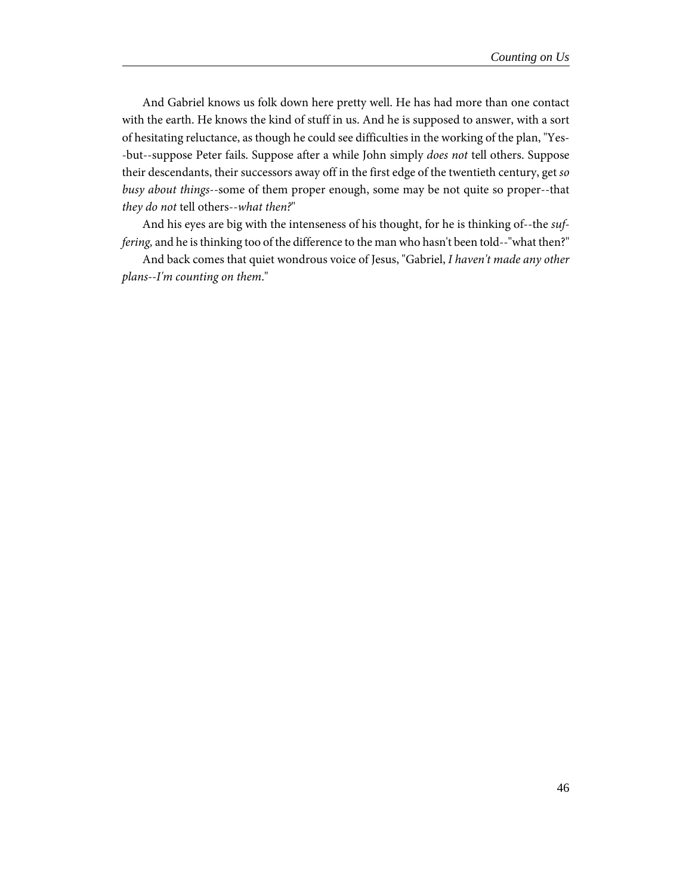And Gabriel knows us folk down here pretty well. He has had more than one contact with the earth. He knows the kind of stuff in us. And he is supposed to answer, with a sort of hesitating reluctance, as though he could see difficulties in the working of the plan, "Yes--but--suppose Peter fails. Suppose after a while John simply *does not* tell others. Suppose their descendants, their successors away off in the first edge of the twentieth century, get *so busy about things*--some of them proper enough, some may be not quite so proper--that *they do not* tell others--*what then?*"

And his eyes are big with the intenseness of his thought, for he is thinking of--the *suffering,* and he is thinking too of the difference to the man who hasn't been told--"what then?"

And back comes that quiet wondrous voice of Jesus, "Gabriel, *I haven't made any other plans--I'm counting on them*."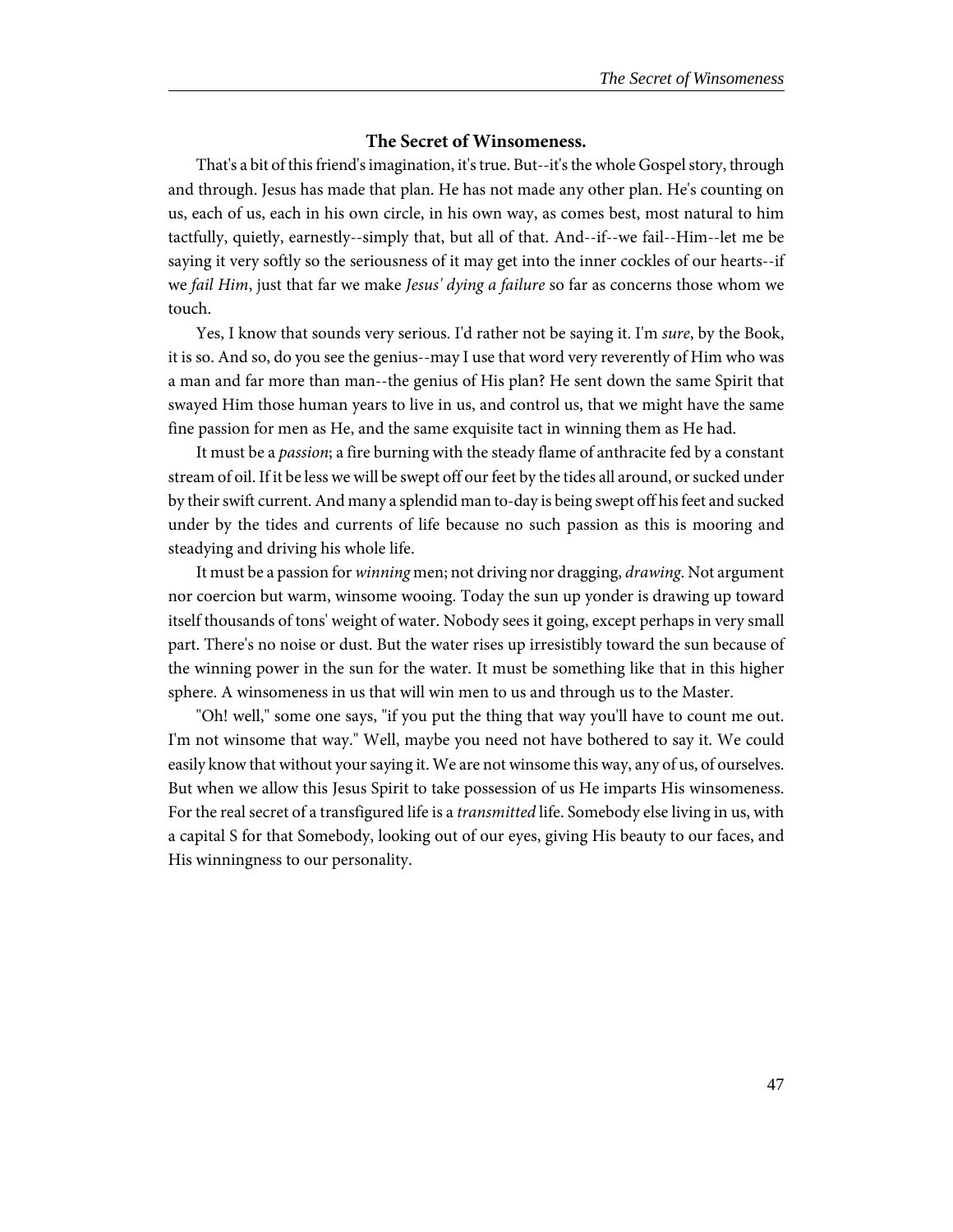### The Secret of Winsomeness.

That's a bit of this friend's imagination, it's true. But--it's the whole Gospel story, through and through. Jesus has made that plan. He has not made any other plan. He's counting on us, each of us, each in his own circle, in his own way, as comes best, most natural to him tactfully, quietly, earnestly--simply that, but all of that. And--if--we fail--Him--let me be saying it very softly so the seriousness of it may get into the inner cockles of our hearts--if we *fail Him*, just that far we make *Jesus' dying a failure* so far as concerns those whom we touch.

Yes, I know that sounds very serious. I'd rather not be saying it. I'm *sure*, by the Book, it is so. And so, do you see the genius--may I use that word very reverently of Him who was a man and far more than man--the genius of His plan? He sent down the same Spirit that swayed Him those human years to live in us, and control us, that we might have the same fine passion for men as He, and the same exquisite tact in winning them as He had.

It must be a *passion*; a fire burning with the steady flame of anthracite fed by a constant stream of oil. If it be less we will be swept off our feet by the tides all around, or sucked under by their swift current. And many a splendid man to-day is being swept off his feet and sucked under by the tides and currents of life because no such passion as this is mooring and steadying and driving his whole life.

It must be a passion for *winning* men; not driving nor dragging, *drawing*. Not argument nor coercion but warm, winsome wooing. Today the sun up yonder is drawing up toward itself thousands of tons' weight of water. Nobody sees it going, except perhaps in very small part. There's no noise or dust. But the water rises up irresistibly toward the sun because of the winning power in the sun for the water. It must be something like that in this higher sphere. A winsomeness in us that will win men to us and through us to the Master.

"Oh! well," some one says, "if you put the thing that way you'll have to count me out. I'm not winsome that way." Well, maybe you need not have bothered to say it. We could easily know that without your saying it. We are not winsome this way, any of us, of ourselves. But when we allow this Jesus Spirit to take possession of us He imparts His winsomeness. For the real secret of a transfigured life is a *transmitted* life. Somebody else living in us, with a capital S for that Somebody, looking out of our eyes, giving His beauty to our faces, and His winningness to our personality.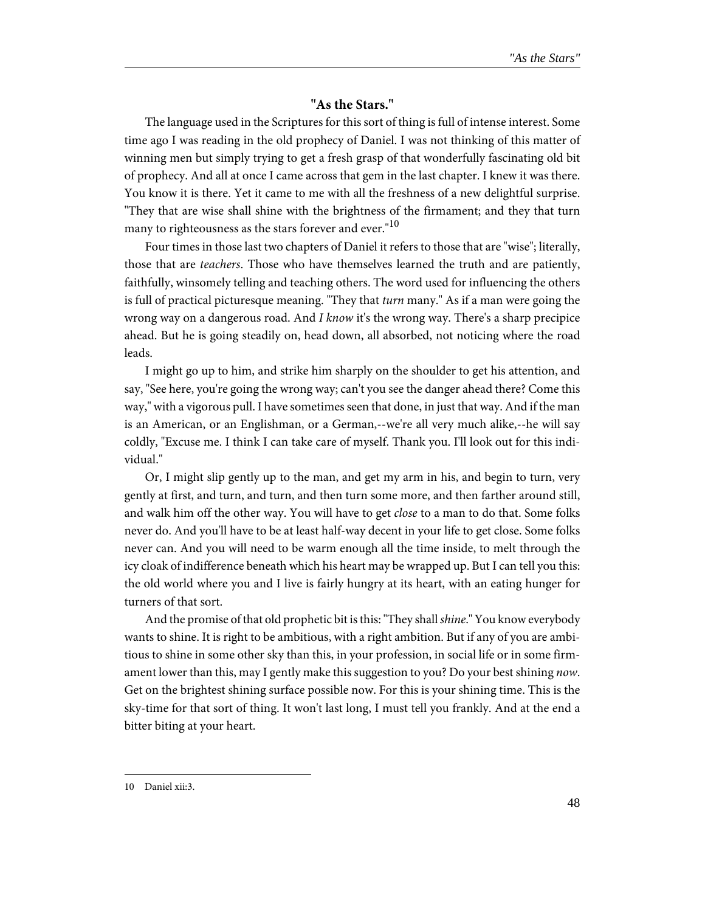## "As the Stars."

The language used in the Scriptures for this sort of thing is full of intense interest. Some time ago I was reading in the old prophecy of Daniel. I was not thinking of this matter of winning men but simply trying to get a fresh grasp of that wonderfully fascinating old bit of prophecy. And all at once I came across that gem in the last chapter. I knew it was there. You know it is there. Yet it came to me with all the freshness of a new delightful surprise. "They that are wise shall shine with the brightness of the firmament; and they that turn many to righteousness as the stars forever and ever."[10]

Four times in those last two chapters of Daniel it refers to those that are "wise"; literally, those that are *teachers*. Those who have themselves learned the truth and are patiently, faithfully, winsomely telling and teaching others. The word used for influencing the others is full of practical picturesque meaning. "They that *turn* many." As if a man were going the wrong way on a dangerous road. And *I know* it's the wrong way. There's a sharp precipice ahead. But he is going steadily on, head down, all absorbed, not noticing where the road leads.

I might go up to him, and strike him sharply on the shoulder to get his attention, and say, "See here, you're going the wrong way; can't you see the danger ahead there? Come this way," with a vigorous pull. I have sometimes seen that done, in just that way. And if the man is an American, or an Englishman, or a German,--we're all very much alike,--he will say coldly, "Excuse me. I think I can take care of myself. Thank you. I'll look out for this individual."

Or, I might slip gently up to the man, and get my arm in his, and begin to turn, very gently at first, and turn, and turn, and then turn some more, and then farther around still, and walk him off the other way. You will have to get *close* to a man to do that. Some folks never do. And you'll have to be at least half-way decent in your life to get close. Some folks never can. And you will need to be warm enough all the time inside, to melt through the icy cloak of indifference beneath which his heart may be wrapped up. But I can tell you this: the old world where you and I live is fairly hungry at its heart, with an eating hunger for turners of that sort.

And the promise of that old prophetic bit is this: "They shall *shine*." You know everybody wants to shine. It is right to be ambitious, with a right ambition. But if any of you are ambitious to shine in some other sky than this, in your profession, in social life or in some firmament lower than this, may I gently make this suggestion to you? Do your best shining *now*. Get on the brightest shining surface possible now. For this is your shining time. This is the sky-time for that sort of thing. It won't last long, I must tell you frankly. And at the end a bitter biting at your heart.

---

10 Daniel xii:3.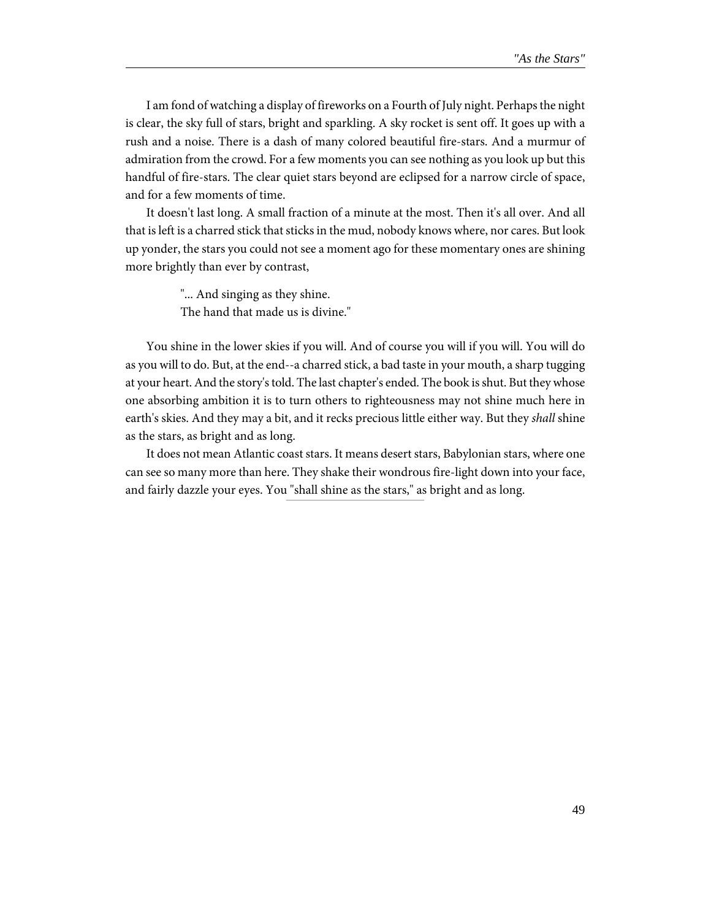I am fond of watching a display of fireworks on a Fourth of July night. Perhaps the night is clear, the sky full of stars, bright and sparkling. A sky rocket is sent off. It goes up with a rush and a noise. There is a dash of many colored beautiful fire-stars. And a murmur of admiration from the crowd. For a few moments you can see nothing as you look up but this handful of fire-stars. The clear quiet stars beyond are eclipsed for a narrow circle of space, and for a few moments of time.

It doesn't last long. A small fraction of a minute at the most. Then it's all over. And all that is left is a charred stick that sticks in the mud, nobody knows where, nor cares. But look up yonder, the stars you could not see a moment ago for these momentary ones are shining more brightly than ever by contrast,

> "... And singing as they shine.
> The hand that made us is divine."

You shine in the lower skies if you will. And of course you will if you will. You will do as you will to do. But, at the end--a charred stick, a bad taste in your mouth, a sharp tugging at your heart. And the story's told. The last chapter's ended. The book is shut. But they whose one absorbing ambition it is to turn others to righteousness may not shine much here in earth's skies. And they may a bit, and it recks precious little either way. But they *shall* shine as the stars, as bright and as long.

It does not mean Atlantic coast stars. It means desert stars, Babylonian stars, where one can see so many more than here. They shake their wondrous fire-light down into your face, and fairly dazzle your eyes. You "shall shine as the stars," as bright and as long.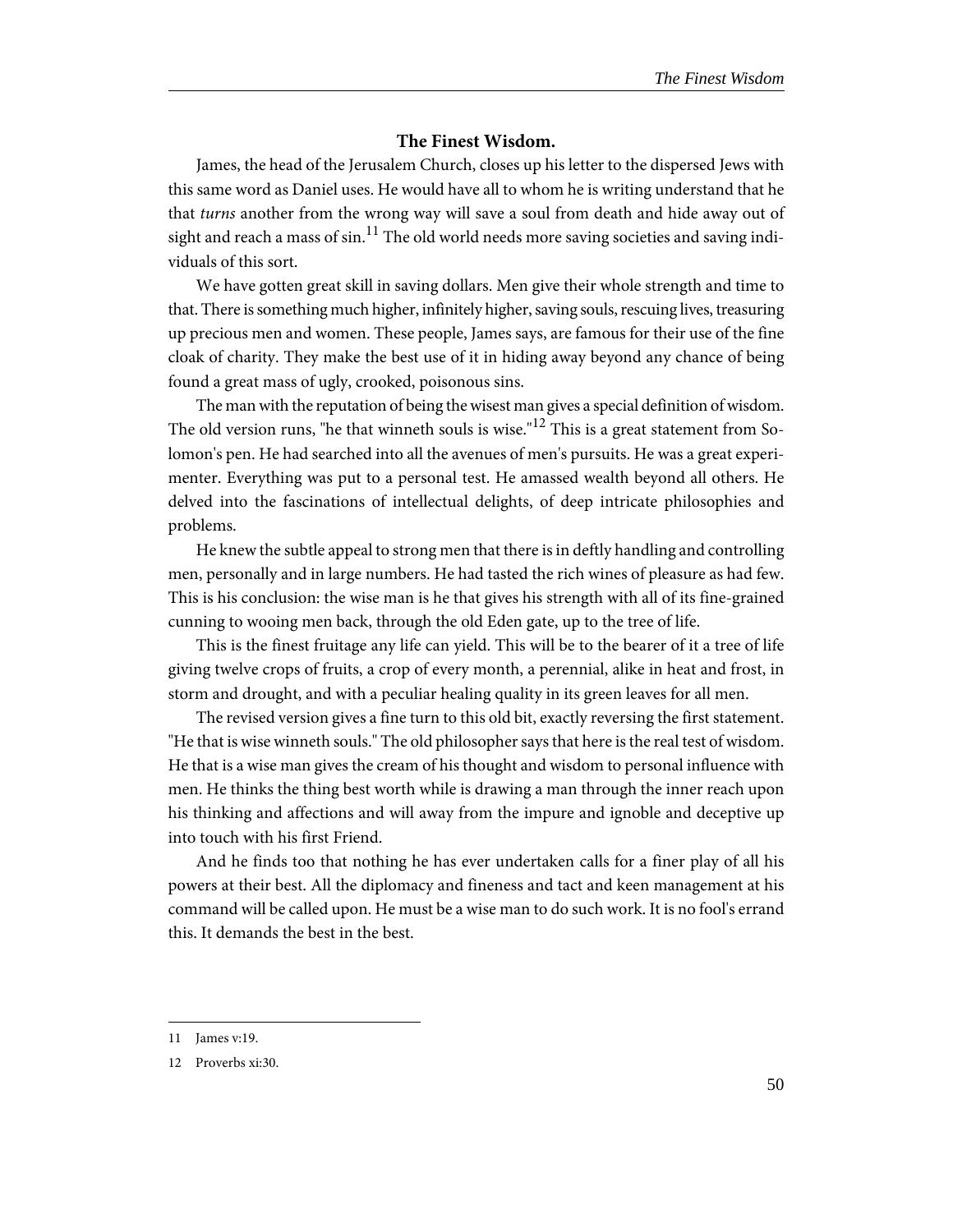### The Finest Wisdom.

James, the head of the Jerusalem Church, closes up his letter to the dispersed Jews with this same word as Daniel uses. He would have all to whom he is writing understand that he that *turns* another from the wrong way will save a soul from death and hide away out of sight and reach a mass of sin.[11] The old world needs more saving societies and saving individuals of this sort.

We have gotten great skill in saving dollars. Men give their whole strength and time to that. There is something much higher, infinitely higher, saving souls, rescuing lives, treasuring up precious men and women. These people, James says, are famous for their use of the fine cloak of charity. They make the best use of it in hiding away beyond any chance of being found a great mass of ugly, crooked, poisonous sins.

The man with the reputation of being the wisest man gives a special definition of wisdom. The old version runs, "he that winneth souls is wise."[12] This is a great statement from Solomon's pen. He had searched into all the avenues of men's pursuits. He was a great experimenter. Everything was put to a personal test. He amassed wealth beyond all others. He delved into the fascinations of intellectual delights, of deep intricate philosophies and problems.

He knew the subtle appeal to strong men that there is in deftly handling and controlling men, personally and in large numbers. He had tasted the rich wines of pleasure as had few. This is his conclusion: the wise man is he that gives his strength with all of its fine-grained cunning to wooing men back, through the old Eden gate, up to the tree of life.

This is the finest fruitage any life can yield. This will be to the bearer of it a tree of life giving twelve crops of fruits, a crop of every month, a perennial, alike in heat and frost, in storm and drought, and with a peculiar healing quality in its green leaves for all men.

The revised version gives a fine turn to this old bit, exactly reversing the first statement. "He that is wise winneth souls." The old philosopher says that here is the real test of wisdom. He that is a wise man gives the cream of his thought and wisdom to personal influence with men. He thinks the thing best worth while is drawing a man through the inner reach upon his thinking and affections and will away from the impure and ignoble and deceptive up into touch with his first Friend.

And he finds too that nothing he has ever undertaken calls for a finer play of all his powers at their best. All the diplomacy and fineness and tact and keen management at his command will be called upon. He must be a wise man to do such work. It is no fool's errand this. It demands the best in the best.

---

11 James v:19.

12 Proverbs xi:30.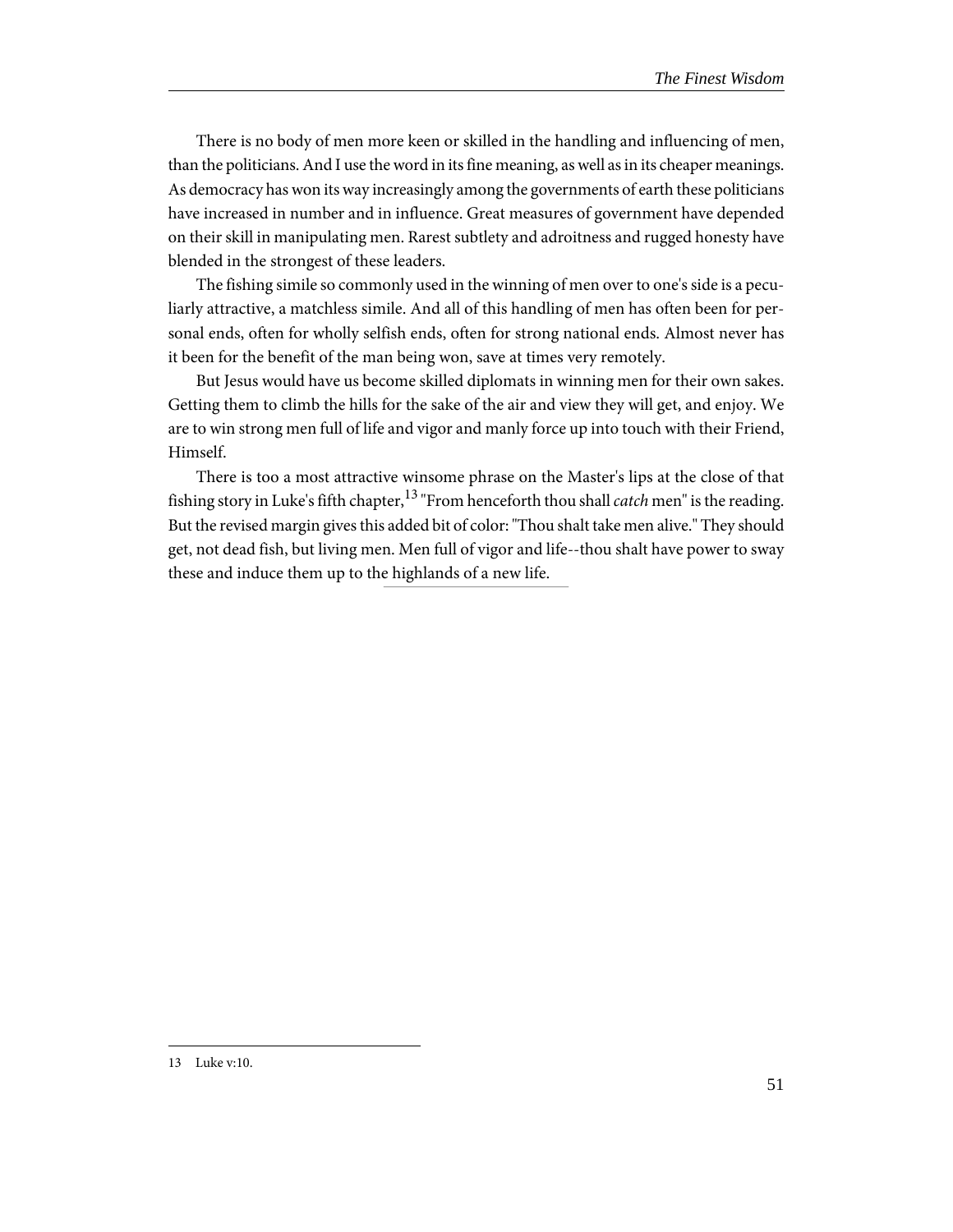There is no body of men more keen or skilled in the handling and influencing of men, than the politicians. And I use the word in its fine meaning, as well as in its cheaper meanings. As democracy has won its way increasingly among the governments of earth these politicians have increased in number and in influence. Great measures of government have depended on their skill in manipulating men. Rarest subtlety and adroitness and rugged honesty have blended in the strongest of these leaders.

The fishing simile so commonly used in the winning of men over to one's side is a peculiarly attractive, a matchless simile. And all of this handling of men has often been for personal ends, often for wholly selfish ends, often for strong national ends. Almost never has it been for the benefit of the man being won, save at times very remotely.

But Jesus would have us become skilled diplomats in winning men for their own sakes. Getting them to climb the hills for the sake of the air and view they will get, and enjoy. We are to win strong men full of life and vigor and manly force up into touch with their Friend, Himself.

There is too a most attractive winsome phrase on the Master's lips at the close of that fishing story in Luke's fifth chapter,[13] "From henceforth thou shall *catch* men" is the reading. But the revised margin gives this added bit of color: "Thou shalt take men alive." They should get, not dead fish, but living men. Men full of vigor and life--thou shalt have power to sway these and induce them up to the highlands of a new life.

---

13 Luke v:10.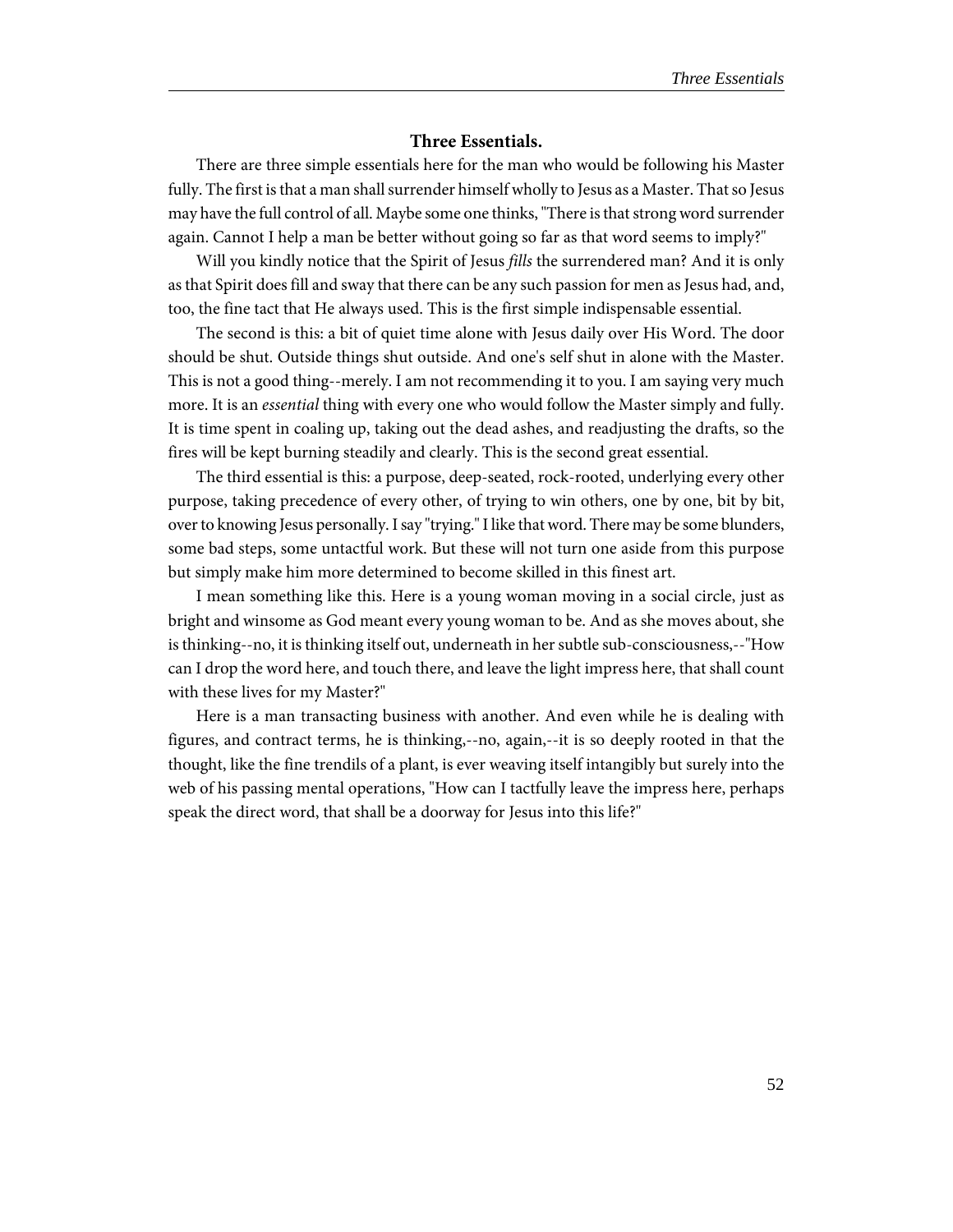### Three Essentials.

There are three simple essentials here for the man who would be following his Master fully. The first is that a man shall surrender himself wholly to Jesus as a Master. That so Jesus may have the full control of all. Maybe some one thinks, "There is that strong word surrender again. Cannot I help a man be better without going so far as that word seems to imply?"

Will you kindly notice that the Spirit of Jesus *fills* the surrendered man? And it is only as that Spirit does fill and sway that there can be any such passion for men as Jesus had, and, too, the fine tact that He always used. This is the first simple indispensable essential.

The second is this: a bit of quiet time alone with Jesus daily over His Word. The door should be shut. Outside things shut outside. And one's self shut in alone with the Master. This is not a good thing--merely. I am not recommending it to you. I am saying very much more. It is an *essential* thing with every one who would follow the Master simply and fully. It is time spent in coaling up, taking out the dead ashes, and readjusting the drafts, so the fires will be kept burning steadily and clearly. This is the second great essential.

The third essential is this: a purpose, deep-seated, rock-rooted, underlying every other purpose, taking precedence of every other, of trying to win others, one by one, bit by bit, over to knowing Jesus personally. I say "trying." I like that word. There may be some blunders, some bad steps, some untactful work. But these will not turn one aside from this purpose but simply make him more determined to become skilled in this finest art.

I mean something like this. Here is a young woman moving in a social circle, just as bright and winsome as God meant every young woman to be. And as she moves about, she is thinking--no, it is thinking itself out, underneath in her subtle sub-consciousness,--"How can I drop the word here, and touch there, and leave the light impress here, that shall count with these lives for my Master?"

Here is a man transacting business with another. And even while he is dealing with figures, and contract terms, he is thinking,--no, again,--it is so deeply rooted in that the thought, like the fine trendils of a plant, is ever weaving itself intangibly but surely into the web of his passing mental operations, "How can I tactfully leave the impress here, perhaps speak the direct word, that shall be a doorway for Jesus into this life?"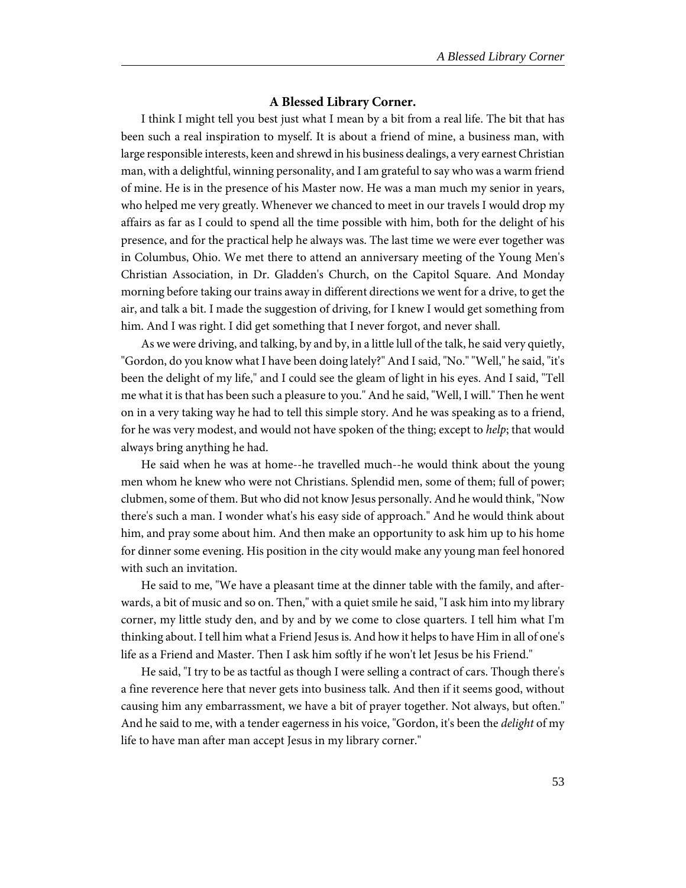## A Blessed Library Corner.

I think I might tell you best just what I mean by a bit from a real life. The bit that has been such a real inspiration to myself. It is about a friend of mine, a business man, with large responsible interests, keen and shrewd in his business dealings, a very earnest Christian man, with a delightful, winning personality, and I am grateful to say who was a warm friend of mine. He is in the presence of his Master now. He was a man much my senior in years, who helped me very greatly. Whenever we chanced to meet in our travels I would drop my affairs as far as I could to spend all the time possible with him, both for the delight of his presence, and for the practical help he always was. The last time we were ever together was in Columbus, Ohio. We met there to attend an anniversary meeting of the Young Men's Christian Association, in Dr. Gladden's Church, on the Capitol Square. And Monday morning before taking our trains away in different directions we went for a drive, to get the air, and talk a bit. I made the suggestion of driving, for I knew I would get something from him. And I was right. I did get something that I never forgot, and never shall.

As we were driving, and talking, by and by, in a little lull of the talk, he said very quietly, "Gordon, do you know what I have been doing lately?" And I said, "No." "Well," he said, "it's been the delight of my life," and I could see the gleam of light in his eyes. And I said, "Tell me what it is that has been such a pleasure to you." And he said, "Well, I will." Then he went on in a very taking way he had to tell this simple story. And he was speaking as to a friend, for he was very modest, and would not have spoken of the thing; except to *help*; that would always bring anything he had.

He said when he was at home--he travelled much--he would think about the young men whom he knew who were not Christians. Splendid men, some of them; full of power; clubmen, some of them. But who did not know Jesus personally. And he would think, "Now there's such a man. I wonder what's his easy side of approach." And he would think about him, and pray some about him. And then make an opportunity to ask him up to his home for dinner some evening. His position in the city would make any young man feel honored with such an invitation.

He said to me, "We have a pleasant time at the dinner table with the family, and afterwards, a bit of music and so on. Then," with a quiet smile he said, "I ask him into my library corner, my little study den, and by and by we come to close quarters. I tell him what I'm thinking about. I tell him what a Friend Jesus is. And how it helps to have Him in all of one's life as a Friend and Master. Then I ask him softly if he won't let Jesus be his Friend."

He said, "I try to be as tactful as though I were selling a contract of cars. Though there's a fine reverence here that never gets into business talk. And then if it seems good, without causing him any embarrassment, we have a bit of prayer together. Not always, but often." And he said to me, with a tender eagerness in his voice, "Gordon, it's been the *delight* of my life to have man after man accept Jesus in my library corner."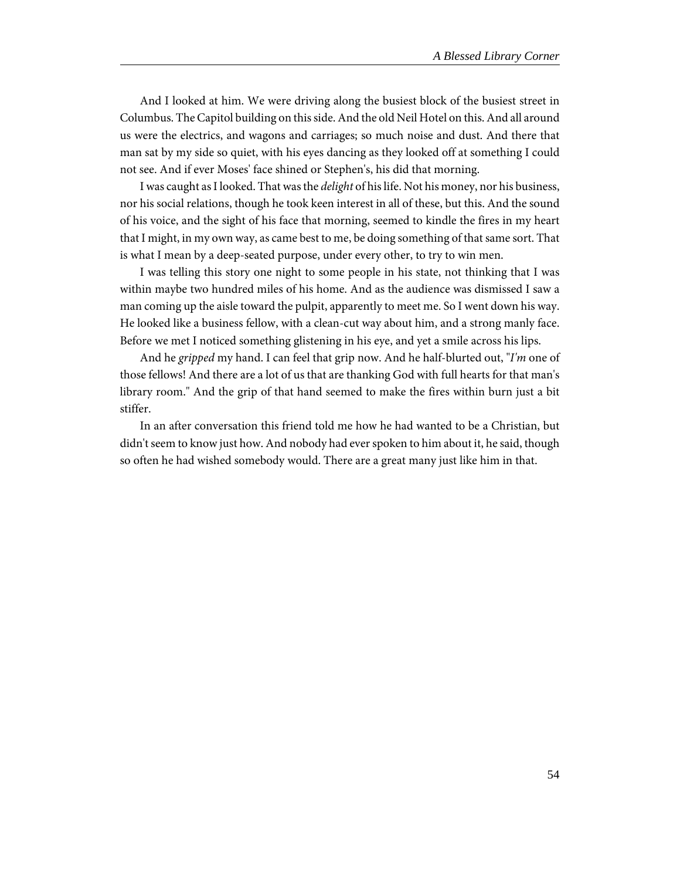And I looked at him. We were driving along the busiest block of the busiest street in Columbus. The Capitol building on this side. And the old Neil Hotel on this. And all around us were the electrics, and wagons and carriages; so much noise and dust. And there that man sat by my side so quiet, with his eyes dancing as they looked off at something I could not see. And if ever Moses' face shined or Stephen's, his did that morning.

I was caught as I looked. That was the *delight* of his life. Not his money, nor his business, nor his social relations, though he took keen interest in all of these, but this. And the sound of his voice, and the sight of his face that morning, seemed to kindle the fires in my heart that I might, in my own way, as came best to me, be doing something of that same sort. That is what I mean by a deep-seated purpose, under every other, to try to win men.

I was telling this story one night to some people in his state, not thinking that I was within maybe two hundred miles of his home. And as the audience was dismissed I saw a man coming up the aisle toward the pulpit, apparently to meet me. So I went down his way. He looked like a business fellow, with a clean-cut way about him, and a strong manly face. Before we met I noticed something glistening in his eye, and yet a smile across his lips.

And he *gripped* my hand. I can feel that grip now. And he half-blurted out, "*I'm* one of those fellows! And there are a lot of us that are thanking God with full hearts for that man's library room." And the grip of that hand seemed to make the fires within burn just a bit stiffer.

In an after conversation this friend told me how he had wanted to be a Christian, but didn't seem to know just how. And nobody had ever spoken to him about it, he said, though so often he had wished somebody would. There are a great many just like him in that.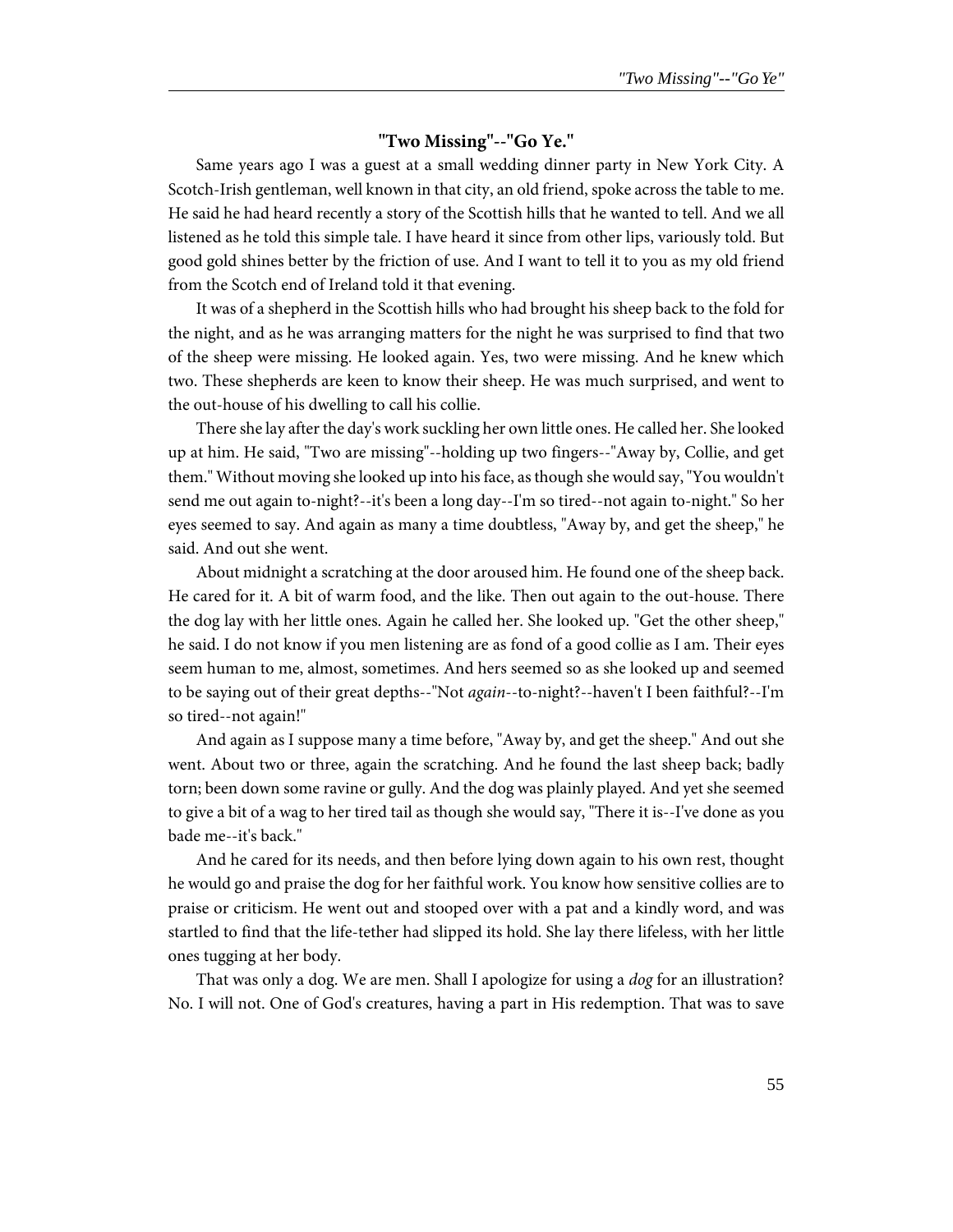## "Two Missing"--"Go Ye."

Same years ago I was a guest at a small wedding dinner party in New York City. A Scotch-Irish gentleman, well known in that city, an old friend, spoke across the table to me. He said he had heard recently a story of the Scottish hills that he wanted to tell. And we all listened as he told this simple tale. I have heard it since from other lips, variously told. But good gold shines better by the friction of use. And I want to tell it to you as my old friend from the Scotch end of Ireland told it that evening.

It was of a shepherd in the Scottish hills who had brought his sheep back to the fold for the night, and as he was arranging matters for the night he was surprised to find that two of the sheep were missing. He looked again. Yes, two were missing. And he knew which two. These shepherds are keen to know their sheep. He was much surprised, and went to the out-house of his dwelling to call his collie.

There she lay after the day's work suckling her own little ones. He called her. She looked up at him. He said, "Two are missing"--holding up two fingers--"Away by, Collie, and get them." Without moving she looked up into his face, as though she would say, "You wouldn't send me out again to-night?--it's been a long day--I'm so tired--not again to-night." So her eyes seemed to say. And again as many a time doubtless, "Away by, and get the sheep," he said. And out she went.

About midnight a scratching at the door aroused him. He found one of the sheep back. He cared for it. A bit of warm food, and the like. Then out again to the out-house. There the dog lay with her little ones. Again he called her. She looked up. "Get the other sheep," he said. I do not know if you men listening are as fond of a good collie as I am. Their eyes seem human to me, almost, sometimes. And hers seemed so as she looked up and seemed to be saying out of their great depths--"Not *again*--to-night?--haven't I been faithful?--I'm so tired--not again!"

And again as I suppose many a time before, "Away by, and get the sheep." And out she went. About two or three, again the scratching. And he found the last sheep back; badly torn; been down some ravine or gully. And the dog was plainly played. And yet she seemed to give a bit of a wag to her tired tail as though she would say, "There it is--I've done as you bade me--it's back."

And he cared for its needs, and then before lying down again to his own rest, thought he would go and praise the dog for her faithful work. You know how sensitive collies are to praise or criticism. He went out and stooped over with a pat and a kindly word, and was startled to find that the life-tether had slipped its hold. She lay there lifeless, with her little ones tugging at her body.

That was only a dog. We are men. Shall I apologize for using a *dog* for an illustration? No. I will not. One of God's creatures, having a part in His redemption. That was to save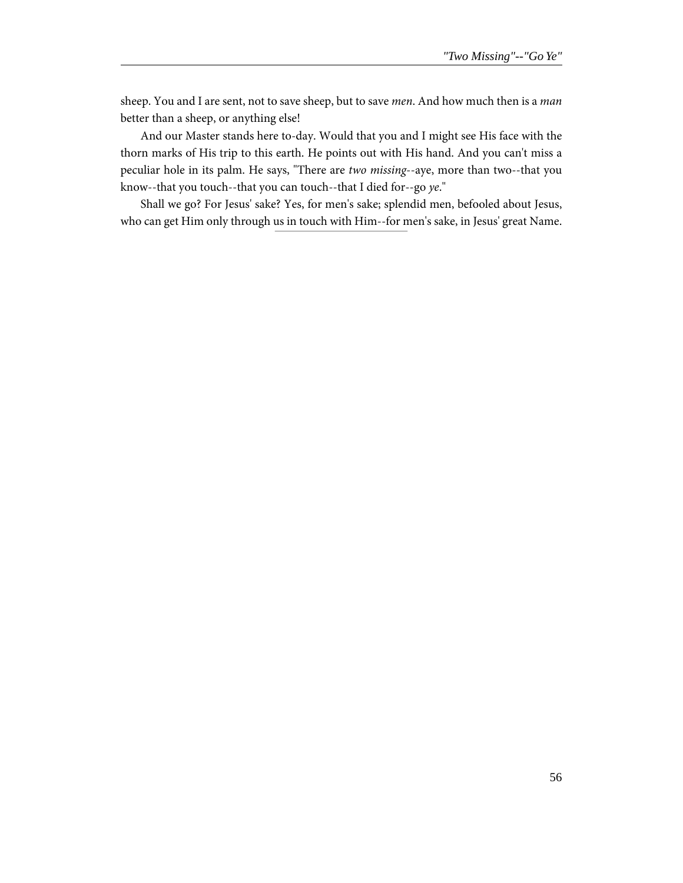sheep. You and I are sent, not to save sheep, but to save *men*. And how much then is a *man* better than a sheep, or anything else!

And our Master stands here to-day. Would that you and I might see His face with the thorn marks of His trip to this earth. He points out with His hand. And you can't miss a peculiar hole in its palm. He says, "There are *two missing*--aye, more than two--that you know--that you touch--that you can touch--that I died for--go *ye*."

Shall we go? For Jesus' sake? Yes, for men's sake; splendid men, befooled about Jesus, who can get Him only through us in touch with Him--for men's sake, in Jesus' great Name.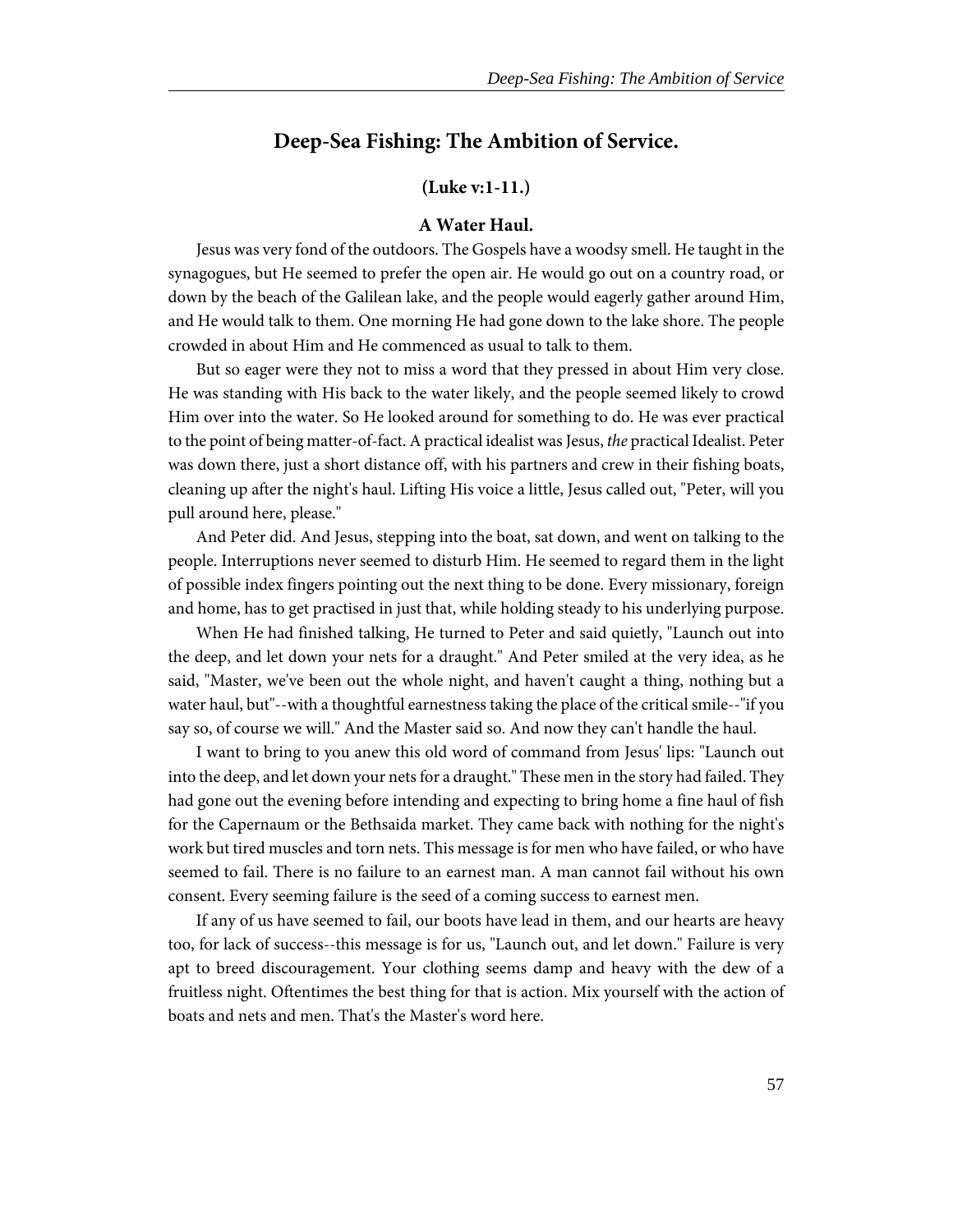## Deep-Sea Fishing: The Ambition of Service.

### (Luke v:1-11.)

### A Water Haul.

Jesus was very fond of the outdoors. The Gospels have a woodsy smell. He taught in the synagogues, but He seemed to prefer the open air. He would go out on a country road, or down by the beach of the Galilean lake, and the people would eagerly gather around Him, and He would talk to them. One morning He had gone down to the lake shore. The people crowded in about Him and He commenced as usual to talk to them.

But so eager were they not to miss a word that they pressed in about Him very close. He was standing with His back to the water likely, and the people seemed likely to crowd Him over into the water. So He looked around for something to do. He was ever practical to the point of being matter-of-fact. A practical idealist was Jesus, *the* practical Idealist. Peter was down there, just a short distance off, with his partners and crew in their fishing boats, cleaning up after the night's haul. Lifting His voice a little, Jesus called out, "Peter, will you pull around here, please."

And Peter did. And Jesus, stepping into the boat, sat down, and went on talking to the people. Interruptions never seemed to disturb Him. He seemed to regard them in the light of possible index fingers pointing out the next thing to be done. Every missionary, foreign and home, has to get practised in just that, while holding steady to his underlying purpose.

When He had finished talking, He turned to Peter and said quietly, "Launch out into the deep, and let down your nets for a draught." And Peter smiled at the very idea, as he said, "Master, we've been out the whole night, and haven't caught a thing, nothing but a water haul, but"--with a thoughtful earnestness taking the place of the critical smile--"if you say so, of course we will." And the Master said so. And now they can't handle the haul.

I want to bring to you anew this old word of command from Jesus' lips: "Launch out into the deep, and let down your nets for a draught." These men in the story had failed. They had gone out the evening before intending and expecting to bring home a fine haul of fish for the Capernaum or the Bethsaida market. They came back with nothing for the night's work but tired muscles and torn nets. This message is for men who have failed, or who have seemed to fail. There is no failure to an earnest man. A man cannot fail without his own consent. Every seeming failure is the seed of a coming success to earnest men.

If any of us have seemed to fail, our boots have lead in them, and our hearts are heavy too, for lack of success--this message is for us, "Launch out, and let down." Failure is very apt to breed discouragement. Your clothing seems damp and heavy with the dew of a fruitless night. Oftentimes the best thing for that is action. Mix yourself with the action of boats and nets and men. That's the Master's word here.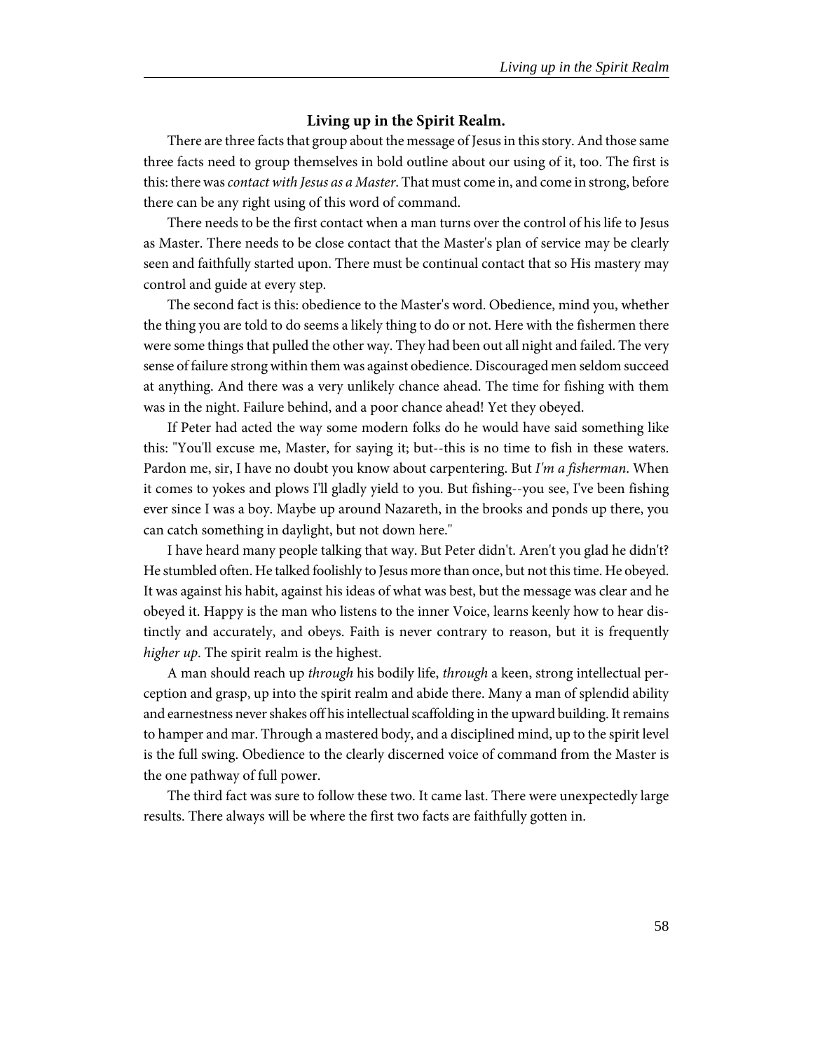## Living up in the Spirit Realm.

There are three facts that group about the message of Jesus in this story. And those same three facts need to group themselves in bold outline about our using of it, too. The first is this: there was *contact with Jesus as a Master*. That must come in, and come in strong, before there can be any right using of this word of command.

There needs to be the first contact when a man turns over the control of his life to Jesus as Master. There needs to be close contact that the Master's plan of service may be clearly seen and faithfully started upon. There must be continual contact that so His mastery may control and guide at every step.

The second fact is this: obedience to the Master's word. Obedience, mind you, whether the thing you are told to do seems a likely thing to do or not. Here with the fishermen there were some things that pulled the other way. They had been out all night and failed. The very sense of failure strong within them was against obedience. Discouraged men seldom succeed at anything. And there was a very unlikely chance ahead. The time for fishing with them was in the night. Failure behind, and a poor chance ahead! Yet they obeyed.

If Peter had acted the way some modern folks do he would have said something like this: "You'll excuse me, Master, for saying it; but--this is no time to fish in these waters. Pardon me, sir, I have no doubt you know about carpentering. But *I'm a fisherman*. When it comes to yokes and plows I'll gladly yield to you. But fishing--you see, I've been fishing ever since I was a boy. Maybe up around Nazareth, in the brooks and ponds up there, you can catch something in daylight, but not down here."

I have heard many people talking that way. But Peter didn't. Aren't you glad he didn't? He stumbled often. He talked foolishly to Jesus more than once, but not this time. He obeyed. It was against his habit, against his ideas of what was best, but the message was clear and he obeyed it. Happy is the man who listens to the inner Voice, learns keenly how to hear distinctly and accurately, and obeys. Faith is never contrary to reason, but it is frequently *higher up*. The spirit realm is the highest.

A man should reach up *through* his bodily life, *through* a keen, strong intellectual perception and grasp, up into the spirit realm and abide there. Many a man of splendid ability and earnestness never shakes off his intellectual scaffolding in the upward building. It remains to hamper and mar. Through a mastered body, and a disciplined mind, up to the spirit level is the full swing. Obedience to the clearly discerned voice of command from the Master is the one pathway of full power.

The third fact was sure to follow these two. It came last. There were unexpectedly large results. There always will be where the first two facts are faithfully gotten in.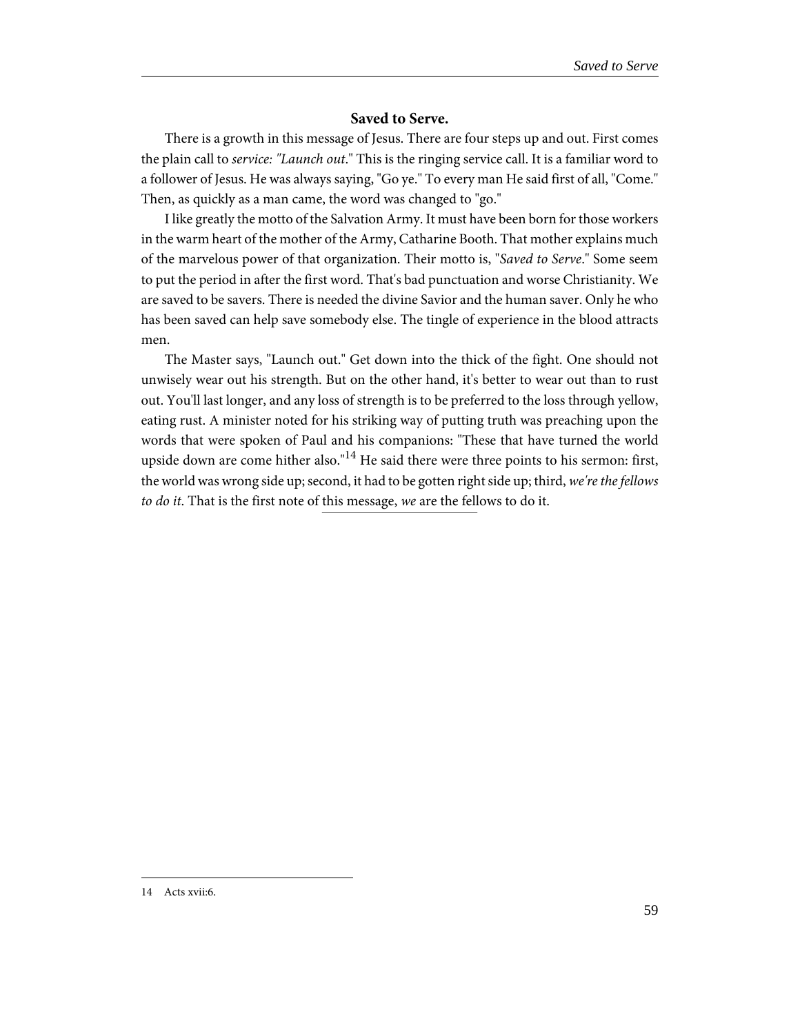## Saved to Serve.

There is a growth in this message of Jesus. There are four steps up and out. First comes the plain call to *service: "Launch out*." This is the ringing service call. It is a familiar word to a follower of Jesus. He was always saying, "Go ye." To every man He said first of all, "Come." Then, as quickly as a man came, the word was changed to "go."

I like greatly the motto of the Salvation Army. It must have been born for those workers in the warm heart of the mother of the Army, Catharine Booth. That mother explains much of the marvelous power of that organization. Their motto is, "*Saved to Serve*." Some seem to put the period in after the first word. That's bad punctuation and worse Christianity. We are saved to be savers. There is needed the divine Savior and the human saver. Only he who has been saved can help save somebody else. The tingle of experience in the blood attracts men.

The Master says, "Launch out." Get down into the thick of the fight. One should not unwisely wear out his strength. But on the other hand, it's better to wear out than to rust out. You'll last longer, and any loss of strength is to be preferred to the loss through yellow, eating rust. A minister noted for his striking way of putting truth was preaching upon the words that were spoken of Paul and his companions: "These that have turned the world upside down are come hither also."[14] He said there were three points to his sermon: first, the world was wrong side up; second, it had to be gotten right side up; third, *we're the fellows to do it*. That is the first note of this message, *we* are the fellows to do it.

---

14 Acts xvii:6.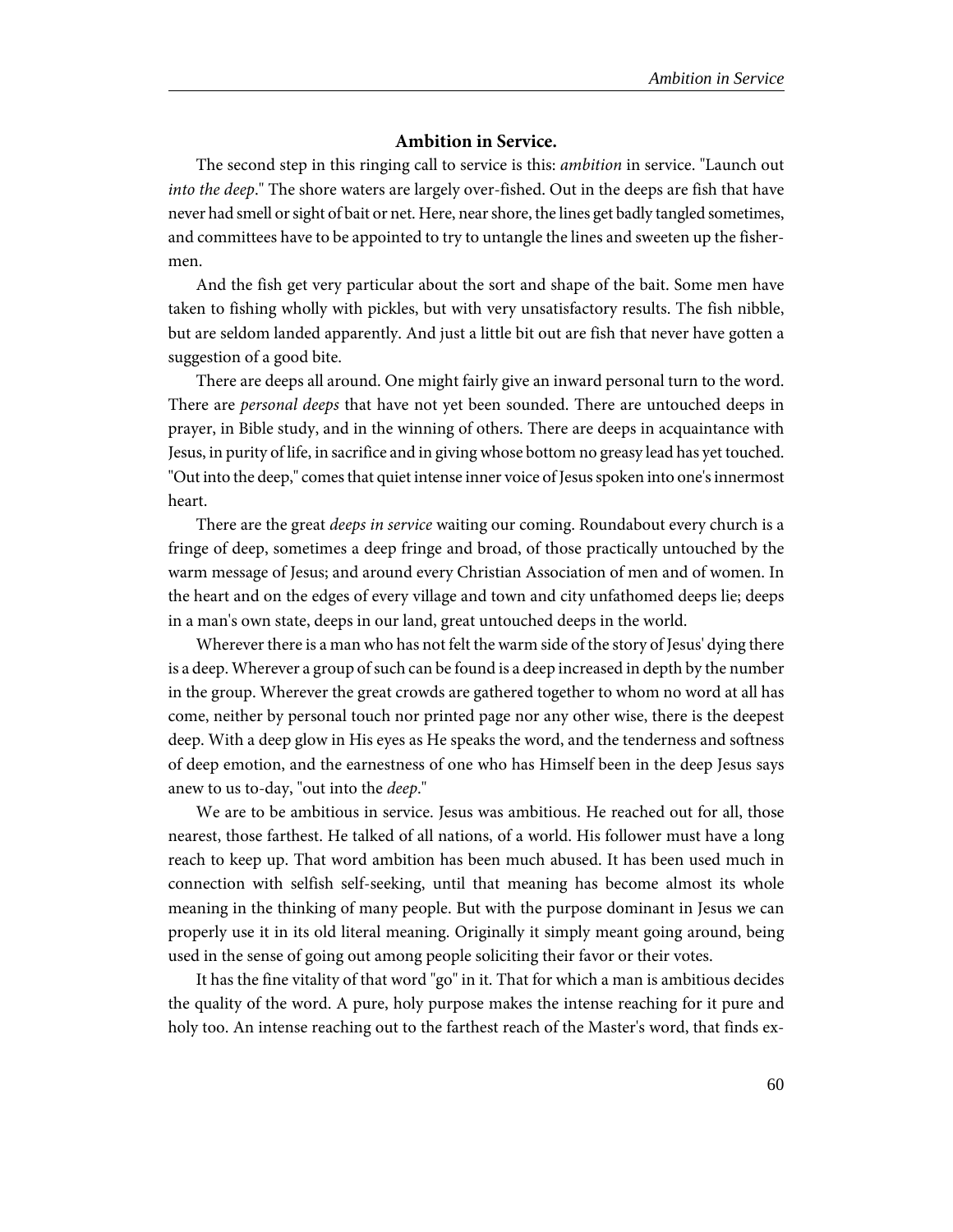### Ambition in Service.

The second step in this ringing call to service is this: *ambition* in service. "Launch out *into the deep*." The shore waters are largely over-fished. Out in the deeps are fish that have never had smell or sight of bait or net. Here, near shore, the lines get badly tangled sometimes, and committees have to be appointed to try to untangle the lines and sweeten up the fishermen.

And the fish get very particular about the sort and shape of the bait. Some men have taken to fishing wholly with pickles, but with very unsatisfactory results. The fish nibble, but are seldom landed apparently. And just a little bit out are fish that never have gotten a suggestion of a good bite.

There are deeps all around. One might fairly give an inward personal turn to the word. There are *personal deeps* that have not yet been sounded. There are untouched deeps in prayer, in Bible study, and in the winning of others. There are deeps in acquaintance with Jesus, in purity of life, in sacrifice and in giving whose bottom no greasy lead has yet touched. "Out into the deep," comes that quiet intense inner voice of Jesus spoken into one's innermost heart.

There are the great *deeps in service* waiting our coming. Roundabout every church is a fringe of deep, sometimes a deep fringe and broad, of those practically untouched by the warm message of Jesus; and around every Christian Association of men and of women. In the heart and on the edges of every village and town and city unfathomed deeps lie; deeps in a man's own state, deeps in our land, great untouched deeps in the world.

Wherever there is a man who has not felt the warm side of the story of Jesus' dying there is a deep. Wherever a group of such can be found is a deep increased in depth by the number in the group. Wherever the great crowds are gathered together to whom no word at all has come, neither by personal touch nor printed page nor any other wise, there is the deepest deep. With a deep glow in His eyes as He speaks the word, and the tenderness and softness of deep emotion, and the earnestness of one who has Himself been in the deep Jesus says anew to us to-day, "out into the *deep*."

We are to be ambitious in service. Jesus was ambitious. He reached out for all, those nearest, those farthest. He talked of all nations, of a world. His follower must have a long reach to keep up. That word ambition has been much abused. It has been used much in connection with selfish self-seeking, until that meaning has become almost its whole meaning in the thinking of many people. But with the purpose dominant in Jesus we can properly use it in its old literal meaning. Originally it simply meant going around, being used in the sense of going out among people soliciting their favor or their votes.

It has the fine vitality of that word "go" in it. That for which a man is ambitious decides the quality of the word. A pure, holy purpose makes the intense reaching for it pure and holy too. An intense reaching out to the farthest reach of the Master's word, that finds ex-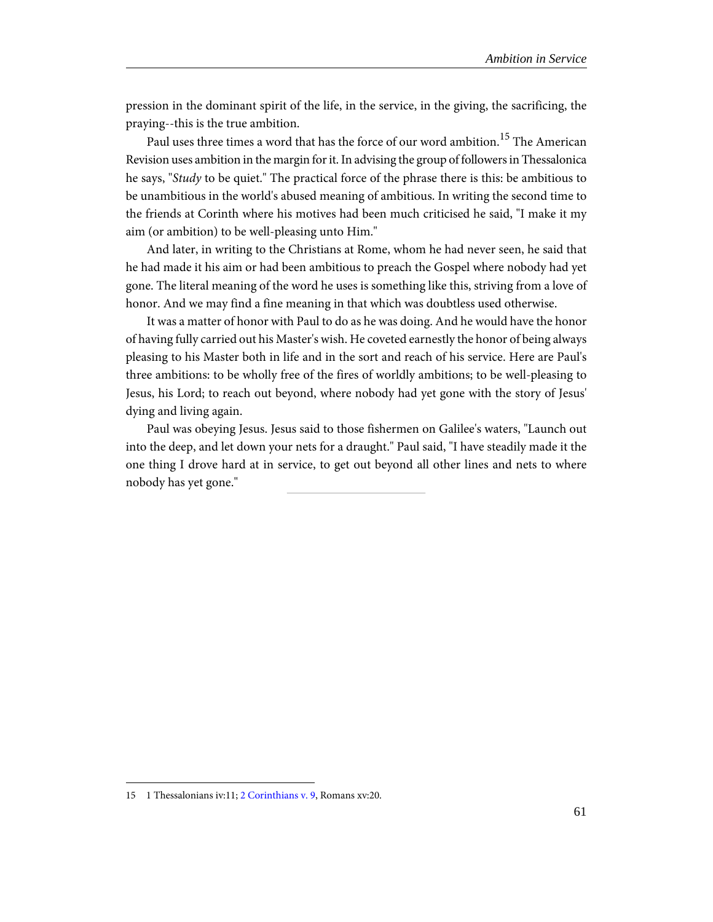pression in the dominant spirit of the life, in the service, in the giving, the sacrificing, the praying--this is the true ambition.

Paul uses three times a word that has the force of our word ambition.[15] The American Revision uses ambition in the margin for it. In advising the group of followers in Thessalonica he says, "*Study* to be quiet." The practical force of the phrase there is this: be ambitious to be unambitious in the world's abused meaning of ambitious. In writing the second time to the friends at Corinth where his motives had been much criticised he said, "I make it my aim (or ambition) to be well-pleasing unto Him."

And later, in writing to the Christians at Rome, whom he had never seen, he said that he had made it his aim or had been ambitious to preach the Gospel where nobody had yet gone. The literal meaning of the word he uses is something like this, striving from a love of honor. And we may find a fine meaning in that which was doubtless used otherwise.

It was a matter of honor with Paul to do as he was doing. And he would have the honor of having fully carried out his Master's wish. He coveted earnestly the honor of being always pleasing to his Master both in life and in the sort and reach of his service. Here are Paul's three ambitions: to be wholly free of the fires of worldly ambitions; to be well-pleasing to Jesus, his Lord; to reach out beyond, where nobody had yet gone with the story of Jesus' dying and living again.

Paul was obeying Jesus. Jesus said to those fishermen on Galilee's waters, "Launch out into the deep, and let down your nets for a draught." Paul said, "I have steadily made it the one thing I drove hard at in service, to get out beyond all other lines and nets to where nobody has yet gone."

---

15 1 Thessalonians iv:11; 2 Corinthians v. 9, Romans xv:20.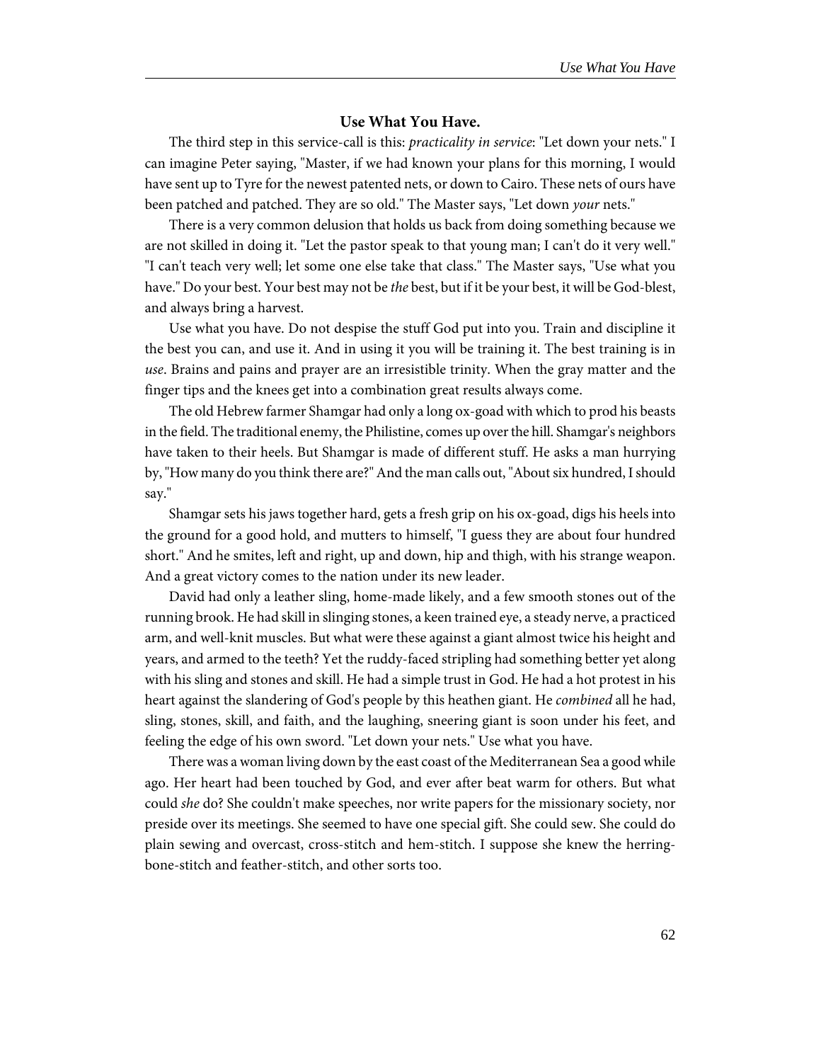## Use What You Have.

The third step in this service-call is this: *practicality in service*: "Let down your nets." I can imagine Peter saying, "Master, if we had known your plans for this morning, I would have sent up to Tyre for the newest patented nets, or down to Cairo. These nets of ours have been patched and patched. They are so old." The Master says, "Let down *your* nets."

There is a very common delusion that holds us back from doing something because we are not skilled in doing it. "Let the pastor speak to that young man; I can't do it very well." "I can't teach very well; let some one else take that class." The Master says, "Use what you have." Do your best. Your best may not be *the* best, but if it be your best, it will be God-blest, and always bring a harvest.

Use what you have. Do not despise the stuff God put into you. Train and discipline it the best you can, and use it. And in using it you will be training it. The best training is in *use*. Brains and pains and prayer are an irresistible trinity. When the gray matter and the finger tips and the knees get into a combination great results always come.

The old Hebrew farmer Shamgar had only a long ox-goad with which to prod his beasts in the field. The traditional enemy, the Philistine, comes up over the hill. Shamgar's neighbors have taken to their heels. But Shamgar is made of different stuff. He asks a man hurrying by, "How many do you think there are?" And the man calls out, "About six hundred, I should say."

Shamgar sets his jaws together hard, gets a fresh grip on his ox-goad, digs his heels into the ground for a good hold, and mutters to himself, "I guess they are about four hundred short." And he smites, left and right, up and down, hip and thigh, with his strange weapon. And a great victory comes to the nation under its new leader.

David had only a leather sling, home-made likely, and a few smooth stones out of the running brook. He had skill in slinging stones, a keen trained eye, a steady nerve, a practiced arm, and well-knit muscles. But what were these against a giant almost twice his height and years, and armed to the teeth? Yet the ruddy-faced stripling had something better yet along with his sling and stones and skill. He had a simple trust in God. He had a hot protest in his heart against the slandering of God's people by this heathen giant. He *combined* all he had, sling, stones, skill, and faith, and the laughing, sneering giant is soon under his feet, and feeling the edge of his own sword. "Let down your nets." Use what you have.

There was a woman living down by the east coast of the Mediterranean Sea a good while ago. Her heart had been touched by God, and ever after beat warm for others. But what could *she* do? She couldn't make speeches, nor write papers for the missionary society, nor preside over its meetings. She seemed to have one special gift. She could sew. She could do plain sewing and overcast, cross-stitch and hem-stitch. I suppose she knew the herring-bone-stitch and feather-stitch, and other sorts too.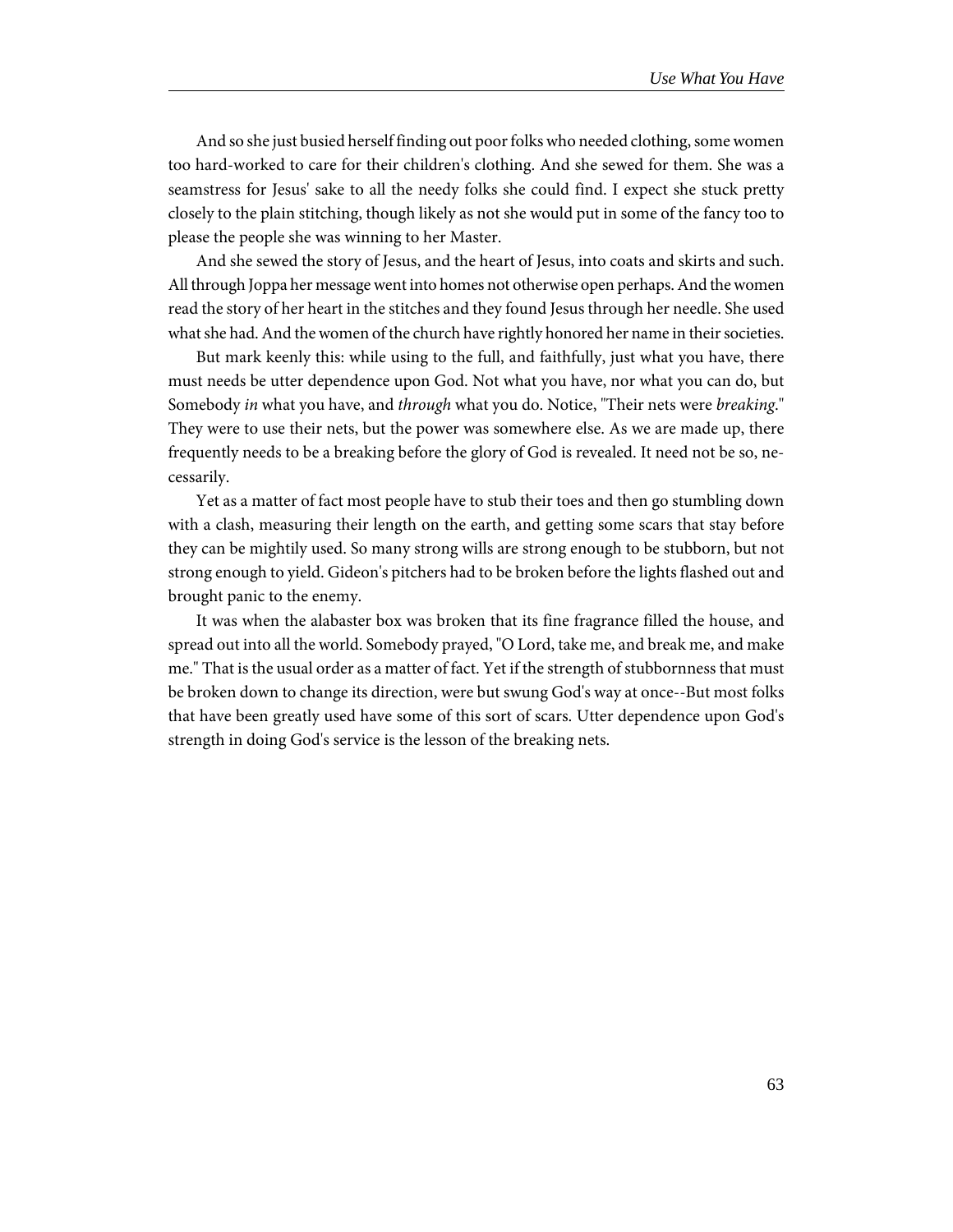And so she just busied herself finding out poor folks who needed clothing, some women too hard-worked to care for their children's clothing. And she sewed for them. She was a seamstress for Jesus' sake to all the needy folks she could find. I expect she stuck pretty closely to the plain stitching, though likely as not she would put in some of the fancy too to please the people she was winning to her Master.

And she sewed the story of Jesus, and the heart of Jesus, into coats and skirts and such. All through Joppa her message went into homes not otherwise open perhaps. And the women read the story of her heart in the stitches and they found Jesus through her needle. She used what she had. And the women of the church have rightly honored her name in their societies.

But mark keenly this: while using to the full, and faithfully, just what you have, there must needs be utter dependence upon God. Not what you have, nor what you can do, but Somebody *in* what you have, and *through* what you do. Notice, "Their nets were *breaking*." They were to use their nets, but the power was somewhere else. As we are made up, there frequently needs to be a breaking before the glory of God is revealed. It need not be so, necessarily.

Yet as a matter of fact most people have to stub their toes and then go stumbling down with a clash, measuring their length on the earth, and getting some scars that stay before they can be mightily used. So many strong wills are strong enough to be stubborn, but not strong enough to yield. Gideon's pitchers had to be broken before the lights flashed out and brought panic to the enemy.

It was when the alabaster box was broken that its fine fragrance filled the house, and spread out into all the world. Somebody prayed, "O Lord, take me, and break me, and make me." That is the usual order as a matter of fact. Yet if the strength of stubbornness that must be broken down to change its direction, were but swung God's way at once--But most folks that have been greatly used have some of this sort of scars. Utter dependence upon God's strength in doing God's service is the lesson of the breaking nets.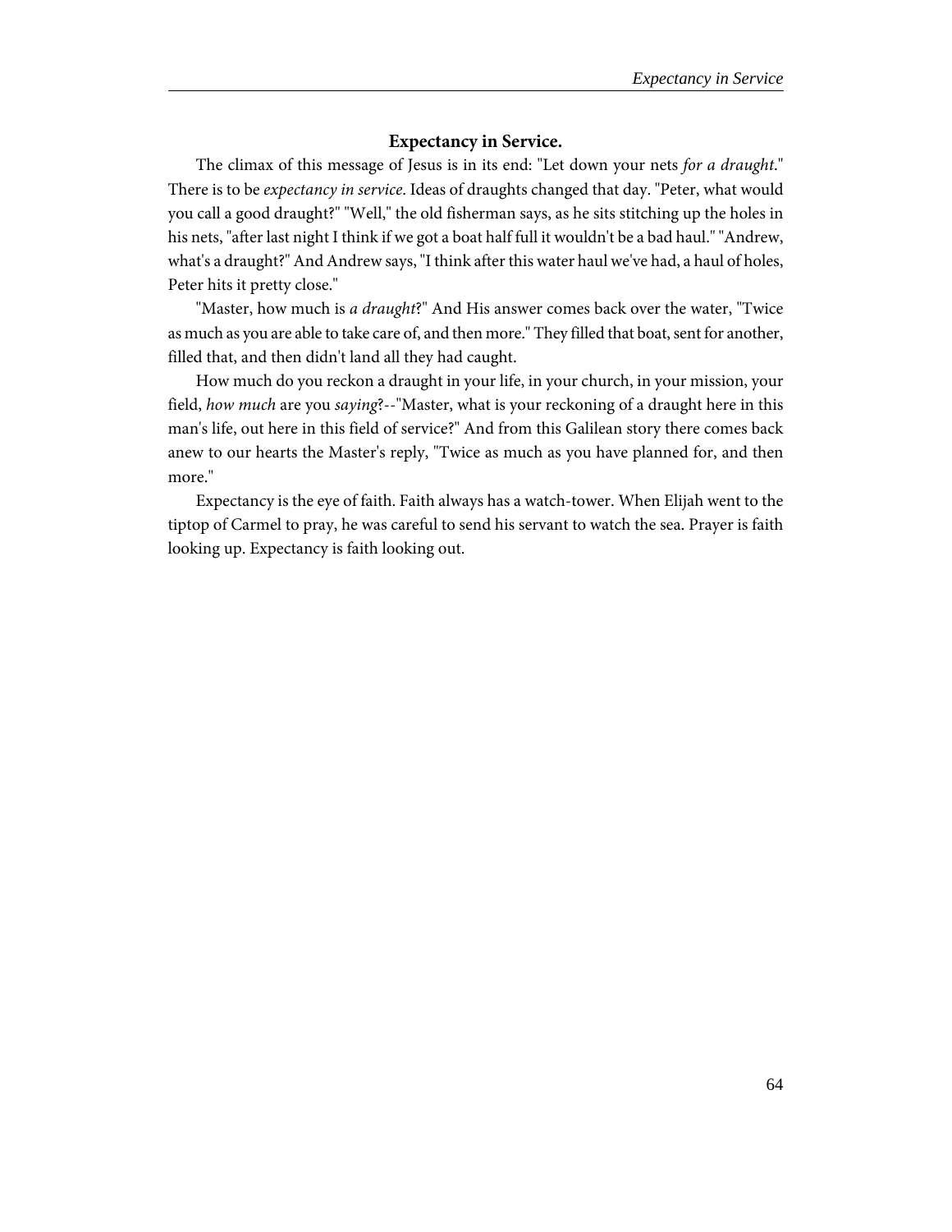### Expectancy in Service.

The climax of this message of Jesus is in its end: "Let down your nets *for a draught*." There is to be *expectancy in service*. Ideas of draughts changed that day. "Peter, what would you call a good draught?" "Well," the old fisherman says, as he sits stitching up the holes in his nets, "after last night I think if we got a boat half full it wouldn't be a bad haul." "Andrew, what's a draught?" And Andrew says, "I think after this water haul we've had, a haul of holes, Peter hits it pretty close."

"Master, how much is *a draught*?" And His answer comes back over the water, "Twice as much as you are able to take care of, and then more." They filled that boat, sent for another, filled that, and then didn't land all they had caught.

How much do you reckon a draught in your life, in your church, in your mission, your field, *how much* are you *saying*?--"Master, what is your reckoning of a draught here in this man's life, out here in this field of service?" And from this Galilean story there comes back anew to our hearts the Master's reply, "Twice as much as you have planned for, and then more."

Expectancy is the eye of faith. Faith always has a watch-tower. When Elijah went to the tiptop of Carmel to pray, he was careful to send his servant to watch the sea. Prayer is faith looking up. Expectancy is faith looking out.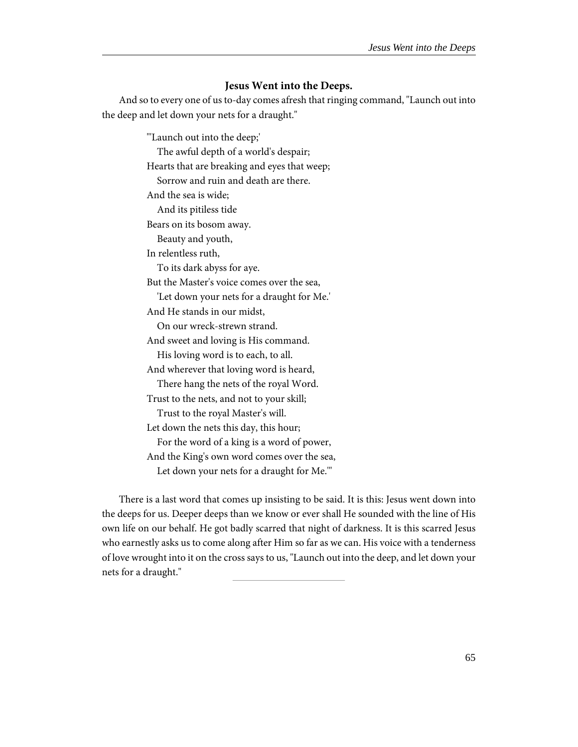### Jesus Went into the Deeps.

And so to every one of us to-day comes afresh that ringing command, "Launch out into the deep and let down your nets for a draught."

> "'Launch out into the deep;'
> The awful depth of a world's despair;
> Hearts that are breaking and eyes that weep;
> Sorrow and ruin and death are there.
> And the sea is wide;
> And its pitiless tide
> Bears on its bosom away.
> Beauty and youth,
> In relentless ruth,
> To its dark abyss for aye.
> But the Master's voice comes over the sea,
> 'Let down your nets for a draught for Me.'
> And He stands in our midst,
> On our wreck-strewn strand.
> And sweet and loving is His command.
> His loving word is to each, to all.
> And wherever that loving word is heard,
> There hang the nets of the royal Word.
> Trust to the nets, and not to your skill;
> Trust to the royal Master's will.
> Let down the nets this day, this hour;
> For the word of a king is a word of power,
> And the King's own word comes over the sea,
> Let down your nets for a draught for Me.'"

There is a last word that comes up insisting to be said. It is this: Jesus went down into the deeps for us. Deeper deeps than we know or ever shall He sounded with the line of His own life on our behalf. He got badly scarred that night of darkness. It is this scarred Jesus who earnestly asks us to come along after Him so far as we can. His voice with a tenderness of love wrought into it on the cross says to us, "Launch out into the deep, and let down your nets for a draught."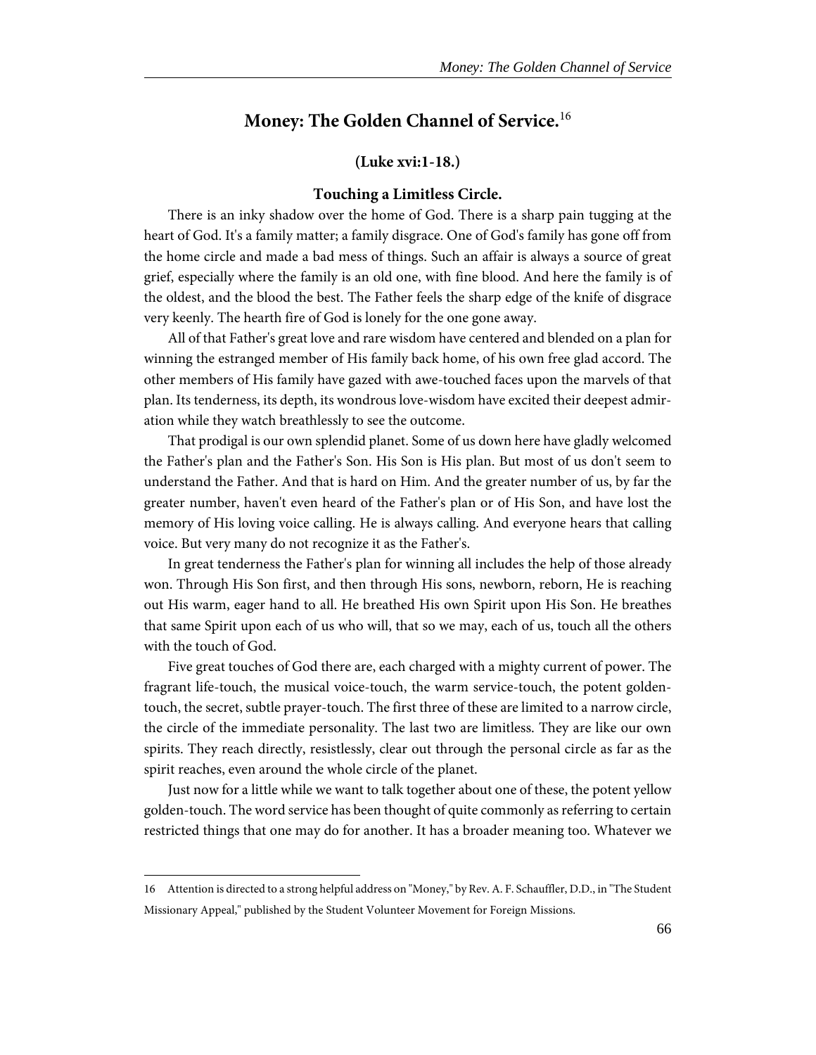## Money: The Golden Channel of Service.[16]

### (Luke xvi:1-18.)

### Touching a Limitless Circle.

There is an inky shadow over the home of God. There is a sharp pain tugging at the heart of God. It's a family matter; a family disgrace. One of God's family has gone off from the home circle and made a bad mess of things. Such an affair is always a source of great grief, especially where the family is an old one, with fine blood. And here the family is of the oldest, and the blood the best. The Father feels the sharp edge of the knife of disgrace very keenly. The hearth fire of God is lonely for the one gone away.

All of that Father's great love and rare wisdom have centered and blended on a plan for winning the estranged member of His family back home, of his own free glad accord. The other members of His family have gazed with awe-touched faces upon the marvels of that plan. Its tenderness, its depth, its wondrous love-wisdom have excited their deepest admiration while they watch breathlessly to see the outcome.

That prodigal is our own splendid planet. Some of us down here have gladly welcomed the Father's plan and the Father's Son. His Son is His plan. But most of us don't seem to understand the Father. And that is hard on Him. And the greater number of us, by far the greater number, haven't even heard of the Father's plan or of His Son, and have lost the memory of His loving voice calling. He is always calling. And everyone hears that calling voice. But very many do not recognize it as the Father's.

In great tenderness the Father's plan for winning all includes the help of those already won. Through His Son first, and then through His sons, newborn, reborn, He is reaching out His warm, eager hand to all. He breathed His own Spirit upon His Son. He breathes that same Spirit upon each of us who will, that so we may, each of us, touch all the others with the touch of God.

Five great touches of God there are, each charged with a mighty current of power. The fragrant life-touch, the musical voice-touch, the warm service-touch, the potent golden-touch, the secret, subtle prayer-touch. The first three of these are limited to a narrow circle, the circle of the immediate personality. The last two are limitless. They are like our own spirits. They reach directly, resistlessly, clear out through the personal circle as far as the spirit reaches, even around the whole circle of the planet.

Just now for a little while we want to talk together about one of these, the potent yellow golden-touch. The word service has been thought of quite commonly as referring to certain restricted things that one may do for another. It has a broader meaning too. Whatever we

---

16 Attention is directed to a strong helpful address on "Money," by Rev. A. F. Schauffler, D.D., in "The Student Missionary Appeal," published by the Student Volunteer Movement for Foreign Missions.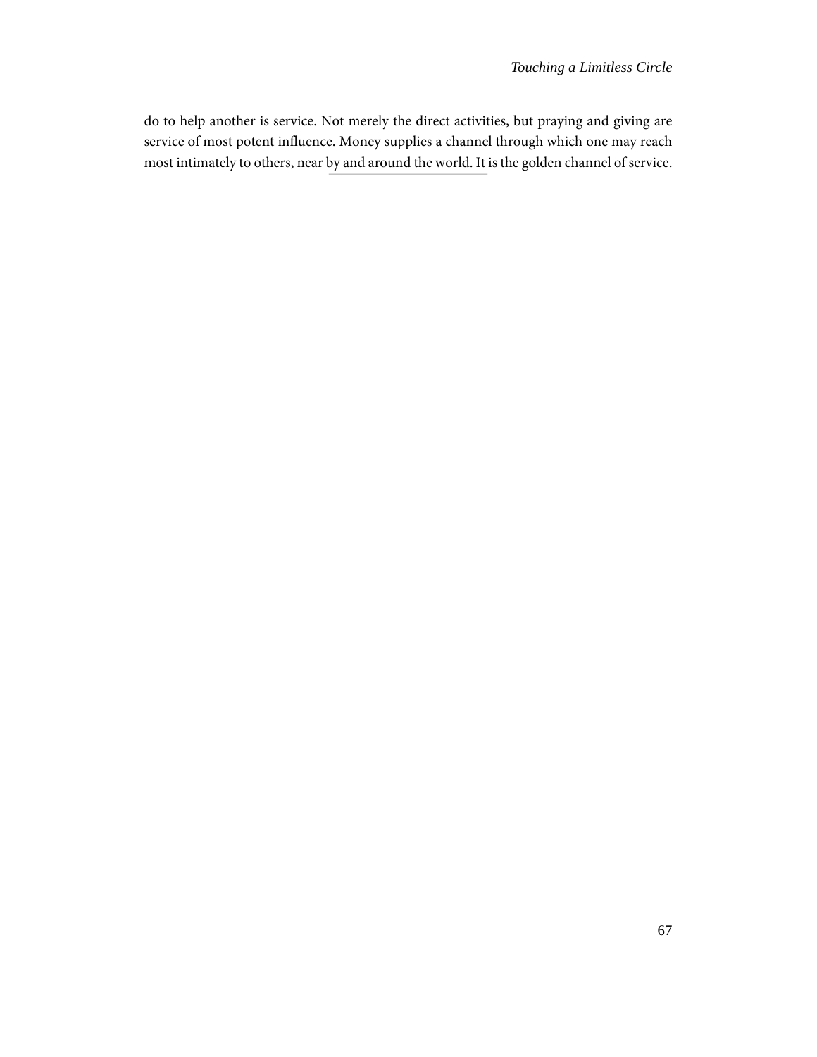do to help another is service. Not merely the direct activities, but praying and giving are service of most potent influence. Money supplies a channel through which one may reach most intimately to others, near by and around the world. It is the golden channel of service.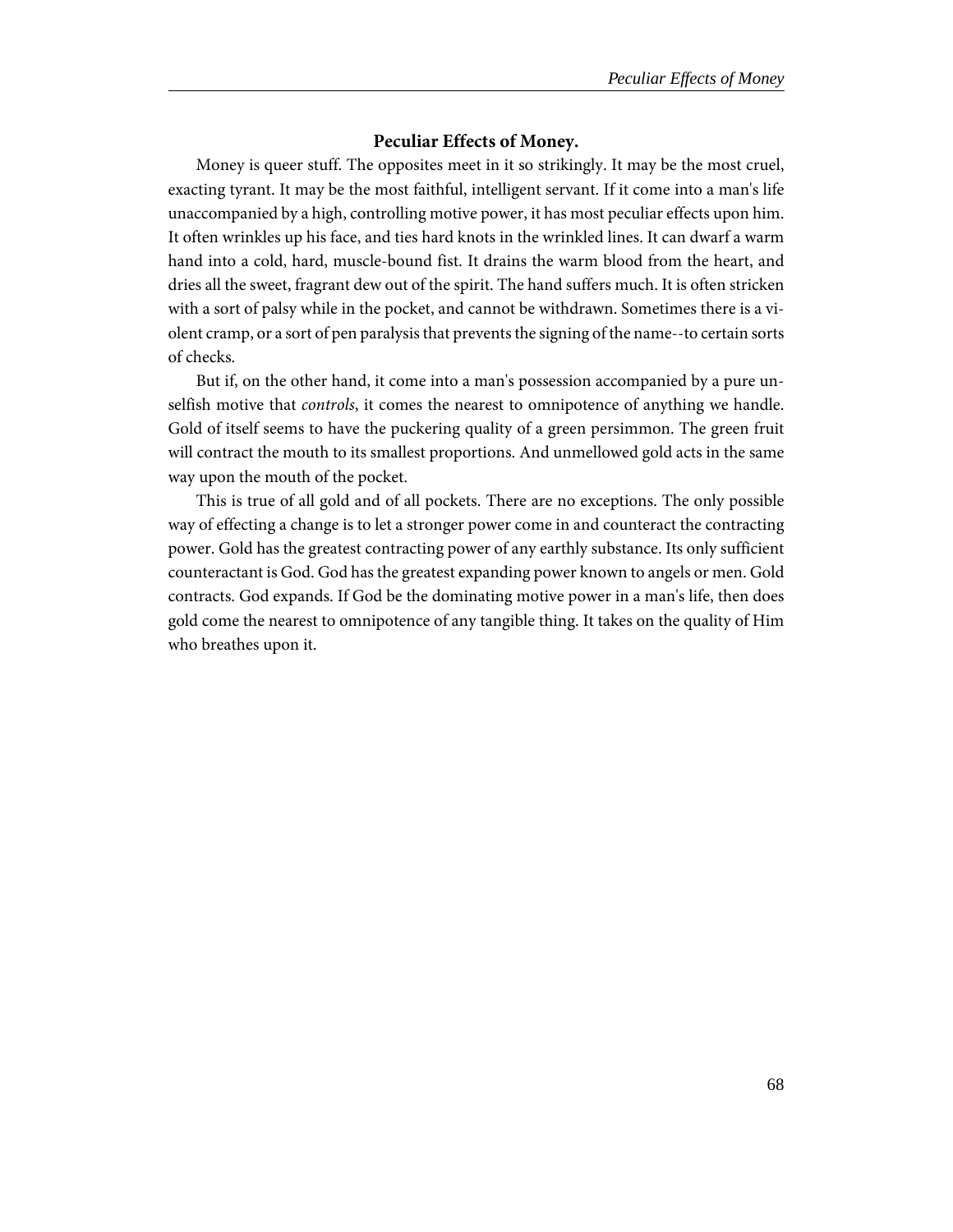## Peculiar Effects of Money.

Money is queer stuff. The opposites meet in it so strikingly. It may be the most cruel, exacting tyrant. It may be the most faithful, intelligent servant. If it come into a man's life unaccompanied by a high, controlling motive power, it has most peculiar effects upon him. It often wrinkles up his face, and ties hard knots in the wrinkled lines. It can dwarf a warm hand into a cold, hard, muscle-bound fist. It drains the warm blood from the heart, and dries all the sweet, fragrant dew out of the spirit. The hand suffers much. It is often stricken with a sort of palsy while in the pocket, and cannot be withdrawn. Sometimes there is a violent cramp, or a sort of pen paralysis that prevents the signing of the name--to certain sorts of checks.

But if, on the other hand, it come into a man's possession accompanied by a pure unselfish motive that *controls*, it comes the nearest to omnipotence of anything we handle. Gold of itself seems to have the puckering quality of a green persimmon. The green fruit will contract the mouth to its smallest proportions. And unmellowed gold acts in the same way upon the mouth of the pocket.

This is true of all gold and of all pockets. There are no exceptions. The only possible way of effecting a change is to let a stronger power come in and counteract the contracting power. Gold has the greatest contracting power of any earthly substance. Its only sufficient counteractant is God. God has the greatest expanding power known to angels or men. Gold contracts. God expands. If God be the dominating motive power in a man's life, then does gold come the nearest to omnipotence of any tangible thing. It takes on the quality of Him who breathes upon it.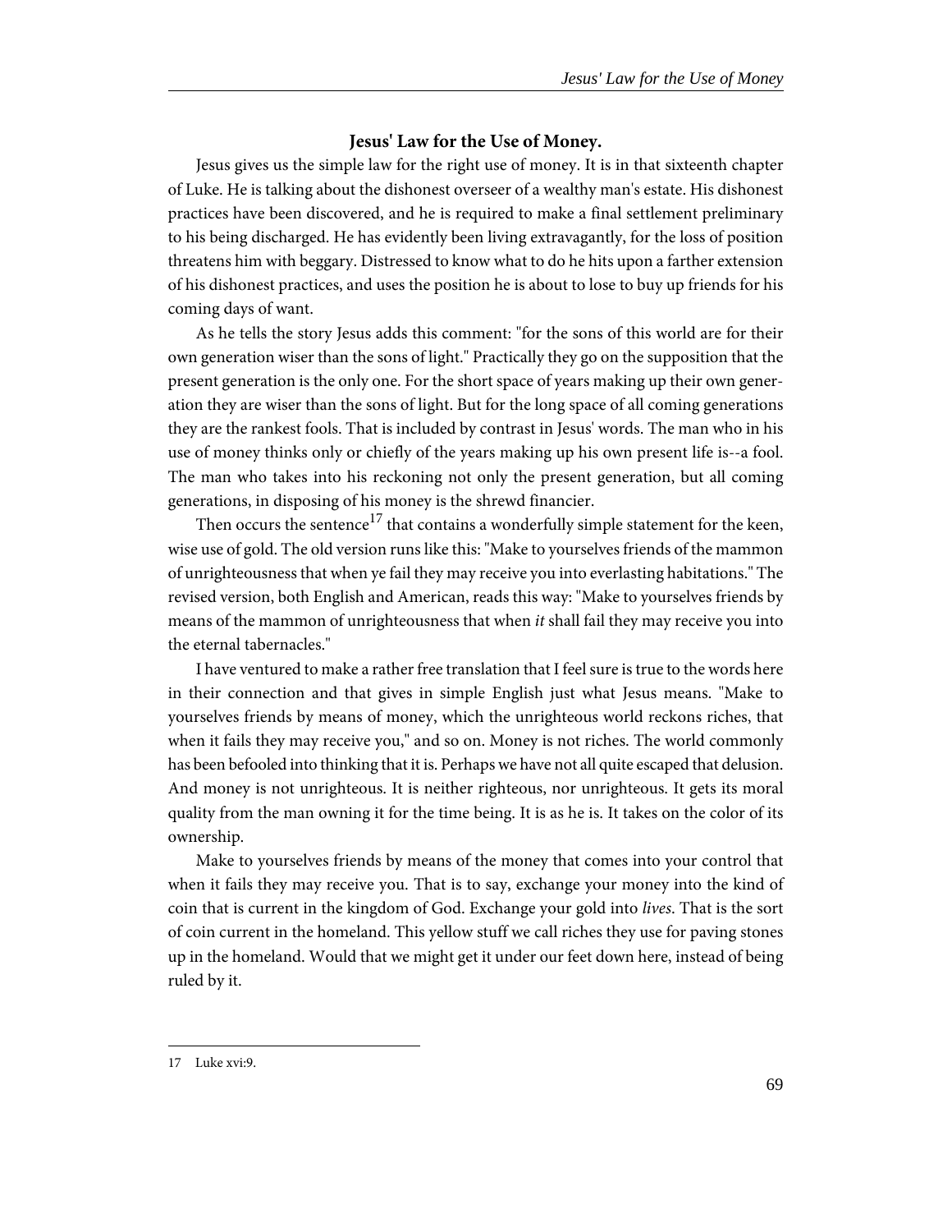## Jesus' Law for the Use of Money.

Jesus gives us the simple law for the right use of money. It is in that sixteenth chapter of Luke. He is talking about the dishonest overseer of a wealthy man's estate. His dishonest practices have been discovered, and he is required to make a final settlement preliminary to his being discharged. He has evidently been living extravagantly, for the loss of position threatens him with beggary. Distressed to know what to do he hits upon a farther extension of his dishonest practices, and uses the position he is about to lose to buy up friends for his coming days of want.

As he tells the story Jesus adds this comment: "for the sons of this world are for their own generation wiser than the sons of light." Practically they go on the supposition that the present generation is the only one. For the short space of years making up their own generation they are wiser than the sons of light. But for the long space of all coming generations they are the rankest fools. That is included by contrast in Jesus' words. The man who in his use of money thinks only or chiefly of the years making up his own present life is--a fool. The man who takes into his reckoning not only the present generation, but all coming generations, in disposing of his money is the shrewd financier.

Then occurs the sentence[17] that contains a wonderfully simple statement for the keen, wise use of gold. The old version runs like this: "Make to yourselves friends of the mammon of unrighteousness that when ye fail they may receive you into everlasting habitations." The revised version, both English and American, reads this way: "Make to yourselves friends by means of the mammon of unrighteousness that when *it* shall fail they may receive you into the eternal tabernacles."

I have ventured to make a rather free translation that I feel sure is true to the words here in their connection and that gives in simple English just what Jesus means. "Make to yourselves friends by means of money, which the unrighteous world reckons riches, that when it fails they may receive you," and so on. Money is not riches. The world commonly has been befooled into thinking that it is. Perhaps we have not all quite escaped that delusion. And money is not unrighteous. It is neither righteous, nor unrighteous. It gets its moral quality from the man owning it for the time being. It is as he is. It takes on the color of its ownership.

Make to yourselves friends by means of the money that comes into your control that when it fails they may receive you. That is to say, exchange your money into the kind of coin that is current in the kingdom of God. Exchange your gold into *lives*. That is the sort of coin current in the homeland. This yellow stuff we call riches they use for paving stones up in the homeland. Would that we might get it under our feet down here, instead of being ruled by it.

---

17 Luke xvi:9.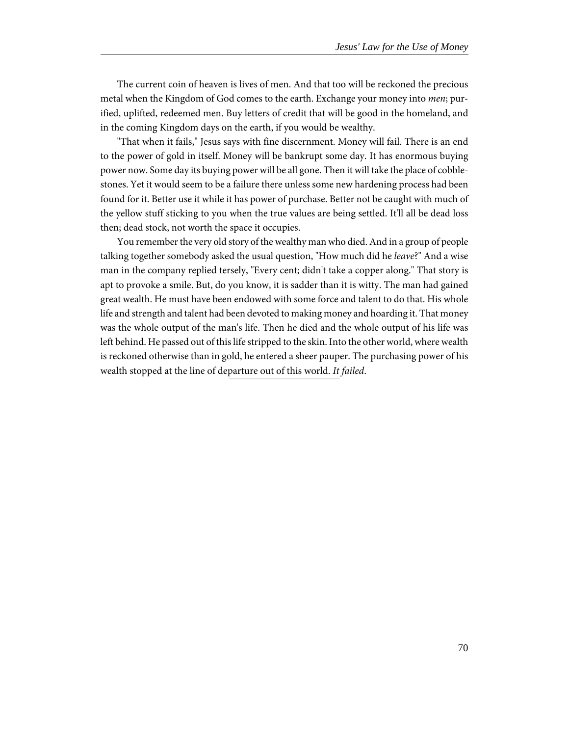The current coin of heaven is lives of men. And that too will be reckoned the precious metal when the Kingdom of God comes to the earth. Exchange your money into *men*; purified, uplifted, redeemed men. Buy letters of credit that will be good in the homeland, and in the coming Kingdom days on the earth, if you would be wealthy.

"That when it fails," Jesus says with fine discernment. Money will fail. There is an end to the power of gold in itself. Money will be bankrupt some day. It has enormous buying power now. Some day its buying power will be all gone. Then it will take the place of cobblestones. Yet it would seem to be a failure there unless some new hardening process had been found for it. Better use it while it has power of purchase. Better not be caught with much of the yellow stuff sticking to you when the true values are being settled. It'll all be dead loss then; dead stock, not worth the space it occupies.

You remember the very old story of the wealthy man who died. And in a group of people talking together somebody asked the usual question, "How much did he *leave*?" And a wise man in the company replied tersely, "Every cent; didn't take a copper along." That story is apt to provoke a smile. But, do you know, it is sadder than it is witty. The man had gained great wealth. He must have been endowed with some force and talent to do that. His whole life and strength and talent had been devoted to making money and hoarding it. That money was the whole output of the man's life. Then he died and the whole output of his life was left behind. He passed out of this life stripped to the skin. Into the other world, where wealth is reckoned otherwise than in gold, he entered a sheer pauper. The purchasing power of his wealth stopped at the line of departure out of this world. *It failed*.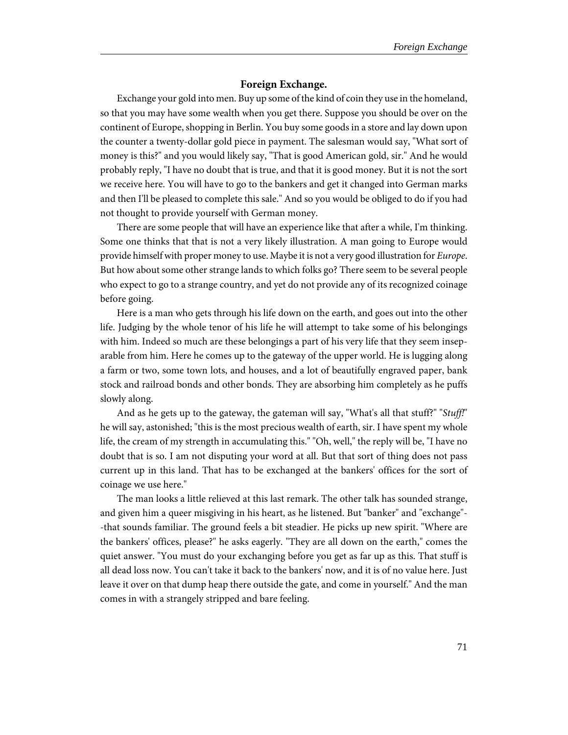### Foreign Exchange.

Exchange your gold into men. Buy up some of the kind of coin they use in the homeland, so that you may have some wealth when you get there. Suppose you should be over on the continent of Europe, shopping in Berlin. You buy some goods in a store and lay down upon the counter a twenty-dollar gold piece in payment. The salesman would say, "What sort of money is this?" and you would likely say, "That is good American gold, sir." And he would probably reply, "I have no doubt that is true, and that it is good money. But it is not the sort we receive here. You will have to go to the bankers and get it changed into German marks and then I'll be pleased to complete this sale." And so you would be obliged to do if you had not thought to provide yourself with German money.

There are some people that will have an experience like that after a while, I'm thinking. Some one thinks that that is not a very likely illustration. A man going to Europe would provide himself with proper money to use. Maybe it is not a very good illustration for *Europe*. But how about some other strange lands to which folks go? There seem to be several people who expect to go to a strange country, and yet do not provide any of its recognized coinage before going.

Here is a man who gets through his life down on the earth, and goes out into the other life. Judging by the whole tenor of his life he will attempt to take some of his belongings with him. Indeed so much are these belongings a part of his very life that they seem inseparable from him. Here he comes up to the gateway of the upper world. He is lugging along a farm or two, some town lots, and houses, and a lot of beautifully engraved paper, bank stock and railroad bonds and other bonds. They are absorbing him completely as he puffs slowly along.

And as he gets up to the gateway, the gateman will say, "What's all that stuff?" "*Stuff!*" he will say, astonished; "this is the most precious wealth of earth, sir. I have spent my whole life, the cream of my strength in accumulating this." "Oh, well," the reply will be, "I have no doubt that is so. I am not disputing your word at all. But that sort of thing does not pass current up in this land. That has to be exchanged at the bankers' offices for the sort of coinage we use here."

The man looks a little relieved at this last remark. The other talk has sounded strange, and given him a queer misgiving in his heart, as he listened. But "banker" and "exchange"--that sounds familiar. The ground feels a bit steadier. He picks up new spirit. "Where are the bankers' offices, please?" he asks eagerly. "They are all down on the earth," comes the quiet answer. "You must do your exchanging before you get as far up as this. That stuff is all dead loss now. You can't take it back to the bankers' now, and it is of no value here. Just leave it over on that dump heap there outside the gate, and come in yourself." And the man comes in with a strangely stripped and bare feeling.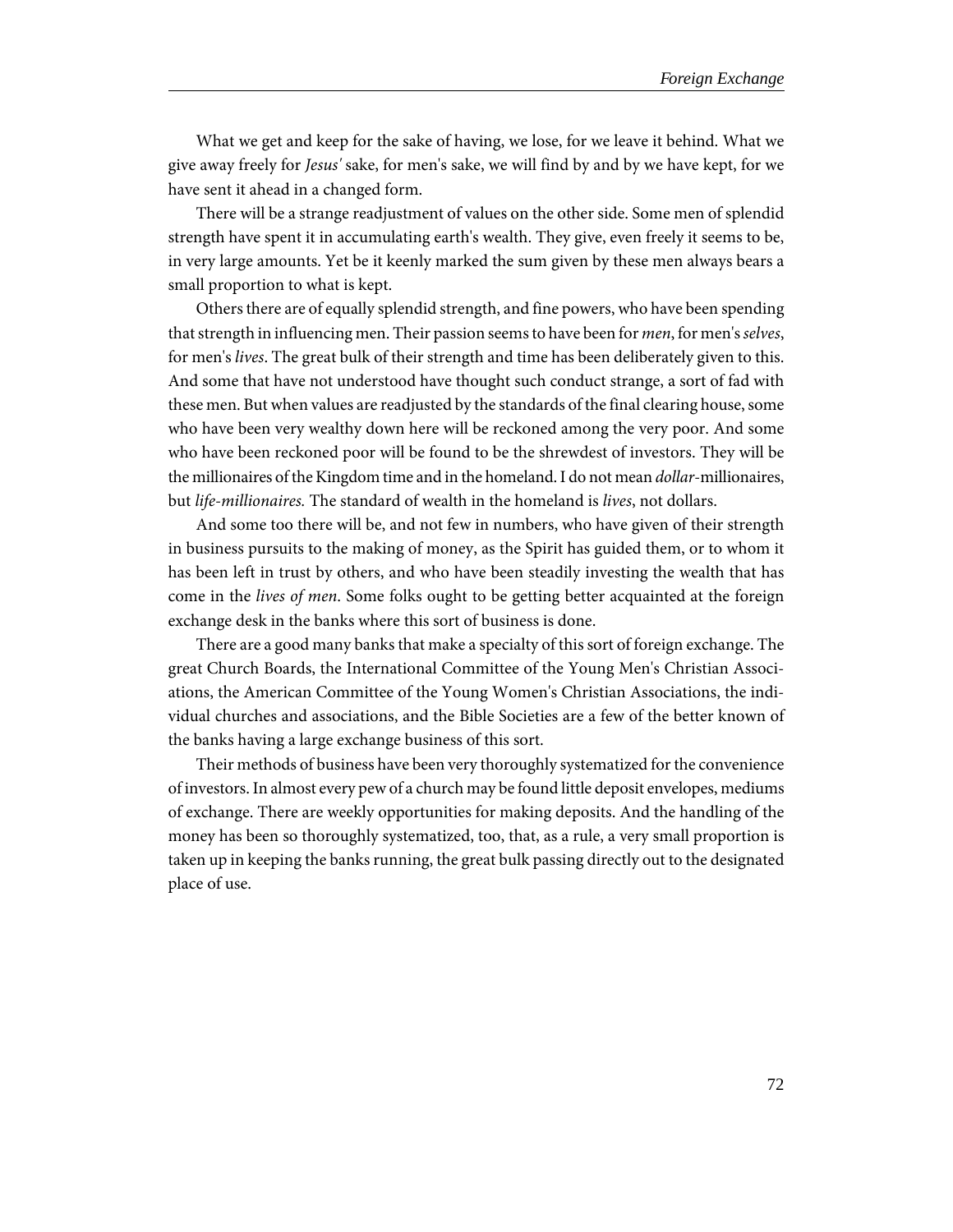What we get and keep for the sake of having, we lose, for we leave it behind. What we give away freely for *Jesus'* sake, for men's sake, we will find by and by we have kept, for we have sent it ahead in a changed form.

There will be a strange readjustment of values on the other side. Some men of splendid strength have spent it in accumulating earth's wealth. They give, even freely it seems to be, in very large amounts. Yet be it keenly marked the sum given by these men always bears a small proportion to what is kept.

Others there are of equally splendid strength, and fine powers, who have been spending that strength in influencing men. Their passion seems to have been for *men*, for men's *selves*, for men's *lives*. The great bulk of their strength and time has been deliberately given to this. And some that have not understood have thought such conduct strange, a sort of fad with these men. But when values are readjusted by the standards of the final clearing house, some who have been very wealthy down here will be reckoned among the very poor. And some who have been reckoned poor will be found to be the shrewdest of investors. They will be the millionaires of the Kingdom time and in the homeland. I do not mean *dollar*-millionaires, but *life-millionaires.* The standard of wealth in the homeland is *lives*, not dollars.

And some too there will be, and not few in numbers, who have given of their strength in business pursuits to the making of money, as the Spirit has guided them, or to whom it has been left in trust by others, and who have been steadily investing the wealth that has come in the *lives of men*. Some folks ought to be getting better acquainted at the foreign exchange desk in the banks where this sort of business is done.

There are a good many banks that make a specialty of this sort of foreign exchange. The great Church Boards, the International Committee of the Young Men's Christian Associations, the American Committee of the Young Women's Christian Associations, the individual churches and associations, and the Bible Societies are a few of the better known of the banks having a large exchange business of this sort.

Their methods of business have been very thoroughly systematized for the convenience of investors. In almost every pew of a church may be found little deposit envelopes, mediums of exchange. There are weekly opportunities for making deposits. And the handling of the money has been so thoroughly systematized, too, that, as a rule, a very small proportion is taken up in keeping the banks running, the great bulk passing directly out to the designated place of use.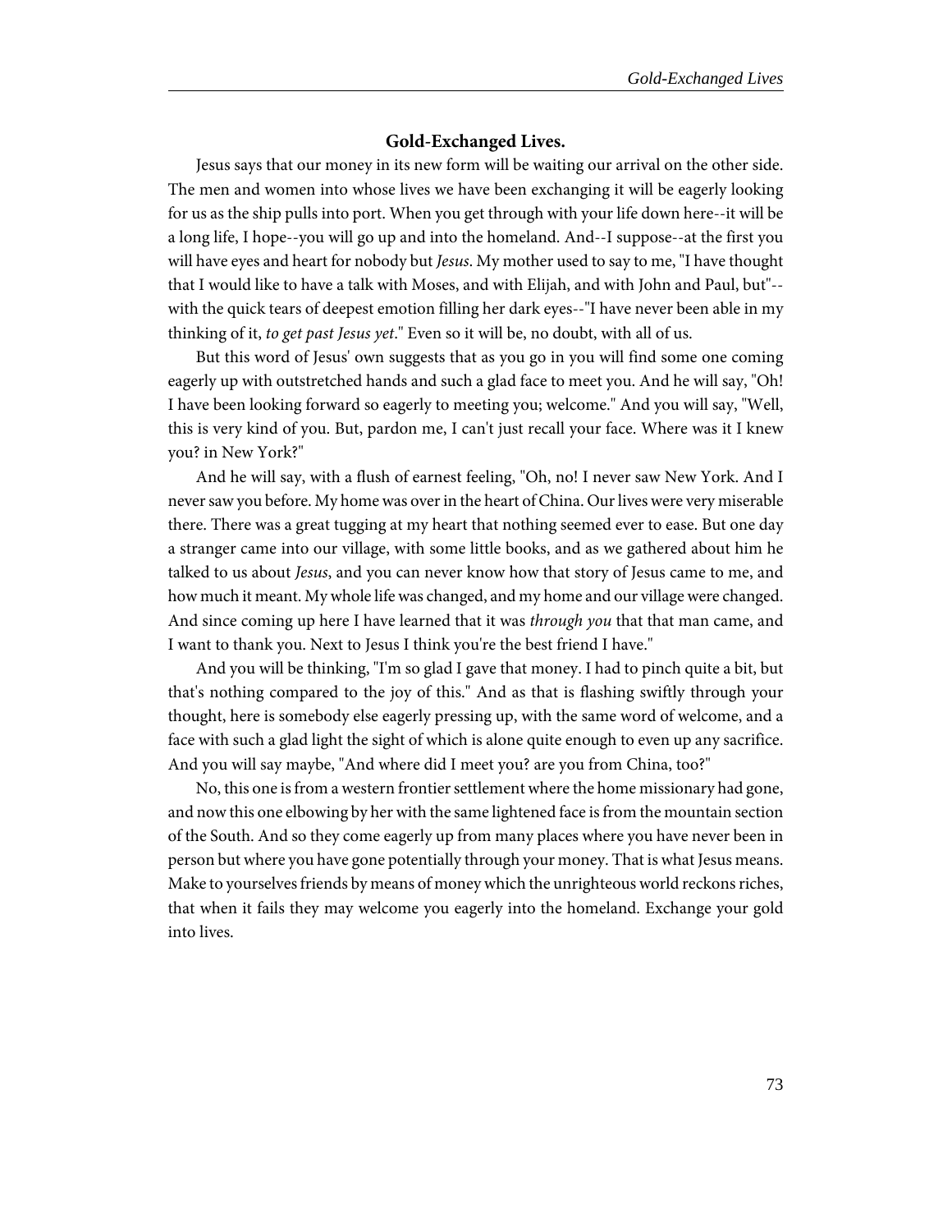### Gold-Exchanged Lives.

Jesus says that our money in its new form will be waiting our arrival on the other side. The men and women into whose lives we have been exchanging it will be eagerly looking for us as the ship pulls into port. When you get through with your life down here--it will be a long life, I hope--you will go up and into the homeland. And--I suppose--at the first you will have eyes and heart for nobody but *Jesus*. My mother used to say to me, "I have thought that I would like to have a talk with Moses, and with Elijah, and with John and Paul, but"--with the quick tears of deepest emotion filling her dark eyes--"I have never been able in my thinking of it, *to get past Jesus yet*." Even so it will be, no doubt, with all of us.

But this word of Jesus' own suggests that as you go in you will find some one coming eagerly up with outstretched hands and such a glad face to meet you. And he will say, "Oh! I have been looking forward so eagerly to meeting you; welcome." And you will say, "Well, this is very kind of you. But, pardon me, I can't just recall your face. Where was it I knew you? in New York?"

And he will say, with a flush of earnest feeling, "Oh, no! I never saw New York. And I never saw you before. My home was over in the heart of China. Our lives were very miserable there. There was a great tugging at my heart that nothing seemed ever to ease. But one day a stranger came into our village, with some little books, and as we gathered about him he talked to us about *Jesus*, and you can never know how that story of Jesus came to me, and how much it meant. My whole life was changed, and my home and our village were changed. And since coming up here I have learned that it was *through you* that that man came, and I want to thank you. Next to Jesus I think you're the best friend I have."

And you will be thinking, "I'm so glad I gave that money. I had to pinch quite a bit, but that's nothing compared to the joy of this." And as that is flashing swiftly through your thought, here is somebody else eagerly pressing up, with the same word of welcome, and a face with such a glad light the sight of which is alone quite enough to even up any sacrifice. And you will say maybe, "And where did I meet you? are you from China, too?"

No, this one is from a western frontier settlement where the home missionary had gone, and now this one elbowing by her with the same lightened face is from the mountain section of the South. And so they come eagerly up from many places where you have never been in person but where you have gone potentially through your money. That is what Jesus means. Make to yourselves friends by means of money which the unrighteous world reckons riches, that when it fails they may welcome you eagerly into the homeland. Exchange your gold into lives.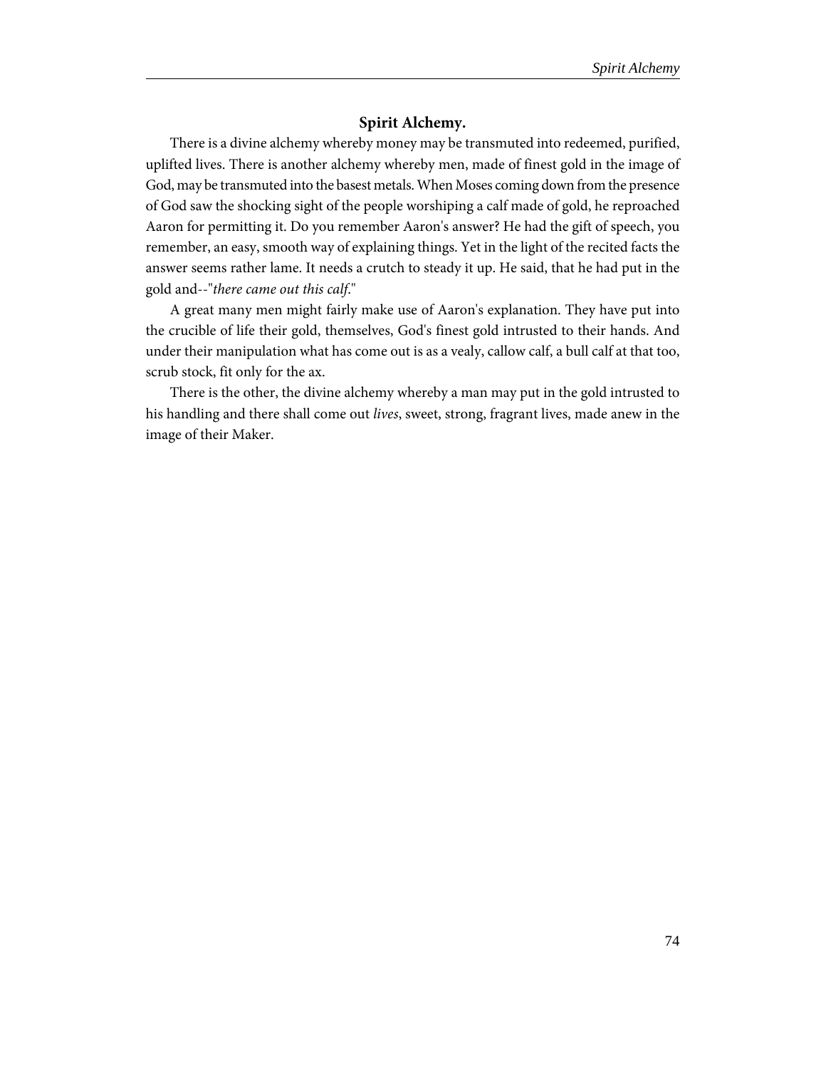## Spirit Alchemy.

There is a divine alchemy whereby money may be transmuted into redeemed, purified, uplifted lives. There is another alchemy whereby men, made of finest gold in the image of God, may be transmuted into the basest metals. When Moses coming down from the presence of God saw the shocking sight of the people worshiping a calf made of gold, he reproached Aaron for permitting it. Do you remember Aaron's answer? He had the gift of speech, you remember, an easy, smooth way of explaining things. Yet in the light of the recited facts the answer seems rather lame. It needs a crutch to steady it up. He said, that he had put in the gold and--"*there came out this calf*."

A great many men might fairly make use of Aaron's explanation. They have put into the crucible of life their gold, themselves, God's finest gold intrusted to their hands. And under their manipulation what has come out is as a vealy, callow calf, a bull calf at that too, scrub stock, fit only for the ax.

There is the other, the divine alchemy whereby a man may put in the gold intrusted to his handling and there shall come out *lives*, sweet, strong, fragrant lives, made anew in the image of their Maker.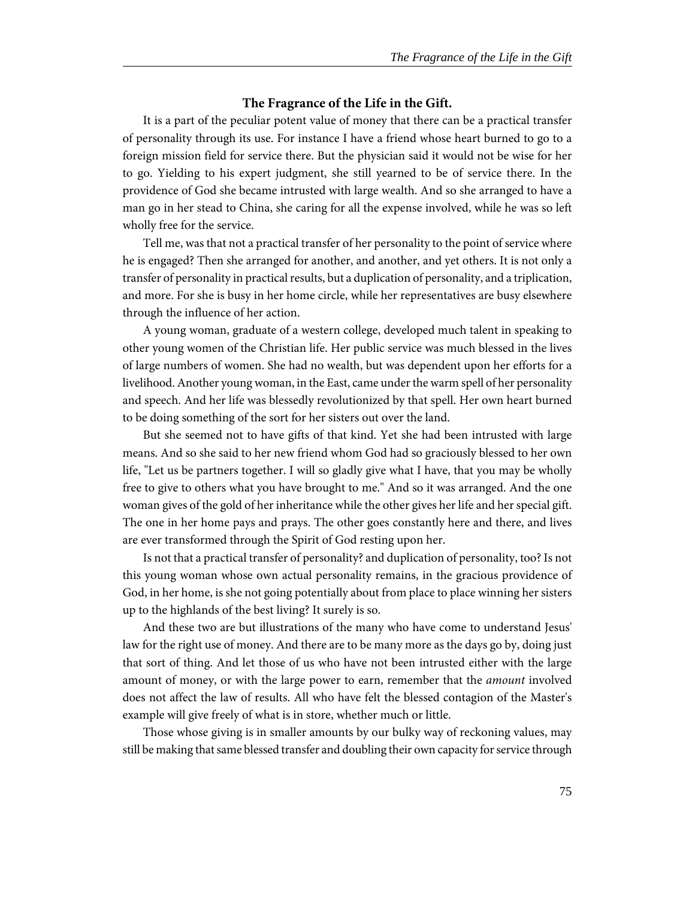### The Fragrance of the Life in the Gift.

It is a part of the peculiar potent value of money that there can be a practical transfer of personality through its use. For instance I have a friend whose heart burned to go to a foreign mission field for service there. But the physician said it would not be wise for her to go. Yielding to his expert judgment, she still yearned to be of service there. In the providence of God she became intrusted with large wealth. And so she arranged to have a man go in her stead to China, she caring for all the expense involved, while he was so left wholly free for the service.

Tell me, was that not a practical transfer of her personality to the point of service where he is engaged? Then she arranged for another, and another, and yet others. It is not only a transfer of personality in practical results, but a duplication of personality, and a triplication, and more. For she is busy in her home circle, while her representatives are busy elsewhere through the influence of her action.

A young woman, graduate of a western college, developed much talent in speaking to other young women of the Christian life. Her public service was much blessed in the lives of large numbers of women. She had no wealth, but was dependent upon her efforts for a livelihood. Another young woman, in the East, came under the warm spell of her personality and speech. And her life was blessedly revolutionized by that spell. Her own heart burned to be doing something of the sort for her sisters out over the land.

But she seemed not to have gifts of that kind. Yet she had been intrusted with large means. And so she said to her new friend whom God had so graciously blessed to her own life, "Let us be partners together. I will so gladly give what I have, that you may be wholly free to give to others what you have brought to me." And so it was arranged. And the one woman gives of the gold of her inheritance while the other gives her life and her special gift. The one in her home pays and prays. The other goes constantly here and there, and lives are ever transformed through the Spirit of God resting upon her.

Is not that a practical transfer of personality? and duplication of personality, too? Is not this young woman whose own actual personality remains, in the gracious providence of God, in her home, is she not going potentially about from place to place winning her sisters up to the highlands of the best living? It surely is so.

And these two are but illustrations of the many who have come to understand Jesus' law for the right use of money. And there are to be many more as the days go by, doing just that sort of thing. And let those of us who have not been intrusted either with the large amount of money, or with the large power to earn, remember that the *amount* involved does not affect the law of results. All who have felt the blessed contagion of the Master's example will give freely of what is in store, whether much or little.

Those whose giving is in smaller amounts by our bulky way of reckoning values, may still be making that same blessed transfer and doubling their own capacity for service through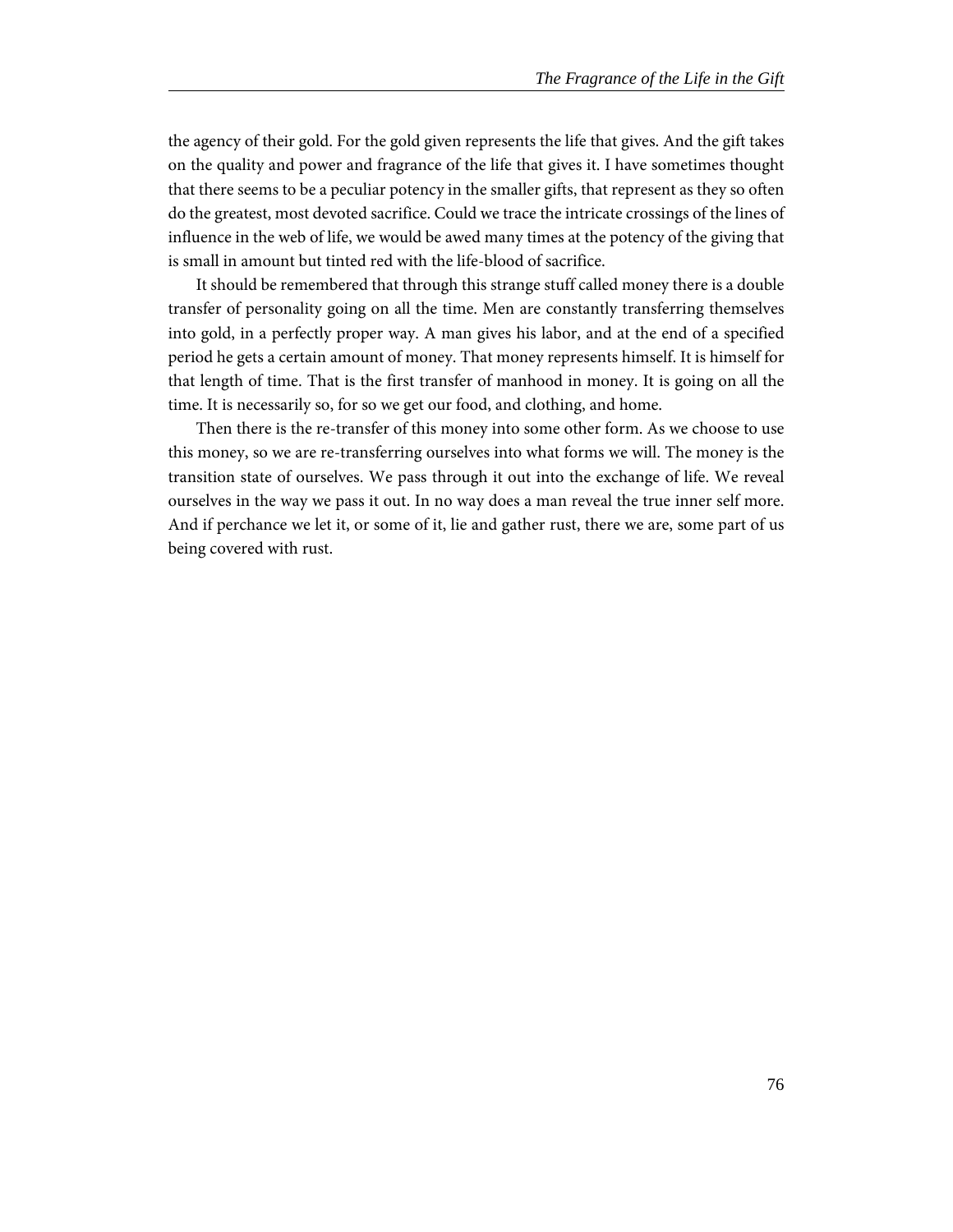the agency of their gold. For the gold given represents the life that gives. And the gift takes on the quality and power and fragrance of the life that gives it. I have sometimes thought that there seems to be a peculiar potency in the smaller gifts, that represent as they so often do the greatest, most devoted sacrifice. Could we trace the intricate crossings of the lines of influence in the web of life, we would be awed many times at the potency of the giving that is small in amount but tinted red with the life-blood of sacrifice.

It should be remembered that through this strange stuff called money there is a double transfer of personality going on all the time. Men are constantly transferring themselves into gold, in a perfectly proper way. A man gives his labor, and at the end of a specified period he gets a certain amount of money. That money represents himself. It is himself for that length of time. That is the first transfer of manhood in money. It is going on all the time. It is necessarily so, for so we get our food, and clothing, and home.

Then there is the re-transfer of this money into some other form. As we choose to use this money, so we are re-transferring ourselves into what forms we will. The money is the transition state of ourselves. We pass through it out into the exchange of life. We reveal ourselves in the way we pass it out. In no way does a man reveal the true inner self more. And if perchance we let it, or some of it, lie and gather rust, there we are, some part of us being covered with rust.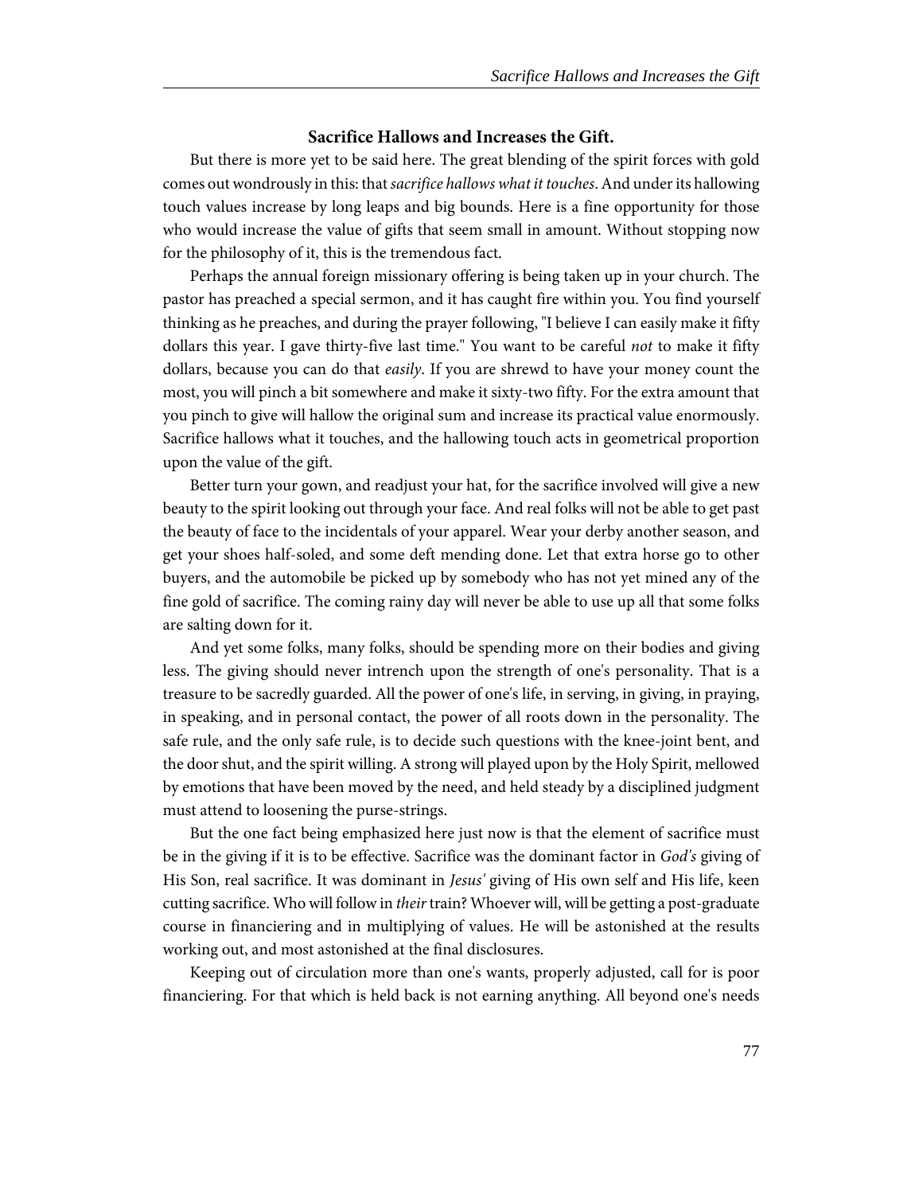### Sacrifice Hallows and Increases the Gift.

But there is more yet to be said here. The great blending of the spirit forces with gold comes out wondrously in this: that *sacrifice hallows what it touches*. And under its hallowing touch values increase by long leaps and big bounds. Here is a fine opportunity for those who would increase the value of gifts that seem small in amount. Without stopping now for the philosophy of it, this is the tremendous fact.

Perhaps the annual foreign missionary offering is being taken up in your church. The pastor has preached a special sermon, and it has caught fire within you. You find yourself thinking as he preaches, and during the prayer following, "I believe I can easily make it fifty dollars this year. I gave thirty-five last time." You want to be careful *not* to make it fifty dollars, because you can do that *easily*. If you are shrewd to have your money count the most, you will pinch a bit somewhere and make it sixty-two fifty. For the extra amount that you pinch to give will hallow the original sum and increase its practical value enormously. Sacrifice hallows what it touches, and the hallowing touch acts in geometrical proportion upon the value of the gift.

Better turn your gown, and readjust your hat, for the sacrifice involved will give a new beauty to the spirit looking out through your face. And real folks will not be able to get past the beauty of face to the incidentals of your apparel. Wear your derby another season, and get your shoes half-soled, and some deft mending done. Let that extra horse go to other buyers, and the automobile be picked up by somebody who has not yet mined any of the fine gold of sacrifice. The coming rainy day will never be able to use up all that some folks are salting down for it.

And yet some folks, many folks, should be spending more on their bodies and giving less. The giving should never intrench upon the strength of one's personality. That is a treasure to be sacredly guarded. All the power of one's life, in serving, in giving, in praying, in speaking, and in personal contact, the power of all roots down in the personality. The safe rule, and the only safe rule, is to decide such questions with the knee-joint bent, and the door shut, and the spirit willing. A strong will played upon by the Holy Spirit, mellowed by emotions that have been moved by the need, and held steady by a disciplined judgment must attend to loosening the purse-strings.

But the one fact being emphasized here just now is that the element of sacrifice must be in the giving if it is to be effective. Sacrifice was the dominant factor in *God's* giving of His Son, real sacrifice. It was dominant in *Jesus'* giving of His own self and His life, keen cutting sacrifice. Who will follow in *their* train? Whoever will, will be getting a post-graduate course in financiering and in multiplying of values. He will be astonished at the results working out, and most astonished at the final disclosures.

Keeping out of circulation more than one's wants, properly adjusted, call for is poor financiering. For that which is held back is not earning anything. All beyond one's needs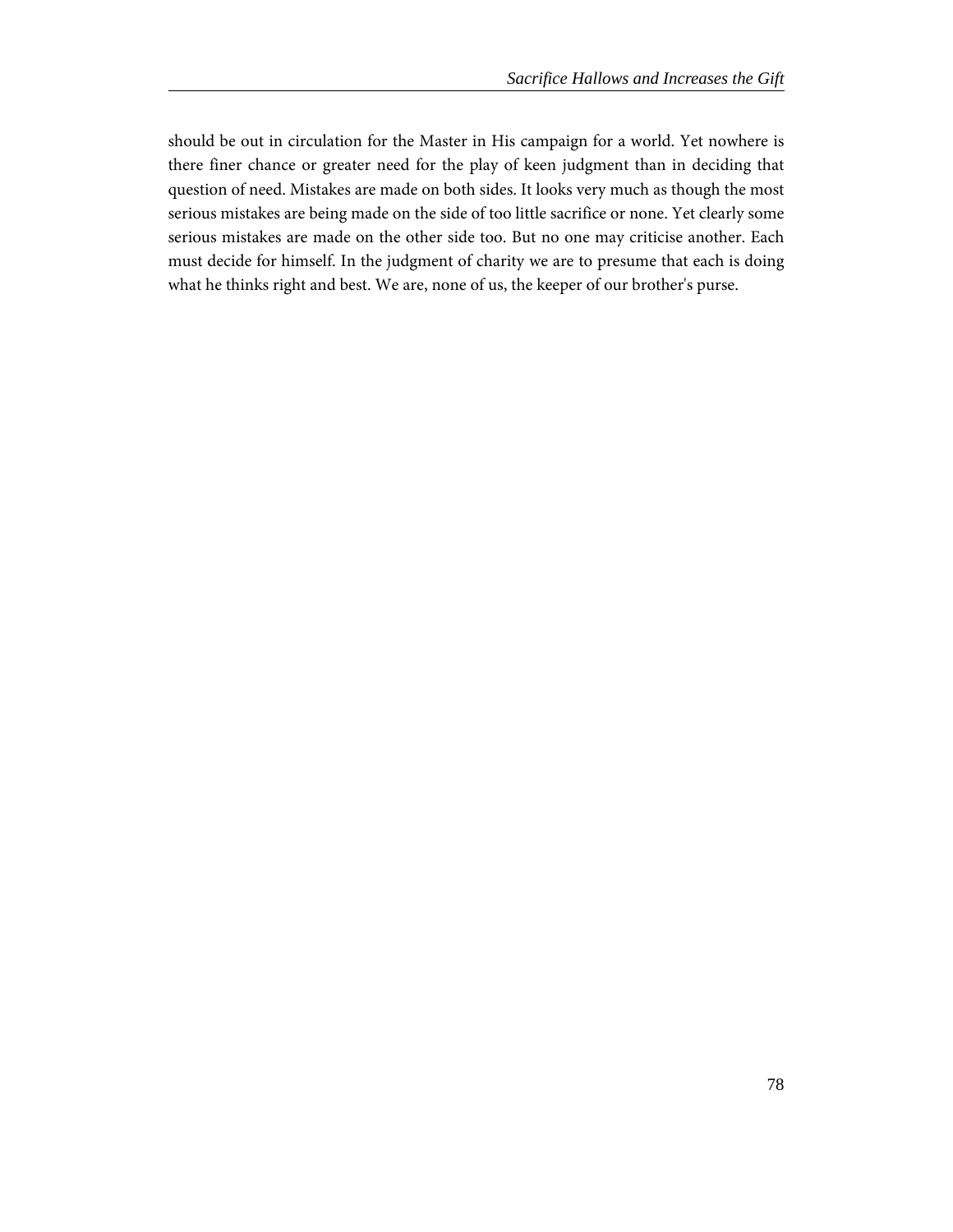should be out in circulation for the Master in His campaign for a world. Yet nowhere is there finer chance or greater need for the play of keen judgment than in deciding that question of need. Mistakes are made on both sides. It looks very much as though the most serious mistakes are being made on the side of too little sacrifice or none. Yet clearly some serious mistakes are made on the other side too. But no one may criticise another. Each must decide for himself. In the judgment of charity we are to presume that each is doing what he thinks right and best. We are, none of us, the keeper of our brother's purse.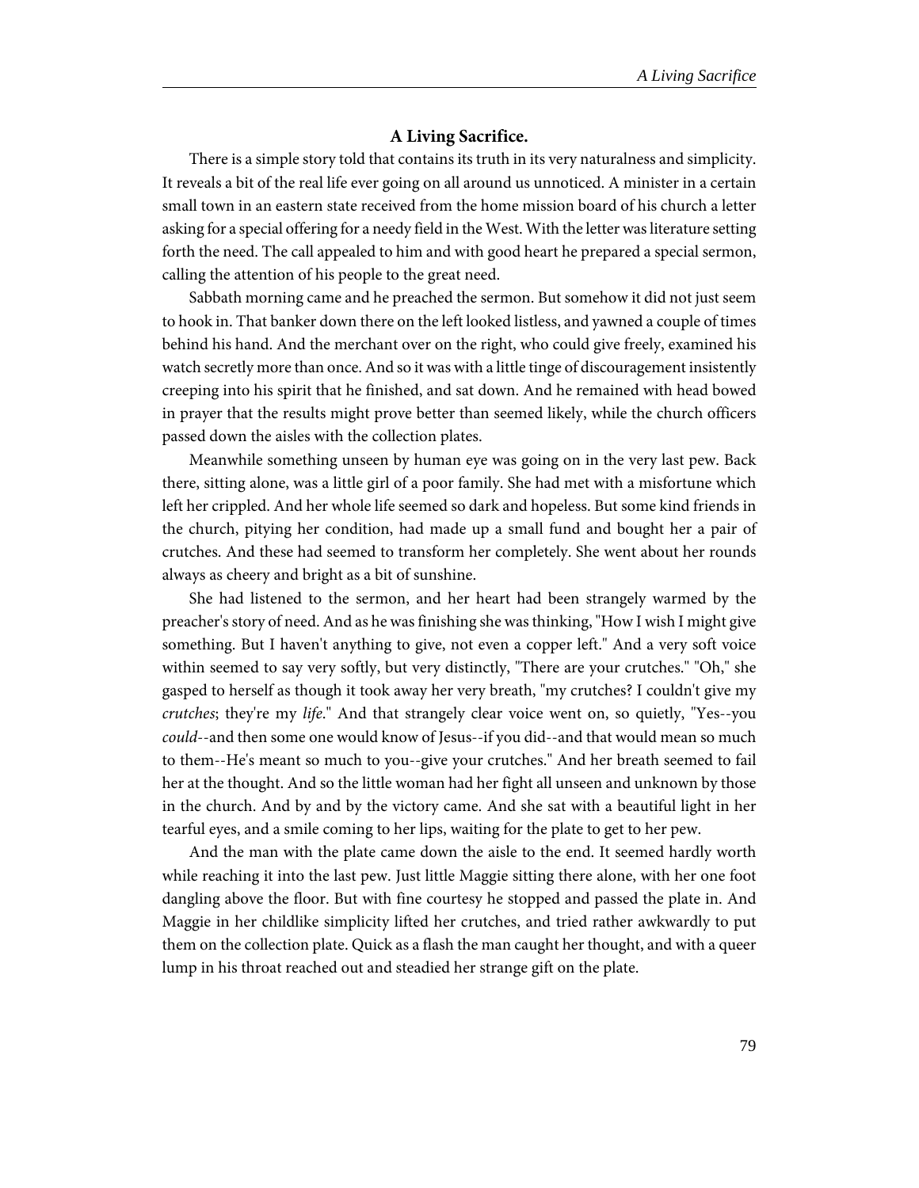## A Living Sacrifice.

There is a simple story told that contains its truth in its very naturalness and simplicity. It reveals a bit of the real life ever going on all around us unnoticed. A minister in a certain small town in an eastern state received from the home mission board of his church a letter asking for a special offering for a needy field in the West. With the letter was literature setting forth the need. The call appealed to him and with good heart he prepared a special sermon, calling the attention of his people to the great need.

Sabbath morning came and he preached the sermon. But somehow it did not just seem to hook in. That banker down there on the left looked listless, and yawned a couple of times behind his hand. And the merchant over on the right, who could give freely, examined his watch secretly more than once. And so it was with a little tinge of discouragement insistently creeping into his spirit that he finished, and sat down. And he remained with head bowed in prayer that the results might prove better than seemed likely, while the church officers passed down the aisles with the collection plates.

Meanwhile something unseen by human eye was going on in the very last pew. Back there, sitting alone, was a little girl of a poor family. She had met with a misfortune which left her crippled. And her whole life seemed so dark and hopeless. But some kind friends in the church, pitying her condition, had made up a small fund and bought her a pair of crutches. And these had seemed to transform her completely. She went about her rounds always as cheery and bright as a bit of sunshine.

She had listened to the sermon, and her heart had been strangely warmed by the preacher's story of need. And as he was finishing she was thinking, "How I wish I might give something. But I haven't anything to give, not even a copper left." And a very soft voice within seemed to say very softly, but very distinctly, "There are your crutches." "Oh," she gasped to herself as though it took away her very breath, "my crutches? I couldn't give my *crutches*; they're my *life*." And that strangely clear voice went on, so quietly, "Yes--you *could*--and then some one would know of Jesus--if you did--and that would mean so much to them--He's meant so much to you--give your crutches." And her breath seemed to fail her at the thought. And so the little woman had her fight all unseen and unknown by those in the church. And by and by the victory came. And she sat with a beautiful light in her tearful eyes, and a smile coming to her lips, waiting for the plate to get to her pew.

And the man with the plate came down the aisle to the end. It seemed hardly worth while reaching it into the last pew. Just little Maggie sitting there alone, with her one foot dangling above the floor. But with fine courtesy he stopped and passed the plate in. And Maggie in her childlike simplicity lifted her crutches, and tried rather awkwardly to put them on the collection plate. Quick as a flash the man caught her thought, and with a queer lump in his throat reached out and steadied her strange gift on the plate.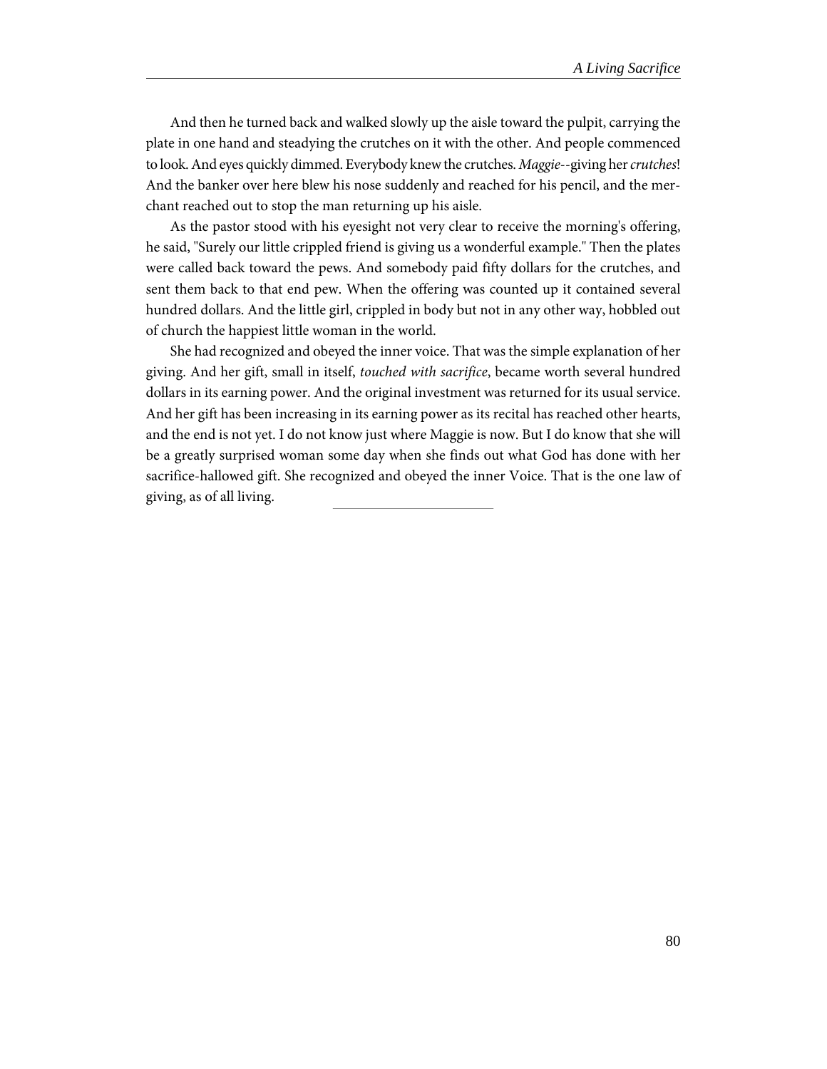And then he turned back and walked slowly up the aisle toward the pulpit, carrying the plate in one hand and steadying the crutches on it with the other. And people commenced to look. And eyes quickly dimmed. Everybody knew the crutches. *Maggie*--giving her *crutches*! And the banker over here blew his nose suddenly and reached for his pencil, and the merchant reached out to stop the man returning up his aisle.

As the pastor stood with his eyesight not very clear to receive the morning's offering, he said, "Surely our little crippled friend is giving us a wonderful example." Then the plates were called back toward the pews. And somebody paid fifty dollars for the crutches, and sent them back to that end pew. When the offering was counted up it contained several hundred dollars. And the little girl, crippled in body but not in any other way, hobbled out of church the happiest little woman in the world.

She had recognized and obeyed the inner voice. That was the simple explanation of her giving. And her gift, small in itself, *touched with sacrifice*, became worth several hundred dollars in its earning power. And the original investment was returned for its usual service. And her gift has been increasing in its earning power as its recital has reached other hearts, and the end is not yet. I do not know just where Maggie is now. But I do know that she will be a greatly surprised woman some day when she finds out what God has done with her sacrifice-hallowed gift. She recognized and obeyed the inner Voice. That is the one law of giving, as of all living.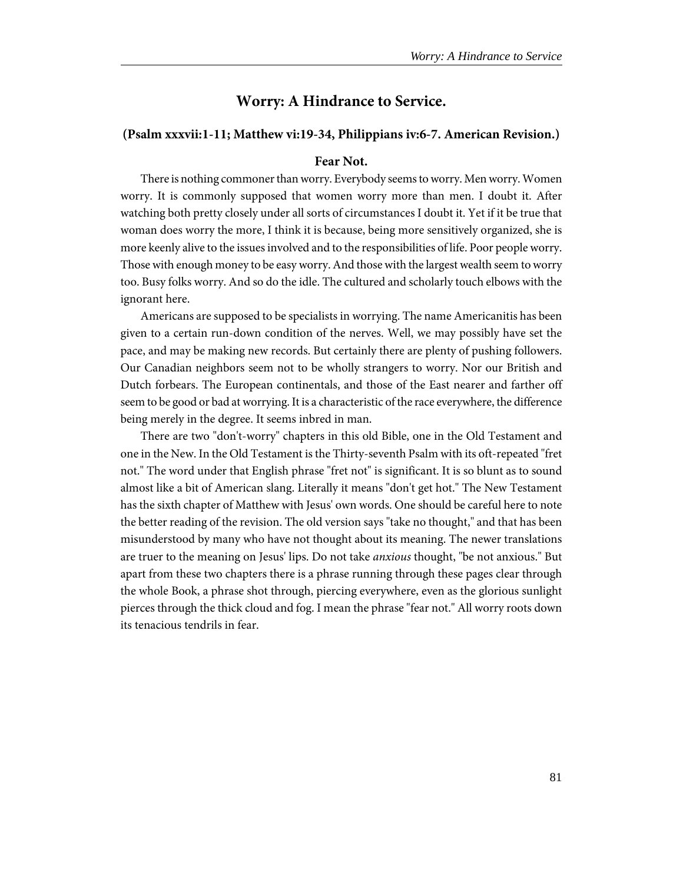## Worry: A Hindrance to Service.

### (Psalm xxxvii:1-11; Matthew vi:19-34, Philippians iv:6-7. American Revision.)

#### Fear Not.

There is nothing commoner than worry. Everybody seems to worry. Men worry. Women worry. It is commonly supposed that women worry more than men. I doubt it. After watching both pretty closely under all sorts of circumstances I doubt it. Yet if it be true that woman does worry the more, I think it is because, being more sensitively organized, she is more keenly alive to the issues involved and to the responsibilities of life. Poor people worry. Those with enough money to be easy worry. And those with the largest wealth seem to worry too. Busy folks worry. And so do the idle. The cultured and scholarly touch elbows with the ignorant here.

Americans are supposed to be specialists in worrying. The name Americanitis has been given to a certain run-down condition of the nerves. Well, we may possibly have set the pace, and may be making new records. But certainly there are plenty of pushing followers. Our Canadian neighbors seem not to be wholly strangers to worry. Nor our British and Dutch forbears. The European continentals, and those of the East nearer and farther off seem to be good or bad at worrying. It is a characteristic of the race everywhere, the difference being merely in the degree. It seems inbred in man.

There are two "don't-worry" chapters in this old Bible, one in the Old Testament and one in the New. In the Old Testament is the Thirty-seventh Psalm with its oft-repeated "fret not." The word under that English phrase "fret not" is significant. It is so blunt as to sound almost like a bit of American slang. Literally it means "don't get hot." The New Testament has the sixth chapter of Matthew with Jesus' own words. One should be careful here to note the better reading of the revision. The old version says "take no thought," and that has been misunderstood by many who have not thought about its meaning. The newer translations are truer to the meaning on Jesus' lips. Do not take *anxious* thought, "be not anxious." But apart from these two chapters there is a phrase running through these pages clear through the whole Book, a phrase shot through, piercing everywhere, even as the glorious sunlight pierces through the thick cloud and fog. I mean the phrase "fear not." All worry roots down its tenacious tendrils in fear.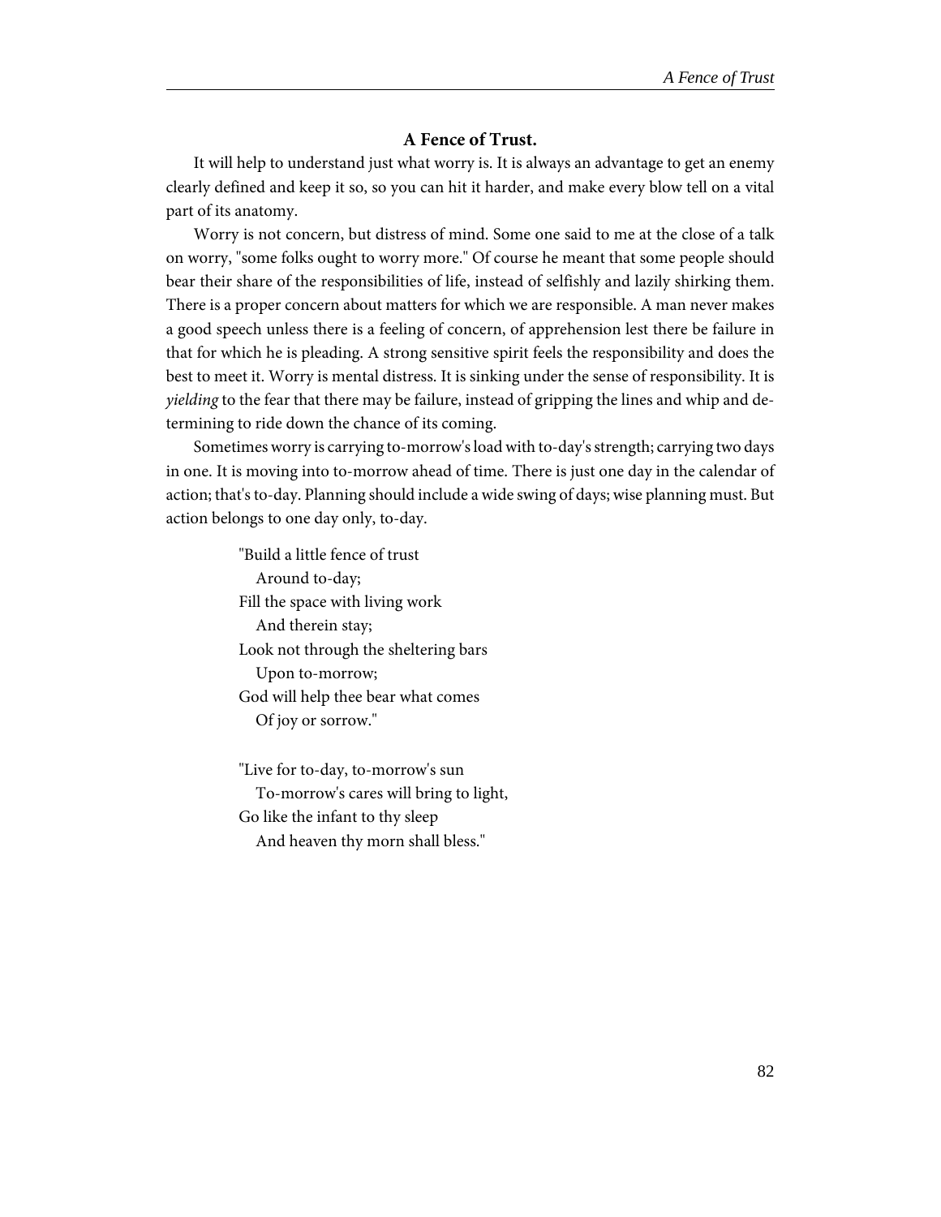## A Fence of Trust.

It will help to understand just what worry is. It is always an advantage to get an enemy clearly defined and keep it so, so you can hit it harder, and make every blow tell on a vital part of its anatomy.

Worry is not concern, but distress of mind. Some one said to me at the close of a talk on worry, "some folks ought to worry more." Of course he meant that some people should bear their share of the responsibilities of life, instead of selfishly and lazily shirking them. There is a proper concern about matters for which we are responsible. A man never makes a good speech unless there is a feeling of concern, of apprehension lest there be failure in that for which he is pleading. A strong sensitive spirit feels the responsibility and does the best to meet it. Worry is mental distress. It is sinking under the sense of responsibility. It is *yielding* to the fear that there may be failure, instead of gripping the lines and whip and determining to ride down the chance of its coming.

Sometimes worry is carrying to-morrow's load with to-day's strength; carrying two days in one. It is moving into to-morrow ahead of time. There is just one day in the calendar of action; that's to-day. Planning should include a wide swing of days; wise planning must. But action belongs to one day only, to-day.

"Build a little fence of trust  
  Around to-day;  
Fill the space with living work  
  And therein stay;  
Look not through the sheltering bars  
  Upon to-morrow;  
God will help thee bear what comes  
  Of joy or sorrow."

"Live for to-day, to-morrow's sun  
  To-morrow's cares will bring to light,  
Go like the infant to thy sleep  
  And heaven thy morn shall bless."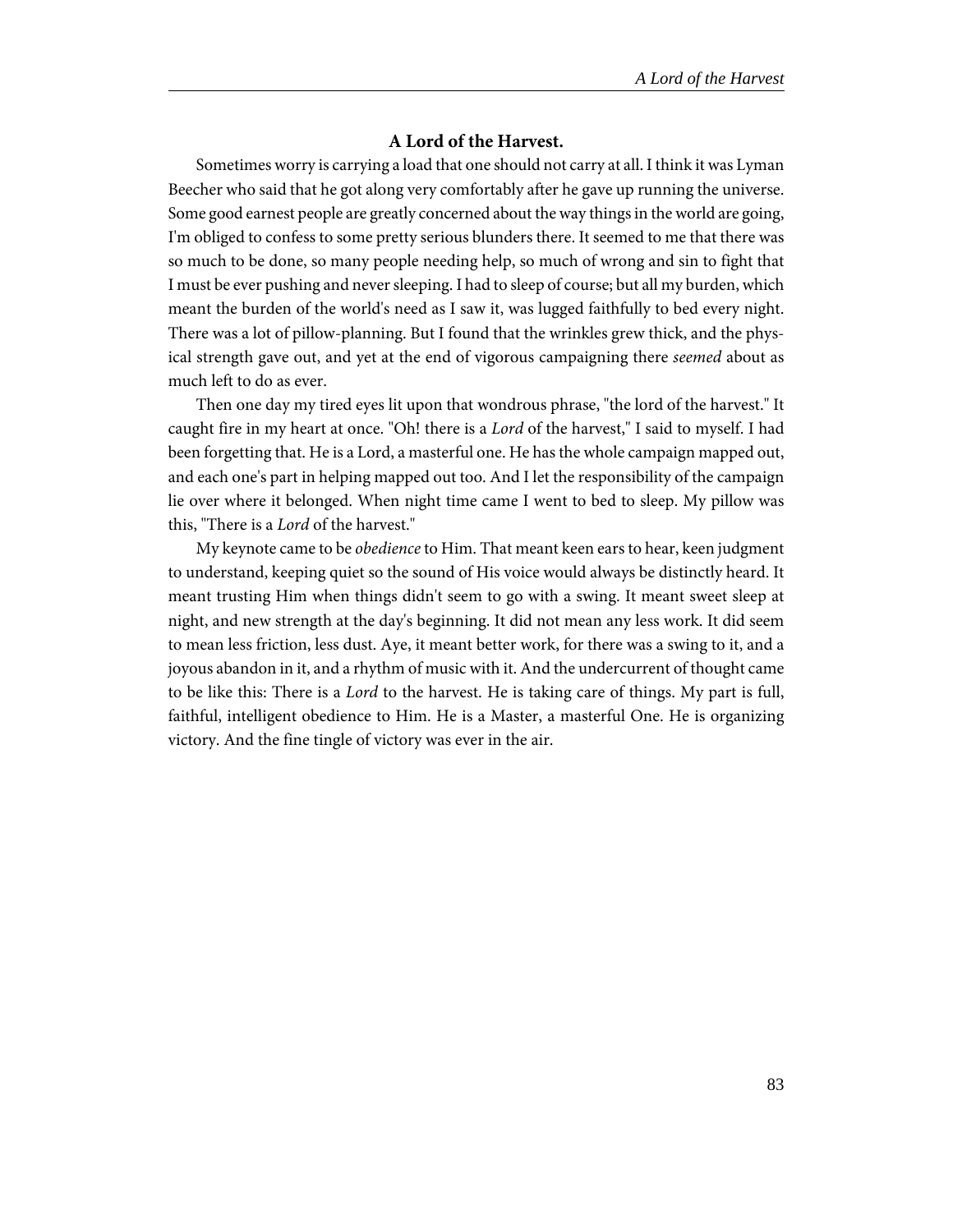## A Lord of the Harvest.

Sometimes worry is carrying a load that one should not carry at all. I think it was Lyman Beecher who said that he got along very comfortably after he gave up running the universe. Some good earnest people are greatly concerned about the way things in the world are going, I'm obliged to confess to some pretty serious blunders there. It seemed to me that there was so much to be done, so many people needing help, so much of wrong and sin to fight that I must be ever pushing and never sleeping. I had to sleep of course; but all my burden, which meant the burden of the world's need as I saw it, was lugged faithfully to bed every night. There was a lot of pillow-planning. But I found that the wrinkles grew thick, and the physical strength gave out, and yet at the end of vigorous campaigning there *seemed* about as much left to do as ever.

Then one day my tired eyes lit upon that wondrous phrase, "the lord of the harvest." It caught fire in my heart at once. "Oh! there is a *Lord* of the harvest," I said to myself. I had been forgetting that. He is a Lord, a masterful one. He has the whole campaign mapped out, and each one's part in helping mapped out too. And I let the responsibility of the campaign lie over where it belonged. When night time came I went to bed to sleep. My pillow was this, "There is a *Lord* of the harvest."

My keynote came to be *obedience* to Him. That meant keen ears to hear, keen judgment to understand, keeping quiet so the sound of His voice would always be distinctly heard. It meant trusting Him when things didn't seem to go with a swing. It meant sweet sleep at night, and new strength at the day's beginning. It did not mean any less work. It did seem to mean less friction, less dust. Aye, it meant better work, for there was a swing to it, and a joyous abandon in it, and a rhythm of music with it. And the undercurrent of thought came to be like this: There is a *Lord* to the harvest. He is taking care of things. My part is full, faithful, intelligent obedience to Him. He is a Master, a masterful One. He is organizing victory. And the fine tingle of victory was ever in the air.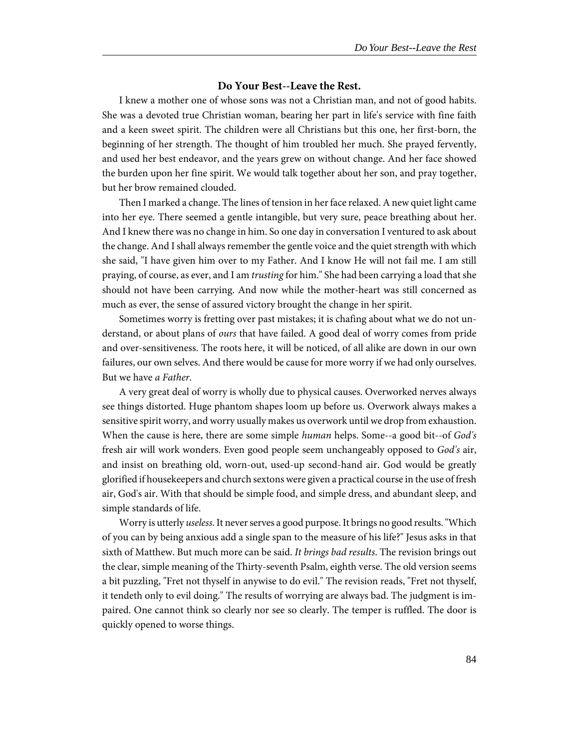## Do Your Best--Leave the Rest.

I knew a mother one of whose sons was not a Christian man, and not of good habits. She was a devoted true Christian woman, bearing her part in life's service with fine faith and a keen sweet spirit. The children were all Christians but this one, her first-born, the beginning of her strength. The thought of him troubled her much. She prayed fervently, and used her best endeavor, and the years grew on without change. And her face showed the burden upon her fine spirit. We would talk together about her son, and pray together, but her brow remained clouded.

Then I marked a change. The lines of tension in her face relaxed. A new quiet light came into her eye. There seemed a gentle intangible, but very sure, peace breathing about her. And I knew there was no change in him. So one day in conversation I ventured to ask about the change. And I shall always remember the gentle voice and the quiet strength with which she said, "I have given him over to my Father. And I know He will not fail me. I am still praying, of course, as ever, and I am *trusting* for him." She had been carrying a load that she should not have been carrying. And now while the mother-heart was still concerned as much as ever, the sense of assured victory brought the change in her spirit.

Sometimes worry is fretting over past mistakes; it is chafing about what we do not understand, or about plans of *ours* that have failed. A good deal of worry comes from pride and over-sensitiveness. The roots here, it will be noticed, of all alike are down in our own failures, our own selves. And there would be cause for more worry if we had only ourselves. But we have *a Father*.

A very great deal of worry is wholly due to physical causes. Overworked nerves always see things distorted. Huge phantom shapes loom up before us. Overwork always makes a sensitive spirit worry, and worry usually makes us overwork until we drop from exhaustion. When the cause is here, there are some simple *human* helps. Some--a good bit--of *God's* fresh air will work wonders. Even good people seem unchangeably opposed to *God's* air, and insist on breathing old, worn-out, used-up second-hand air. God would be greatly glorified if housekeepers and church sextons were given a practical course in the use of fresh air, God's air. With that should be simple food, and simple dress, and abundant sleep, and simple standards of life.

Worry is utterly *useless*. It never serves a good purpose. It brings no good results. "Which of you can by being anxious add a single span to the measure of his life?" Jesus asks in that sixth of Matthew. But much more can be said. *It brings bad results*. The revision brings out the clear, simple meaning of the Thirty-seventh Psalm, eighth verse. The old version seems a bit puzzling, "Fret not thyself in anywise to do evil." The revision reads, "Fret not thyself, it tendeth only to evil doing." The results of worrying are always bad. The judgment is impaired. One cannot think so clearly nor see so clearly. The temper is ruffled. The door is quickly opened to worse things.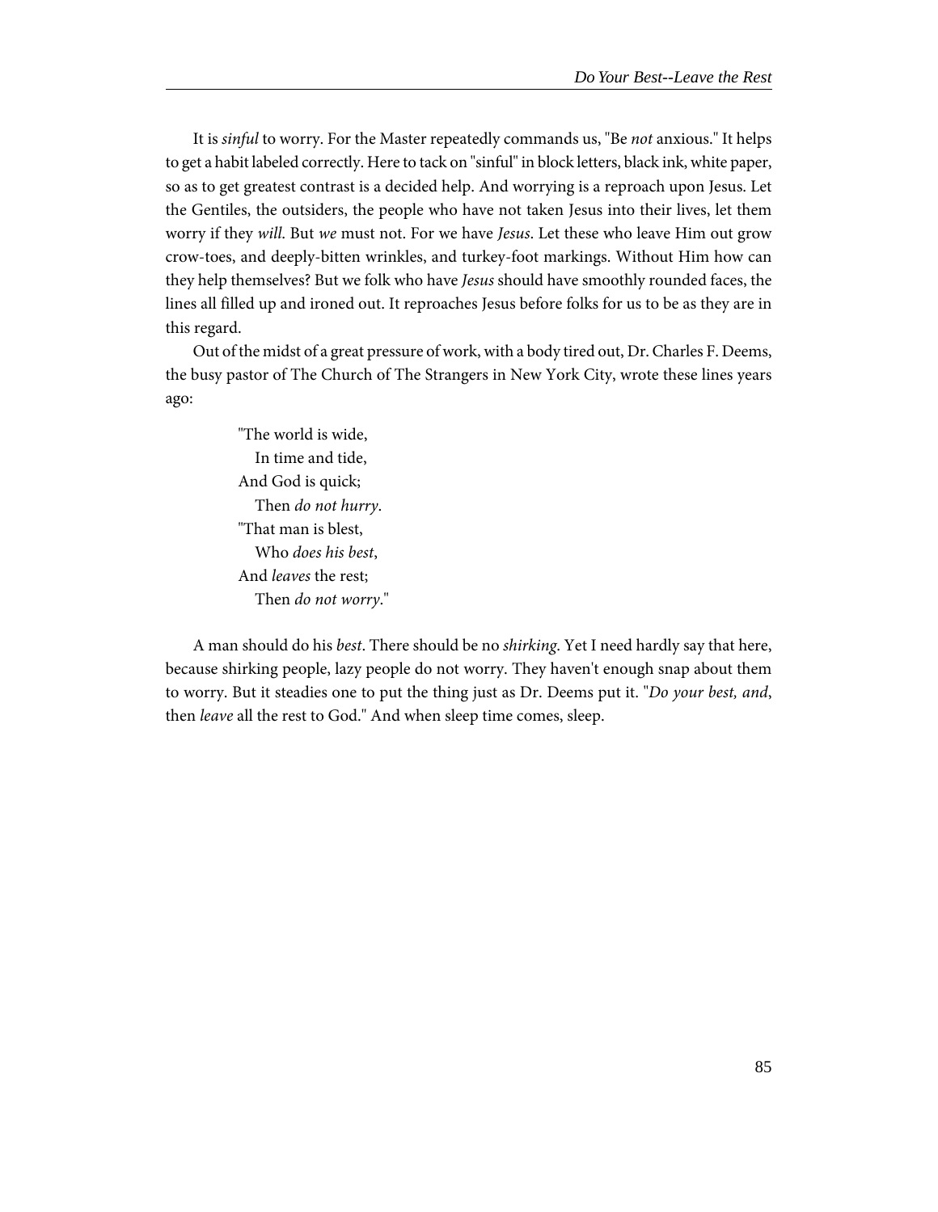It is *sinful* to worry. For the Master repeatedly commands us, "Be *not* anxious." It helps to get a habit labeled correctly. Here to tack on "sinful" in block letters, black ink, white paper, so as to get greatest contrast is a decided help. And worrying is a reproach upon Jesus. Let the Gentiles, the outsiders, the people who have not taken Jesus into their lives, let them worry if they *will*. But *we* must not. For we have *Jesus*. Let these who leave Him out grow crow-toes, and deeply-bitten wrinkles, and turkey-foot markings. Without Him how can they help themselves? But we folk who have *Jesus* should have smoothly rounded faces, the lines all filled up and ironed out. It reproaches Jesus before folks for us to be as they are in this regard.

Out of the midst of a great pressure of work, with a body tired out, Dr. Charles F. Deems, the busy pastor of The Church of The Strangers in New York City, wrote these lines years ago:

> "The world is wide,
>   In time and tide,
> And God is quick;
>   Then *do not hurry*.
> "That man is blest,
>   Who *does his best*,
> And *leaves* the rest;
>   Then *do not worry*."

A man should do his *best*. There should be no *shirking*. Yet I need hardly say that here, because shirking people, lazy people do not worry. They haven't enough snap about them to worry. But it steadies one to put the thing just as Dr. Deems put it. "*Do your best, and*, then *leave* all the rest to God." And when sleep time comes, sleep.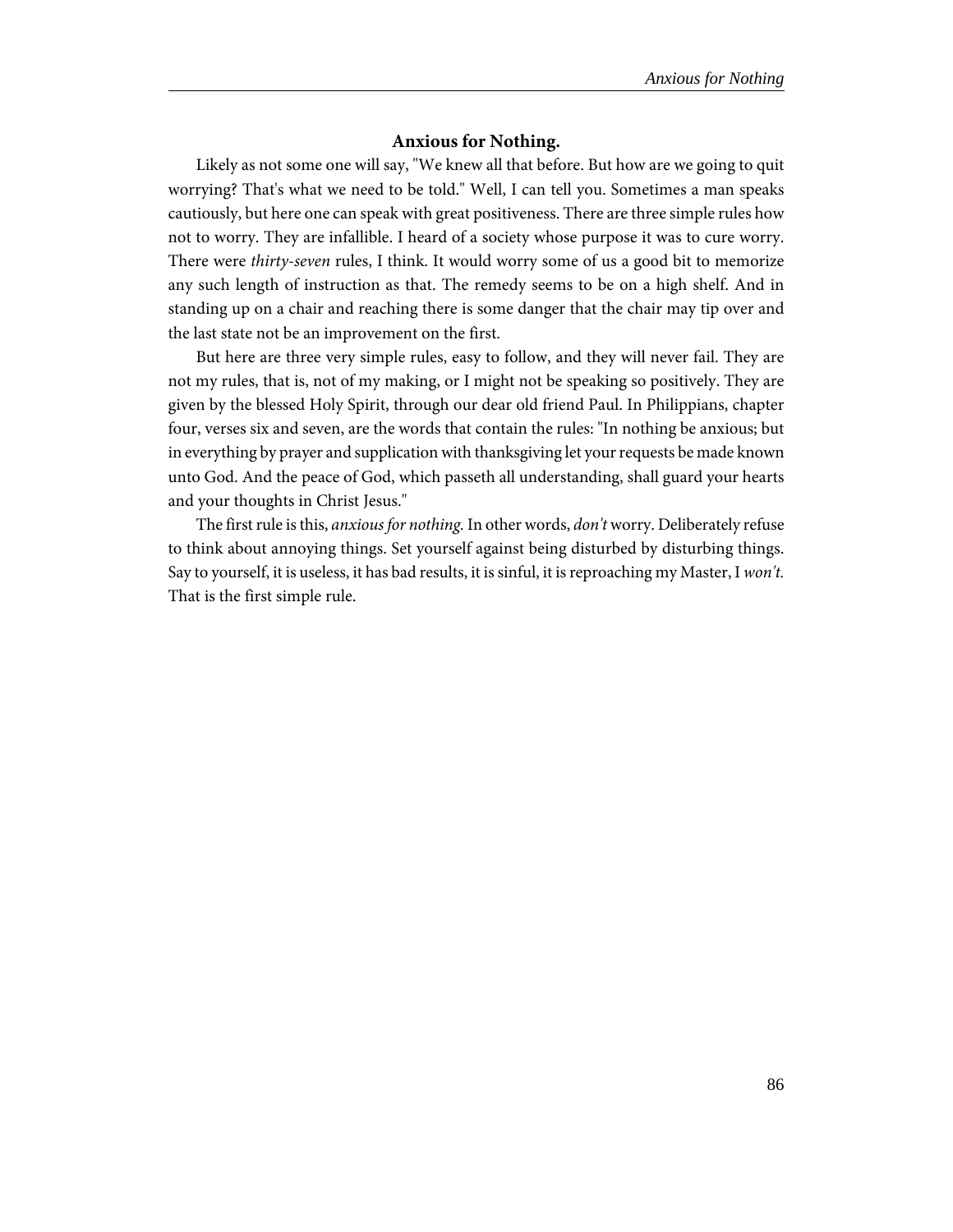### Anxious for Nothing.

Likely as not some one will say, "We knew all that before. But how are we going to quit worrying? That's what we need to be told." Well, I can tell you. Sometimes a man speaks cautiously, but here one can speak with great positiveness. There are three simple rules how not to worry. They are infallible. I heard of a society whose purpose it was to cure worry. There were *thirty-seven* rules, I think. It would worry some of us a good bit to memorize any such length of instruction as that. The remedy seems to be on a high shelf. And in standing up on a chair and reaching there is some danger that the chair may tip over and the last state not be an improvement on the first.

But here are three very simple rules, easy to follow, and they will never fail. They are not my rules, that is, not of my making, or I might not be speaking so positively. They are given by the blessed Holy Spirit, through our dear old friend Paul. In Philippians, chapter four, verses six and seven, are the words that contain the rules: "In nothing be anxious; but in everything by prayer and supplication with thanksgiving let your requests be made known unto God. And the peace of God, which passeth all understanding, shall guard your hearts and your thoughts in Christ Jesus."

The first rule is this, *anxious for nothing*. In other words, *don't* worry. Deliberately refuse to think about annoying things. Set yourself against being disturbed by disturbing things. Say to yourself, it is useless, it has bad results, it is sinful, it is reproaching my Master, I *won't*. That is the first simple rule.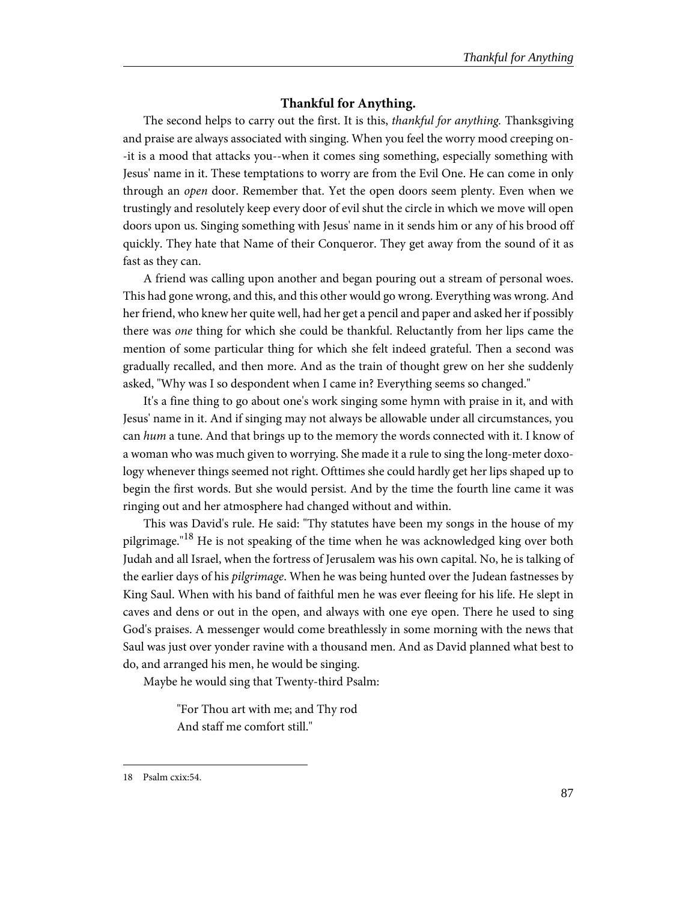### Thankful for Anything.

The second helps to carry out the first. It is this, *thankful for anything.* Thanksgiving and praise are always associated with singing. When you feel the worry mood creeping on--it is a mood that attacks you--when it comes sing something, especially something with Jesus' name in it. These temptations to worry are from the Evil One. He can come in only through an *open* door. Remember that. Yet the open doors seem plenty. Even when we trustingly and resolutely keep every door of evil shut the circle in which we move will open doors upon us. Singing something with Jesus' name in it sends him or any of his brood off quickly. They hate that Name of their Conqueror. They get away from the sound of it as fast as they can.

A friend was calling upon another and began pouring out a stream of personal woes. This had gone wrong, and this, and this other would go wrong. Everything was wrong. And her friend, who knew her quite well, had her get a pencil and paper and asked her if possibly there was *one* thing for which she could be thankful. Reluctantly from her lips came the mention of some particular thing for which she felt indeed grateful. Then a second was gradually recalled, and then more. And as the train of thought grew on her she suddenly asked, "Why was I so despondent when I came in? Everything seems so changed."

It's a fine thing to go about one's work singing some hymn with praise in it, and with Jesus' name in it. And if singing may not always be allowable under all circumstances, you can *hum* a tune. And that brings up to the memory the words connected with it. I know of a woman who was much given to worrying. She made it a rule to sing the long-meter doxology whenever things seemed not right. Ofttimes she could hardly get her lips shaped up to begin the first words. But she would persist. And by the time the fourth line came it was ringing out and her atmosphere had changed without and within.

This was David's rule. He said: "Thy statutes have been my songs in the house of my pilgrimage."[18] He is not speaking of the time when he was acknowledged king over both Judah and all Israel, when the fortress of Jerusalem was his own capital. No, he is talking of the earlier days of his *pilgrimage*. When he was being hunted over the Judean fastnesses by King Saul. When with his band of faithful men he was ever fleeing for his life. He slept in caves and dens or out in the open, and always with one eye open. There he used to sing God's praises. A messenger would come breathlessly in some morning with the news that Saul was just over yonder ravine with a thousand men. And as David planned what best to do, and arranged his men, he would be singing.

Maybe he would sing that Twenty-third Psalm:

> "For Thou art with me; and Thy rod
> And staff me comfort still."

---

18 Psalm cxix:54.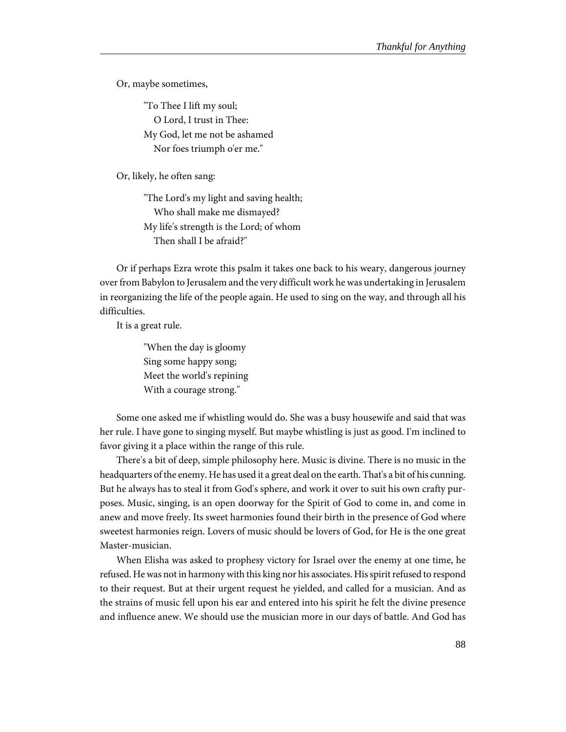Or, maybe sometimes,

> "To Thee I lift my soul;
>   O Lord, I trust in Thee:
> My God, let me not be ashamed
>   Nor foes triumph o'er me."

Or, likely, he often sang:

> "The Lord's my light and saving health;
>   Who shall make me dismayed?
> My life's strength is the Lord; of whom
>   Then shall I be afraid?"

Or if perhaps Ezra wrote this psalm it takes one back to his weary, dangerous journey over from Babylon to Jerusalem and the very difficult work he was undertaking in Jerusalem in reorganizing the life of the people again. He used to sing on the way, and through all his difficulties.

It is a great rule.

> "When the day is gloomy
> Sing some happy song;
> Meet the world's repining
> With a courage strong."

Some one asked me if whistling would do. She was a busy housewife and said that was her rule. I have gone to singing myself. But maybe whistling is just as good. I'm inclined to favor giving it a place within the range of this rule.

There's a bit of deep, simple philosophy here. Music is divine. There is no music in the headquarters of the enemy. He has used it a great deal on the earth. That's a bit of his cunning. But he always has to steal it from God's sphere, and work it over to suit his own crafty purposes. Music, singing, is an open doorway for the Spirit of God to come in, and come in anew and move freely. Its sweet harmonies found their birth in the presence of God where sweetest harmonies reign. Lovers of music should be lovers of God, for He is the one great Master-musician.

When Elisha was asked to prophesy victory for Israel over the enemy at one time, he refused. He was not in harmony with this king nor his associates. His spirit refused to respond to their request. But at their urgent request he yielded, and called for a musician. And as the strains of music fell upon his ear and entered into his spirit he felt the divine presence and influence anew. We should use the musician more in our days of battle. And God has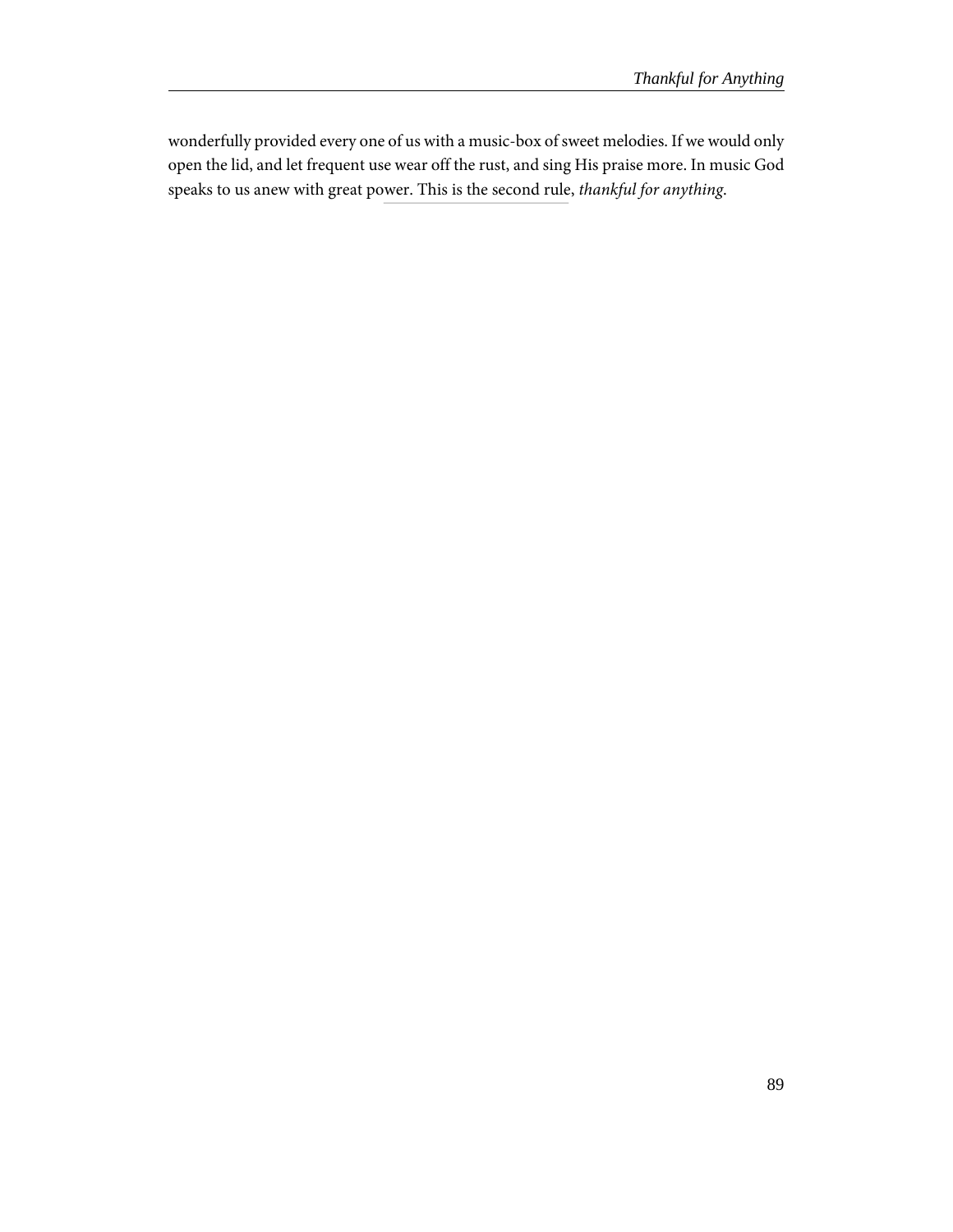wonderfully provided every one of us with a music-box of sweet melodies. If we would only open the lid, and let frequent use wear off the rust, and sing His praise more. In music God speaks to us anew with great power. This is the second rule, *thankful for anything*.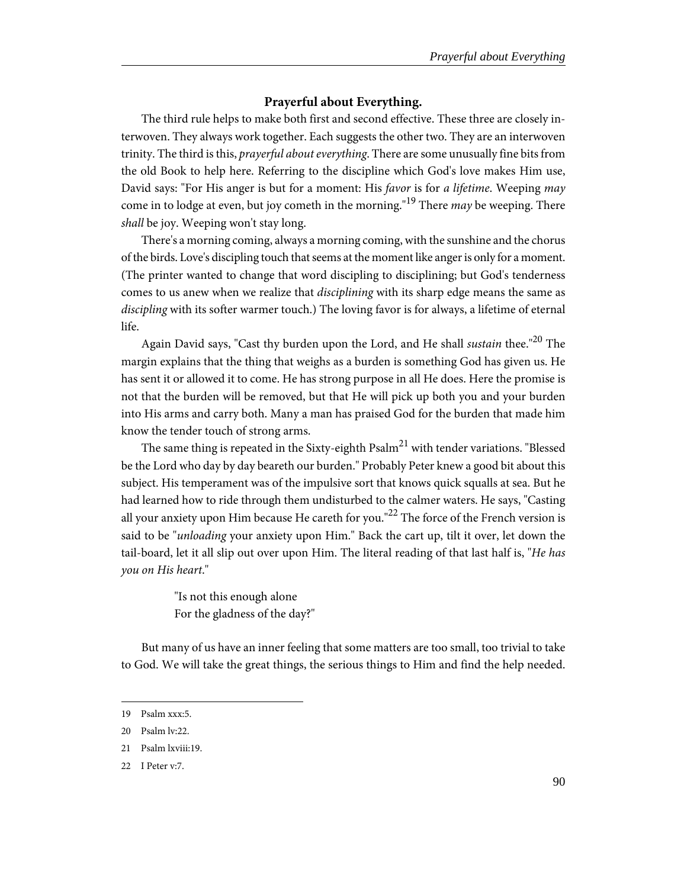## Prayerful about Everything.

The third rule helps to make both first and second effective. These three are closely interwoven. They always work together. Each suggests the other two. They are an interwoven trinity. The third is this, *prayerful about everything*. There are some unusually fine bits from the old Book to help here. Referring to the discipline which God's love makes Him use, David says: "For His anger is but for a moment: His *favor* is for *a lifetime*. Weeping *may* come in to lodge at even, but joy cometh in the morning."[19] There *may* be weeping. There *shall* be joy. Weeping won't stay long.

There's a morning coming, always a morning coming, with the sunshine and the chorus of the birds. Love's discipling touch that seems at the moment like anger is only for a moment. (The printer wanted to change that word discipling to disciplining; but God's tenderness comes to us anew when we realize that *disciplining* with its sharp edge means the same as *discipling* with its softer warmer touch.) The loving favor is for always, a lifetime of eternal life.

Again David says, "Cast thy burden upon the Lord, and He shall *sustain* thee."[20] The margin explains that the thing that weighs as a burden is something God has given us. He has sent it or allowed it to come. He has strong purpose in all He does. Here the promise is not that the burden will be removed, but that He will pick up both you and your burden into His arms and carry both. Many a man has praised God for the burden that made him know the tender touch of strong arms.

The same thing is repeated in the Sixty-eighth Psalm[21] with tender variations. "Blessed be the Lord who day by day beareth our burden." Probably Peter knew a good bit about this subject. His temperament was of the impulsive sort that knows quick squalls at sea. But he had learned how to ride through them undisturbed to the calmer waters. He says, "Casting all your anxiety upon Him because He careth for you."[22] The force of the French version is said to be "*unloading* your anxiety upon Him." Back the cart up, tilt it over, let down the tail-board, let it all slip out over upon Him. The literal reading of that last half is, "*He has you on His heart*."

> "Is not this enough alone
> For the gladness of the day?"

But many of us have an inner feeling that some matters are too small, too trivial to take to God. We will take the great things, the serious things to Him and find the help needed.

---

19 Psalm xxx:5.

20 Psalm lv:22.

21 Psalm lxviii:19.

22 I Peter v:7.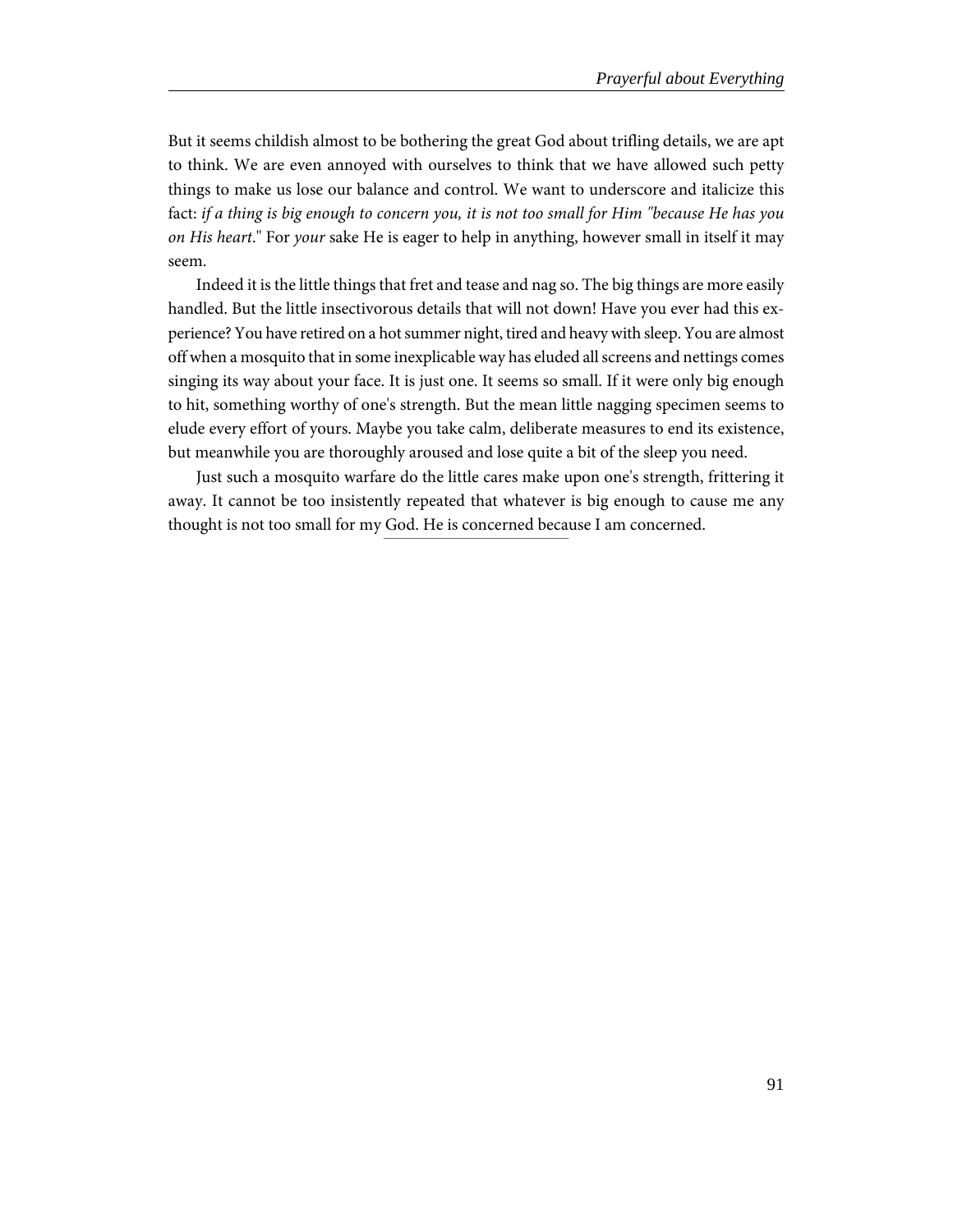But it seems childish almost to be bothering the great God about trifling details, we are apt to think. We are even annoyed with ourselves to think that we have allowed such petty things to make us lose our balance and control. We want to underscore and italicize this fact: *if a thing is big enough to concern you, it is not too small for Him "because He has you on His heart*." For *your* sake He is eager to help in anything, however small in itself it may seem.

Indeed it is the little things that fret and tease and nag so. The big things are more easily handled. But the little insectivorous details that will not down! Have you ever had this experience? You have retired on a hot summer night, tired and heavy with sleep. You are almost off when a mosquito that in some inexplicable way has eluded all screens and nettings comes singing its way about your face. It is just one. It seems so small. If it were only big enough to hit, something worthy of one's strength. But the mean little nagging specimen seems to elude every effort of yours. Maybe you take calm, deliberate measures to end its existence, but meanwhile you are thoroughly aroused and lose quite a bit of the sleep you need.

Just such a mosquito warfare do the little cares make upon one's strength, frittering it away. It cannot be too insistently repeated that whatever is big enough to cause me any thought is not too small for my God. He is concerned because I am concerned.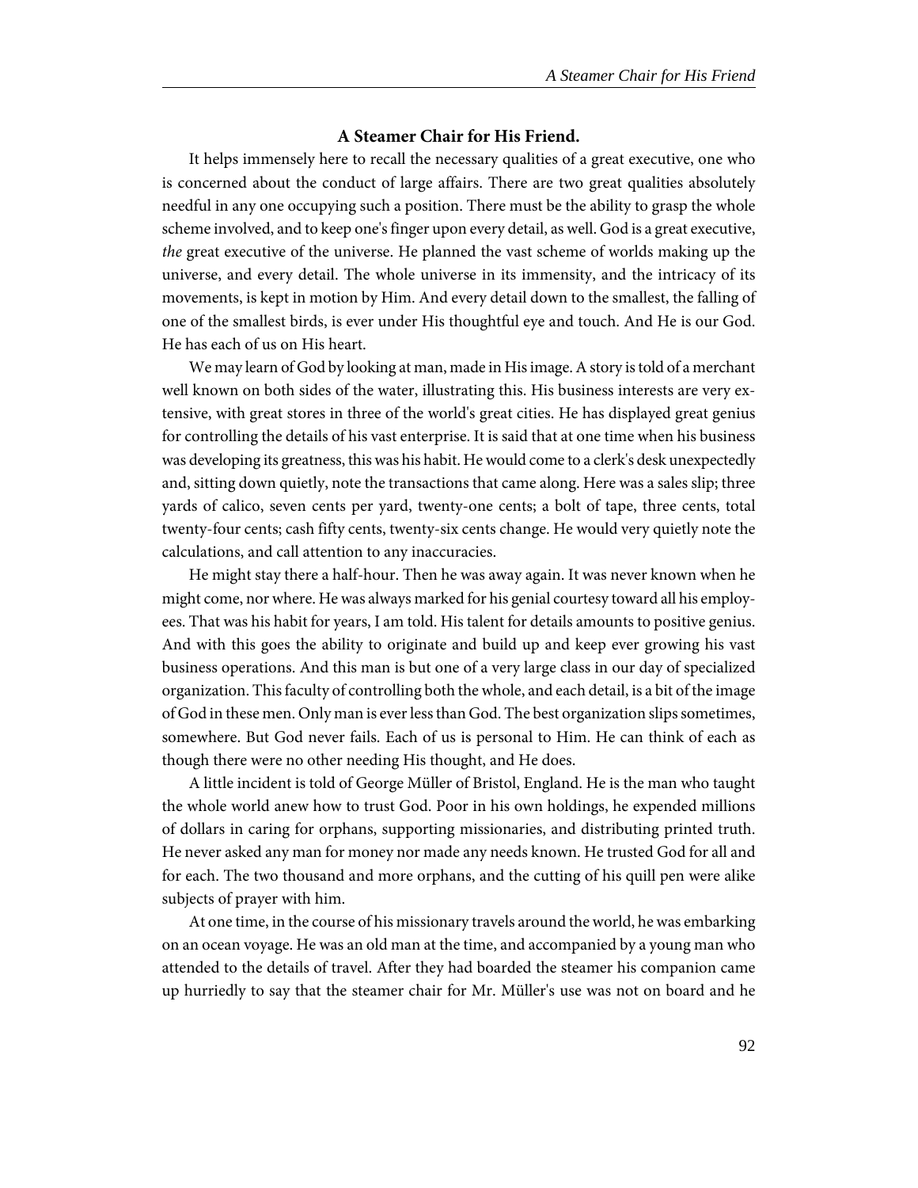### A Steamer Chair for His Friend.

It helps immensely here to recall the necessary qualities of a great executive, one who is concerned about the conduct of large affairs. There are two great qualities absolutely needful in any one occupying such a position. There must be the ability to grasp the whole scheme involved, and to keep one's finger upon every detail, as well. God is a great executive, *the* great executive of the universe. He planned the vast scheme of worlds making up the universe, and every detail. The whole universe in its immensity, and the intricacy of its movements, is kept in motion by Him. And every detail down to the smallest, the falling of one of the smallest birds, is ever under His thoughtful eye and touch. And He is our God. He has each of us on His heart.

We may learn of God by looking at man, made in His image. A story is told of a merchant well known on both sides of the water, illustrating this. His business interests are very extensive, with great stores in three of the world's great cities. He has displayed great genius for controlling the details of his vast enterprise. It is said that at one time when his business was developing its greatness, this was his habit. He would come to a clerk's desk unexpectedly and, sitting down quietly, note the transactions that came along. Here was a sales slip; three yards of calico, seven cents per yard, twenty-one cents; a bolt of tape, three cents, total twenty-four cents; cash fifty cents, twenty-six cents change. He would very quietly note the calculations, and call attention to any inaccuracies.

He might stay there a half-hour. Then he was away again. It was never known when he might come, nor where. He was always marked for his genial courtesy toward all his employees. That was his habit for years, I am told. His talent for details amounts to positive genius. And with this goes the ability to originate and build up and keep ever growing his vast business operations. And this man is but one of a very large class in our day of specialized organization. This faculty of controlling both the whole, and each detail, is a bit of the image of God in these men. Only man is ever less than God. The best organization slips sometimes, somewhere. But God never fails. Each of us is personal to Him. He can think of each as though there were no other needing His thought, and He does.

A little incident is told of George Müller of Bristol, England. He is the man who taught the whole world anew how to trust God. Poor in his own holdings, he expended millions of dollars in caring for orphans, supporting missionaries, and distributing printed truth. He never asked any man for money nor made any needs known. He trusted God for all and for each. The two thousand and more orphans, and the cutting of his quill pen were alike subjects of prayer with him.

At one time, in the course of his missionary travels around the world, he was embarking on an ocean voyage. He was an old man at the time, and accompanied by a young man who attended to the details of travel. After they had boarded the steamer his companion came up hurriedly to say that the steamer chair for Mr. Müller's use was not on board and he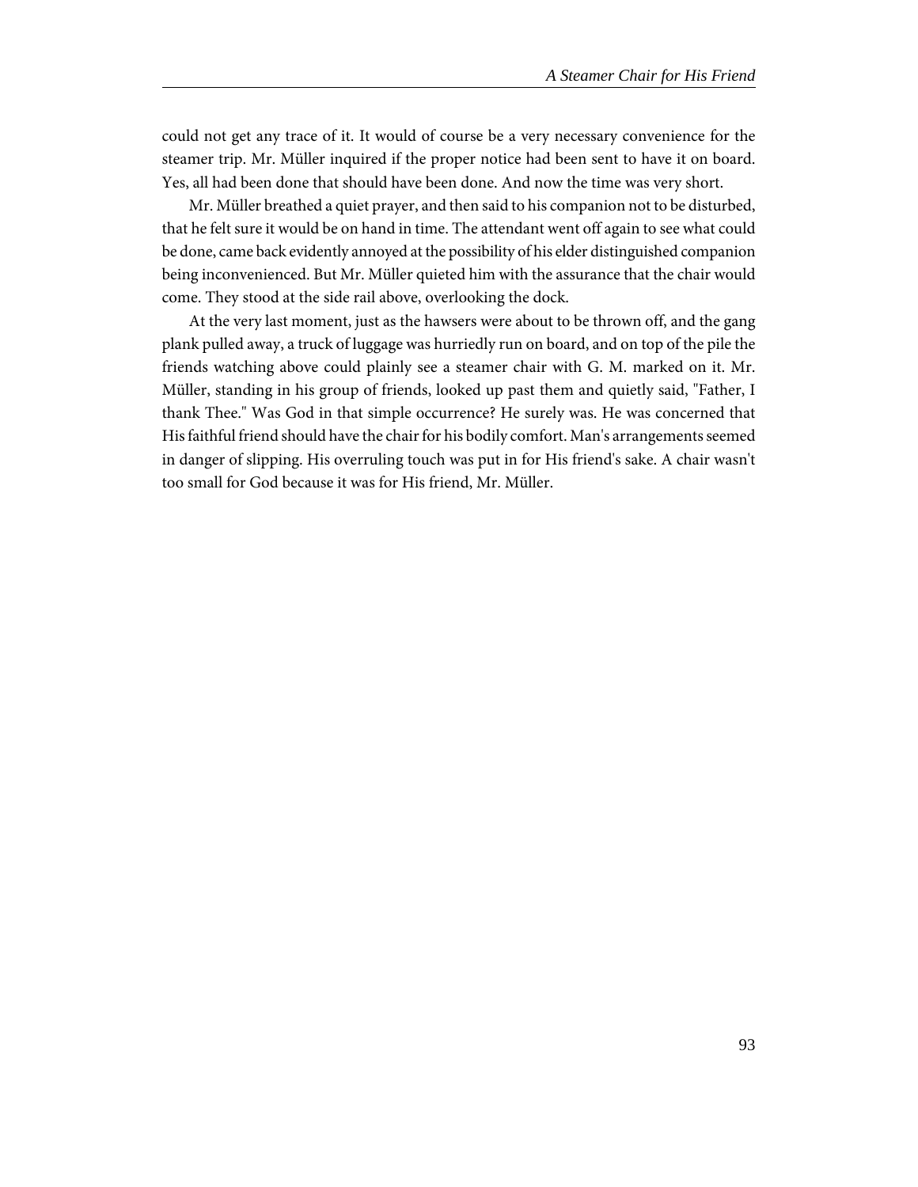could not get any trace of it. It would of course be a very necessary convenience for the steamer trip. Mr. Müller inquired if the proper notice had been sent to have it on board. Yes, all had been done that should have been done. And now the time was very short.

Mr. Müller breathed a quiet prayer, and then said to his companion not to be disturbed, that he felt sure it would be on hand in time. The attendant went off again to see what could be done, came back evidently annoyed at the possibility of his elder distinguished companion being inconvenienced. But Mr. Müller quieted him with the assurance that the chair would come. They stood at the side rail above, overlooking the dock.

At the very last moment, just as the hawsers were about to be thrown off, and the gang plank pulled away, a truck of luggage was hurriedly run on board, and on top of the pile the friends watching above could plainly see a steamer chair with G. M. marked on it. Mr. Müller, standing in his group of friends, looked up past them and quietly said, "Father, I thank Thee." Was God in that simple occurrence? He surely was. He was concerned that His faithful friend should have the chair for his bodily comfort. Man's arrangements seemed in danger of slipping. His overruling touch was put in for His friend's sake. A chair wasn't too small for God because it was for His friend, Mr. Müller.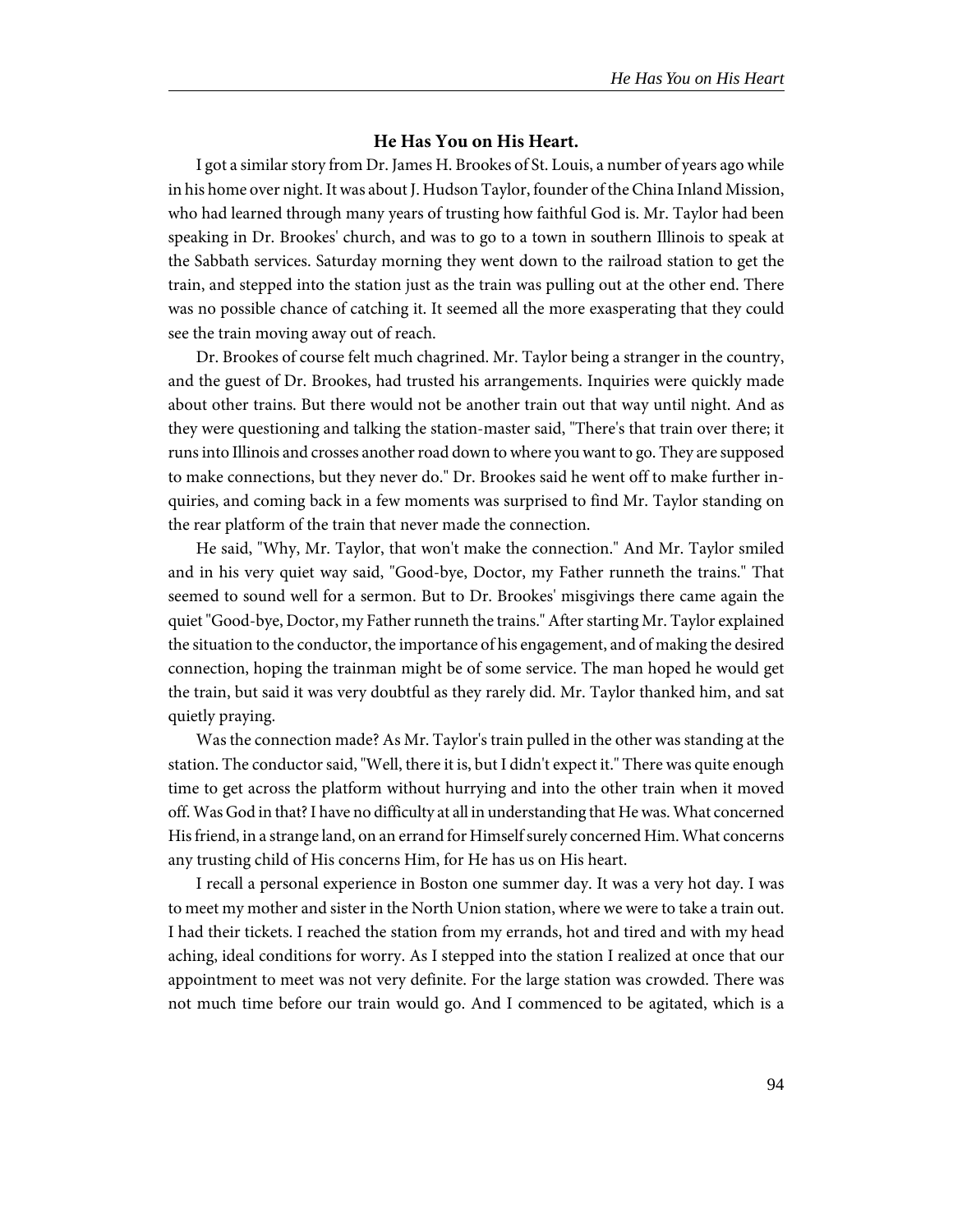### He Has You on His Heart.

I got a similar story from Dr. James H. Brookes of St. Louis, a number of years ago while in his home over night. It was about J. Hudson Taylor, founder of the China Inland Mission, who had learned through many years of trusting how faithful God is. Mr. Taylor had been speaking in Dr. Brookes' church, and was to go to a town in southern Illinois to speak at the Sabbath services. Saturday morning they went down to the railroad station to get the train, and stepped into the station just as the train was pulling out at the other end. There was no possible chance of catching it. It seemed all the more exasperating that they could see the train moving away out of reach.

Dr. Brookes of course felt much chagrined. Mr. Taylor being a stranger in the country, and the guest of Dr. Brookes, had trusted his arrangements. Inquiries were quickly made about other trains. But there would not be another train out that way until night. And as they were questioning and talking the station-master said, "There's that train over there; it runs into Illinois and crosses another road down to where you want to go. They are supposed to make connections, but they never do." Dr. Brookes said he went off to make further inquiries, and coming back in a few moments was surprised to find Mr. Taylor standing on the rear platform of the train that never made the connection.

He said, "Why, Mr. Taylor, that won't make the connection." And Mr. Taylor smiled and in his very quiet way said, "Good-bye, Doctor, my Father runneth the trains." That seemed to sound well for a sermon. But to Dr. Brookes' misgivings there came again the quiet "Good-bye, Doctor, my Father runneth the trains." After starting Mr. Taylor explained the situation to the conductor, the importance of his engagement, and of making the desired connection, hoping the trainman might be of some service. The man hoped he would get the train, but said it was very doubtful as they rarely did. Mr. Taylor thanked him, and sat quietly praying.

Was the connection made? As Mr. Taylor's train pulled in the other was standing at the station. The conductor said, "Well, there it is, but I didn't expect it." There was quite enough time to get across the platform without hurrying and into the other train when it moved off. Was God in that? I have no difficulty at all in understanding that He was. What concerned His friend, in a strange land, on an errand for Himself surely concerned Him. What concerns any trusting child of His concerns Him, for He has us on His heart.

I recall a personal experience in Boston one summer day. It was a very hot day. I was to meet my mother and sister in the North Union station, where we were to take a train out. I had their tickets. I reached the station from my errands, hot and tired and with my head aching, ideal conditions for worry. As I stepped into the station I realized at once that our appointment to meet was not very definite. For the large station was crowded. There was not much time before our train would go. And I commenced to be agitated, which is a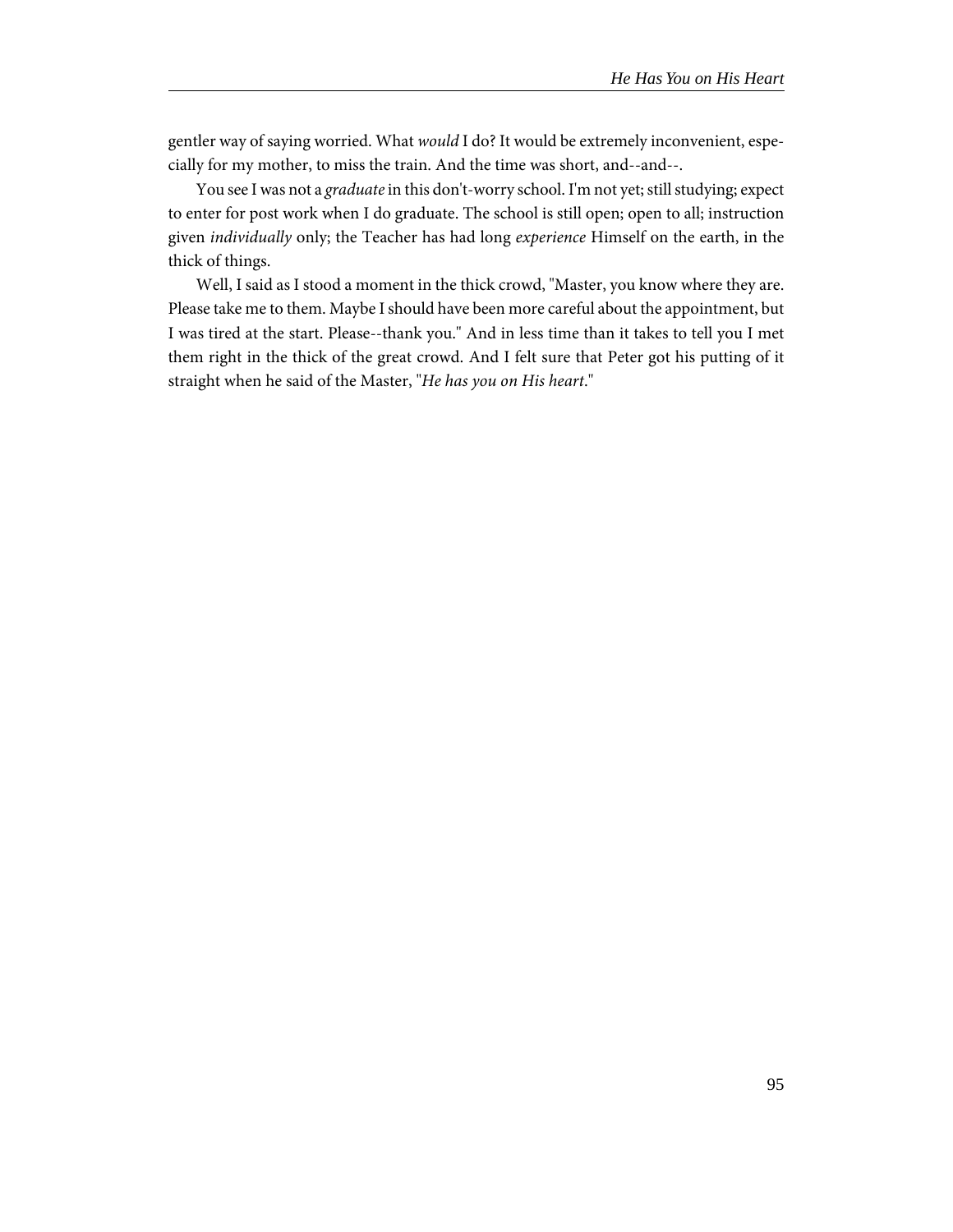gentler way of saying worried. What *would* I do? It would be extremely inconvenient, especially for my mother, to miss the train. And the time was short, and--and--.

You see I was not a *graduate* in this don't-worry school. I'm not yet; still studying; expect to enter for post work when I do graduate. The school is still open; open to all; instruction given *individually* only; the Teacher has had long *experience* Himself on the earth, in the thick of things.

Well, I said as I stood a moment in the thick crowd, "Master, you know where they are. Please take me to them. Maybe I should have been more careful about the appointment, but I was tired at the start. Please--thank you." And in less time than it takes to tell you I met them right in the thick of the great crowd. And I felt sure that Peter got his putting of it straight when he said of the Master, "*He has you on His heart*."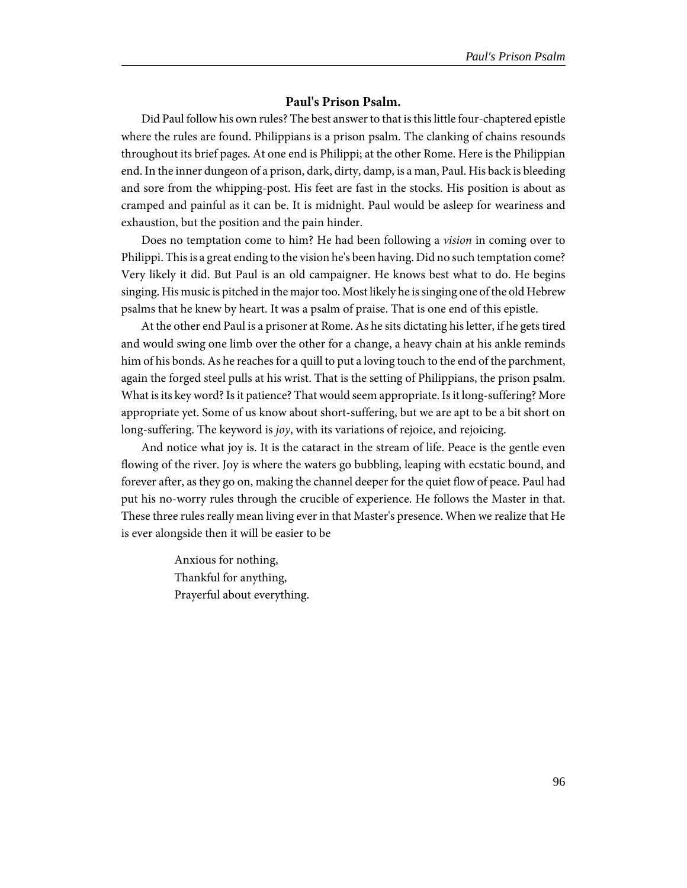## Paul's Prison Psalm.

Did Paul follow his own rules? The best answer to that is this little four-chaptered epistle where the rules are found. Philippians is a prison psalm. The clanking of chains resounds throughout its brief pages. At one end is Philippi; at the other Rome. Here is the Philippian end. In the inner dungeon of a prison, dark, dirty, damp, is a man, Paul. His back is bleeding and sore from the whipping-post. His feet are fast in the stocks. His position is about as cramped and painful as it can be. It is midnight. Paul would be asleep for weariness and exhaustion, but the position and the pain hinder.

Does no temptation come to him? He had been following a *vision* in coming over to Philippi. This is a great ending to the vision he's been having. Did no such temptation come? Very likely it did. But Paul is an old campaigner. He knows best what to do. He begins singing. His music is pitched in the major too. Most likely he is singing one of the old Hebrew psalms that he knew by heart. It was a psalm of praise. That is one end of this epistle.

At the other end Paul is a prisoner at Rome. As he sits dictating his letter, if he gets tired and would swing one limb over the other for a change, a heavy chain at his ankle reminds him of his bonds. As he reaches for a quill to put a loving touch to the end of the parchment, again the forged steel pulls at his wrist. That is the setting of Philippians, the prison psalm. What is its key word? Is it patience? That would seem appropriate. Is it long-suffering? More appropriate yet. Some of us know about short-suffering, but we are apt to be a bit short on long-suffering. The keyword is *joy*, with its variations of rejoice, and rejoicing.

And notice what joy is. It is the cataract in the stream of life. Peace is the gentle even flowing of the river. Joy is where the waters go bubbling, leaping with ecstatic bound, and forever after, as they go on, making the channel deeper for the quiet flow of peace. Paul had put his no-worry rules through the crucible of experience. He follows the Master in that. These three rules really mean living ever in that Master's presence. When we realize that He is ever alongside then it will be easier to be

> Anxious for nothing,
> Thankful for anything,
> Prayerful about everything.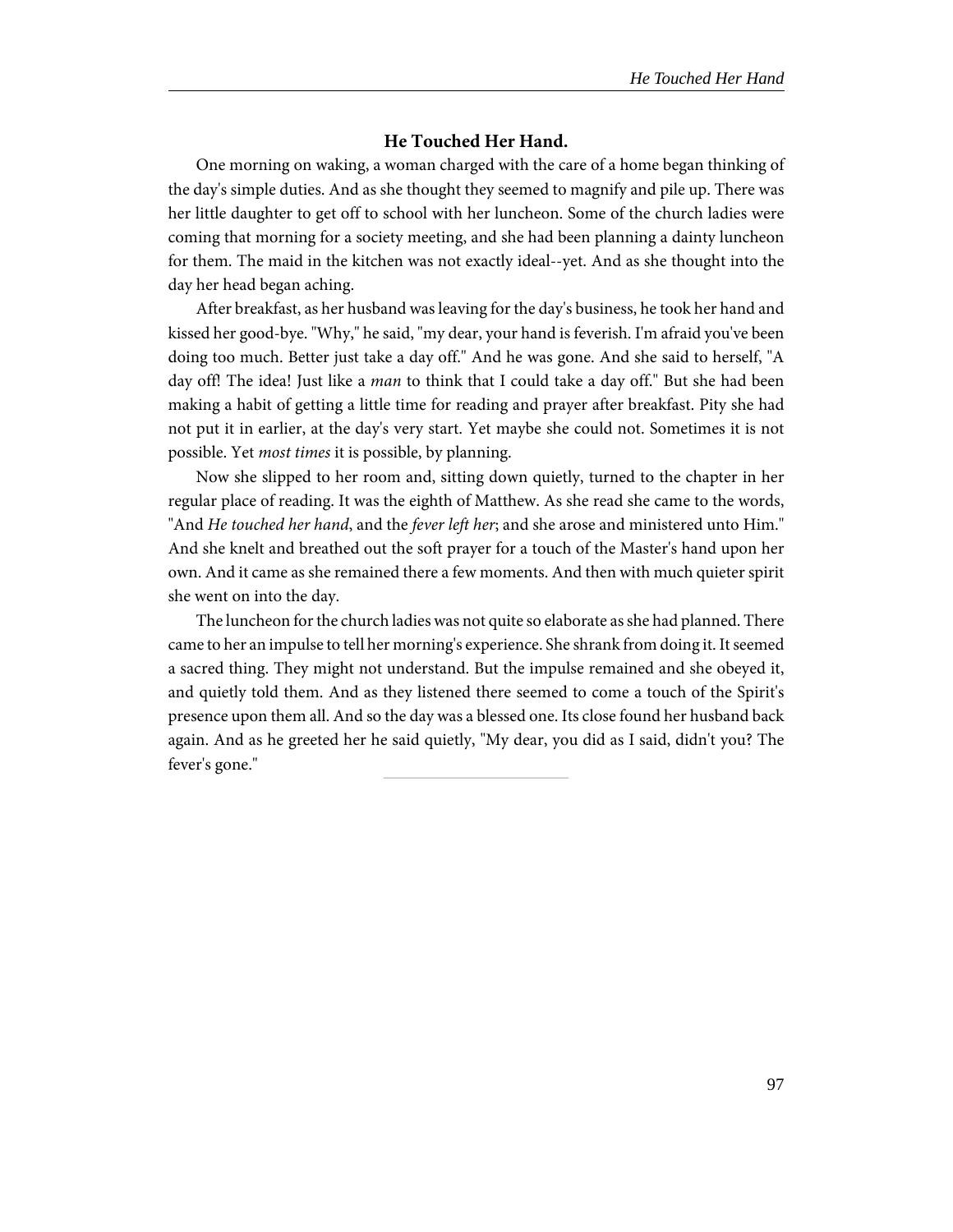## He Touched Her Hand.

One morning on waking, a woman charged with the care of a home began thinking of the day's simple duties. And as she thought they seemed to magnify and pile up. There was her little daughter to get off to school with her luncheon. Some of the church ladies were coming that morning for a society meeting, and she had been planning a dainty luncheon for them. The maid in the kitchen was not exactly ideal--yet. And as she thought into the day her head began aching.

After breakfast, as her husband was leaving for the day's business, he took her hand and kissed her good-bye. "Why," he said, "my dear, your hand is feverish. I'm afraid you've been doing too much. Better just take a day off." And he was gone. And she said to herself, "A day off! The idea! Just like a *man* to think that I could take a day off." But she had been making a habit of getting a little time for reading and prayer after breakfast. Pity she had not put it in earlier, at the day's very start. Yet maybe she could not. Sometimes it is not possible. Yet *most times* it is possible, by planning.

Now she slipped to her room and, sitting down quietly, turned to the chapter in her regular place of reading. It was the eighth of Matthew. As she read she came to the words, "And *He touched her hand*, and the *fever left her*; and she arose and ministered unto Him." And she knelt and breathed out the soft prayer for a touch of the Master's hand upon her own. And it came as she remained there a few moments. And then with much quieter spirit she went on into the day.

The luncheon for the church ladies was not quite so elaborate as she had planned. There came to her an impulse to tell her morning's experience. She shrank from doing it. It seemed a sacred thing. They might not understand. But the impulse remained and she obeyed it, and quietly told them. And as they listened there seemed to come a touch of the Spirit's presence upon them all. And so the day was a blessed one. Its close found her husband back again. And as he greeted her he said quietly, "My dear, you did as I said, didn't you? The fever's gone."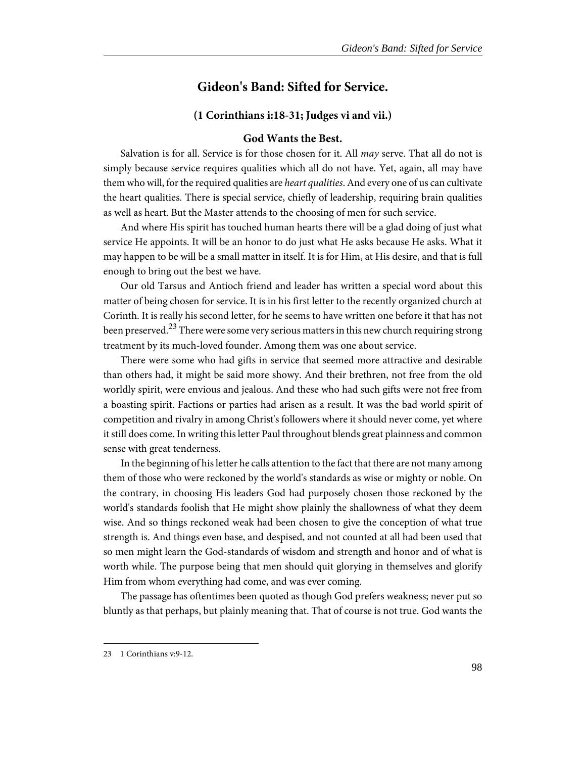## Gideon's Band: Sifted for Service.

### (1 Corinthians i:18-31; Judges vi and vii.)

### God Wants the Best.

Salvation is for all. Service is for those chosen for it. All *may* serve. That all do not is simply because service requires qualities which all do not have. Yet, again, all may have them who will, for the required qualities are *heart qualities*. And every one of us can cultivate the heart qualities. There is special service, chiefly of leadership, requiring brain qualities as well as heart. But the Master attends to the choosing of men for such service.

And where His spirit has touched human hearts there will be a glad doing of just what service He appoints. It will be an honor to do just what He asks because He asks. What it may happen to be will be a small matter in itself. It is for Him, at His desire, and that is full enough to bring out the best we have.

Our old Tarsus and Antioch friend and leader has written a special word about this matter of being chosen for service. It is in his first letter to the recently organized church at Corinth. It is really his second letter, for he seems to have written one before it that has not been preserved.[23] There were some very serious matters in this new church requiring strong treatment by its much-loved founder. Among them was one about service.

There were some who had gifts in service that seemed more attractive and desirable than others had, it might be said more showy. And their brethren, not free from the old worldly spirit, were envious and jealous. And these who had such gifts were not free from a boasting spirit. Factions or parties had arisen as a result. It was the bad world spirit of competition and rivalry in among Christ's followers where it should never come, yet where it still does come. In writing this letter Paul throughout blends great plainness and common sense with great tenderness.

In the beginning of his letter he calls attention to the fact that there are not many among them of those who were reckoned by the world's standards as wise or mighty or noble. On the contrary, in choosing His leaders God had purposely chosen those reckoned by the world's standards foolish that He might show plainly the shallowness of what they deem wise. And so things reckoned weak had been chosen to give the conception of what true strength is. And things even base, and despised, and not counted at all had been used that so men might learn the God-standards of wisdom and strength and honor and of what is worth while. The purpose being that men should quit glorying in themselves and glorify Him from whom everything had come, and was ever coming.

The passage has oftentimes been quoted as though God prefers weakness; never put so bluntly as that perhaps, but plainly meaning that. That of course is not true. God wants the

---

23 1 Corinthians v:9-12.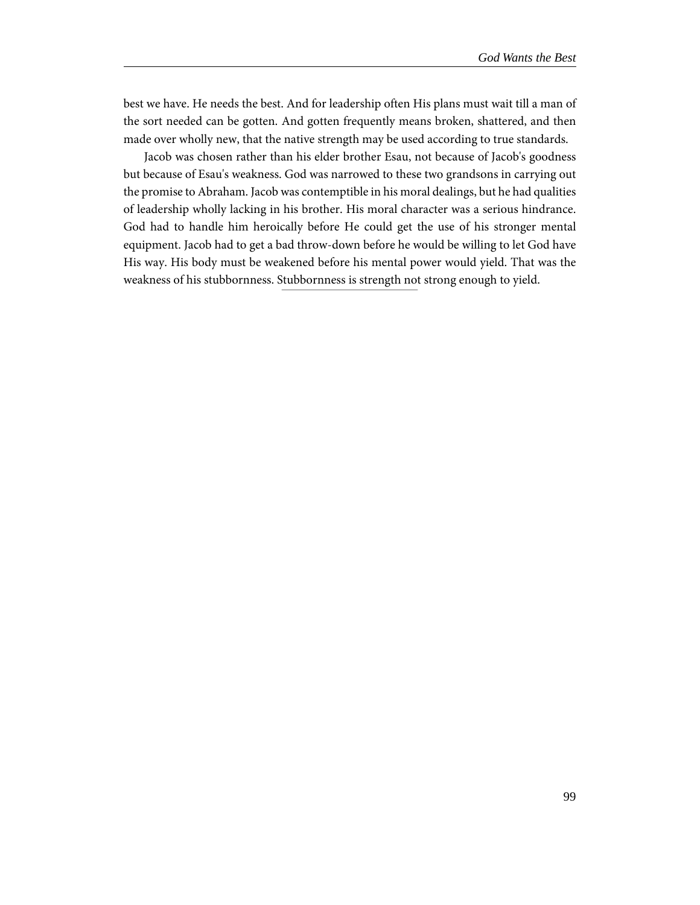best we have. He needs the best. And for leadership often His plans must wait till a man of the sort needed can be gotten. And gotten frequently means broken, shattered, and then made over wholly new, that the native strength may be used according to true standards.

Jacob was chosen rather than his elder brother Esau, not because of Jacob's goodness but because of Esau's weakness. God was narrowed to these two grandsons in carrying out the promise to Abraham. Jacob was contemptible in his moral dealings, but he had qualities of leadership wholly lacking in his brother. His moral character was a serious hindrance. God had to handle him heroically before He could get the use of his stronger mental equipment. Jacob had to get a bad throw-down before he would be willing to let God have His way. His body must be weakened before his mental power would yield. That was the weakness of his stubbornness. Stubbornness is strength not strong enough to yield.

---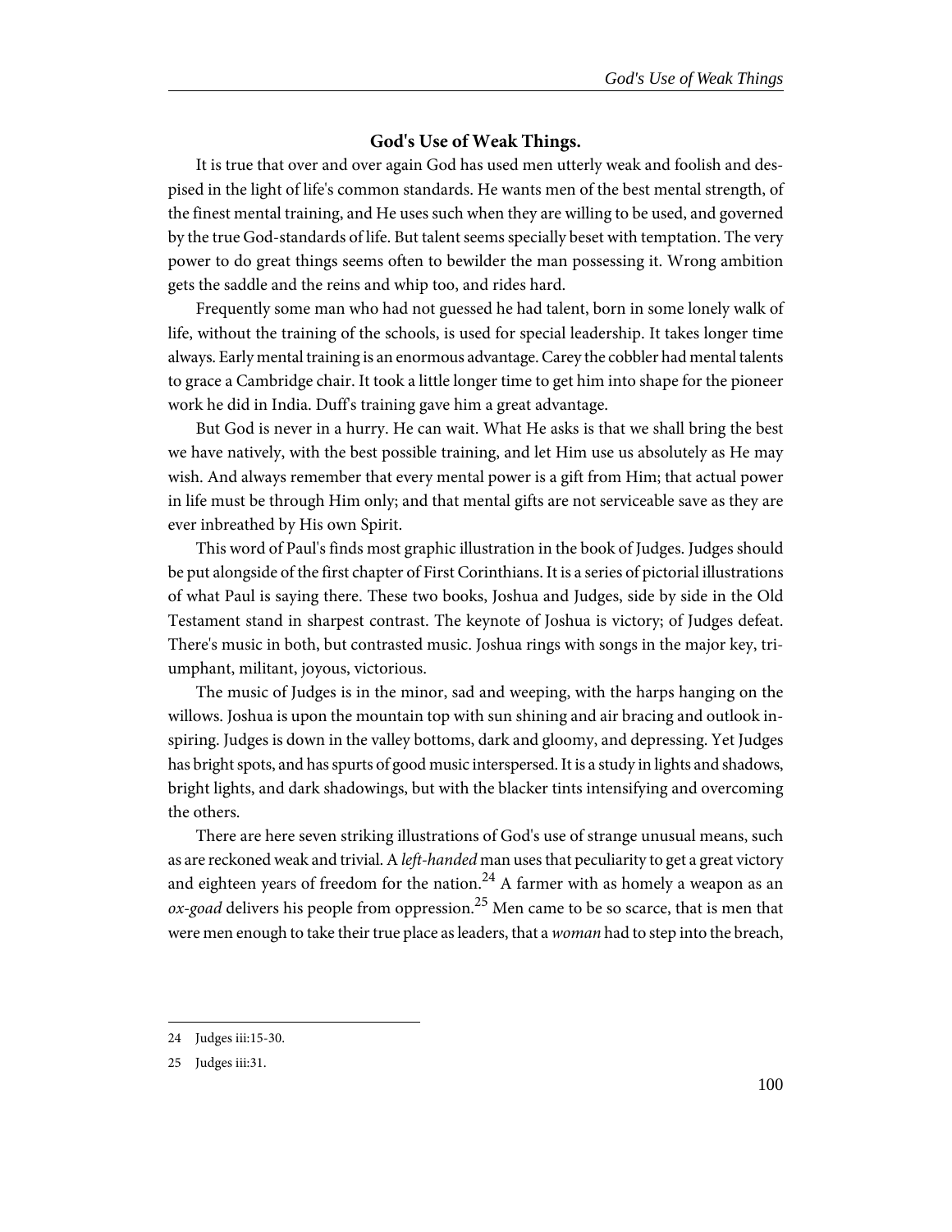### God's Use of Weak Things.

It is true that over and over again God has used men utterly weak and foolish and despised in the light of life's common standards. He wants men of the best mental strength, of the finest mental training, and He uses such when they are willing to be used, and governed by the true God-standards of life. But talent seems specially beset with temptation. The very power to do great things seems often to bewilder the man possessing it. Wrong ambition gets the saddle and the reins and whip too, and rides hard.

Frequently some man who had not guessed he had talent, born in some lonely walk of life, without the training of the schools, is used for special leadership. It takes longer time always. Early mental training is an enormous advantage. Carey the cobbler had mental talents to grace a Cambridge chair. It took a little longer time to get him into shape for the pioneer work he did in India. Duff's training gave him a great advantage.

But God is never in a hurry. He can wait. What He asks is that we shall bring the best we have natively, with the best possible training, and let Him use us absolutely as He may wish. And always remember that every mental power is a gift from Him; that actual power in life must be through Him only; and that mental gifts are not serviceable save as they are ever inbreathed by His own Spirit.

This word of Paul's finds most graphic illustration in the book of Judges. Judges should be put alongside of the first chapter of First Corinthians. It is a series of pictorial illustrations of what Paul is saying there. These two books, Joshua and Judges, side by side in the Old Testament stand in sharpest contrast. The keynote of Joshua is victory; of Judges defeat. There's music in both, but contrasted music. Joshua rings with songs in the major key, triumphant, militant, joyous, victorious.

The music of Judges is in the minor, sad and weeping, with the harps hanging on the willows. Joshua is upon the mountain top with sun shining and air bracing and outlook inspiring. Judges is down in the valley bottoms, dark and gloomy, and depressing. Yet Judges has bright spots, and has spurts of good music interspersed. It is a study in lights and shadows, bright lights, and dark shadowings, but with the blacker tints intensifying and overcoming the others.

There are here seven striking illustrations of God's use of strange unusual means, such as are reckoned weak and trivial. A *left-handed* man uses that peculiarity to get a great victory and eighteen years of freedom for the nation.[24] A farmer with as homely a weapon as an *ox-goad* delivers his people from oppression.[25] Men came to be so scarce, that is men that were men enough to take their true place as leaders, that a *woman* had to step into the breach,

---

24 Judges iii:15-30.

25 Judges iii:31.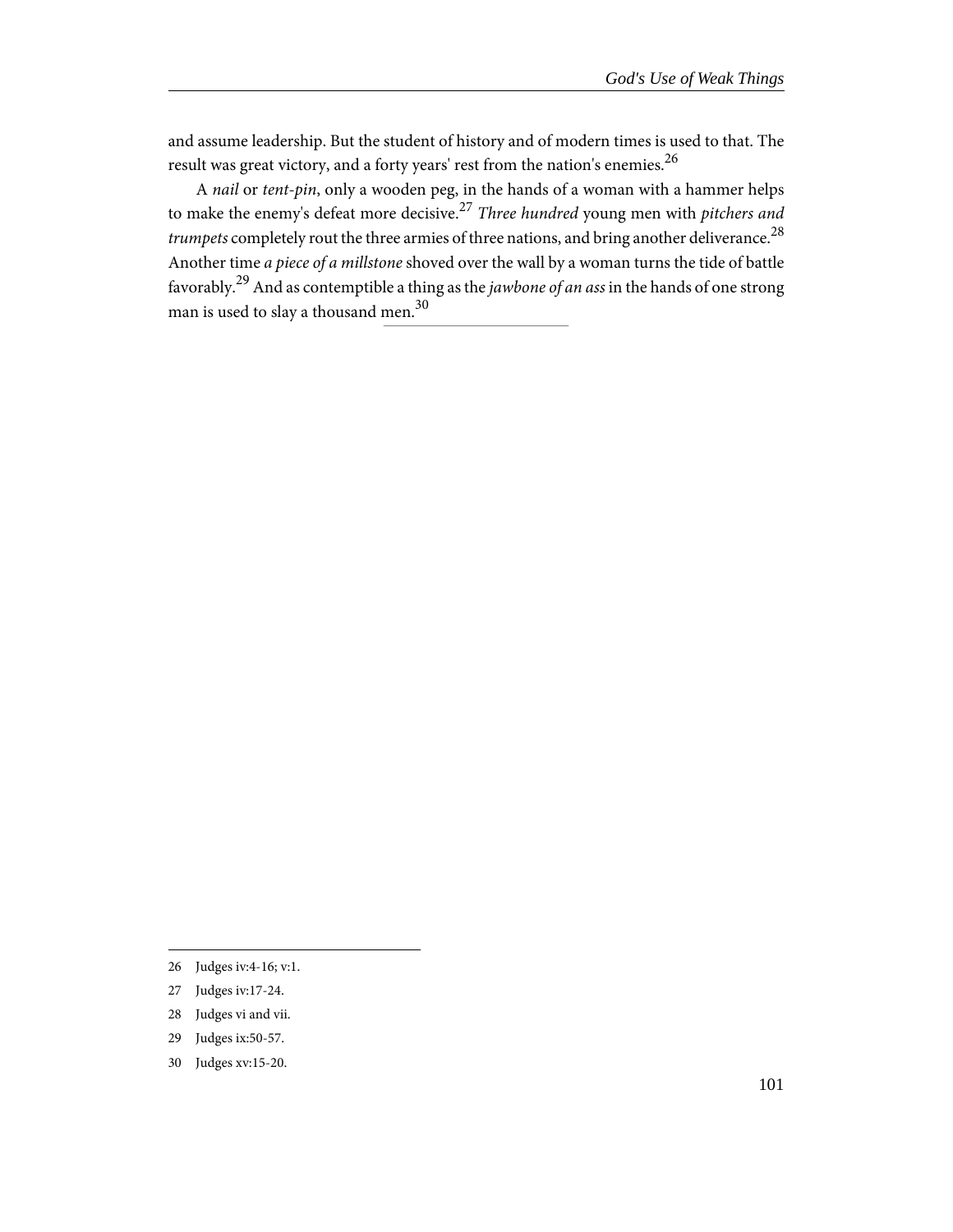and assume leadership. But the student of history and of modern times is used to that. The result was great victory, and a forty years' rest from the nation's enemies.[26]

A *nail* or *tent-pin*, only a wooden peg, in the hands of a woman with a hammer helps to make the enemy's defeat more decisive.[27] *Three hundred* young men with *pitchers and trumpets* completely rout the three armies of three nations, and bring another deliverance.[28] Another time *a piece of a millstone* shoved over the wall by a woman turns the tide of battle favorably.[29] And as contemptible a thing as the *jawbone of an ass* in the hands of one strong man is used to slay a thousand men.[30]

---

26 Judges iv:4-16; v:1.

27 Judges iv:17-24.

28 Judges vi and vii.

29 Judges ix:50-57.

30 Judges xv:15-20.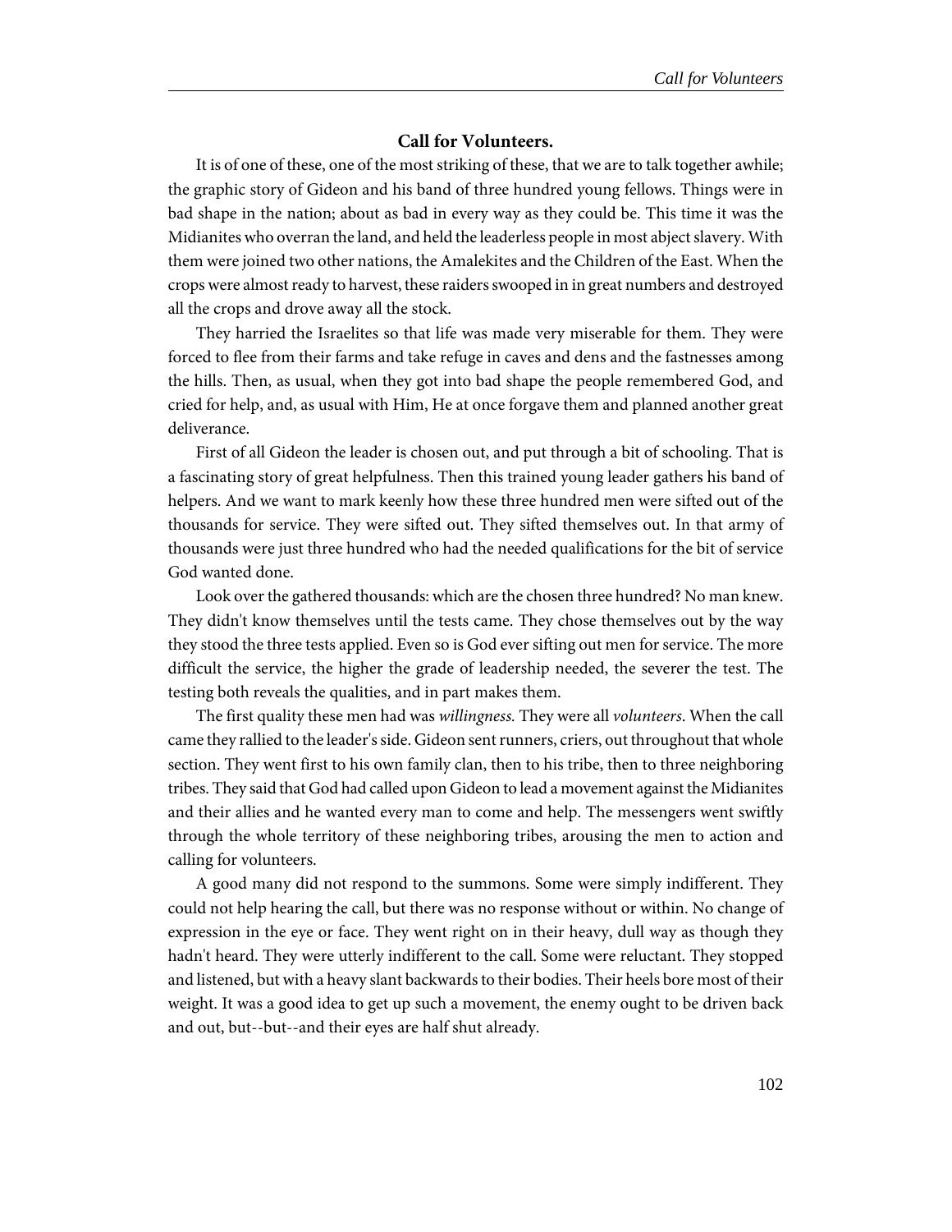### Call for Volunteers.

It is of one of these, one of the most striking of these, that we are to talk together awhile; the graphic story of Gideon and his band of three hundred young fellows. Things were in bad shape in the nation; about as bad in every way as they could be. This time it was the Midianites who overran the land, and held the leaderless people in most abject slavery. With them were joined two other nations, the Amalekites and the Children of the East. When the crops were almost ready to harvest, these raiders swooped in in great numbers and destroyed all the crops and drove away all the stock.

They harried the Israelites so that life was made very miserable for them. They were forced to flee from their farms and take refuge in caves and dens and the fastnesses among the hills. Then, as usual, when they got into bad shape the people remembered God, and cried for help, and, as usual with Him, He at once forgave them and planned another great deliverance.

First of all Gideon the leader is chosen out, and put through a bit of schooling. That is a fascinating story of great helpfulness. Then this trained young leader gathers his band of helpers. And we want to mark keenly how these three hundred men were sifted out of the thousands for service. They were sifted out. They sifted themselves out. In that army of thousands were just three hundred who had the needed qualifications for the bit of service God wanted done.

Look over the gathered thousands: which are the chosen three hundred? No man knew. They didn't know themselves until the tests came. They chose themselves out by the way they stood the three tests applied. Even so is God ever sifting out men for service. The more difficult the service, the higher the grade of leadership needed, the severer the test. The testing both reveals the qualities, and in part makes them.

The first quality these men had was *willingness.* They were all *volunteers*. When the call came they rallied to the leader's side. Gideon sent runners, criers, out throughout that whole section. They went first to his own family clan, then to his tribe, then to three neighboring tribes. They said that God had called upon Gideon to lead a movement against the Midianites and their allies and he wanted every man to come and help. The messengers went swiftly through the whole territory of these neighboring tribes, arousing the men to action and calling for volunteers.

A good many did not respond to the summons. Some were simply indifferent. They could not help hearing the call, but there was no response without or within. No change of expression in the eye or face. They went right on in their heavy, dull way as though they hadn't heard. They were utterly indifferent to the call. Some were reluctant. They stopped and listened, but with a heavy slant backwards to their bodies. Their heels bore most of their weight. It was a good idea to get up such a movement, the enemy ought to be driven back and out, but--but--and their eyes are half shut already.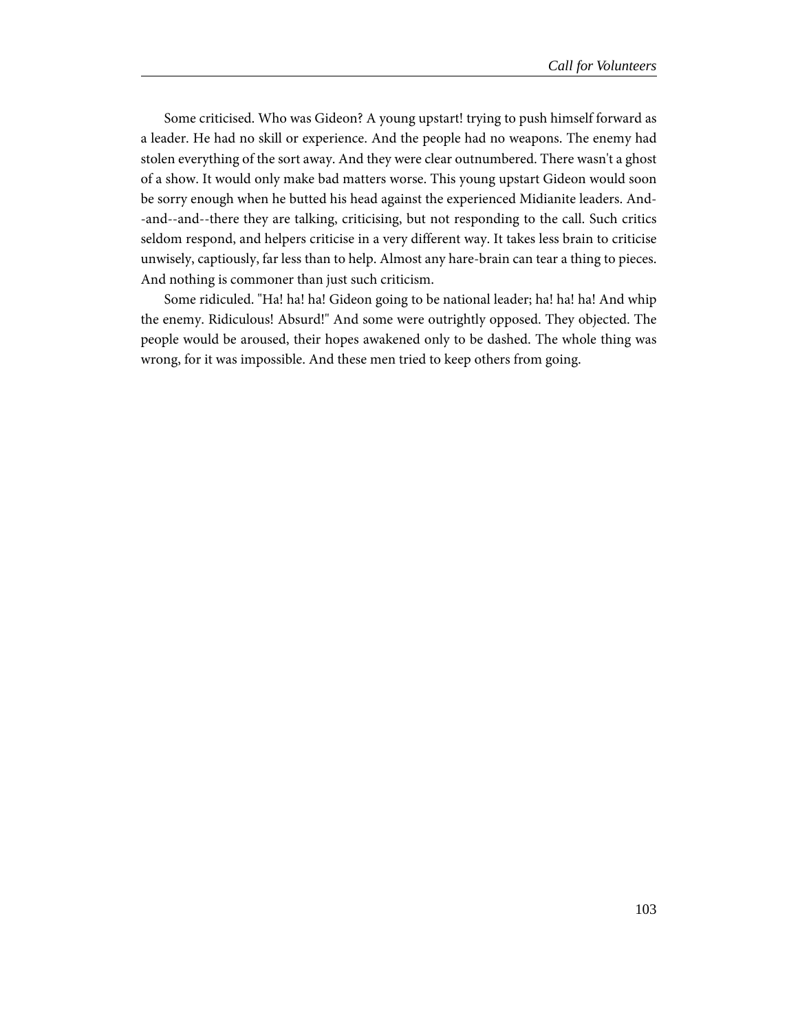Some criticised. Who was Gideon? A young upstart! trying to push himself forward as a leader. He had no skill or experience. And the people had no weapons. The enemy had stolen everything of the sort away. And they were clear outnumbered. There wasn't a ghost of a show. It would only make bad matters worse. This young upstart Gideon would soon be sorry enough when he butted his head against the experienced Midianite leaders. And--and--and--there they are talking, criticising, but not responding to the call. Such critics seldom respond, and helpers criticise in a very different way. It takes less brain to criticise unwisely, captiously, far less than to help. Almost any hare-brain can tear a thing to pieces. And nothing is commoner than just such criticism.

Some ridiculed. "Ha! ha! ha! Gideon going to be national leader; ha! ha! ha! And whip the enemy. Ridiculous! Absurd!" And some were outrightly opposed. They objected. The people would be aroused, their hopes awakened only to be dashed. The whole thing was wrong, for it was impossible. And these men tried to keep others from going.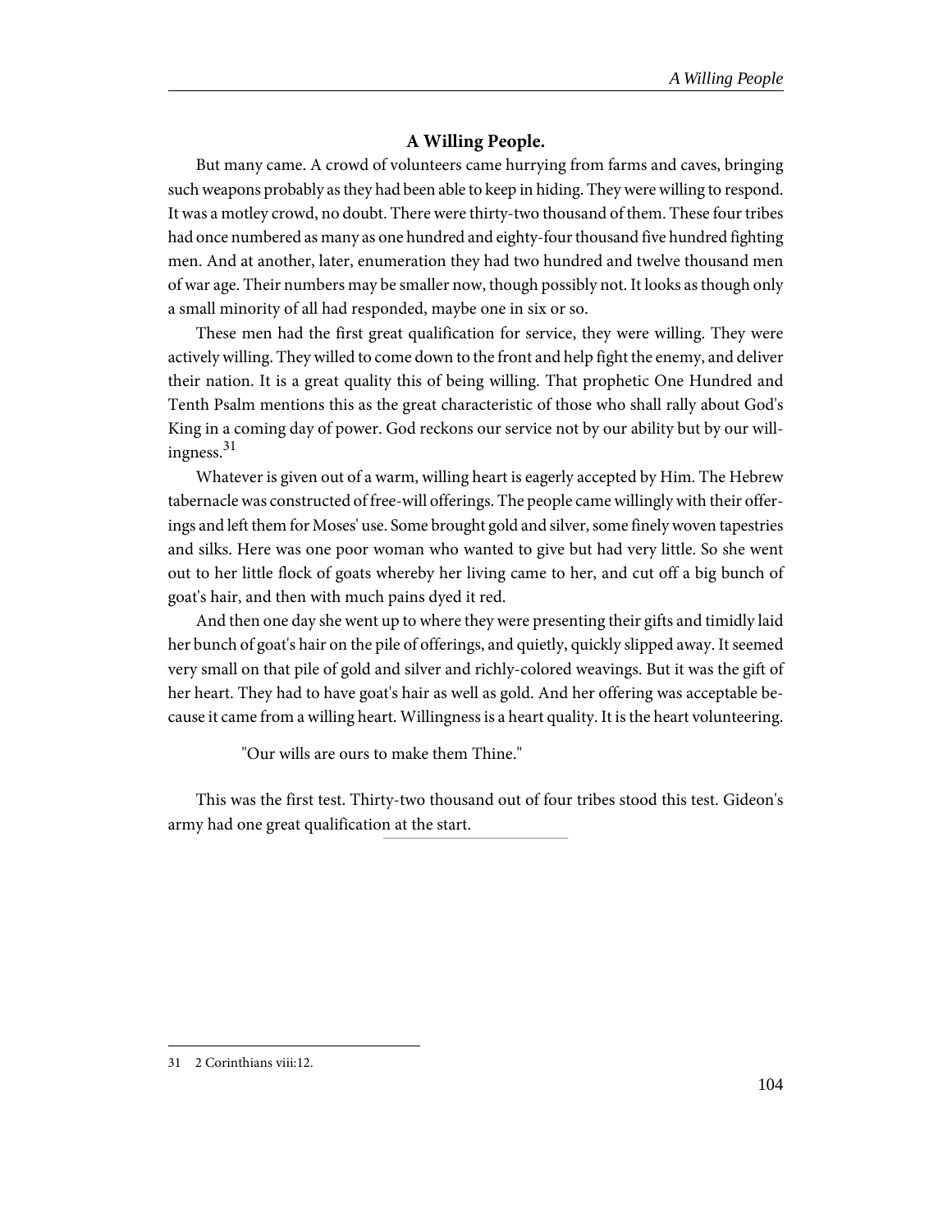### A Willing People.

But many came. A crowd of volunteers came hurrying from farms and caves, bringing such weapons probably as they had been able to keep in hiding. They were willing to respond. It was a motley crowd, no doubt. There were thirty-two thousand of them. These four tribes had once numbered as many as one hundred and eighty-four thousand five hundred fighting men. And at another, later, enumeration they had two hundred and twelve thousand men of war age. Their numbers may be smaller now, though possibly not. It looks as though only a small minority of all had responded, maybe one in six or so.

These men had the first great qualification for service, they were willing. They were actively willing. They willed to come down to the front and help fight the enemy, and deliver their nation. It is a great quality this of being willing. That prophetic One Hundred and Tenth Psalm mentions this as the great characteristic of those who shall rally about God's King in a coming day of power. God reckons our service not by our ability but by our willingness.[31]

Whatever is given out of a warm, willing heart is eagerly accepted by Him. The Hebrew tabernacle was constructed of free-will offerings. The people came willingly with their offerings and left them for Moses' use. Some brought gold and silver, some finely woven tapestries and silks. Here was one poor woman who wanted to give but had very little. So she went out to her little flock of goats whereby her living came to her, and cut off a big bunch of goat's hair, and then with much pains dyed it red.

And then one day she went up to where they were presenting their gifts and timidly laid her bunch of goat's hair on the pile of offerings, and quietly, quickly slipped away. It seemed very small on that pile of gold and silver and richly-colored weavings. But it was the gift of her heart. They had to have goat's hair as well as gold. And her offering was acceptable because it came from a willing heart. Willingness is a heart quality. It is the heart volunteering.

> "Our wills are ours to make them Thine."

This was the first test. Thirty-two thousand out of four tribes stood this test. Gideon's army had one great qualification at the start.

---

31 2 Corinthians viii:12.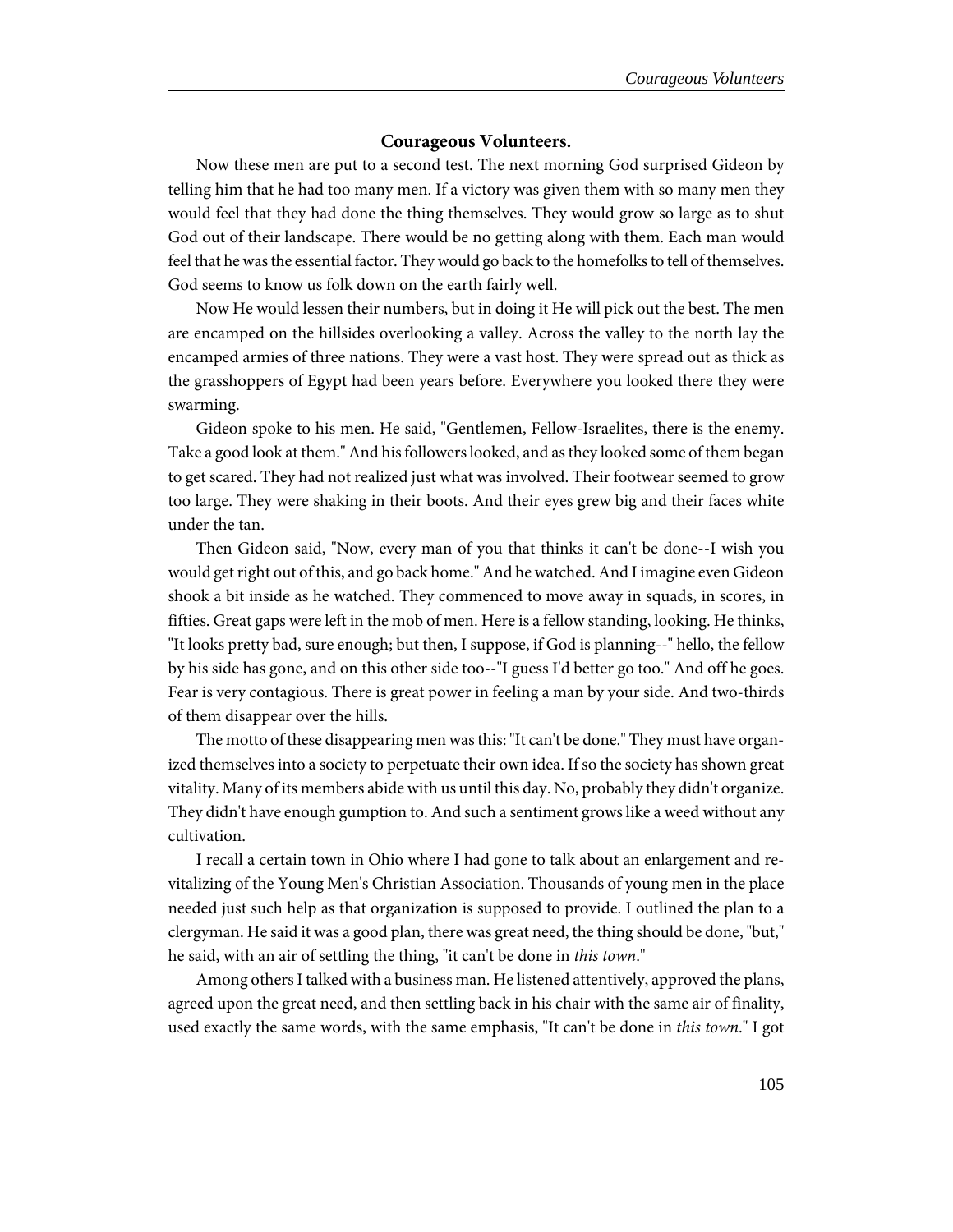## Courageous Volunteers.

Now these men are put to a second test. The next morning God surprised Gideon by telling him that he had too many men. If a victory was given them with so many men they would feel that they had done the thing themselves. They would grow so large as to shut God out of their landscape. There would be no getting along with them. Each man would feel that he was the essential factor. They would go back to the homefolks to tell of themselves. God seems to know us folk down on the earth fairly well.

Now He would lessen their numbers, but in doing it He will pick out the best. The men are encamped on the hillsides overlooking a valley. Across the valley to the north lay the encamped armies of three nations. They were a vast host. They were spread out as thick as the grasshoppers of Egypt had been years before. Everywhere you looked there they were swarming.

Gideon spoke to his men. He said, "Gentlemen, Fellow-Israelites, there is the enemy. Take a good look at them." And his followers looked, and as they looked some of them began to get scared. They had not realized just what was involved. Their footwear seemed to grow too large. They were shaking in their boots. And their eyes grew big and their faces white under the tan.

Then Gideon said, "Now, every man of you that thinks it can't be done--I wish you would get right out of this, and go back home." And he watched. And I imagine even Gideon shook a bit inside as he watched. They commenced to move away in squads, in scores, in fifties. Great gaps were left in the mob of men. Here is a fellow standing, looking. He thinks, "It looks pretty bad, sure enough; but then, I suppose, if God is planning--" hello, the fellow by his side has gone, and on this other side too--"I guess I'd better go too." And off he goes. Fear is very contagious. There is great power in feeling a man by your side. And two-thirds of them disappear over the hills.

The motto of these disappearing men was this: "It can't be done." They must have organized themselves into a society to perpetuate their own idea. If so the society has shown great vitality. Many of its members abide with us until this day. No, probably they didn't organize. They didn't have enough gumption to. And such a sentiment grows like a weed without any cultivation.

I recall a certain town in Ohio where I had gone to talk about an enlargement and revitalizing of the Young Men's Christian Association. Thousands of young men in the place needed just such help as that organization is supposed to provide. I outlined the plan to a clergyman. He said it was a good plan, there was great need, the thing should be done, "but," he said, with an air of settling the thing, "it can't be done in *this town*."

Among others I talked with a business man. He listened attentively, approved the plans, agreed upon the great need, and then settling back in his chair with the same air of finality, used exactly the same words, with the same emphasis, "It can't be done in *this town*." I got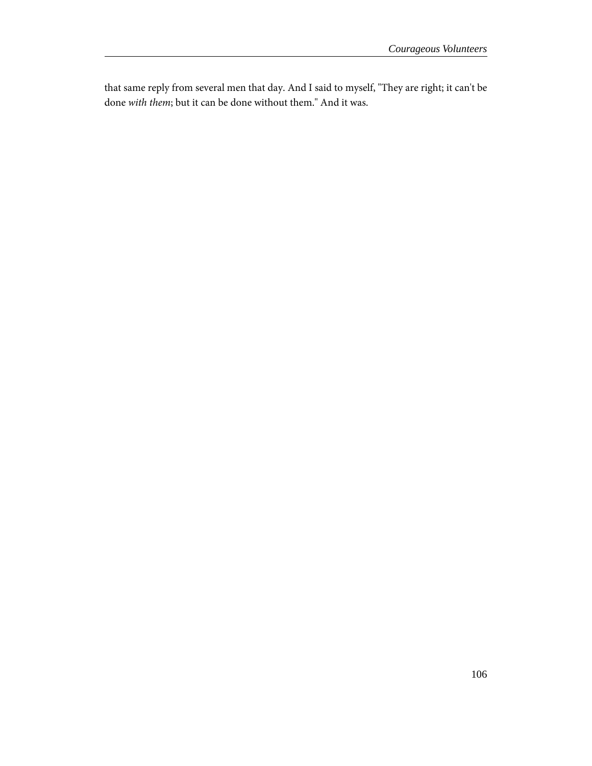that same reply from several men that day. And I said to myself, "They are right; it can't be done *with them*; but it can be done without them." And it was.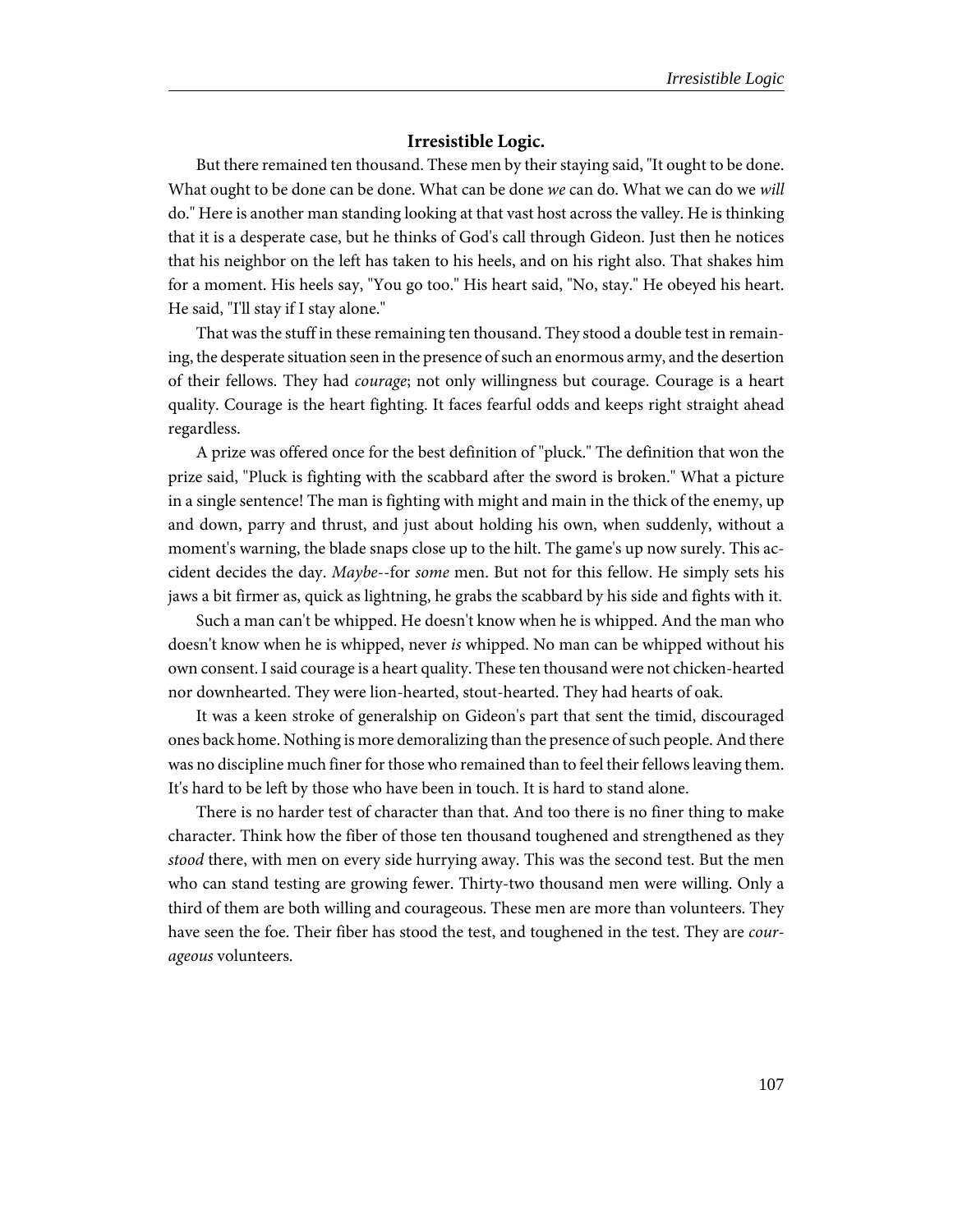### Irresistible Logic.

But there remained ten thousand. These men by their staying said, "It ought to be done. What ought to be done can be done. What can be done *we* can do. What we can do we *will* do." Here is another man standing looking at that vast host across the valley. He is thinking that it is a desperate case, but he thinks of God's call through Gideon. Just then he notices that his neighbor on the left has taken to his heels, and on his right also. That shakes him for a moment. His heels say, "You go too." His heart said, "No, stay." He obeyed his heart. He said, "I'll stay if I stay alone."

That was the stuff in these remaining ten thousand. They stood a double test in remaining, the desperate situation seen in the presence of such an enormous army, and the desertion of their fellows. They had *courage*; not only willingness but courage. Courage is a heart quality. Courage is the heart fighting. It faces fearful odds and keeps right straight ahead regardless.

A prize was offered once for the best definition of "pluck." The definition that won the prize said, "Pluck is fighting with the scabbard after the sword is broken." What a picture in a single sentence! The man is fighting with might and main in the thick of the enemy, up and down, parry and thrust, and just about holding his own, when suddenly, without a moment's warning, the blade snaps close up to the hilt. The game's up now surely. This accident decides the day. *Maybe*--for *some* men. But not for this fellow. He simply sets his jaws a bit firmer as, quick as lightning, he grabs the scabbard by his side and fights with it.

Such a man can't be whipped. He doesn't know when he is whipped. And the man who doesn't know when he is whipped, never *is* whipped. No man can be whipped without his own consent. I said courage is a heart quality. These ten thousand were not chicken-hearted nor downhearted. They were lion-hearted, stout-hearted. They had hearts of oak.

It was a keen stroke of generalship on Gideon's part that sent the timid, discouraged ones back home. Nothing is more demoralizing than the presence of such people. And there was no discipline much finer for those who remained than to feel their fellows leaving them. It's hard to be left by those who have been in touch. It is hard to stand alone.

There is no harder test of character than that. And too there is no finer thing to make character. Think how the fiber of those ten thousand toughened and strengthened as they *stood* there, with men on every side hurrying away. This was the second test. But the men who can stand testing are growing fewer. Thirty-two thousand men were willing. Only a third of them are both willing and courageous. These men are more than volunteers. They have seen the foe. Their fiber has stood the test, and toughened in the test. They are *courageous* volunteers.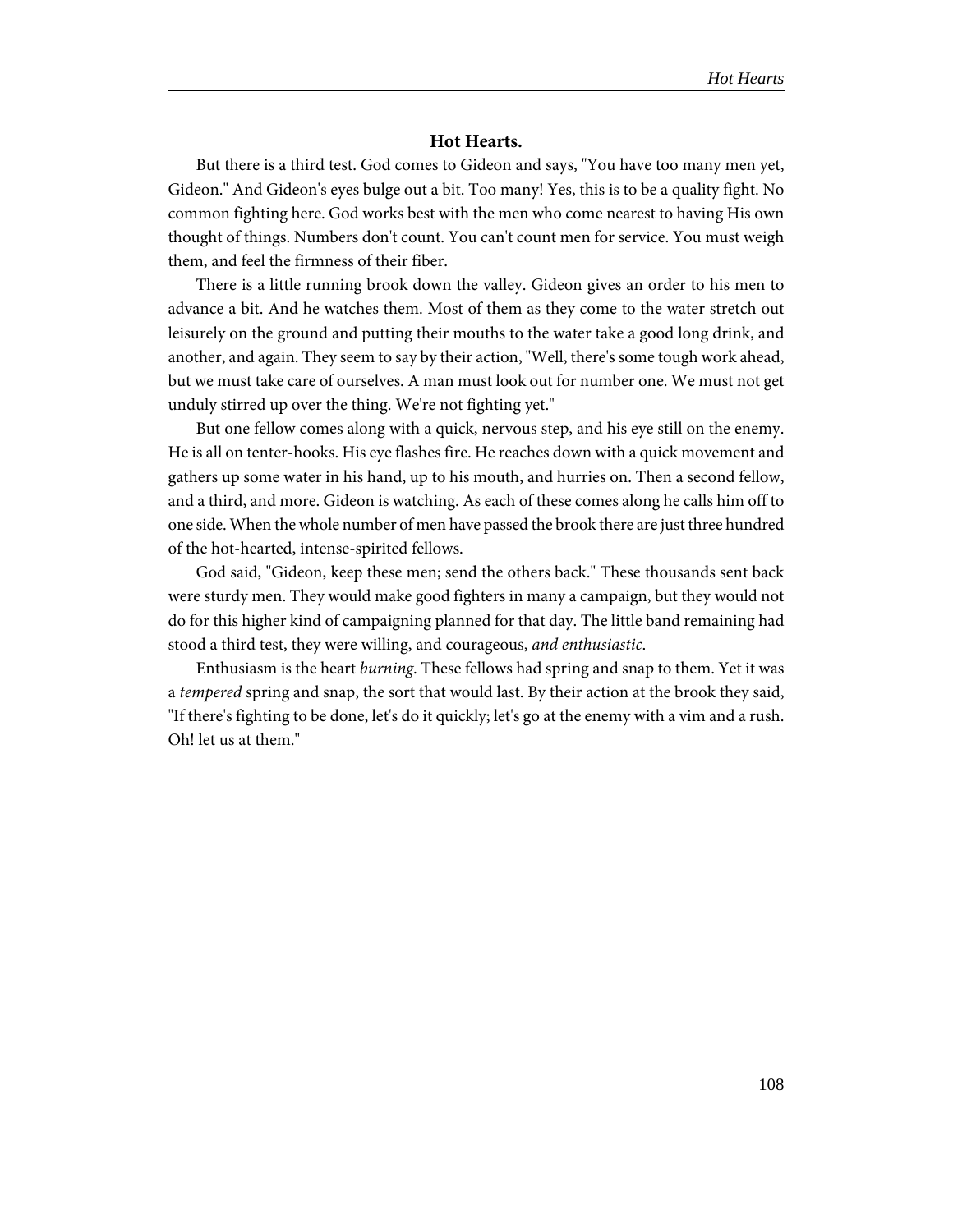### Hot Hearts.

But there is a third test. God comes to Gideon and says, "You have too many men yet, Gideon." And Gideon's eyes bulge out a bit. Too many! Yes, this is to be a quality fight. No common fighting here. God works best with the men who come nearest to having His own thought of things. Numbers don't count. You can't count men for service. You must weigh them, and feel the firmness of their fiber.

There is a little running brook down the valley. Gideon gives an order to his men to advance a bit. And he watches them. Most of them as they come to the water stretch out leisurely on the ground and putting their mouths to the water take a good long drink, and another, and again. They seem to say by their action, "Well, there's some tough work ahead, but we must take care of ourselves. A man must look out for number one. We must not get unduly stirred up over the thing. We're not fighting yet."

But one fellow comes along with a quick, nervous step, and his eye still on the enemy. He is all on tenter-hooks. His eye flashes fire. He reaches down with a quick movement and gathers up some water in his hand, up to his mouth, and hurries on. Then a second fellow, and a third, and more. Gideon is watching. As each of these comes along he calls him off to one side. When the whole number of men have passed the brook there are just three hundred of the hot-hearted, intense-spirited fellows.

God said, "Gideon, keep these men; send the others back." These thousands sent back were sturdy men. They would make good fighters in many a campaign, but they would not do for this higher kind of campaigning planned for that day. The little band remaining had stood a third test, they were willing, and courageous, *and enthusiastic*.

Enthusiasm is the heart *burning*. These fellows had spring and snap to them. Yet it was a *tempered* spring and snap, the sort that would last. By their action at the brook they said, "If there's fighting to be done, let's do it quickly; let's go at the enemy with a vim and a rush. Oh! let us at them."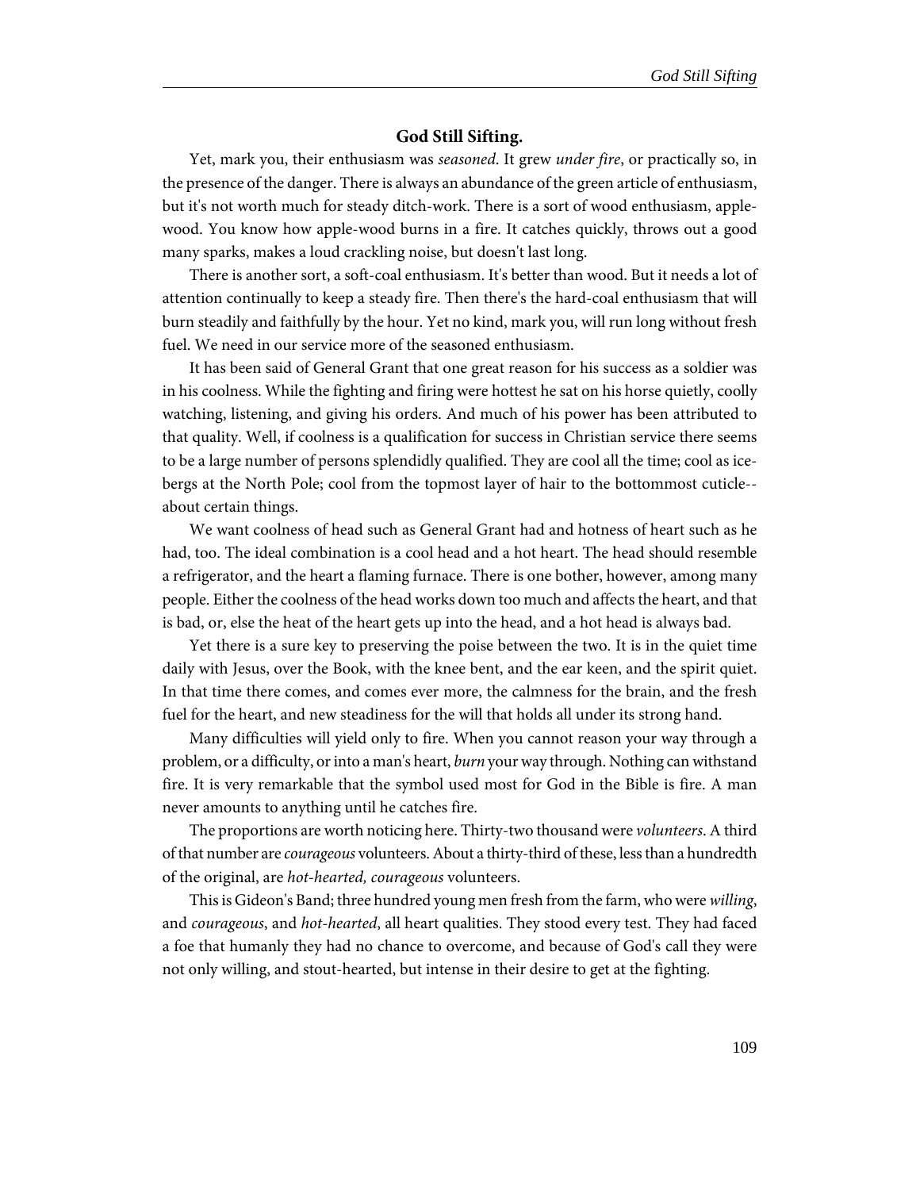## God Still Sifting.

Yet, mark you, their enthusiasm was *seasoned*. It grew *under fire*, or practically so, in the presence of the danger. There is always an abundance of the green article of enthusiasm, but it's not worth much for steady ditch-work. There is a sort of wood enthusiasm, apple-wood. You know how apple-wood burns in a fire. It catches quickly, throws out a good many sparks, makes a loud crackling noise, but doesn't last long.

There is another sort, a soft-coal enthusiasm. It's better than wood. But it needs a lot of attention continually to keep a steady fire. Then there's the hard-coal enthusiasm that will burn steadily and faithfully by the hour. Yet no kind, mark you, will run long without fresh fuel. We need in our service more of the seasoned enthusiasm.

It has been said of General Grant that one great reason for his success as a soldier was in his coolness. While the fighting and firing were hottest he sat on his horse quietly, coolly watching, listening, and giving his orders. And much of his power has been attributed to that quality. Well, if coolness is a qualification for success in Christian service there seems to be a large number of persons splendidly qualified. They are cool all the time; cool as ice-bergs at the North Pole; cool from the topmost layer of hair to the bottommost cuticle--about certain things.

We want coolness of head such as General Grant had and hotness of heart such as he had, too. The ideal combination is a cool head and a hot heart. The head should resemble a refrigerator, and the heart a flaming furnace. There is one bother, however, among many people. Either the coolness of the head works down too much and affects the heart, and that is bad, or, else the heat of the heart gets up into the head, and a hot head is always bad.

Yet there is a sure key to preserving the poise between the two. It is in the quiet time daily with Jesus, over the Book, with the knee bent, and the ear keen, and the spirit quiet. In that time there comes, and comes ever more, the calmness for the brain, and the fresh fuel for the heart, and new steadiness for the will that holds all under its strong hand.

Many difficulties will yield only to fire. When you cannot reason your way through a problem, or a difficulty, or into a man's heart, *burn* your way through. Nothing can withstand fire. It is very remarkable that the symbol used most for God in the Bible is fire. A man never amounts to anything until he catches fire.

The proportions are worth noticing here. Thirty-two thousand were *volunteers*. A third of that number are *courageous* volunteers. About a thirty-third of these, less than a hundredth of the original, are *hot-hearted, courageous* volunteers.

This is Gideon's Band; three hundred young men fresh from the farm, who were *willing*, and *courageous*, and *hot-hearted*, all heart qualities. They stood every test. They had faced a foe that humanly they had no chance to overcome, and because of God's call they were not only willing, and stout-hearted, but intense in their desire to get at the fighting.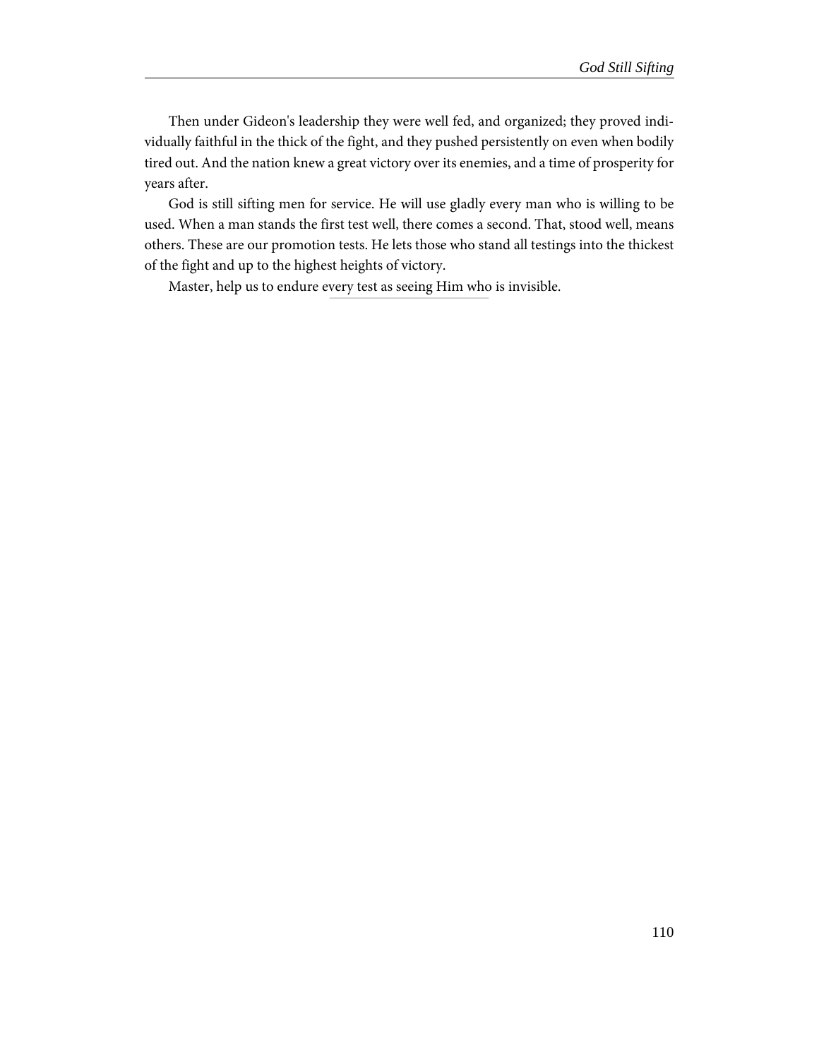Then under Gideon's leadership they were well fed, and organized; they proved individually faithful in the thick of the fight, and they pushed persistently on even when bodily tired out. And the nation knew a great victory over its enemies, and a time of prosperity for years after.

God is still sifting men for service. He will use gladly every man who is willing to be used. When a man stands the first test well, there comes a second. That, stood well, means others. These are our promotion tests. He lets those who stand all testings into the thickest of the fight and up to the highest heights of victory.

Master, help us to endure every test as seeing Him who is invisible.